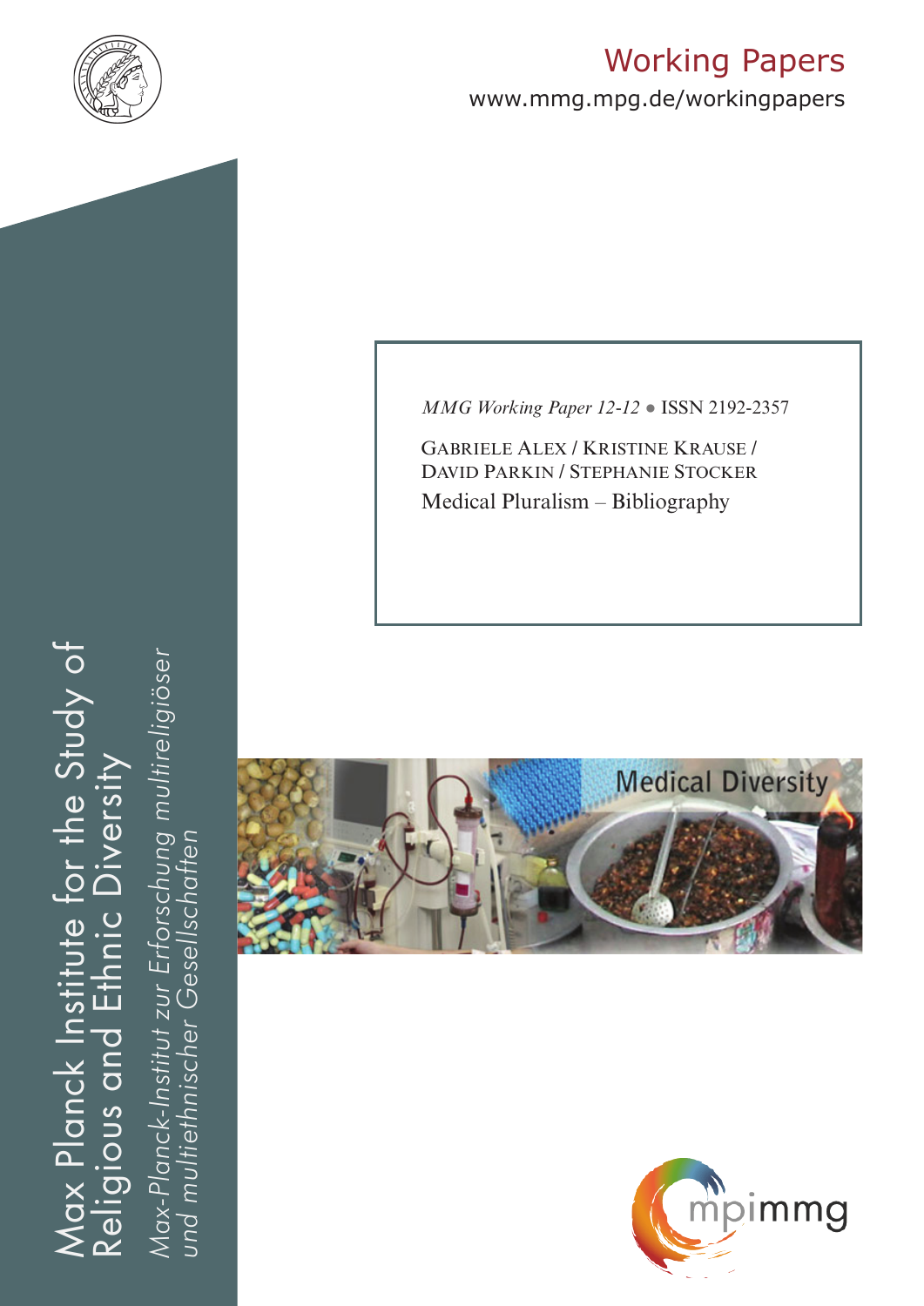# Working Papers

www.mmg.mpg.de/workingpapers

Max Planck Institute for the Study of Religious and Ethnic Diversity

*Max-Planck-Institut zur Erforschung multireligiöser und multiethnischer Gesellschaften*

*MMG Working Paper 12-12* ● ISSN 2192-2357

GABRIELE ALEX / KRISTINE KRAUSE / DAVID PARKIN / STEPHANIE STOCKER

Medical Pluralism – Bibliography

Medical Diversity

mpimmg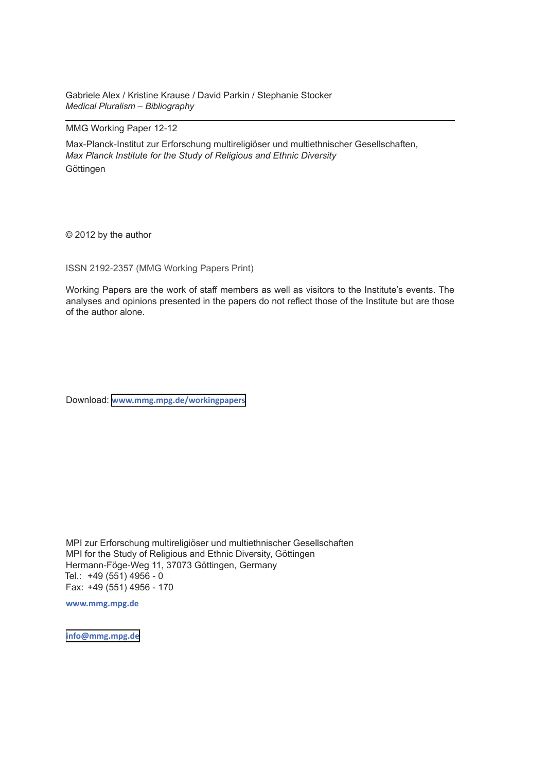Gabriele Alex / Kristine Krause / David Parkin / Stephanie Stocker
*Medical Pluralism – Bibliography*

---

MMG Working Paper 12-12

Max-Planck-Institut zur Erforschung multireligiöser und multiethnischer Gesellschaften,
*Max Planck Institute for the Study of Religious and Ethnic Diversity*
Göttingen

© 2012 by the author

ISSN 2192-2357 (MMG Working Papers Print)

Working Papers are the work of staff members as well as visitors to the Institute's events. The analyses and opinions presented in the papers do not reflect those of the Institute but are those of the author alone.

Download: www.mmg.mpg.de/workingpapers

MPI zur Erforschung multireligiöser und multiethnischer Gesellschaften
MPI for the Study of Religious and Ethnic Diversity, Göttingen
Hermann-Föge-Weg 11, 37073 Göttingen, Germany
Tel.: +49 (551) 4956 - 0
Fax: +49 (551) 4956 - 170

www.mmg.mpg.de

info@mmg.mpg.de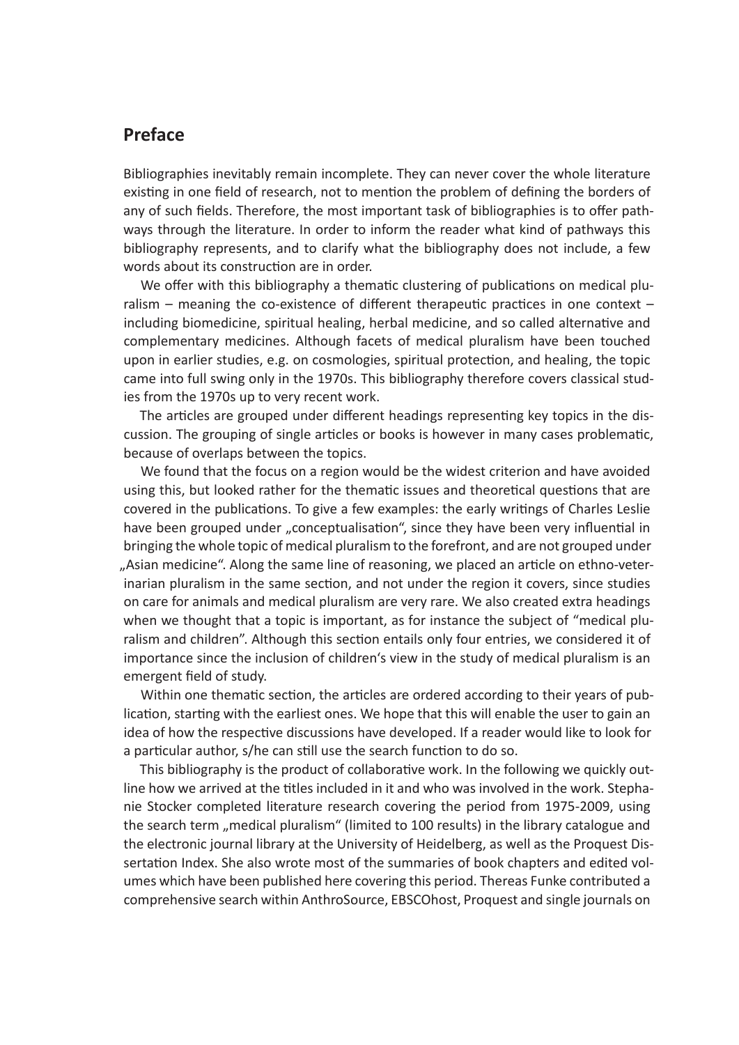## Preface

Bibliographies inevitably remain incomplete. They can never cover the whole literature existing in one field of research, not to mention the problem of defining the borders of any of such fields. Therefore, the most important task of bibliographies is to offer pathways through the literature. In order to inform the reader what kind of pathways this bibliography represents, and to clarify what the bibliography does not include, a few words about its construction are in order.

We offer with this bibliography a thematic clustering of publications on medical pluralism – meaning the co-existence of different therapeutic practices in one context – including biomedicine, spiritual healing, herbal medicine, and so called alternative and complementary medicines. Although facets of medical pluralism have been touched upon in earlier studies, e.g. on cosmologies, spiritual protection, and healing, the topic came into full swing only in the 1970s. This bibliography therefore covers classical studies from the 1970s up to very recent work.

The articles are grouped under different headings representing key topics in the discussion. The grouping of single articles or books is however in many cases problematic, because of overlaps between the topics.

We found that the focus on a region would be the widest criterion and have avoided using this, but looked rather for the thematic issues and theoretical questions that are covered in the publications. To give a few examples: the early writings of Charles Leslie have been grouped under „conceptualisation", since they have been very influential in bringing the whole topic of medical pluralism to the forefront, and are not grouped under „Asian medicine". Along the same line of reasoning, we placed an article on ethno-veterinarian pluralism in the same section, and not under the region it covers, since studies on care for animals and medical pluralism are very rare. We also created extra headings when we thought that a topic is important, as for instance the subject of "medical pluralism and children". Although this section entails only four entries, we considered it of importance since the inclusion of children's view in the study of medical pluralism is an emergent field of study.

Within one thematic section, the articles are ordered according to their years of publication, starting with the earliest ones. We hope that this will enable the user to gain an idea of how the respective discussions have developed. If a reader would like to look for a particular author, s/he can still use the search function to do so.

This bibliography is the product of collaborative work. In the following we quickly outline how we arrived at the titles included in it and who was involved in the work. Stephanie Stocker completed literature research covering the period from 1975-2009, using the search term „medical pluralism" (limited to 100 results) in the library catalogue and the electronic journal library at the University of Heidelberg, as well as the Proquest Dissertation Index. She also wrote most of the summaries of book chapters and edited volumes which have been published here covering this period. Thereas Funke contributed a comprehensive search within AnthroSource, EBSCOhost, Proquest and single journals on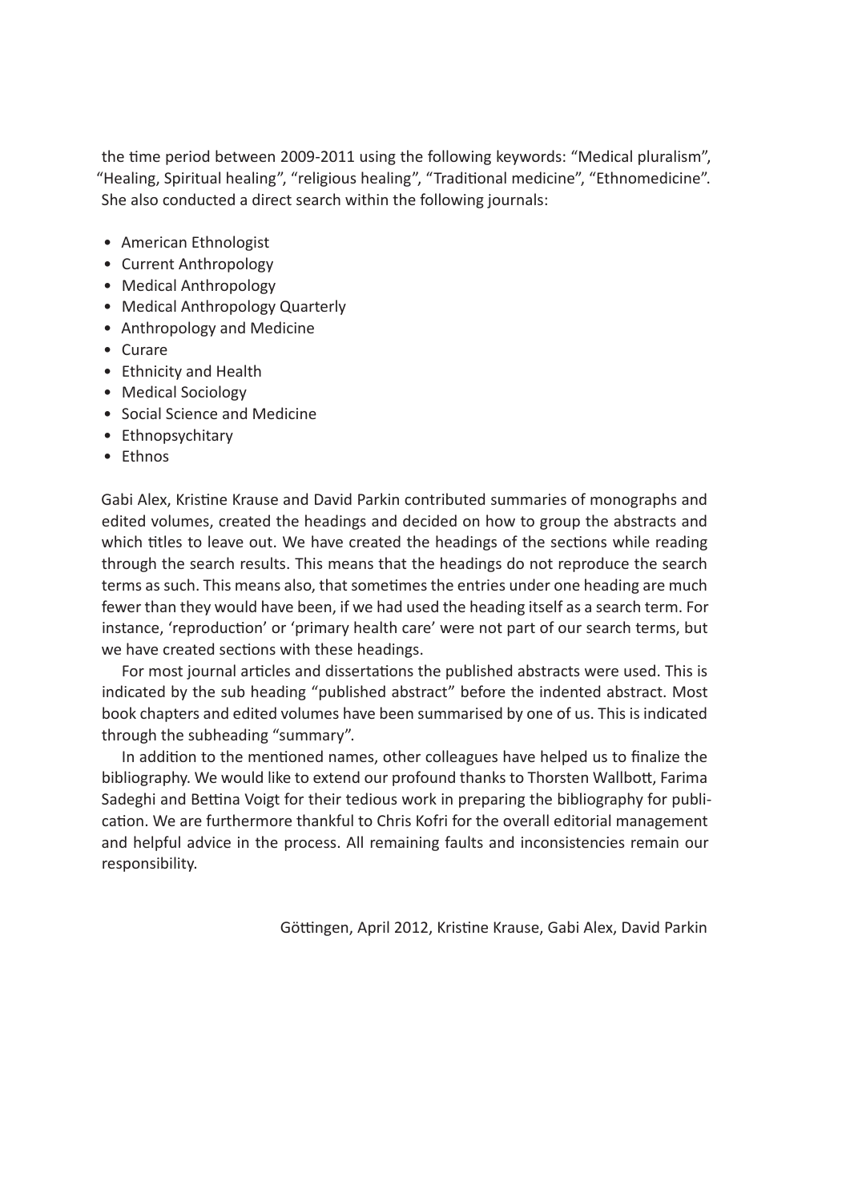the time period between 2009-2011 using the following keywords: "Medical pluralism", "Healing, Spiritual healing", "religious healing", "Traditional medicine", "Ethnomedicine". She also conducted a direct search within the following journals:

- American Ethnologist
- Current Anthropology
- Medical Anthropology
- Medical Anthropology Quarterly
- Anthropology and Medicine
- Curare
- Ethnicity and Health
- Medical Sociology
- Social Science and Medicine
- Ethnopsychitary
- Ethnos

Gabi Alex, Kristine Krause and David Parkin contributed summaries of monographs and edited volumes, created the headings and decided on how to group the abstracts and which titles to leave out. We have created the headings of the sections while reading through the search results. This means that the headings do not reproduce the search terms as such. This means also, that sometimes the entries under one heading are much fewer than they would have been, if we had used the heading itself as a search term. For instance, 'reproduction' or 'primary health care' were not part of our search terms, but we have created sections with these headings.

For most journal articles and dissertations the published abstracts were used. This is indicated by the sub heading "published abstract" before the indented abstract. Most book chapters and edited volumes have been summarised by one of us. This is indicated through the subheading "summary".

In addition to the mentioned names, other colleagues have helped us to finalize the bibliography. We would like to extend our profound thanks to Thorsten Wallbott, Farima Sadeghi and Bettina Voigt for their tedious work in preparing the bibliography for publication. We are furthermore thankful to Chris Kofri for the overall editorial management and helpful advice in the process. All remaining faults and inconsistencies remain our responsibility.

Göttingen, April 2012, Kristine Krause, Gabi Alex, David Parkin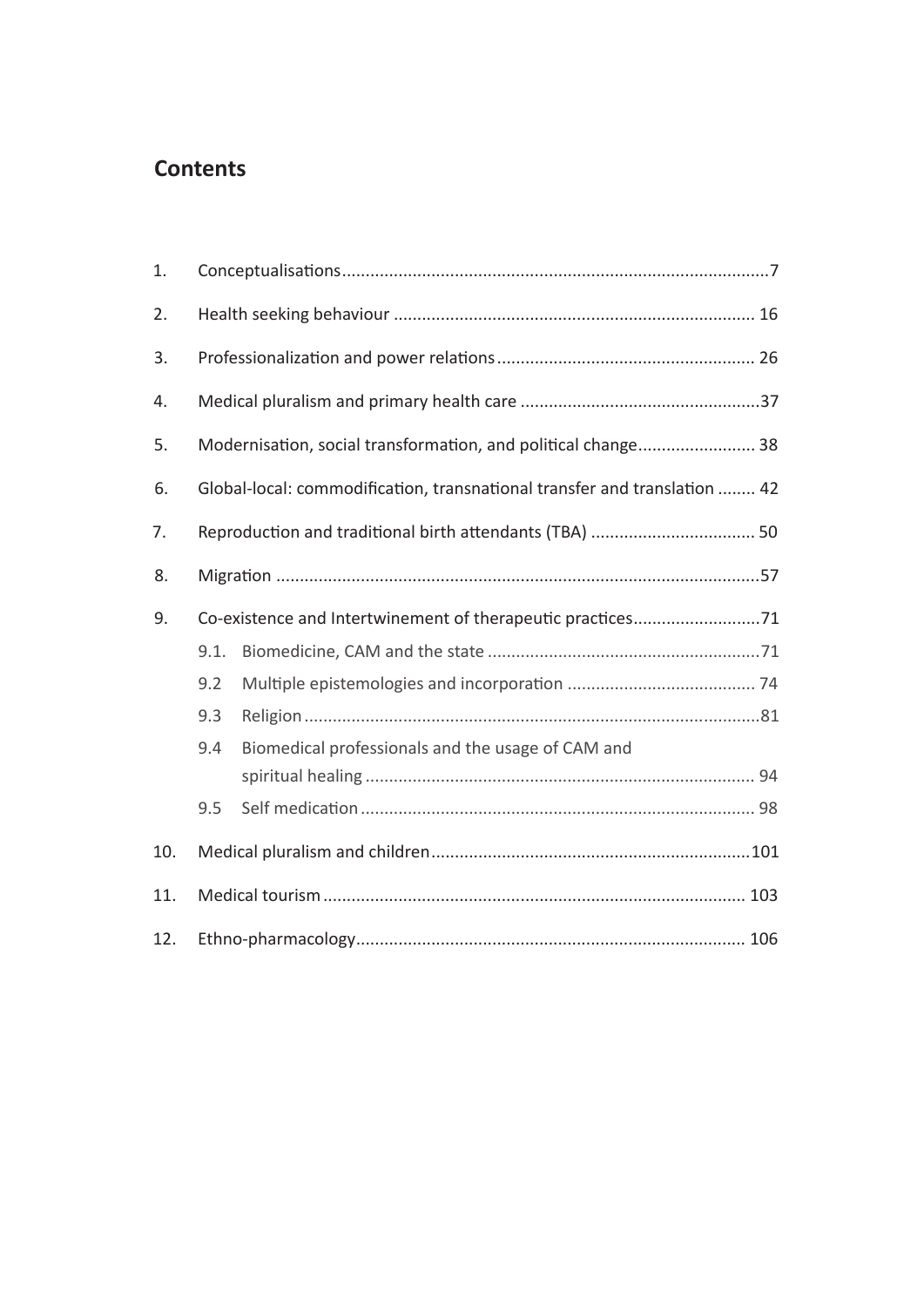## Contents

| | | |
|---|---|---|
| 1. | Conceptualisations | 7 |
| 2. | Health seeking behaviour | 16 |
| 3. | Professionalization and power relations | 26 |
| 4. | Medical pluralism and primary health care | 37 |
| 5. | Modernisation, social transformation, and political change | 38 |
| 6. | Global-local: commodification, transnational transfer and translation | 42 |
| 7. | Reproduction and traditional birth attendants (TBA) | 50 |
| 8. | Migration | 57 |
| 9. | Co-existence and Intertwinement of therapeutic practices | 71 |
| | 9.1. Biomedicine, CAM and the state | 71 |
| | 9.2 Multiple epistemologies and incorporation | 74 |
| | 9.3 Religion | 81 |
| | 9.4 Biomedical professionals and the usage of CAM and spiritual healing | 94 |
| | 9.5 Self medication | 98 |
| 10. | Medical pluralism and children | 101 |
| 11. | Medical tourism | 103 |
| 12. | Ethno-pharmacology | 106 |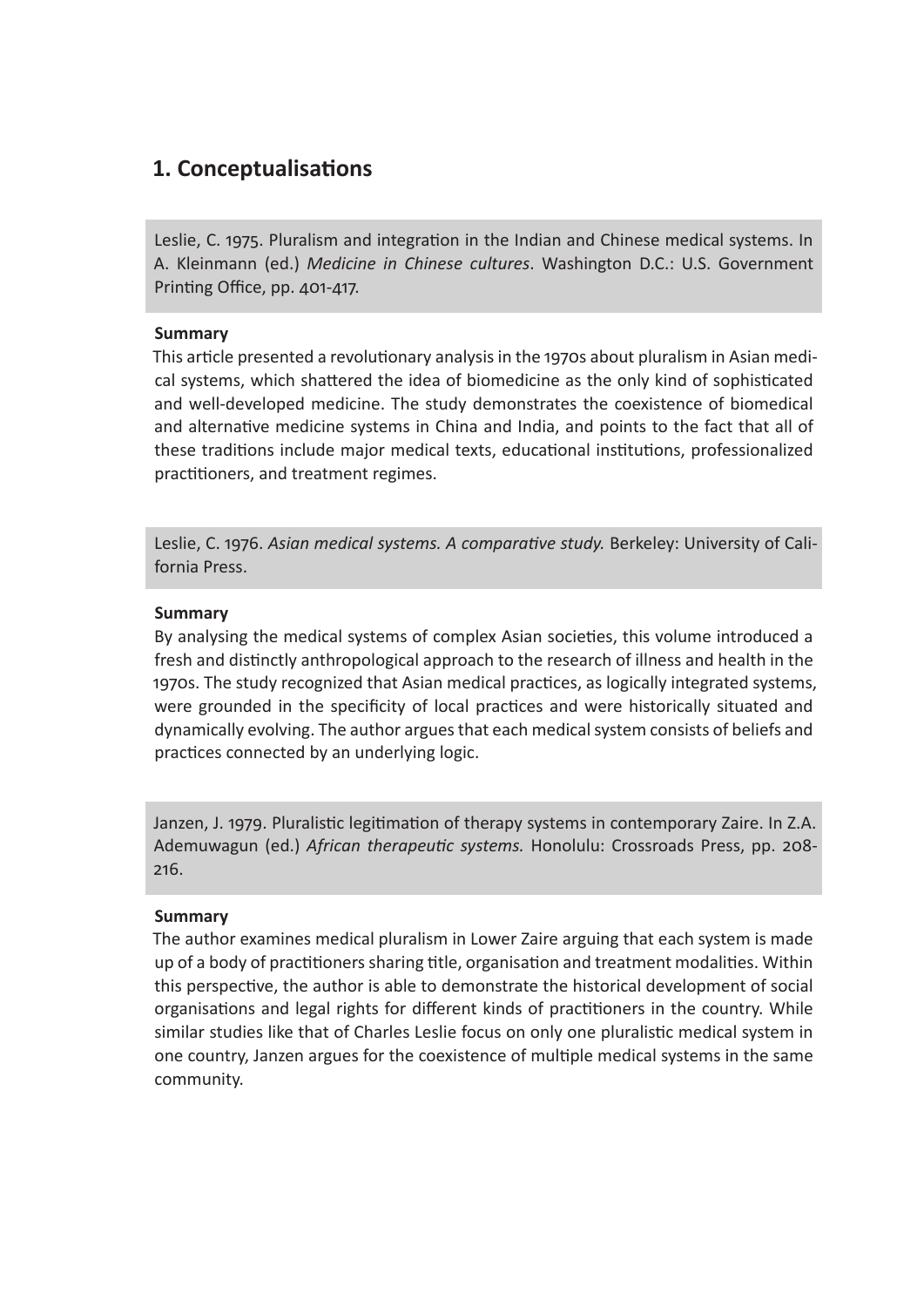# 1. Conceptualisations

Leslie, C. 1975. Pluralism and integration in the Indian and Chinese medical systems. In A. Kleinmann (ed.) *Medicine in Chinese cultures*. Washington D.C.: U.S. Government Printing Office, pp. 401-417.

**Summary**

This article presented a revolutionary analysis in the 1970s about pluralism in Asian medical systems, which shattered the idea of biomedicine as the only kind of sophisticated and well-developed medicine. The study demonstrates the coexistence of biomedical and alternative medicine systems in China and India, and points to the fact that all of these traditions include major medical texts, educational institutions, professionalized practitioners, and treatment regimes.

Leslie, C. 1976. *Asian medical systems. A comparative study.* Berkeley: University of California Press.

**Summary**

By analysing the medical systems of complex Asian societies, this volume introduced a fresh and distinctly anthropological approach to the research of illness and health in the 1970s. The study recognized that Asian medical practices, as logically integrated systems, were grounded in the specificity of local practices and were historically situated and dynamically evolving. The author argues that each medical system consists of beliefs and practices connected by an underlying logic.

Janzen, J. 1979. Pluralistic legitimation of therapy systems in contemporary Zaire. In Z.A. Ademuwagun (ed.) *African therapeutic systems.* Honolulu: Crossroads Press, pp. 208-216.

**Summary**

The author examines medical pluralism in Lower Zaire arguing that each system is made up of a body of practitioners sharing title, organisation and treatment modalities. Within this perspective, the author is able to demonstrate the historical development of social organisations and legal rights for different kinds of practitioners in the country. While similar studies like that of Charles Leslie focus on only one pluralistic medical system in one country, Janzen argues for the coexistence of multiple medical systems in the same community.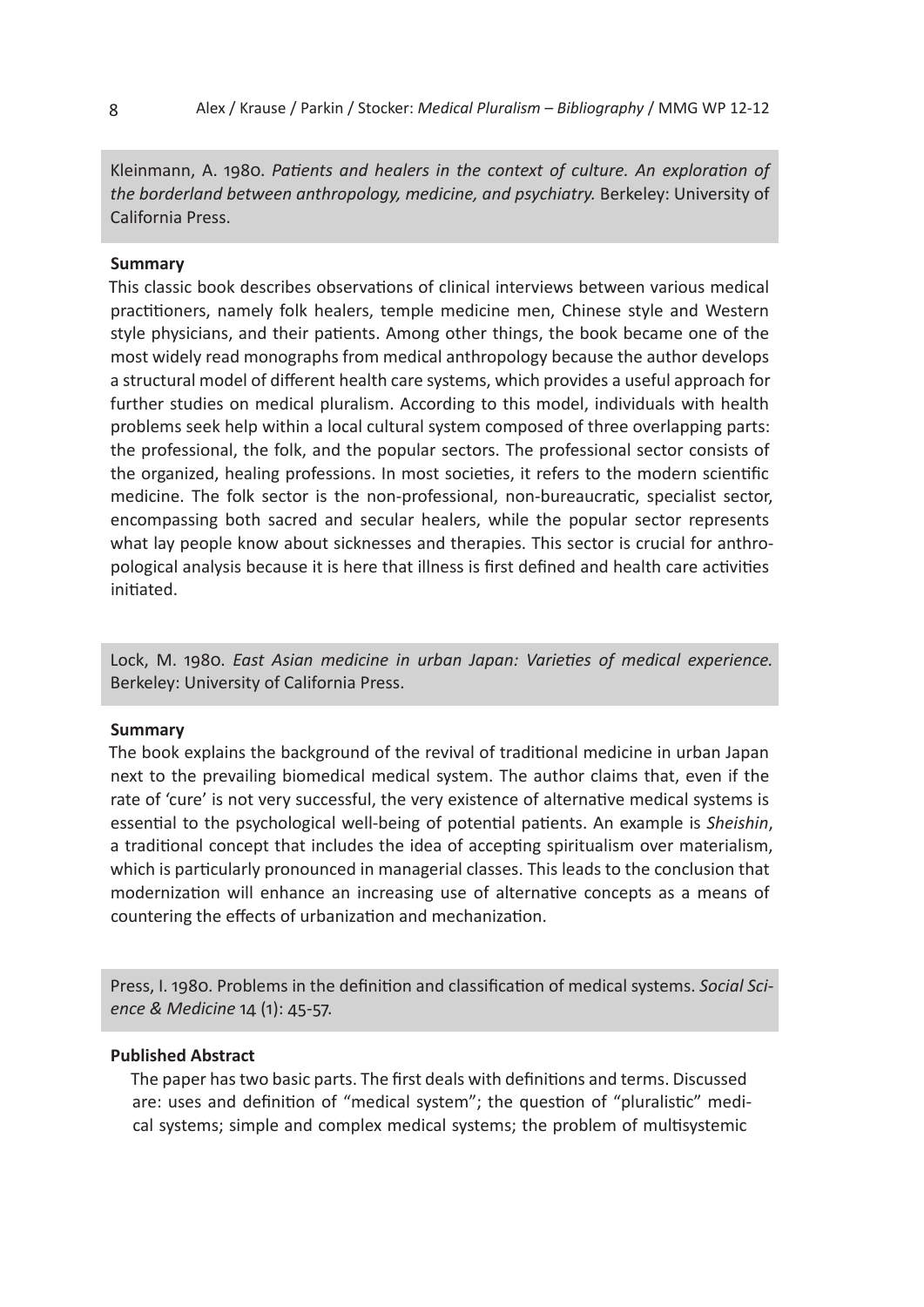Kleinmann, A. 1980. *Patients and healers in the context of culture. An exploration of the borderland between anthropology, medicine, and psychiatry.* Berkeley: University of California Press.

**Summary**

This classic book describes observations of clinical interviews between various medical practitioners, namely folk healers, temple medicine men, Chinese style and Western style physicians, and their patients. Among other things, the book became one of the most widely read monographs from medical anthropology because the author develops a structural model of different health care systems, which provides a useful approach for further studies on medical pluralism. According to this model, individuals with health problems seek help within a local cultural system composed of three overlapping parts: the professional, the folk, and the popular sectors. The professional sector consists of the organized, healing professions. In most societies, it refers to the modern scientific medicine. The folk sector is the non-professional, non-bureaucratic, specialist sector, encompassing both sacred and secular healers, while the popular sector represents what lay people know about sicknesses and therapies. This sector is crucial for anthropological analysis because it is here that illness is first defined and health care activities initiated.

Lock, M. 1980. *East Asian medicine in urban Japan: Varieties of medical experience.* Berkeley: University of California Press.

**Summary**

The book explains the background of the revival of traditional medicine in urban Japan next to the prevailing biomedical medical system. The author claims that, even if the rate of 'cure' is not very successful, the very existence of alternative medical systems is essential to the psychological well-being of potential patients. An example is *Sheishin*, a traditional concept that includes the idea of accepting spiritualism over materialism, which is particularly pronounced in managerial classes. This leads to the conclusion that modernization will enhance an increasing use of alternative concepts as a means of countering the effects of urbanization and mechanization.

Press, I. 1980. Problems in the definition and classification of medical systems. *Social Science & Medicine* 14 (1): 45-57.

**Published Abstract**

The paper has two basic parts. The first deals with definitions and terms. Discussed are: uses and definition of "medical system"; the question of "pluralistic" medical systems; simple and complex medical systems; the problem of multisystemic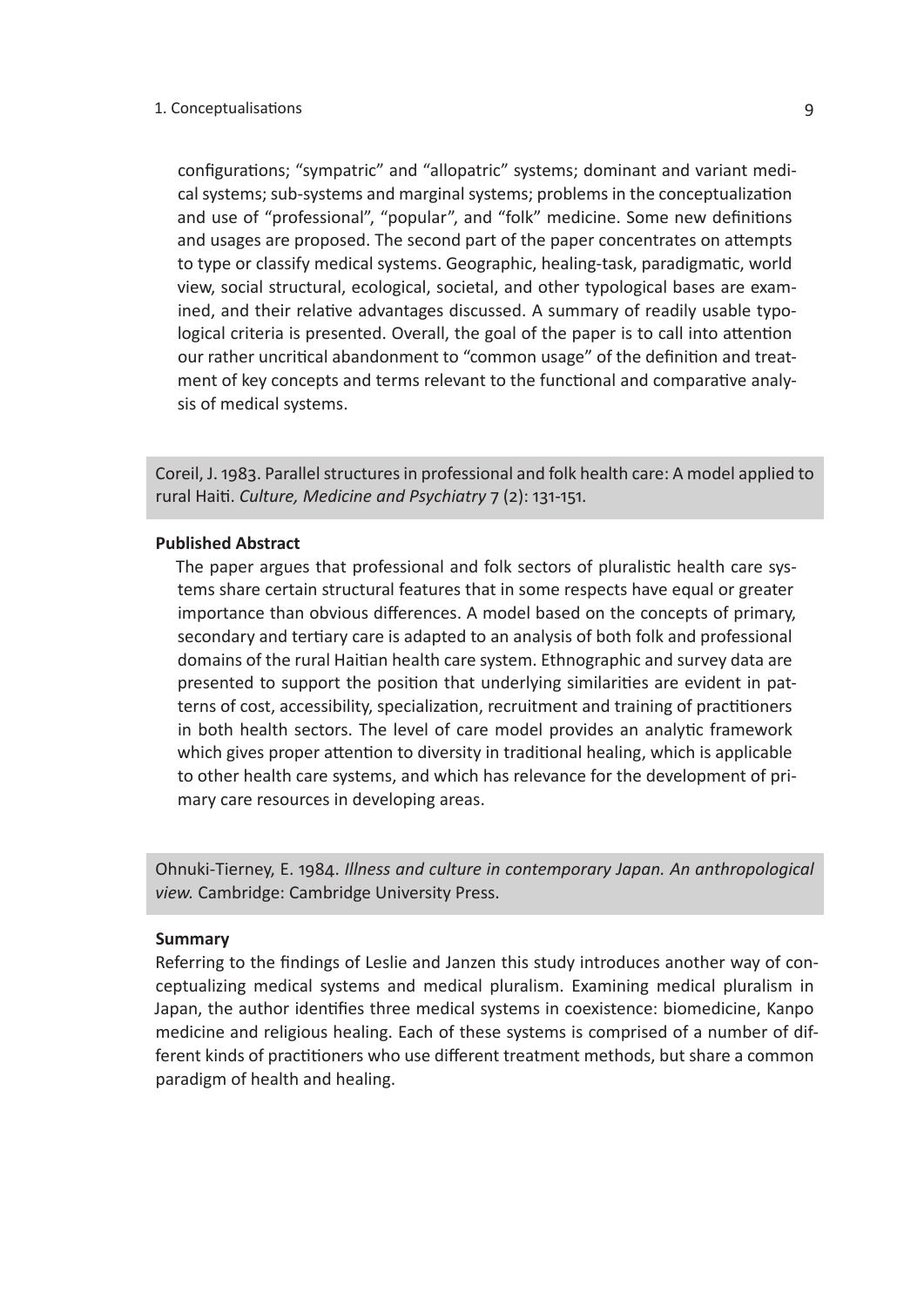configurations; "sympatric" and "allopatric" systems; dominant and variant medical systems; sub-systems and marginal systems; problems in the conceptualization and use of "professional", "popular", and "folk" medicine. Some new definitions and usages are proposed. The second part of the paper concentrates on attempts to type or classify medical systems. Geographic, healing-task, paradigmatic, world view, social structural, ecological, societal, and other typological bases are examined, and their relative advantages discussed. A summary of readily usable typological criteria is presented. Overall, the goal of the paper is to call into attention our rather uncritical abandonment to "common usage" of the definition and treatment of key concepts and terms relevant to the functional and comparative analysis of medical systems.

Coreil, J. 1983. Parallel structures in professional and folk health care: A model applied to rural Haiti. *Culture, Medicine and Psychiatry* 7 (2): 131-151.

**Published Abstract**

The paper argues that professional and folk sectors of pluralistic health care systems share certain structural features that in some respects have equal or greater importance than obvious differences. A model based on the concepts of primary, secondary and tertiary care is adapted to an analysis of both folk and professional domains of the rural Haitian health care system. Ethnographic and survey data are presented to support the position that underlying similarities are evident in patterns of cost, accessibility, specialization, recruitment and training of practitioners in both health sectors. The level of care model provides an analytic framework which gives proper attention to diversity in traditional healing, which is applicable to other health care systems, and which has relevance for the development of primary care resources in developing areas.

Ohnuki-Tierney, E. 1984. *Illness and culture in contemporary Japan. An anthropological view.* Cambridge: Cambridge University Press.

**Summary**

Referring to the findings of Leslie and Janzen this study introduces another way of conceptualizing medical systems and medical pluralism. Examining medical pluralism in Japan, the author identifies three medical systems in coexistence: biomedicine, Kanpo medicine and religious healing. Each of these systems is comprised of a number of different kinds of practitioners who use different treatment methods, but share a common paradigm of health and healing.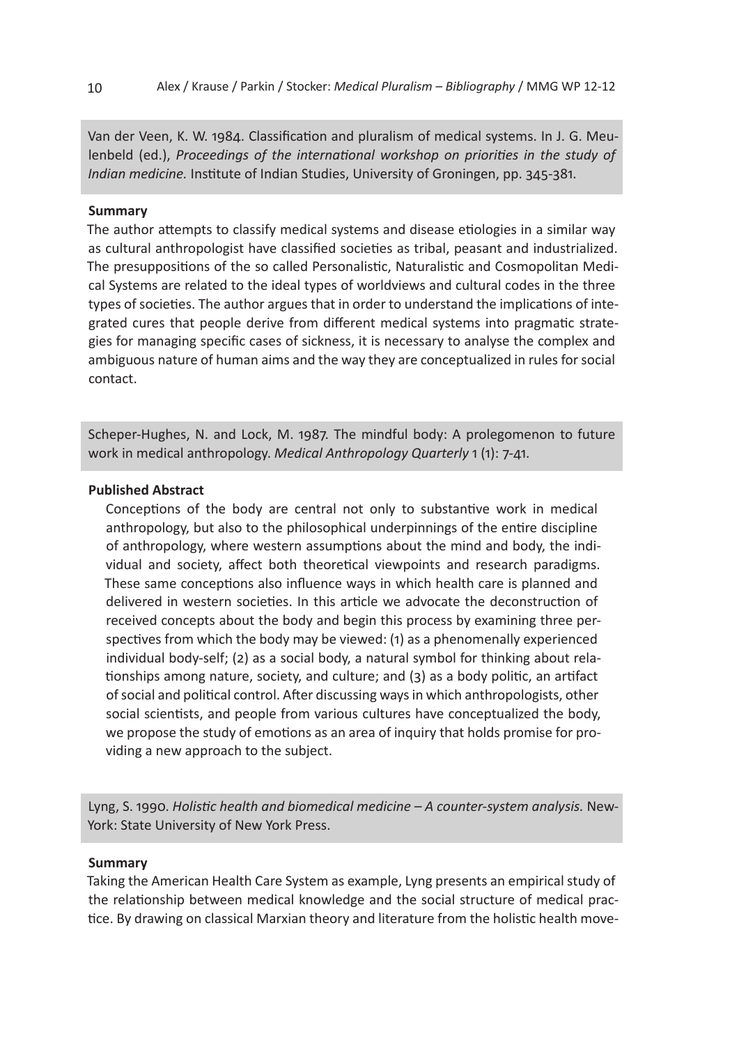Van der Veen, K. W. 1984. Classification and pluralism of medical systems. In J. G. Meulenbeld (ed.), *Proceedings of the international workshop on priorities in the study of Indian medicine.* Institute of Indian Studies, University of Groningen, pp. 345-381.

**Summary**

The author attempts to classify medical systems and disease etiologies in a similar way as cultural anthropologist have classified societies as tribal, peasant and industrialized. The presuppositions of the so called Personalistic, Naturalistic and Cosmopolitan Medical Systems are related to the ideal types of worldviews and cultural codes in the three types of societies. The author argues that in order to understand the implications of integrated cures that people derive from different medical systems into pragmatic strategies for managing specific cases of sickness, it is necessary to analyse the complex and ambiguous nature of human aims and the way they are conceptualized in rules for social contact.

Scheper-Hughes, N. and Lock, M. 1987. The mindful body: A prolegomenon to future work in medical anthropology. *Medical Anthropology Quarterly* 1 (1): 7-41.

**Published Abstract**

> Conceptions of the body are central not only to substantive work in medical anthropology, but also to the philosophical underpinnings of the entire discipline of anthropology, where western assumptions about the mind and body, the individual and society, affect both theoretical viewpoints and research paradigms. These same conceptions also influence ways in which health care is planned and delivered in western societies. In this article we advocate the deconstruction of received concepts about the body and begin this process by examining three perspectives from which the body may be viewed: (1) as a phenomenally experienced individual body-self; (2) as a social body, a natural symbol for thinking about relationships among nature, society, and culture; and (3) as a body politic, an artifact of social and political control. After discussing ways in which anthropologists, other social scientists, and people from various cultures have conceptualized the body, we propose the study of emotions as an area of inquiry that holds promise for providing a new approach to the subject.

Lyng, S. 1990. *Holistic health and biomedical medicine – A counter-system analysis.* New-York: State University of New York Press.

**Summary**

Taking the American Health Care System as example, Lyng presents an empirical study of the relationship between medical knowledge and the social structure of medical practice. By drawing on classical Marxian theory and literature from the holistic health move-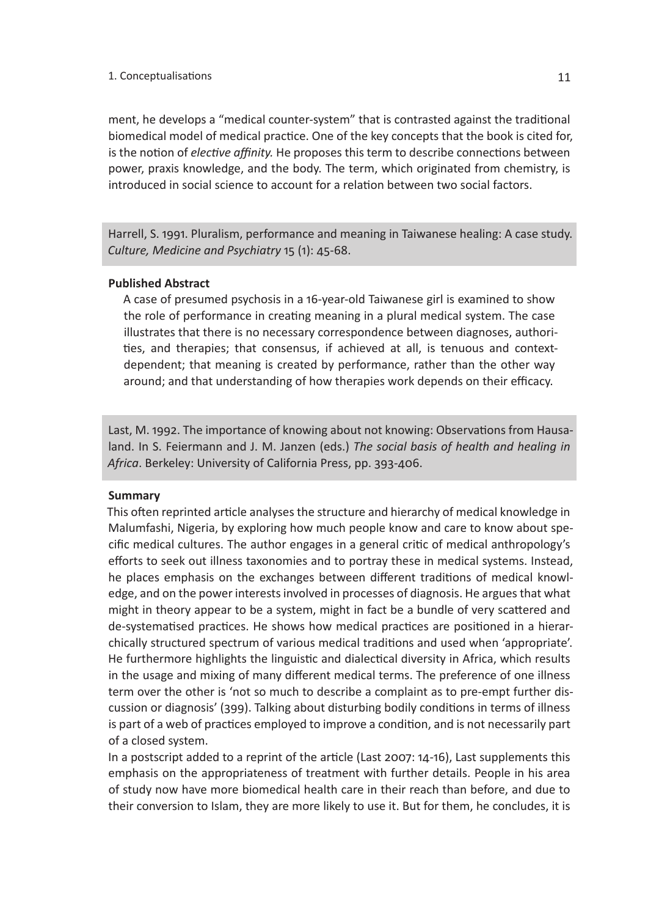ment, he develops a "medical counter-system" that is contrasted against the traditional biomedical model of medical practice. One of the key concepts that the book is cited for, is the notion of *elective affinity.* He proposes this term to describe connections between power, praxis knowledge, and the body. The term, which originated from chemistry, is introduced in social science to account for a relation between two social factors.

Harrell, S. 1991. Pluralism, performance and meaning in Taiwanese healing: A case study. *Culture, Medicine and Psychiatry* 15 (1): 45-68.

**Published Abstract**

A case of presumed psychosis in a 16-year-old Taiwanese girl is examined to show the role of performance in creating meaning in a plural medical system. The case illustrates that there is no necessary correspondence between diagnoses, authorities, and therapies; that consensus, if achieved at all, is tenuous and context-dependent; that meaning is created by performance, rather than the other way around; and that understanding of how therapies work depends on their efficacy.

Last, M. 1992. The importance of knowing about not knowing: Observations from Hausaland. In S. Feiermann and J. M. Janzen (eds.) *The social basis of health and healing in Africa*. Berkeley: University of California Press, pp. 393-406.

**Summary**

This often reprinted article analyses the structure and hierarchy of medical knowledge in Malumfashi, Nigeria, by exploring how much people know and care to know about specific medical cultures. The author engages in a general critic of medical anthropology's efforts to seek out illness taxonomies and to portray these in medical systems. Instead, he places emphasis on the exchanges between different traditions of medical knowledge, and on the power interests involved in processes of diagnosis. He argues that what might in theory appear to be a system, might in fact be a bundle of very scattered and de-systematised practices. He shows how medical practices are positioned in a hierarchically structured spectrum of various medical traditions and used when 'appropriate'. He furthermore highlights the linguistic and dialectical diversity in Africa, which results in the usage and mixing of many different medical terms. The preference of one illness term over the other is 'not so much to describe a complaint as to pre-empt further discussion or diagnosis' (399). Talking about disturbing bodily conditions in terms of illness is part of a web of practices employed to improve a condition, and is not necessarily part of a closed system.

In a postscript added to a reprint of the article (Last 2007: 14-16), Last supplements this emphasis on the appropriateness of treatment with further details. People in his area of study now have more biomedical health care in their reach than before, and due to their conversion to Islam, they are more likely to use it. But for them, he concludes, it is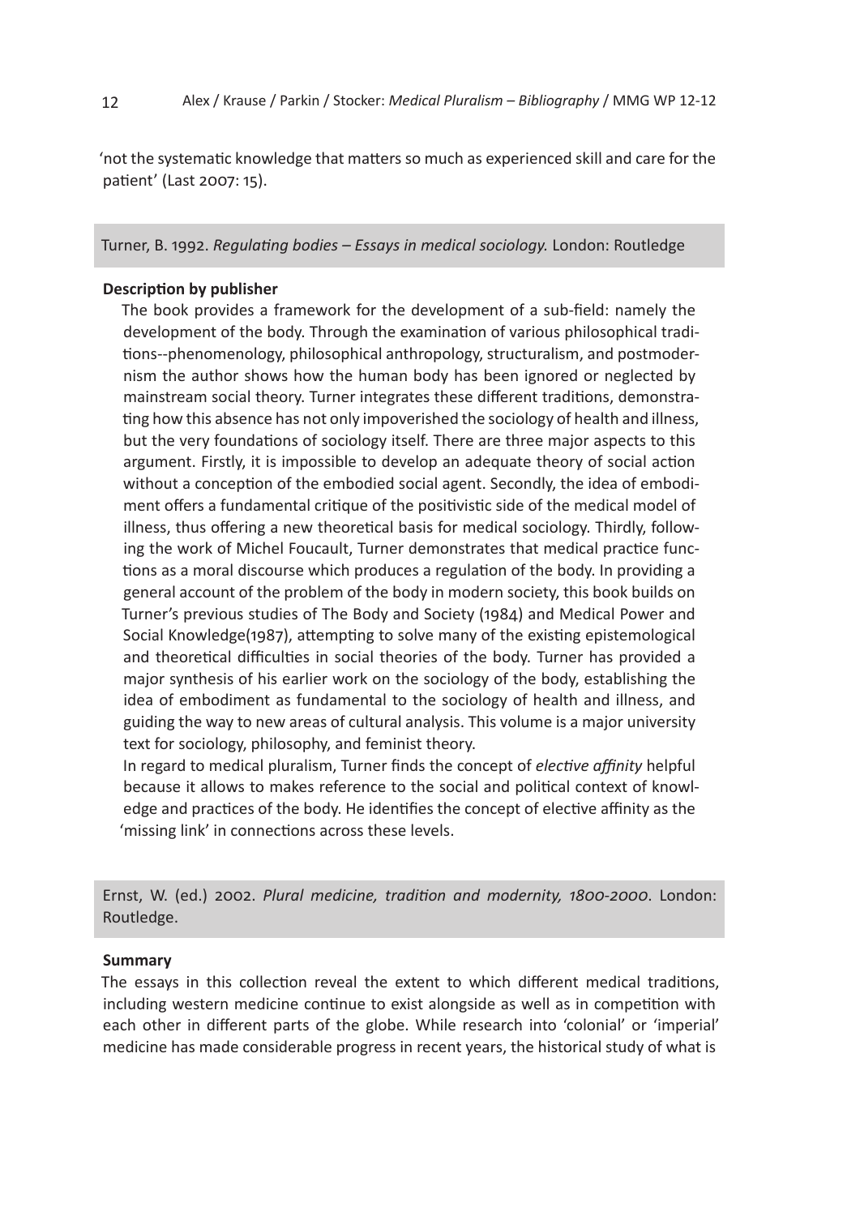'not the systematic knowledge that matters so much as experienced skill and care for the patient' (Last 2007: 15).

Turner, B. 1992. *Regulating bodies – Essays in medical sociology.* London: Routledge

**Description by publisher**

The book provides a framework for the development of a sub-field: namely the development of the body. Through the examination of various philosophical traditions--phenomenology, philosophical anthropology, structuralism, and postmodernism the author shows how the human body has been ignored or neglected by mainstream social theory. Turner integrates these different traditions, demonstrating how this absence has not only impoverished the sociology of health and illness, but the very foundations of sociology itself. There are three major aspects to this argument. Firstly, it is impossible to develop an adequate theory of social action without a conception of the embodied social agent. Secondly, the idea of embodiment offers a fundamental critique of the positivistic side of the medical model of illness, thus offering a new theoretical basis for medical sociology. Thirdly, following the work of Michel Foucault, Turner demonstrates that medical practice functions as a moral discourse which produces a regulation of the body. In providing a general account of the problem of the body in modern society, this book builds on Turner's previous studies of The Body and Society (1984) and Medical Power and Social Knowledge(1987), attempting to solve many of the existing epistemological and theoretical difficulties in social theories of the body. Turner has provided a major synthesis of his earlier work on the sociology of the body, establishing the idea of embodiment as fundamental to the sociology of health and illness, and guiding the way to new areas of cultural analysis. This volume is a major university text for sociology, philosophy, and feminist theory.

In regard to medical pluralism, Turner finds the concept of *elective affinity* helpful because it allows to makes reference to the social and political context of knowledge and practices of the body. He identifies the concept of elective affinity as the 'missing link' in connections across these levels.

Ernst, W. (ed.) 2002. *Plural medicine, tradition and modernity, 1800-2000*. London: Routledge.

**Summary**

The essays in this collection reveal the extent to which different medical traditions, including western medicine continue to exist alongside as well as in competition with each other in different parts of the globe. While research into 'colonial' or 'imperial' medicine has made considerable progress in recent years, the historical study of what is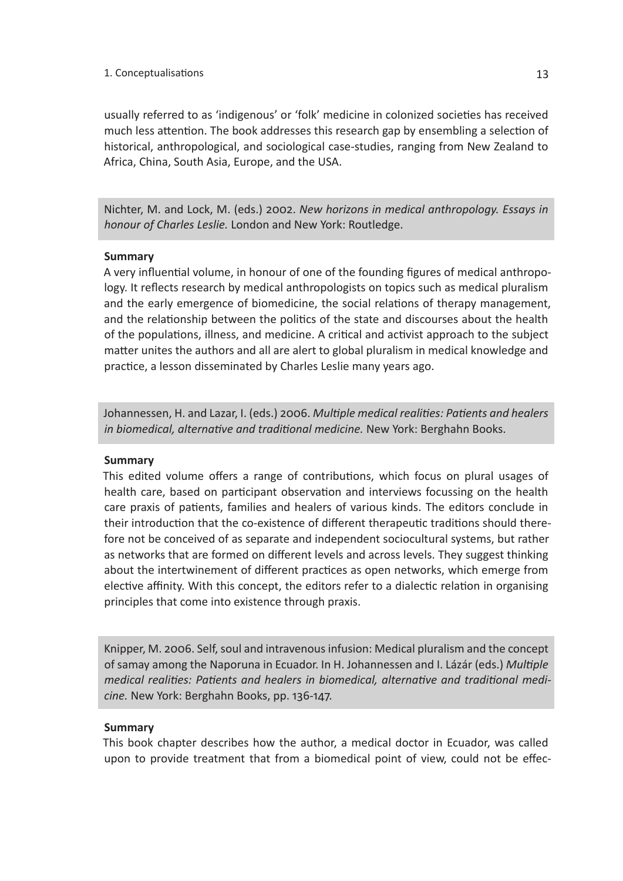usually referred to as 'indigenous' or 'folk' medicine in colonized societies has received much less attention. The book addresses this research gap by ensembling a selection of historical, anthropological, and sociological case-studies, ranging from New Zealand to Africa, China, South Asia, Europe, and the USA.

Nichter, M. and Lock, M. (eds.) 2002. *New horizons in medical anthropology. Essays in honour of Charles Leslie.* London and New York: Routledge.

**Summary**

A very influential volume, in honour of one of the founding figures of medical anthropology. It reflects research by medical anthropologists on topics such as medical pluralism and the early emergence of biomedicine, the social relations of therapy management, and the relationship between the politics of the state and discourses about the health of the populations, illness, and medicine. A critical and activist approach to the subject matter unites the authors and all are alert to global pluralism in medical knowledge and practice, a lesson disseminated by Charles Leslie many years ago.

Johannessen, H. and Lazar, I. (eds.) 2006. *Multiple medical realities: Patients and healers in biomedical, alternative and traditional medicine.* New York: Berghahn Books.

**Summary**

This edited volume offers a range of contributions, which focus on plural usages of health care, based on participant observation and interviews focussing on the health care praxis of patients, families and healers of various kinds. The editors conclude in their introduction that the co-existence of different therapeutic traditions should therefore not be conceived of as separate and independent sociocultural systems, but rather as networks that are formed on different levels and across levels. They suggest thinking about the intertwinement of different practices as open networks, which emerge from elective affinity. With this concept, the editors refer to a dialectic relation in organising principles that come into existence through praxis.

Knipper, M. 2006. Self, soul and intravenous infusion: Medical pluralism and the concept of samay among the Naporuna in Ecuador. In H. Johannessen and I. Lázár (eds.) *Multiple medical realities: Patients and healers in biomedical, alternative and traditional medicine.* New York: Berghahn Books, pp. 136-147.

**Summary**

This book chapter describes how the author, a medical doctor in Ecuador, was called upon to provide treatment that from a biomedical point of view, could not be effec-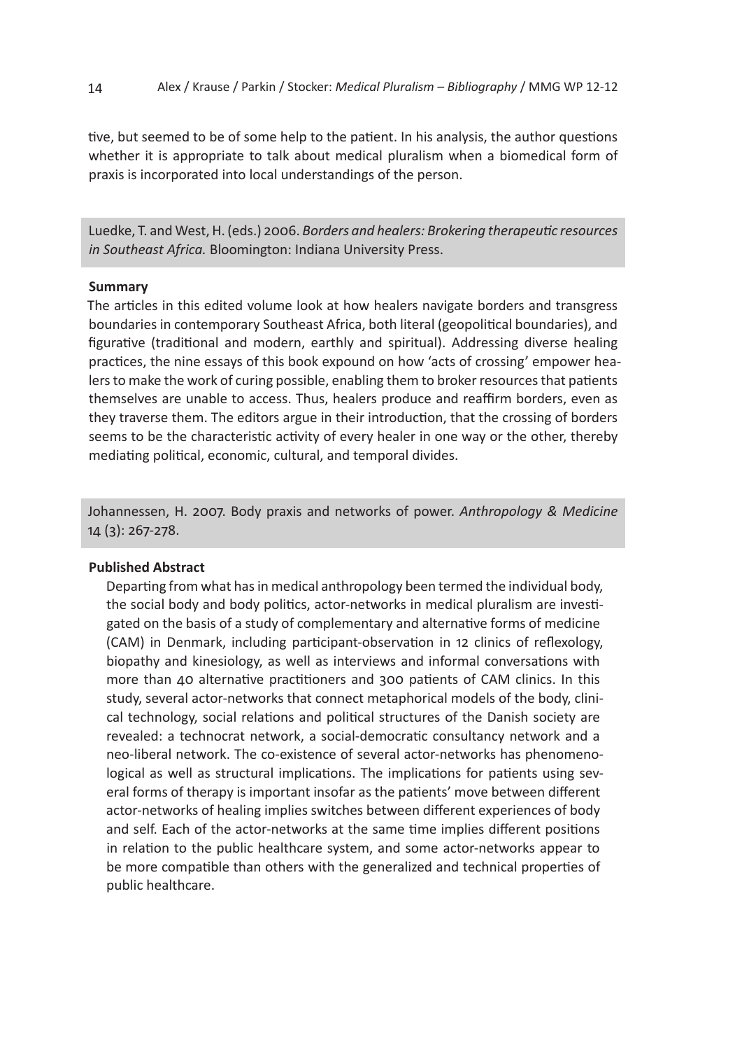tive, but seemed to be of some help to the patient. In his analysis, the author questions whether it is appropriate to talk about medical pluralism when a biomedical form of praxis is incorporated into local understandings of the person.

Luedke, T. and West, H. (eds.) 2006. *Borders and healers: Brokering therapeutic resources in Southeast Africa.* Bloomington: Indiana University Press.

**Summary**

The articles in this edited volume look at how healers navigate borders and transgress boundaries in contemporary Southeast Africa, both literal (geopolitical boundaries), and figurative (traditional and modern, earthly and spiritual). Addressing diverse healing practices, the nine essays of this book expound on how 'acts of crossing' empower healers to make the work of curing possible, enabling them to broker resources that patients themselves are unable to access. Thus, healers produce and reaffirm borders, even as they traverse them. The editors argue in their introduction, that the crossing of borders seems to be the characteristic activity of every healer in one way or the other, thereby mediating political, economic, cultural, and temporal divides.

Johannessen, H. 2007. Body praxis and networks of power. *Anthropology & Medicine* 14 (3): 267-278.

**Published Abstract**

Departing from what has in medical anthropology been termed the individual body, the social body and body politics, actor-networks in medical pluralism are investigated on the basis of a study of complementary and alternative forms of medicine (CAM) in Denmark, including participant-observation in 12 clinics of reflexology, biopathy and kinesiology, as well as interviews and informal conversations with more than 40 alternative practitioners and 300 patients of CAM clinics. In this study, several actor-networks that connect metaphorical models of the body, clinical technology, social relations and political structures of the Danish society are revealed: a technocrat network, a social-democratic consultancy network and a neo-liberal network. The co-existence of several actor-networks has phenomenological as well as structural implications. The implications for patients using several forms of therapy is important insofar as the patients' move between different actor-networks of healing implies switches between different experiences of body and self. Each of the actor-networks at the same time implies different positions in relation to the public healthcare system, and some actor-networks appear to be more compatible than others with the generalized and technical properties of public healthcare.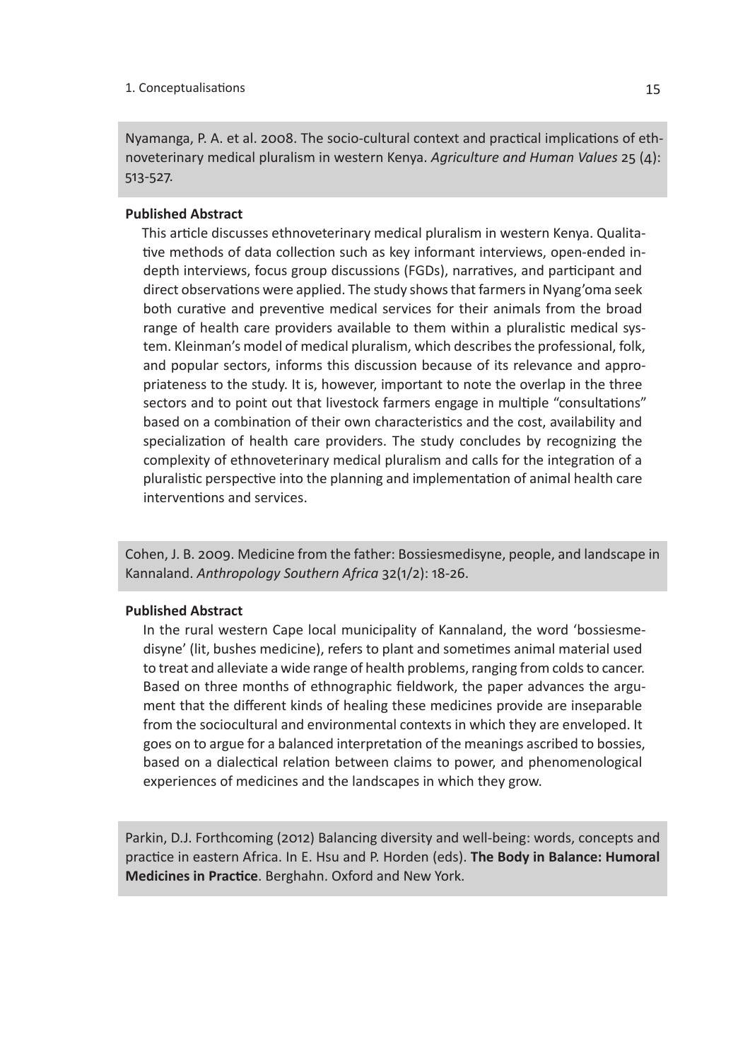Nyamanga, P. A. et al. 2008. The socio-cultural context and practical implications of ethnoveterinary medical pluralism in western Kenya. *Agriculture and Human Values* 25 (4): 513-527.

**Published Abstract**

This article discusses ethnoveterinary medical pluralism in western Kenya. Qualitative methods of data collection such as key informant interviews, open-ended in-depth interviews, focus group discussions (FGDs), narratives, and participant and direct observations were applied. The study shows that farmers in Nyang'oma seek both curative and preventive medical services for their animals from the broad range of health care providers available to them within a pluralistic medical system. Kleinman's model of medical pluralism, which describes the professional, folk, and popular sectors, informs this discussion because of its relevance and appropriateness to the study. It is, however, important to note the overlap in the three sectors and to point out that livestock farmers engage in multiple "consultations" based on a combination of their own characteristics and the cost, availability and specialization of health care providers. The study concludes by recognizing the complexity of ethnoveterinary medical pluralism and calls for the integration of a pluralistic perspective into the planning and implementation of animal health care interventions and services.

Cohen, J. B. 2009. Medicine from the father: Bossiesmedisyne, people, and landscape in Kannaland. *Anthropology Southern Africa* 32(1/2): 18-26.

**Published Abstract**

In the rural western Cape local municipality of Kannaland, the word 'bossiesmedisyne' (lit, bushes medicine), refers to plant and sometimes animal material used to treat and alleviate a wide range of health problems, ranging from colds to cancer. Based on three months of ethnographic fieldwork, the paper advances the argument that the different kinds of healing these medicines provide are inseparable from the sociocultural and environmental contexts in which they are enveloped. It goes on to argue for a balanced interpretation of the meanings ascribed to bossies, based on a dialectical relation between claims to power, and phenomenological experiences of medicines and the landscapes in which they grow.

Parkin, D.J. Forthcoming (2012) Balancing diversity and well-being: words, concepts and practice in eastern Africa. In E. Hsu and P. Horden (eds). **The Body in Balance: Humoral Medicines in Practice**. Berghahn. Oxford and New York.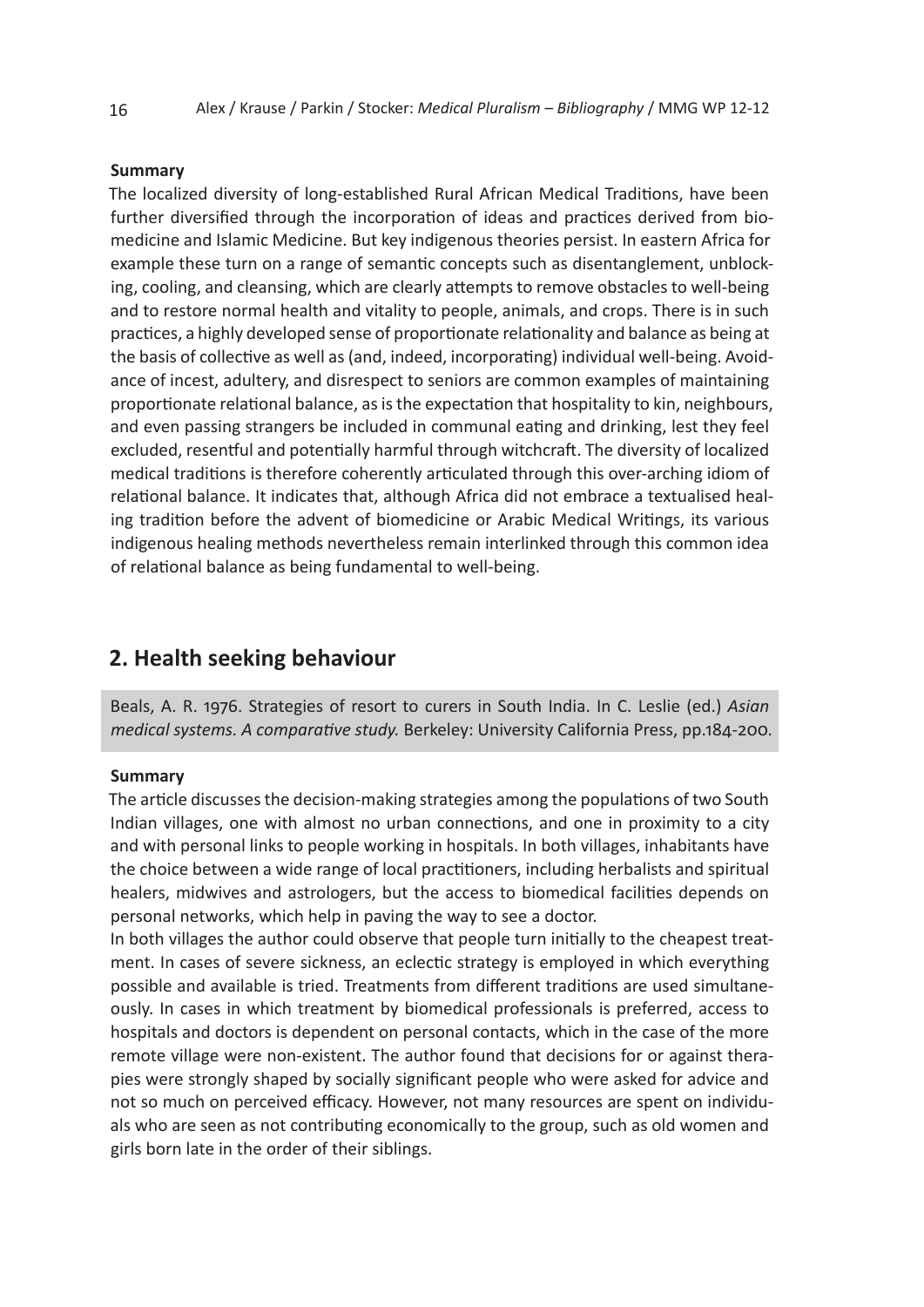**Summary**

The localized diversity of long-established Rural African Medical Traditions, have been further diversified through the incorporation of ideas and practices derived from biomedicine and Islamic Medicine. But key indigenous theories persist. In eastern Africa for example these turn on a range of semantic concepts such as disentanglement, unblocking, cooling, and cleansing, which are clearly attempts to remove obstacles to well-being and to restore normal health and vitality to people, animals, and crops. There is in such practices, a highly developed sense of proportionate relationality and balance as being at the basis of collective as well as (and, indeed, incorporating) individual well-being. Avoidance of incest, adultery, and disrespect to seniors are common examples of maintaining proportionate relational balance, as is the expectation that hospitality to kin, neighbours, and even passing strangers be included in communal eating and drinking, lest they feel excluded, resentful and potentially harmful through witchcraft. The diversity of localized medical traditions is therefore coherently articulated through this over-arching idiom of relational balance. It indicates that, although Africa did not embrace a textualised healing tradition before the advent of biomedicine or Arabic Medical Writings, its various indigenous healing methods nevertheless remain interlinked through this common idea of relational balance as being fundamental to well-being.

## 2. Health seeking behaviour

Beals, A. R. 1976. Strategies of resort to curers in South India. In C. Leslie (ed.) *Asian medical systems. A comparative study.* Berkeley: University California Press, pp.184-200.

**Summary**

The article discusses the decision-making strategies among the populations of two South Indian villages, one with almost no urban connections, and one in proximity to a city and with personal links to people working in hospitals. In both villages, inhabitants have the choice between a wide range of local practitioners, including herbalists and spiritual healers, midwives and astrologers, but the access to biomedical facilities depends on personal networks, which help in paving the way to see a doctor.

In both villages the author could observe that people turn initially to the cheapest treatment. In cases of severe sickness, an eclectic strategy is employed in which everything possible and available is tried. Treatments from different traditions are used simultaneously. In cases in which treatment by biomedical professionals is preferred, access to hospitals and doctors is dependent on personal contacts, which in the case of the more remote village were non-existent. The author found that decisions for or against therapies were strongly shaped by socially significant people who were asked for advice and not so much on perceived efficacy. However, not many resources are spent on individuals who are seen as not contributing economically to the group, such as old women and girls born late in the order of their siblings.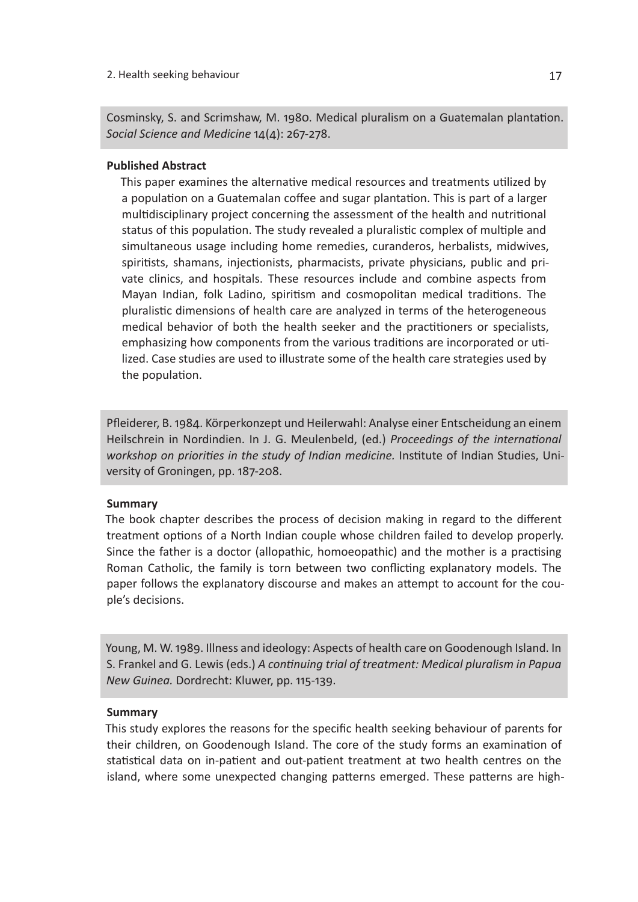Cosminsky, S. and Scrimshaw, M. 1980. Medical pluralism on a Guatemalan plantation. *Social Science and Medicine* 14(4): 267-278.

**Published Abstract**

This paper examines the alternative medical resources and treatments utilized by a population on a Guatemalan coffee and sugar plantation. This is part of a larger multidisciplinary project concerning the assessment of the health and nutritional status of this population. The study revealed a pluralistic complex of multiple and simultaneous usage including home remedies, curanderos, herbalists, midwives, spiritists, shamans, injectionists, pharmacists, private physicians, public and private clinics, and hospitals. These resources include and combine aspects from Mayan Indian, folk Ladino, spiritism and cosmopolitan medical traditions. The pluralistic dimensions of health care are analyzed in terms of the heterogeneous medical behavior of both the health seeker and the practitioners or specialists, emphasizing how components from the various traditions are incorporated or utilized. Case studies are used to illustrate some of the health care strategies used by the population.

Pfleiderer, B. 1984. Körperkonzept und Heilerwahl: Analyse einer Entscheidung an einem Heilschrein in Nordindien. In J. G. Meulenbeld, (ed.) *Proceedings of the international workshop on priorities in the study of Indian medicine.* Institute of Indian Studies, University of Groningen, pp. 187-208.

**Summary**

The book chapter describes the process of decision making in regard to the different treatment options of a North Indian couple whose children failed to develop properly. Since the father is a doctor (allopathic, homoeopathic) and the mother is a practising Roman Catholic, the family is torn between two conflicting explanatory models. The paper follows the explanatory discourse and makes an attempt to account for the couple's decisions.

Young, M. W. 1989. Illness and ideology: Aspects of health care on Goodenough Island. In S. Frankel and G. Lewis (eds.) *A continuing trial of treatment: Medical pluralism in Papua New Guinea.* Dordrecht: Kluwer, pp. 115-139.

**Summary**

This study explores the reasons for the specific health seeking behaviour of parents for their children, on Goodenough Island. The core of the study forms an examination of statistical data on in-patient and out-patient treatment at two health centres on the island, where some unexpected changing patterns emerged. These patterns are high-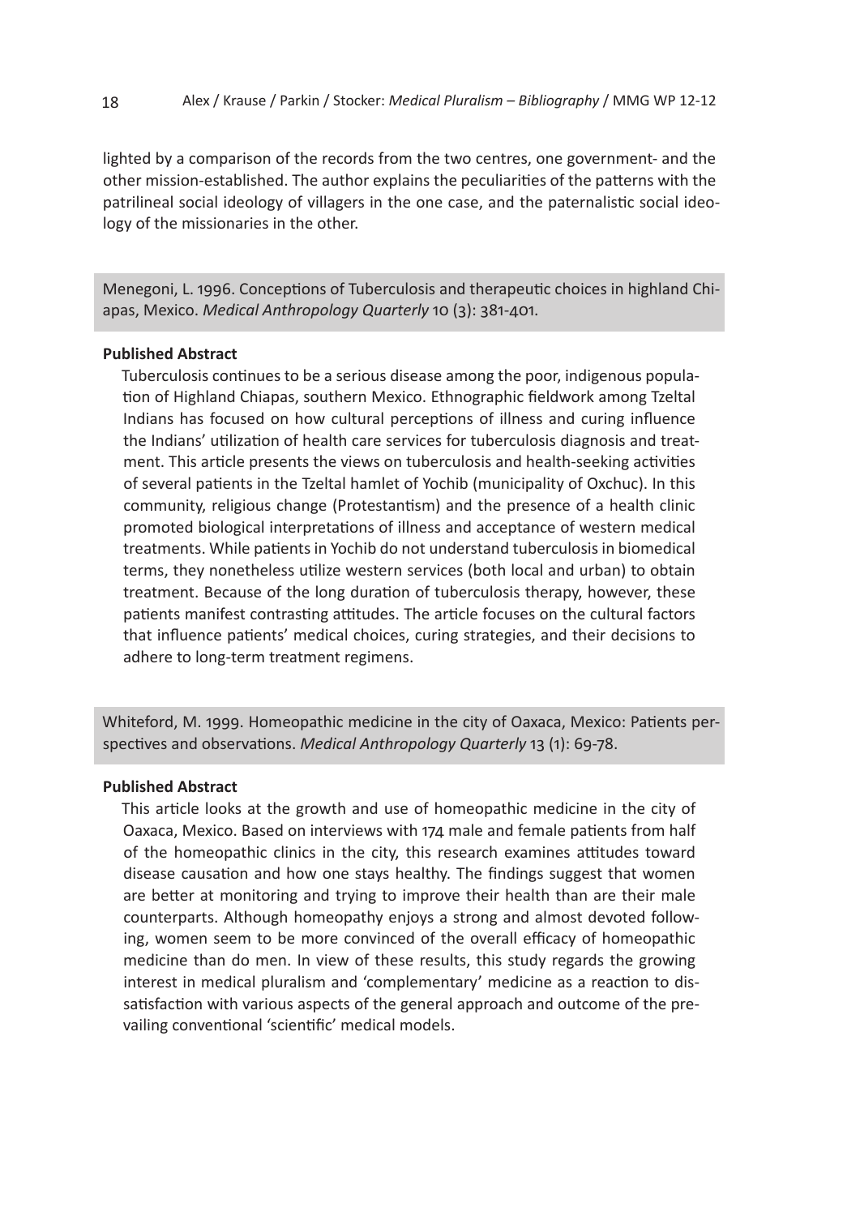lighted by a comparison of the records from the two centres, one government- and the other mission-established. The author explains the peculiarities of the patterns with the patrilineal social ideology of villagers in the one case, and the paternalistic social ideology of the missionaries in the other.

Menegoni, L. 1996. Conceptions of Tuberculosis and therapeutic choices in highland Chiapas, Mexico. *Medical Anthropology Quarterly* 10 (3): 381-401.

**Published Abstract**

Tuberculosis continues to be a serious disease among the poor, indigenous population of Highland Chiapas, southern Mexico. Ethnographic fieldwork among Tzeltal Indians has focused on how cultural perceptions of illness and curing influence the Indians' utilization of health care services for tuberculosis diagnosis and treatment. This article presents the views on tuberculosis and health-seeking activities of several patients in the Tzeltal hamlet of Yochib (municipality of Oxchuc). In this community, religious change (Protestantism) and the presence of a health clinic promoted biological interpretations of illness and acceptance of western medical treatments. While patients in Yochib do not understand tuberculosis in biomedical terms, they nonetheless utilize western services (both local and urban) to obtain treatment. Because of the long duration of tuberculosis therapy, however, these patients manifest contrasting attitudes. The article focuses on the cultural factors that influence patients' medical choices, curing strategies, and their decisions to adhere to long-term treatment regimens.

Whiteford, M. 1999. Homeopathic medicine in the city of Oaxaca, Mexico: Patients perspectives and observations. *Medical Anthropology Quarterly* 13 (1): 69-78.

**Published Abstract**

This article looks at the growth and use of homeopathic medicine in the city of Oaxaca, Mexico. Based on interviews with 174 male and female patients from half of the homeopathic clinics in the city, this research examines attitudes toward disease causation and how one stays healthy. The findings suggest that women are better at monitoring and trying to improve their health than are their male counterparts. Although homeopathy enjoys a strong and almost devoted following, women seem to be more convinced of the overall efficacy of homeopathic medicine than do men. In view of these results, this study regards the growing interest in medical pluralism and 'complementary' medicine as a reaction to dissatisfaction with various aspects of the general approach and outcome of the prevailing conventional 'scientific' medical models.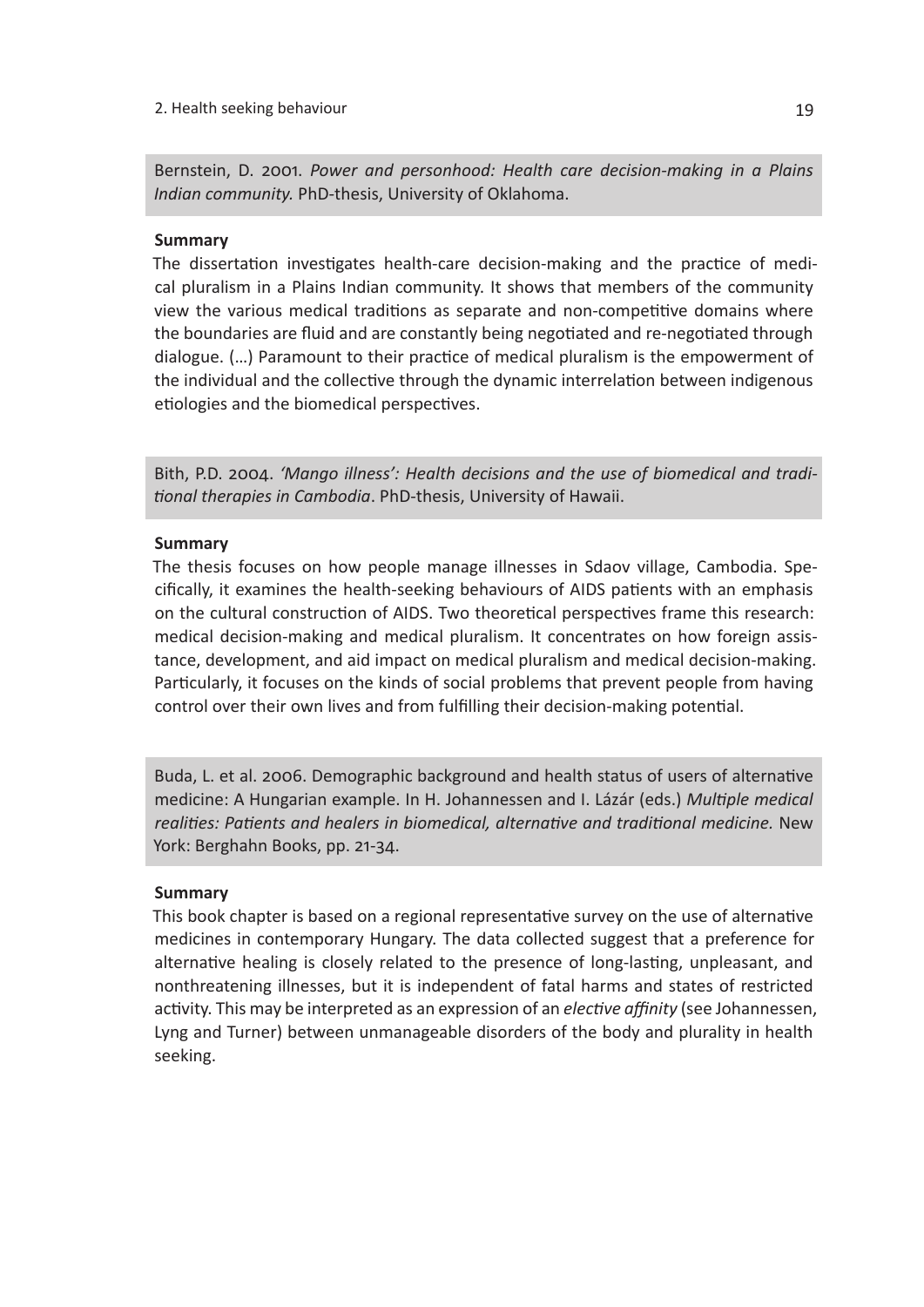Bernstein, D. 2001. *Power and personhood: Health care decision-making in a Plains Indian community.* PhD-thesis, University of Oklahoma.

**Summary**

The dissertation investigates health-care decision-making and the practice of medical pluralism in a Plains Indian community. It shows that members of the community view the various medical traditions as separate and non-competitive domains where the boundaries are fluid and are constantly being negotiated and re-negotiated through dialogue. (...) Paramount to their practice of medical pluralism is the empowerment of the individual and the collective through the dynamic interrelation between indigenous etiologies and the biomedical perspectives.

Bith, P.D. 2004. *'Mango illness': Health decisions and the use of biomedical and traditional therapies in Cambodia*. PhD-thesis, University of Hawaii.

**Summary**

The thesis focuses on how people manage illnesses in Sdaov village, Cambodia. Specifically, it examines the health-seeking behaviours of AIDS patients with an emphasis on the cultural construction of AIDS. Two theoretical perspectives frame this research: medical decision-making and medical pluralism. It concentrates on how foreign assistance, development, and aid impact on medical pluralism and medical decision-making. Particularly, it focuses on the kinds of social problems that prevent people from having control over their own lives and from fulfilling their decision-making potential.

Buda, L. et al. 2006. Demographic background and health status of users of alternative medicine: A Hungarian example. In H. Johannessen and I. Lázár (eds.) *Multiple medical realities: Patients and healers in biomedical, alternative and traditional medicine.* New York: Berghahn Books, pp. 21-34.

**Summary**

This book chapter is based on a regional representative survey on the use of alternative medicines in contemporary Hungary. The data collected suggest that a preference for alternative healing is closely related to the presence of long-lasting, unpleasant, and nonthreatening illnesses, but it is independent of fatal harms and states of restricted activity. This may be interpreted as an expression of an *elective affinity* (see Johannessen, Lyng and Turner) between unmanageable disorders of the body and plurality in health seeking.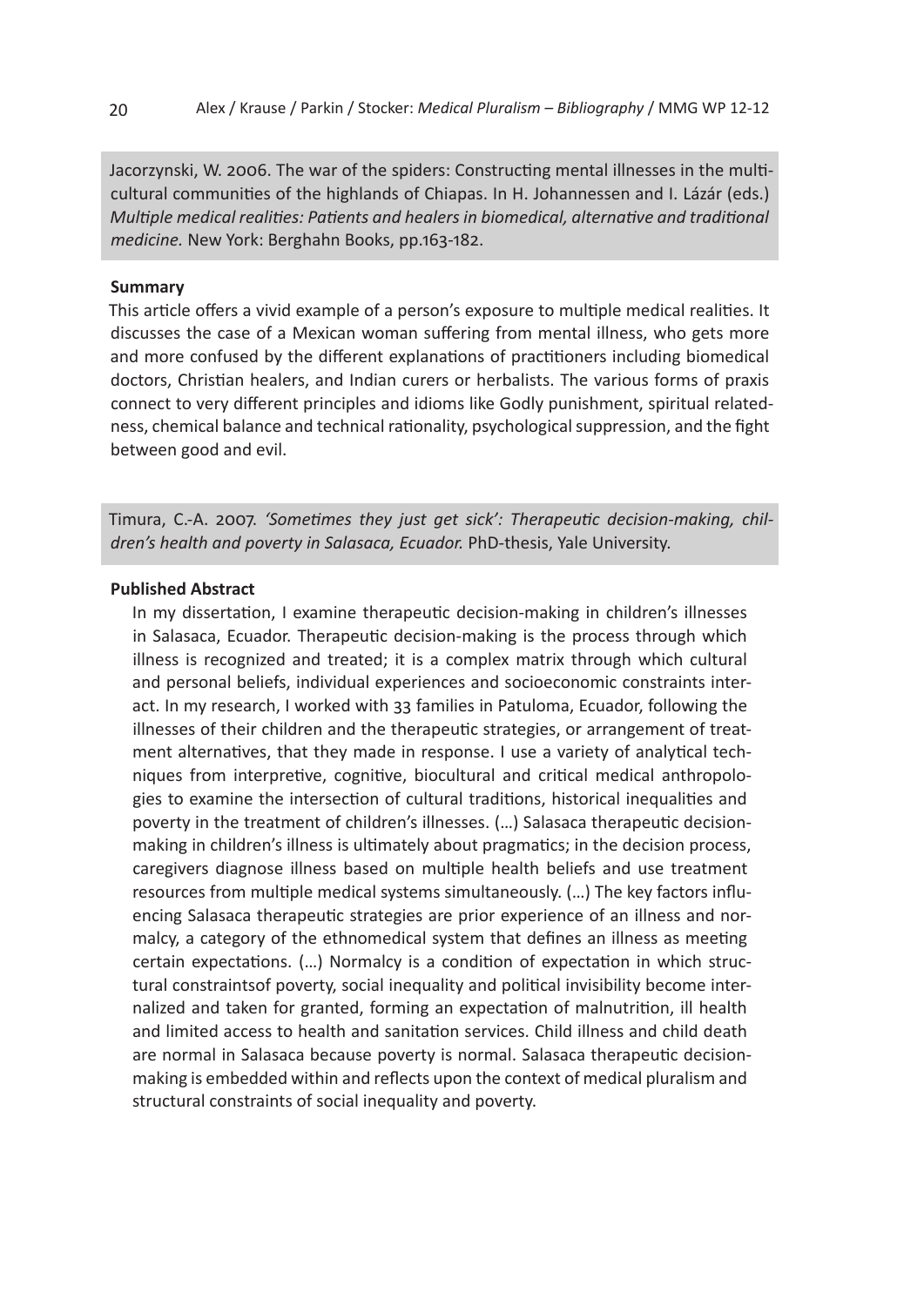Jacorzynski, W. 2006. The war of the spiders: Constructing mental illnesses in the multicultural communities of the highlands of Chiapas. In H. Johannessen and I. Lázár (eds.) *Multiple medical realities: Patients and healers in biomedical, alternative and traditional medicine.* New York: Berghahn Books, pp.163-182.

**Summary**

This article offers a vivid example of a person's exposure to multiple medical realities. It discusses the case of a Mexican woman suffering from mental illness, who gets more and more confused by the different explanations of practitioners including biomedical doctors, Christian healers, and Indian curers or herbalists. The various forms of praxis connect to very different principles and idioms like Godly punishment, spiritual relatedness, chemical balance and technical rationality, psychological suppression, and the fight between good and evil.

Timura, C.-A. 2007. *'Sometimes they just get sick': Therapeutic decision-making, children's health and poverty in Salasaca, Ecuador.* PhD-thesis, Yale University.

**Published Abstract**

In my dissertation, I examine therapeutic decision-making in children's illnesses in Salasaca, Ecuador. Therapeutic decision-making is the process through which illness is recognized and treated; it is a complex matrix through which cultural and personal beliefs, individual experiences and socioeconomic constraints interact. In my research, I worked with 33 families in Patuloma, Ecuador, following the illnesses of their children and the therapeutic strategies, or arrangement of treatment alternatives, that they made in response. I use a variety of analytical techniques from interpretive, cognitive, biocultural and critical medical anthropologies to examine the intersection of cultural traditions, historical inequalities and poverty in the treatment of children's illnesses. (…) Salasaca therapeutic decision-making in children's illness is ultimately about pragmatics; in the decision process, caregivers diagnose illness based on multiple health beliefs and use treatment resources from multiple medical systems simultaneously. (…) The key factors influencing Salasaca therapeutic strategies are prior experience of an illness and normalcy, a category of the ethnomedical system that defines an illness as meeting certain expectations. (…) Normalcy is a condition of expectation in which structural constraintsof poverty, social inequality and political invisibility become internalized and taken for granted, forming an expectation of malnutrition, ill health and limited access to health and sanitation services. Child illness and child death are normal in Salasaca because poverty is normal. Salasaca therapeutic decision-making is embedded within and reflects upon the context of medical pluralism and structural constraints of social inequality and poverty.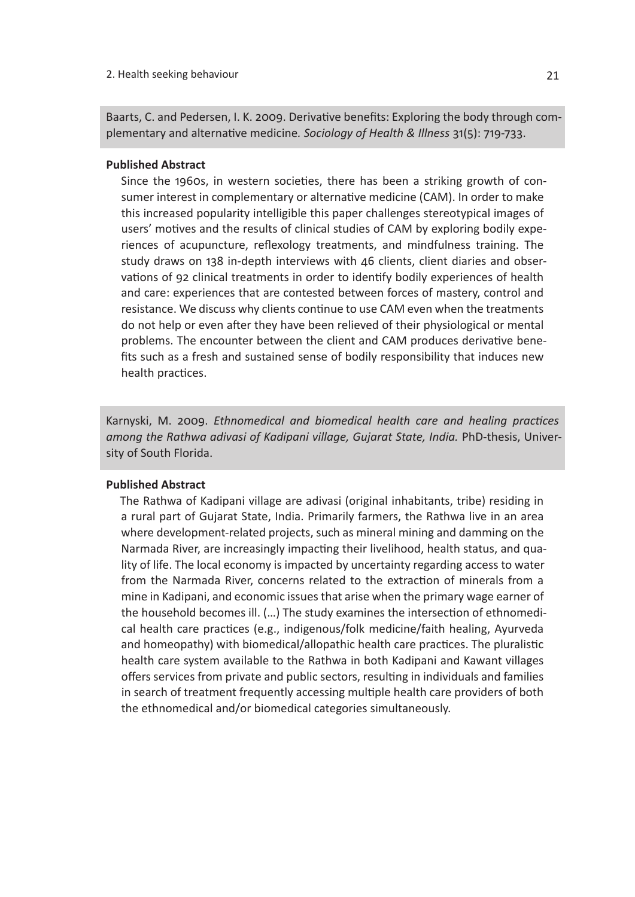Baarts, C. and Pedersen, I. K. 2009. Derivative benefits: Exploring the body through complementary and alternative medicine. *Sociology of Health & Illness* 31(5): 719-733.

**Published Abstract**

Since the 1960s, in western societies, there has been a striking growth of consumer interest in complementary or alternative medicine (CAM). In order to make this increased popularity intelligible this paper challenges stereotypical images of users' motives and the results of clinical studies of CAM by exploring bodily experiences of acupuncture, reflexology treatments, and mindfulness training. The study draws on 138 in-depth interviews with 46 clients, client diaries and observations of 92 clinical treatments in order to identify bodily experiences of health and care: experiences that are contested between forces of mastery, control and resistance. We discuss why clients continue to use CAM even when the treatments do not help or even after they have been relieved of their physiological or mental problems. The encounter between the client and CAM produces derivative benefits such as a fresh and sustained sense of bodily responsibility that induces new health practices.

Karnyski, M. 2009. *Ethnomedical and biomedical health care and healing practices among the Rathwa adivasi of Kadipani village, Gujarat State, India.* PhD-thesis, University of South Florida.

**Published Abstract**

The Rathwa of Kadipani village are adivasi (original inhabitants, tribe) residing in a rural part of Gujarat State, India. Primarily farmers, the Rathwa live in an area where development-related projects, such as mineral mining and damming on the Narmada River, are increasingly impacting their livelihood, health status, and quality of life. The local economy is impacted by uncertainty regarding access to water from the Narmada River, concerns related to the extraction of minerals from a mine in Kadipani, and economic issues that arise when the primary wage earner of the household becomes ill. (…) The study examines the intersection of ethnomedical health care practices (e.g., indigenous/folk medicine/faith healing, Ayurveda and homeopathy) with biomedical/allopathic health care practices. The pluralistic health care system available to the Rathwa in both Kadipani and Kawant villages offers services from private and public sectors, resulting in individuals and families in search of treatment frequently accessing multiple health care providers of both the ethnomedical and/or biomedical categories simultaneously.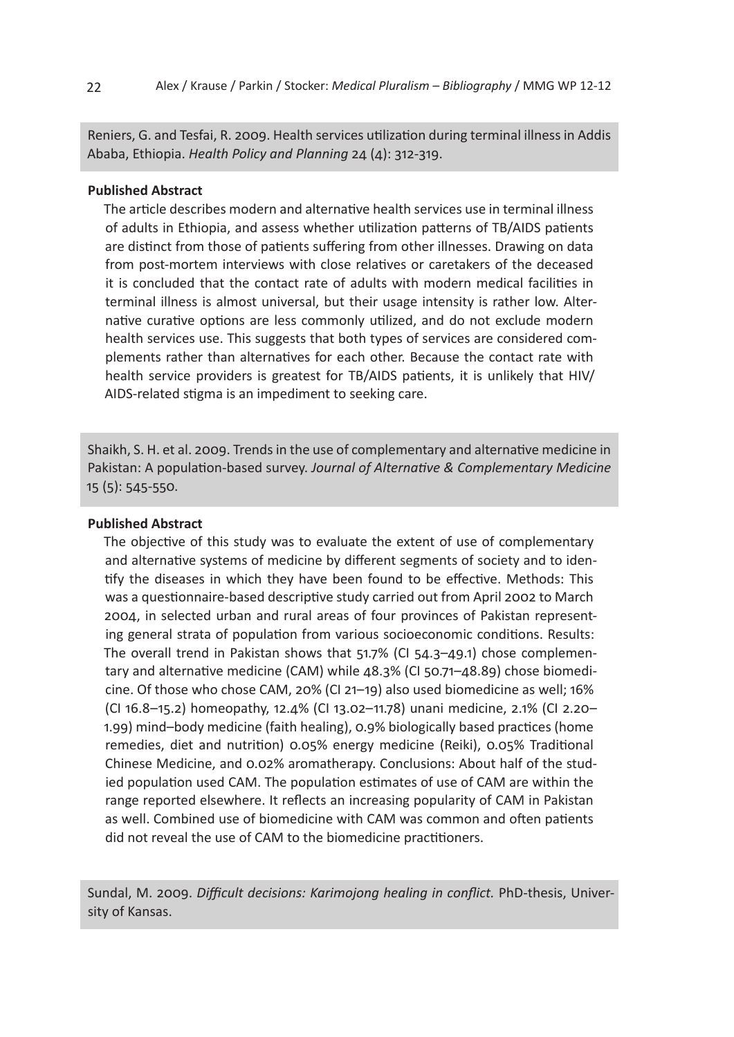Reniers, G. and Tesfai, R. 2009. Health services utilization during terminal illness in Addis Ababa, Ethiopia. *Health Policy and Planning* 24 (4): 312-319.

**Published Abstract**

The article describes modern and alternative health services use in terminal illness of adults in Ethiopia, and assess whether utilization patterns of TB/AIDS patients are distinct from those of patients suffering from other illnesses. Drawing on data from post-mortem interviews with close relatives or caretakers of the deceased it is concluded that the contact rate of adults with modern medical facilities in terminal illness is almost universal, but their usage intensity is rather low. Alternative curative options are less commonly utilized, and do not exclude modern health services use. This suggests that both types of services are considered complements rather than alternatives for each other. Because the contact rate with health service providers is greatest for TB/AIDS patients, it is unlikely that HIV/AIDS-related stigma is an impediment to seeking care.

Shaikh, S. H. et al. 2009. Trends in the use of complementary and alternative medicine in Pakistan: A population-based survey. *Journal of Alternative & Complementary Medicine* 15 (5): 545-550.

**Published Abstract**

The objective of this study was to evaluate the extent of use of complementary and alternative systems of medicine by different segments of society and to identify the diseases in which they have been found to be effective. Methods: This was a questionnaire-based descriptive study carried out from April 2002 to March 2004, in selected urban and rural areas of four provinces of Pakistan representing general strata of population from various socioeconomic conditions. Results: The overall trend in Pakistan shows that 51.7% (CI 54.3–49.1) chose complementary and alternative medicine (CAM) while 48.3% (CI 50.71–48.89) chose biomedicine. Of those who chose CAM, 20% (CI 21–19) also used biomedicine as well; 16% (CI 16.8–15.2) homeopathy, 12.4% (CI 13.02–11.78) unani medicine, 2.1% (CI 2.20–1.99) mind–body medicine (faith healing), 0.9% biologically based practices (home remedies, diet and nutrition) 0.05% energy medicine (Reiki), 0.05% Traditional Chinese Medicine, and 0.02% aromatherapy. Conclusions: About half of the studied population used CAM. The population estimates of use of CAM are within the range reported elsewhere. It reflects an increasing popularity of CAM in Pakistan as well. Combined use of biomedicine with CAM was common and often patients did not reveal the use of CAM to the biomedicine practitioners.

Sundal, M. 2009. *Difficult decisions: Karimojong healing in conflict.* PhD-thesis, University of Kansas.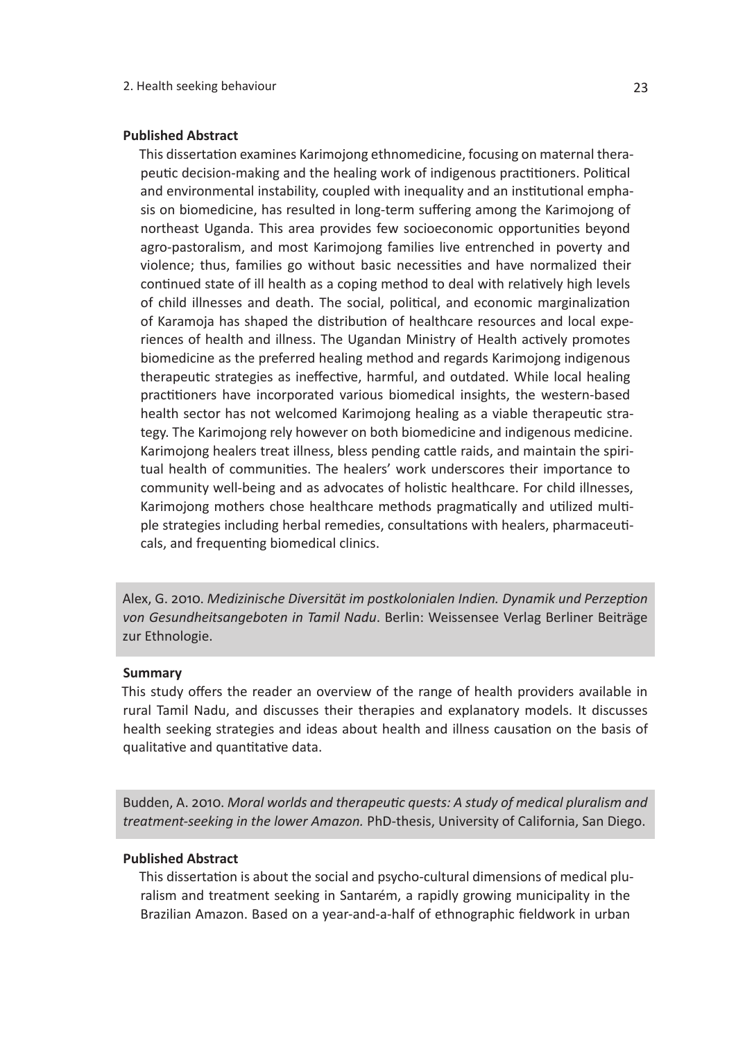#### Published Abstract

This dissertation examines Karimojong ethnomedicine, focusing on maternal therapeutic decision-making and the healing work of indigenous practitioners. Political and environmental instability, coupled with inequality and an institutional emphasis on biomedicine, has resulted in long-term suffering among the Karimojong of northeast Uganda. This area provides few socioeconomic opportunities beyond agro-pastoralism, and most Karimojong families live entrenched in poverty and violence; thus, families go without basic necessities and have normalized their continued state of ill health as a coping method to deal with relatively high levels of child illnesses and death. The social, political, and economic marginalization of Karamoja has shaped the distribution of healthcare resources and local experiences of health and illness. The Ugandan Ministry of Health actively promotes biomedicine as the preferred healing method and regards Karimojong indigenous therapeutic strategies as ineffective, harmful, and outdated. While local healing practitioners have incorporated various biomedical insights, the western-based health sector has not welcomed Karimojong healing as a viable therapeutic strategy. The Karimojong rely however on both biomedicine and indigenous medicine. Karimojong healers treat illness, bless pending cattle raids, and maintain the spiritual health of communities. The healers' work underscores their importance to community well-being and as advocates of holistic healthcare. For child illnesses, Karimojong mothers chose healthcare methods pragmatically and utilized multiple strategies including herbal remedies, consultations with healers, pharmaceuticals, and frequenting biomedical clinics.

Alex, G. 2010. *Medizinische Diversität im postkolonialen Indien. Dynamik und Perzeption von Gesundheitsangeboten in Tamil Nadu*. Berlin: Weissensee Verlag Berliner Beiträge zur Ethnologie.

#### Summary

This study offers the reader an overview of the range of health providers available in rural Tamil Nadu, and discusses their therapies and explanatory models. It discusses health seeking strategies and ideas about health and illness causation on the basis of qualitative and quantitative data.

Budden, A. 2010. *Moral worlds and therapeutic quests: A study of medical pluralism and treatment-seeking in the lower Amazon.* PhD-thesis, University of California, San Diego.

#### Published Abstract

This dissertation is about the social and psycho-cultural dimensions of medical pluralism and treatment seeking in Santarém, a rapidly growing municipality in the Brazilian Amazon. Based on a year-and-a-half of ethnographic fieldwork in urban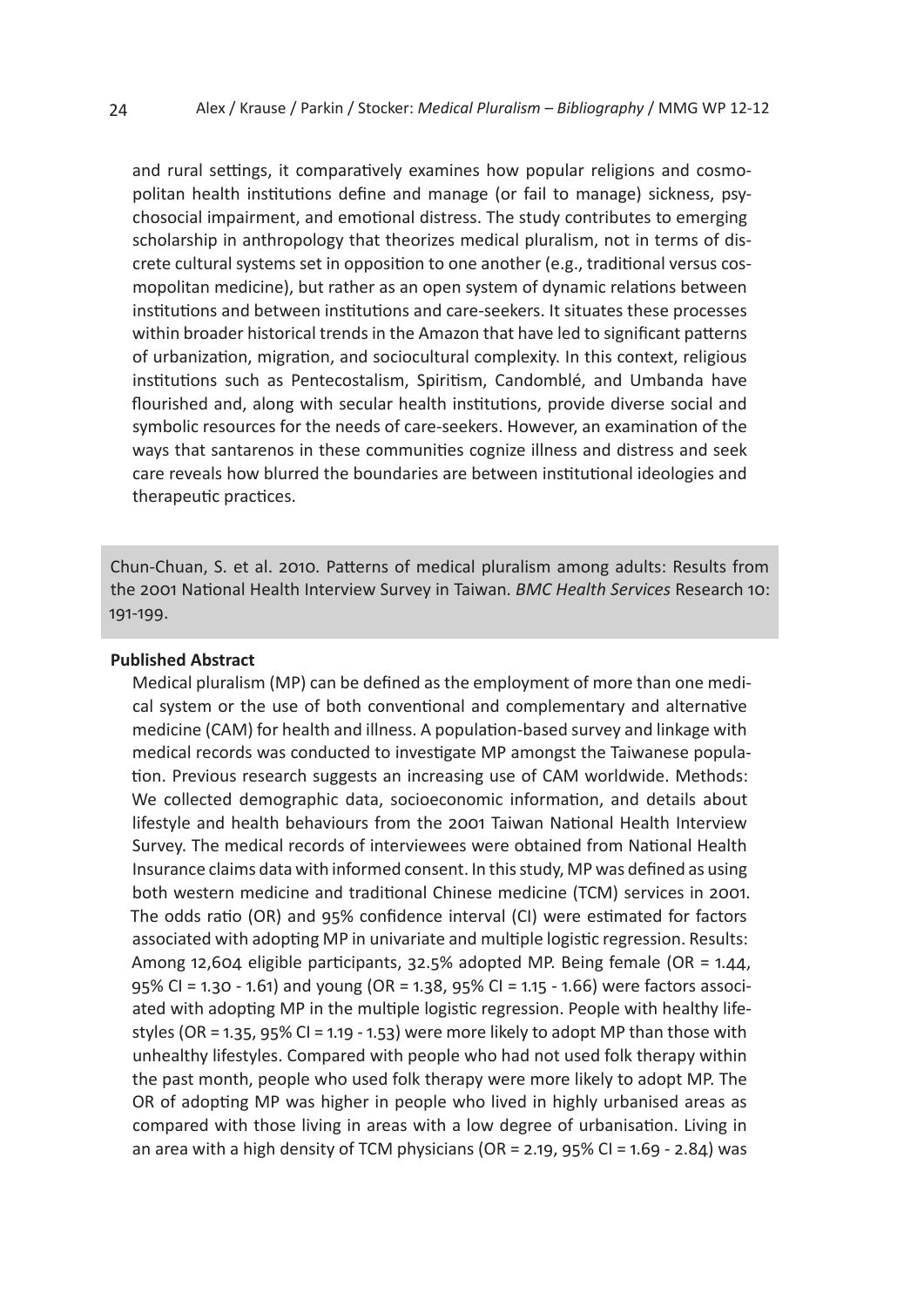and rural settings, it comparatively examines how popular religions and cosmopolitan health institutions define and manage (or fail to manage) sickness, psychosocial impairment, and emotional distress. The study contributes to emerging scholarship in anthropology that theorizes medical pluralism, not in terms of discrete cultural systems set in opposition to one another (e.g., traditional versus cosmopolitan medicine), but rather as an open system of dynamic relations between institutions and between institutions and care-seekers. It situates these processes within broader historical trends in the Amazon that have led to significant patterns of urbanization, migration, and sociocultural complexity. In this context, religious institutions such as Pentecostalism, Spiritism, Candomblé, and Umbanda have flourished and, along with secular health institutions, provide diverse social and symbolic resources for the needs of care-seekers. However, an examination of the ways that santarenos in these communities cognize illness and distress and seek care reveals how blurred the boundaries are between institutional ideologies and therapeutic practices.

Chun-Chuan, S. et al. 2010. Patterns of medical pluralism among adults: Results from the 2001 National Health Interview Survey in Taiwan. *BMC Health Services* Research 10: 191-199.

**Published Abstract**

Medical pluralism (MP) can be defined as the employment of more than one medical system or the use of both conventional and complementary and alternative medicine (CAM) for health and illness. A population-based survey and linkage with medical records was conducted to investigate MP amongst the Taiwanese population. Previous research suggests an increasing use of CAM worldwide. Methods: We collected demographic data, socioeconomic information, and details about lifestyle and health behaviours from the 2001 Taiwan National Health Interview Survey. The medical records of interviewees were obtained from National Health Insurance claims data with informed consent. In this study, MP was defined as using both western medicine and traditional Chinese medicine (TCM) services in 2001. The odds ratio (OR) and 95% confidence interval (CI) were estimated for factors associated with adopting MP in univariate and multiple logistic regression. Results: Among 12,604 eligible participants, 32.5% adopted MP. Being female (OR = 1.44, 95% CI = 1.30 - 1.61) and young (OR = 1.38, 95% CI = 1.15 - 1.66) were factors associated with adopting MP in the multiple logistic regression. People with healthy lifestyles (OR = 1.35, 95% CI = 1.19 - 1.53) were more likely to adopt MP than those with unhealthy lifestyles. Compared with people who had not used folk therapy within the past month, people who used folk therapy were more likely to adopt MP. The OR of adopting MP was higher in people who lived in highly urbanised areas as compared with those living in areas with a low degree of urbanisation. Living in an area with a high density of TCM physicians (OR = 2.19, 95% CI = 1.69 - 2.84) was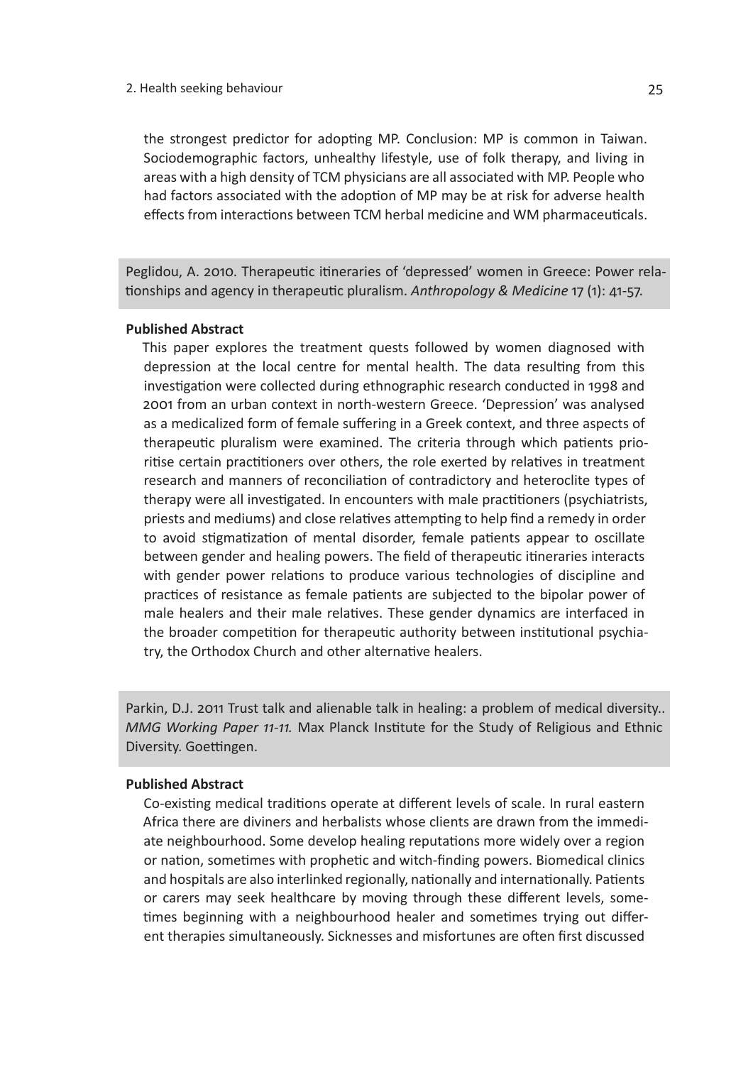the strongest predictor for adopting MP. Conclusion: MP is common in Taiwan. Sociodemographic factors, unhealthy lifestyle, use of folk therapy, and living in areas with a high density of TCM physicians are all associated with MP. People who had factors associated with the adoption of MP may be at risk for adverse health effects from interactions between TCM herbal medicine and WM pharmaceuticals.

Peglidou, A. 2010. Therapeutic itineraries of 'depressed' women in Greece: Power relationships and agency in therapeutic pluralism. *Anthropology & Medicine* 17 (1): 41-57.

**Published Abstract**

This paper explores the treatment quests followed by women diagnosed with depression at the local centre for mental health. The data resulting from this investigation were collected during ethnographic research conducted in 1998 and 2001 from an urban context in north-western Greece. 'Depression' was analysed as a medicalized form of female suffering in a Greek context, and three aspects of therapeutic pluralism were examined. The criteria through which patients prioritise certain practitioners over others, the role exerted by relatives in treatment research and manners of reconciliation of contradictory and heteroclite types of therapy were all investigated. In encounters with male practitioners (psychiatrists, priests and mediums) and close relatives attempting to help find a remedy in order to avoid stigmatization of mental disorder, female patients appear to oscillate between gender and healing powers. The field of therapeutic itineraries interacts with gender power relations to produce various technologies of discipline and practices of resistance as female patients are subjected to the bipolar power of male healers and their male relatives. These gender dynamics are interfaced in the broader competition for therapeutic authority between institutional psychiatry, the Orthodox Church and other alternative healers.

Parkin, D.J. 2011 Trust talk and alienable talk in healing: a problem of medical diversity.. *MMG Working Paper 11-11.* Max Planck Institute for the Study of Religious and Ethnic Diversity. Goettingen.

**Published Abstract**

Co-existing medical traditions operate at different levels of scale. In rural eastern Africa there are diviners and herbalists whose clients are drawn from the immediate neighbourhood. Some develop healing reputations more widely over a region or nation, sometimes with prophetic and witch-finding powers. Biomedical clinics and hospitals are also interlinked regionally, nationally and internationally. Patients or carers may seek healthcare by moving through these different levels, sometimes beginning with a neighbourhood healer and sometimes trying out different therapies simultaneously. Sicknesses and misfortunes are often first discussed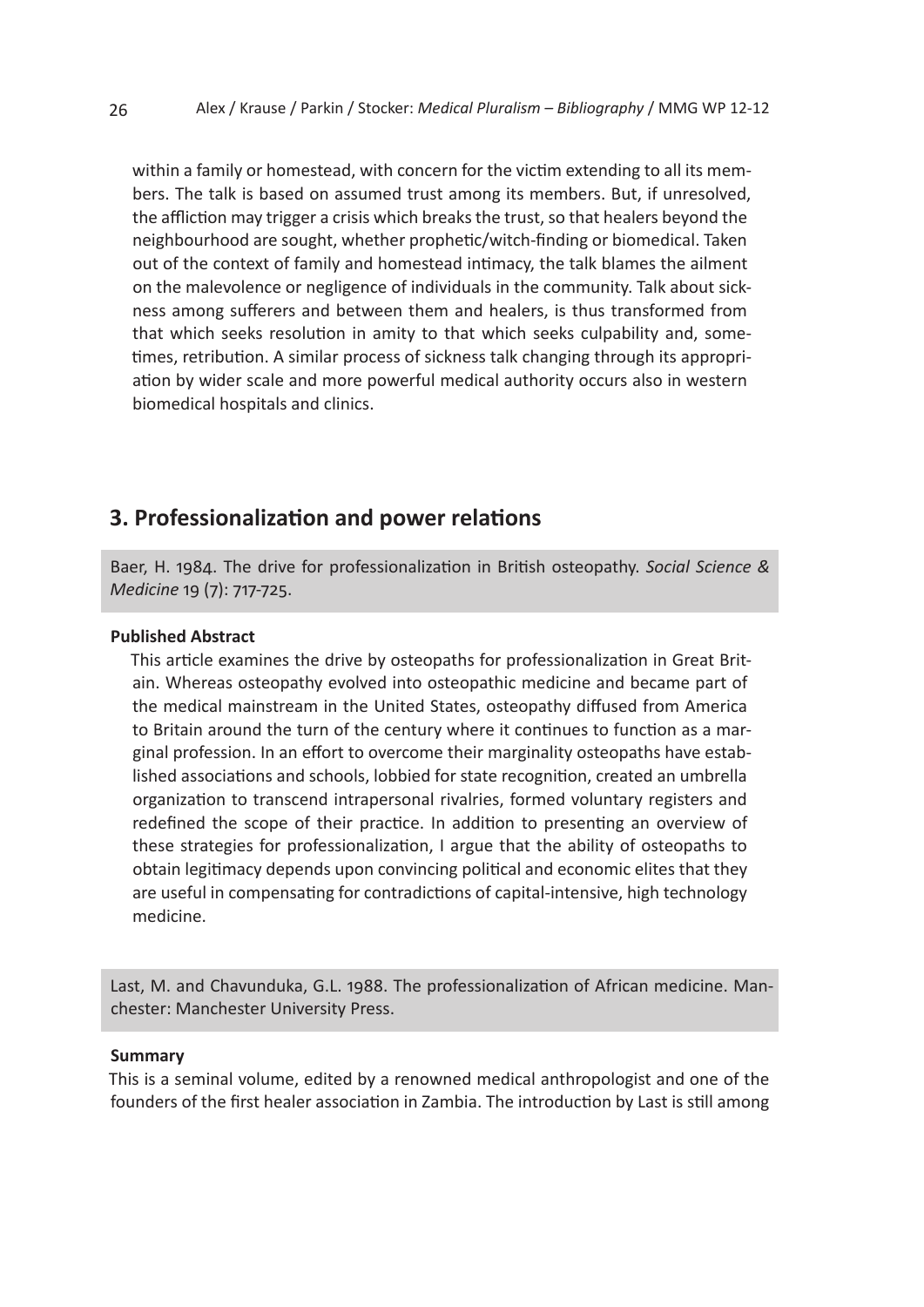within a family or homestead, with concern for the victim extending to all its members. The talk is based on assumed trust among its members. But, if unresolved, the affliction may trigger a crisis which breaks the trust, so that healers beyond the neighbourhood are sought, whether prophetic/witch-finding or biomedical. Taken out of the context of family and homestead intimacy, the talk blames the ailment on the malevolence or negligence of individuals in the community. Talk about sickness among sufferers and between them and healers, is thus transformed from that which seeks resolution in amity to that which seeks culpability and, sometimes, retribution. A similar process of sickness talk changing through its appropriation by wider scale and more powerful medical authority occurs also in western biomedical hospitals and clinics.

## 3. Professionalization and power relations

Baer, H. 1984. The drive for professionalization in British osteopathy. *Social Science & Medicine* 19 (7): 717-725.

**Published Abstract**

This article examines the drive by osteopaths for professionalization in Great Britain. Whereas osteopathy evolved into osteopathic medicine and became part of the medical mainstream in the United States, osteopathy diffused from America to Britain around the turn of the century where it continues to function as a marginal profession. In an effort to overcome their marginality osteopaths have established associations and schools, lobbied for state recognition, created an umbrella organization to transcend intrapersonal rivalries, formed voluntary registers and redefined the scope of their practice. In addition to presenting an overview of these strategies for professionalization, I argue that the ability of osteopaths to obtain legitimacy depends upon convincing political and economic elites that they are useful in compensating for contradictions of capital-intensive, high technology medicine.

Last, M. and Chavunduka, G.L. 1988. The professionalization of African medicine. Manchester: Manchester University Press.

**Summary**

This is a seminal volume, edited by a renowned medical anthropologist and one of the founders of the first healer association in Zambia. The introduction by Last is still among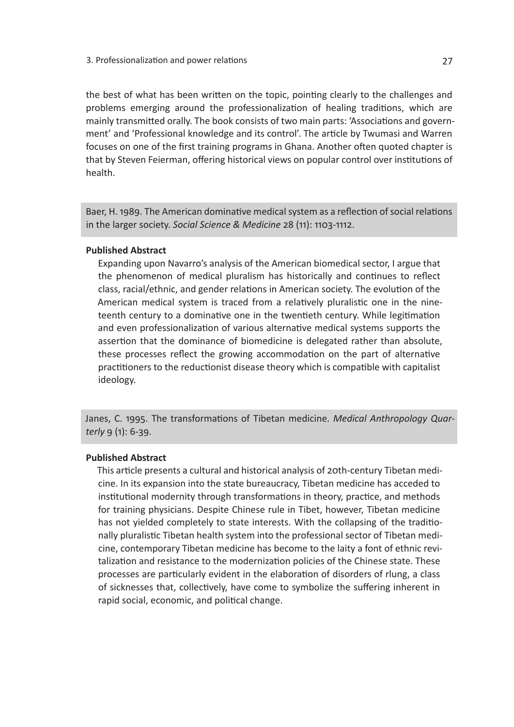the best of what has been written on the topic, pointing clearly to the challenges and problems emerging around the professionalization of healing traditions, which are mainly transmitted orally. The book consists of two main parts: 'Associations and government' and 'Professional knowledge and its control'. The article by Twumasi and Warren focuses on one of the first training programs in Ghana. Another often quoted chapter is that by Steven Feierman, offering historical views on popular control over institutions of health.

Baer, H. 1989. The American dominative medical system as a reflection of social relations in the larger society. *Social Science & Medicine* 28 (11): 1103-1112.

**Published Abstract**

Expanding upon Navarro's analysis of the American biomedical sector, I argue that the phenomenon of medical pluralism has historically and continues to reflect class, racial/ethnic, and gender relations in American society. The evolution of the American medical system is traced from a relatively pluralistic one in the nineteenth century to a dominative one in the twentieth century. While legitimation and even professionalization of various alternative medical systems supports the assertion that the dominance of biomedicine is delegated rather than absolute, these processes reflect the growing accommodation on the part of alternative practitioners to the reductionist disease theory which is compatible with capitalist ideology.

Janes, C. 1995. The transformations of Tibetan medicine. *Medical Anthropology Quarterly* 9 (1): 6-39.

**Published Abstract**

This article presents a cultural and historical analysis of 20th-century Tibetan medicine. In its expansion into the state bureaucracy, Tibetan medicine has acceded to institutional modernity through transformations in theory, practice, and methods for training physicians. Despite Chinese rule in Tibet, however, Tibetan medicine has not yielded completely to state interests. With the collapsing of the traditionally pluralistic Tibetan health system into the professional sector of Tibetan medicine, contemporary Tibetan medicine has become to the laity a font of ethnic revitalization and resistance to the modernization policies of the Chinese state. These processes are particularly evident in the elaboration of disorders of rlung, a class of sicknesses that, collectively, have come to symbolize the suffering inherent in rapid social, economic, and political change.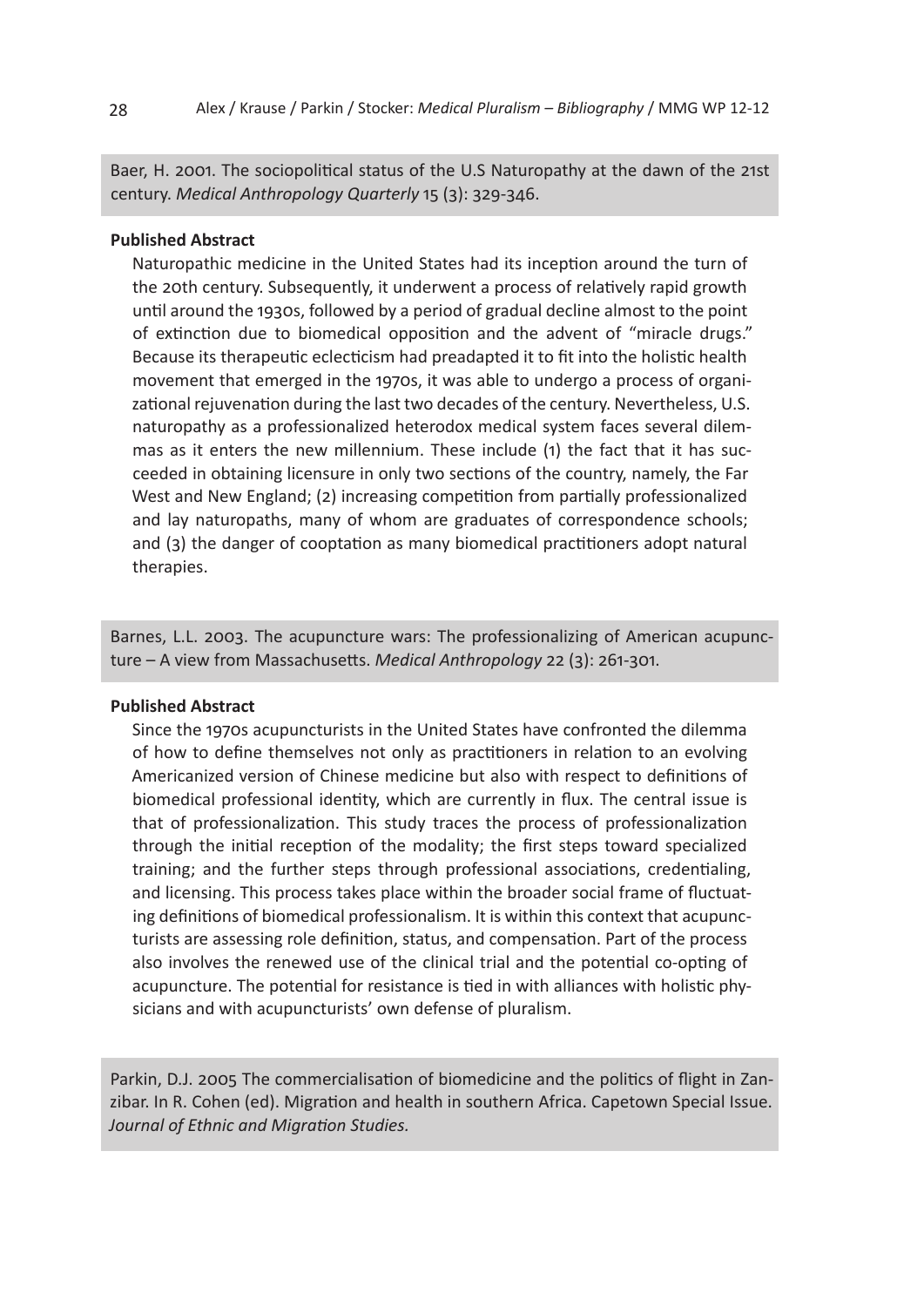Baer, H. 2001. The sociopolitical status of the U.S Naturopathy at the dawn of the 21st century. *Medical Anthropology Quarterly* 15 (3): 329-346.

**Published Abstract**

Naturopathic medicine in the United States had its inception around the turn of the 20th century. Subsequently, it underwent a process of relatively rapid growth until around the 1930s, followed by a period of gradual decline almost to the point of extinction due to biomedical opposition and the advent of "miracle drugs." Because its therapeutic eclecticism had preadapted it to fit into the holistic health movement that emerged in the 1970s, it was able to undergo a process of organizational rejuvenation during the last two decades of the century. Nevertheless, U.S. naturopathy as a professionalized heterodox medical system faces several dilemmas as it enters the new millennium. These include (1) the fact that it has succeeded in obtaining licensure in only two sections of the country, namely, the Far West and New England; (2) increasing competition from partially professionalized and lay naturopaths, many of whom are graduates of correspondence schools; and (3) the danger of cooptation as many biomedical practitioners adopt natural therapies.

Barnes, L.L. 2003. The acupuncture wars: The professionalizing of American acupuncture – A view from Massachusetts. *Medical Anthropology* 22 (3): 261-301.

**Published Abstract**

Since the 1970s acupuncturists in the United States have confronted the dilemma of how to define themselves not only as practitioners in relation to an evolving Americanized version of Chinese medicine but also with respect to definitions of biomedical professional identity, which are currently in flux. The central issue is that of professionalization. This study traces the process of professionalization through the initial reception of the modality; the first steps toward specialized training; and the further steps through professional associations, credentialing, and licensing. This process takes place within the broader social frame of fluctuating definitions of biomedical professionalism. It is within this context that acupuncturists are assessing role definition, status, and compensation. Part of the process also involves the renewed use of the clinical trial and the potential co-opting of acupuncture. The potential for resistance is tied in with alliances with holistic physicians and with acupuncturists' own defense of pluralism.

Parkin, D.J. 2005 The commercialisation of biomedicine and the politics of flight in Zanzibar. In R. Cohen (ed). Migration and health in southern Africa. Capetown Special Issue. *Journal of Ethnic and Migration Studies.*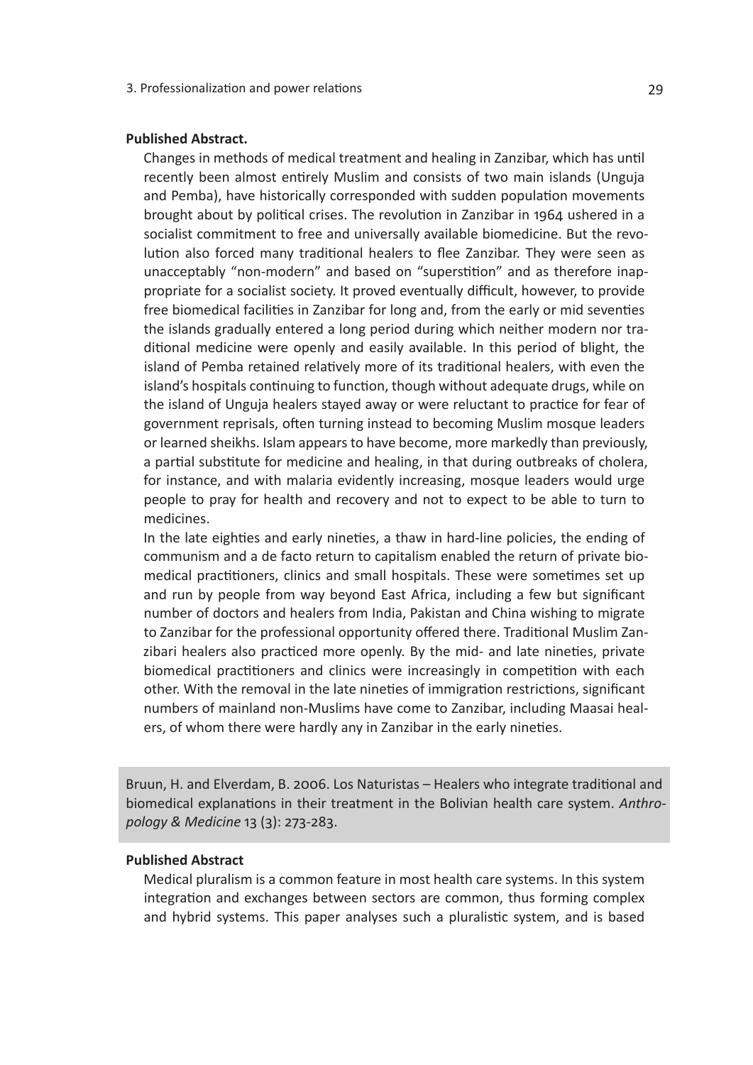**Published Abstract.**

Changes in methods of medical treatment and healing in Zanzibar, which has until recently been almost entirely Muslim and consists of two main islands (Unguja and Pemba), have historically corresponded with sudden population movements brought about by political crises. The revolution in Zanzibar in 1964 ushered in a socialist commitment to free and universally available biomedicine. But the revolution also forced many traditional healers to flee Zanzibar. They were seen as unacceptably "non-modern" and based on "superstition" and as therefore inappropriate for a socialist society. It proved eventually difficult, however, to provide free biomedical facilities in Zanzibar for long and, from the early or mid seventies the islands gradually entered a long period during which neither modern nor traditional medicine were openly and easily available. In this period of blight, the island of Pemba retained relatively more of its traditional healers, with even the island's hospitals continuing to function, though without adequate drugs, while on the island of Unguja healers stayed away or were reluctant to practice for fear of government reprisals, often turning instead to becoming Muslim mosque leaders or learned sheikhs. Islam appears to have become, more markedly than previously, a partial substitute for medicine and healing, in that during outbreaks of cholera, for instance, and with malaria evidently increasing, mosque leaders would urge people to pray for health and recovery and not to expect to be able to turn to medicines.

In the late eighties and early nineties, a thaw in hard-line policies, the ending of communism and a de facto return to capitalism enabled the return of private biomedical practitioners, clinics and small hospitals. These were sometimes set up and run by people from way beyond East Africa, including a few but significant number of doctors and healers from India, Pakistan and China wishing to migrate to Zanzibar for the professional opportunity offered there. Traditional Muslim Zanzibari healers also practiced more openly. By the mid- and late nineties, private biomedical practitioners and clinics were increasingly in competition with each other. With the removal in the late nineties of immigration restrictions, significant numbers of mainland non-Muslims have come to Zanzibar, including Maasai healers, of whom there were hardly any in Zanzibar in the early nineties.

Bruun, H. and Elverdam, B. 2006. Los Naturistas – Healers who integrate traditional and biomedical explanations in their treatment in the Bolivian health care system. *Anthropology & Medicine* 13 (3): 273-283.

**Published Abstract**

Medical pluralism is a common feature in most health care systems. In this system integration and exchanges between sectors are common, thus forming complex and hybrid systems. This paper analyses such a pluralistic system, and is based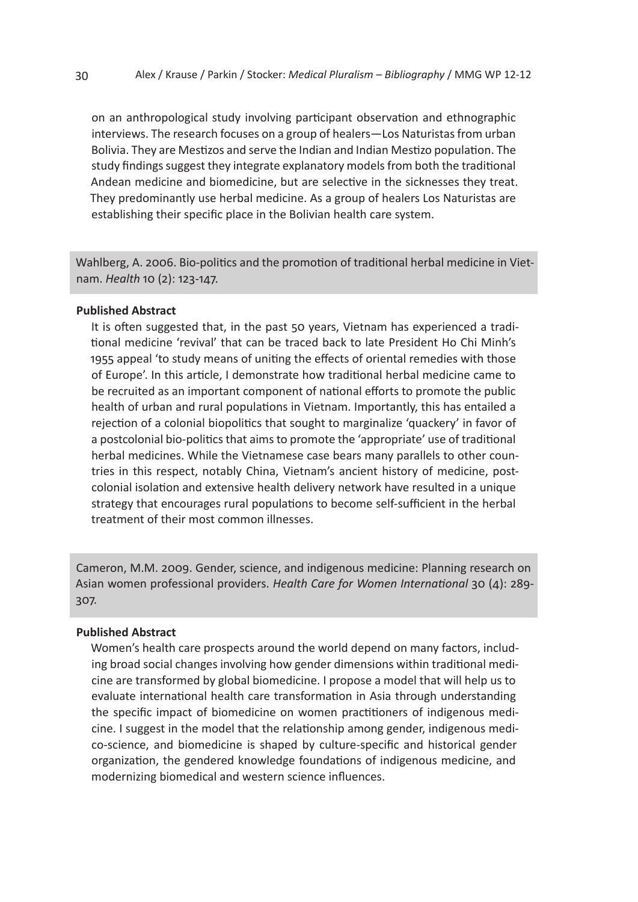on an anthropological study involving participant observation and ethnographic interviews. The research focuses on a group of healers—Los Naturistas from urban Bolivia. They are Mestizos and serve the Indian and Indian Mestizo population. The study findings suggest they integrate explanatory models from both the traditional Andean medicine and biomedicine, but are selective in the sicknesses they treat. They predominantly use herbal medicine. As a group of healers Los Naturistas are establishing their specific place in the Bolivian health care system.

Wahlberg, A. 2006. Bio-politics and the promotion of traditional herbal medicine in Vietnam. *Health* 10 (2): 123-147.

**Published Abstract**

It is often suggested that, in the past 50 years, Vietnam has experienced a traditional medicine 'revival' that can be traced back to late President Ho Chi Minh's 1955 appeal 'to study means of uniting the effects of oriental remedies with those of Europe'. In this article, I demonstrate how traditional herbal medicine came to be recruited as an important component of national efforts to promote the public health of urban and rural populations in Vietnam. Importantly, this has entailed a rejection of a colonial biopolitics that sought to marginalize 'quackery' in favor of a postcolonial bio-politics that aims to promote the 'appropriate' use of traditional herbal medicines. While the Vietnamese case bears many parallels to other countries in this respect, notably China, Vietnam's ancient history of medicine, postcolonial isolation and extensive health delivery network have resulted in a unique strategy that encourages rural populations to become self-sufficient in the herbal treatment of their most common illnesses.

Cameron, M.M. 2009. Gender, science, and indigenous medicine: Planning research on Asian women professional providers. *Health Care for Women International* 30 (4): 289-307.

**Published Abstract**

Women's health care prospects around the world depend on many factors, including broad social changes involving how gender dimensions within traditional medicine are transformed by global biomedicine. I propose a model that will help us to evaluate international health care transformation in Asia through understanding the specific impact of biomedicine on women practitioners of indigenous medicine. I suggest in the model that the relationship among gender, indigenous medico-science, and biomedicine is shaped by culture-specific and historical gender organization, the gendered knowledge foundations of indigenous medicine, and modernizing biomedical and western science influences.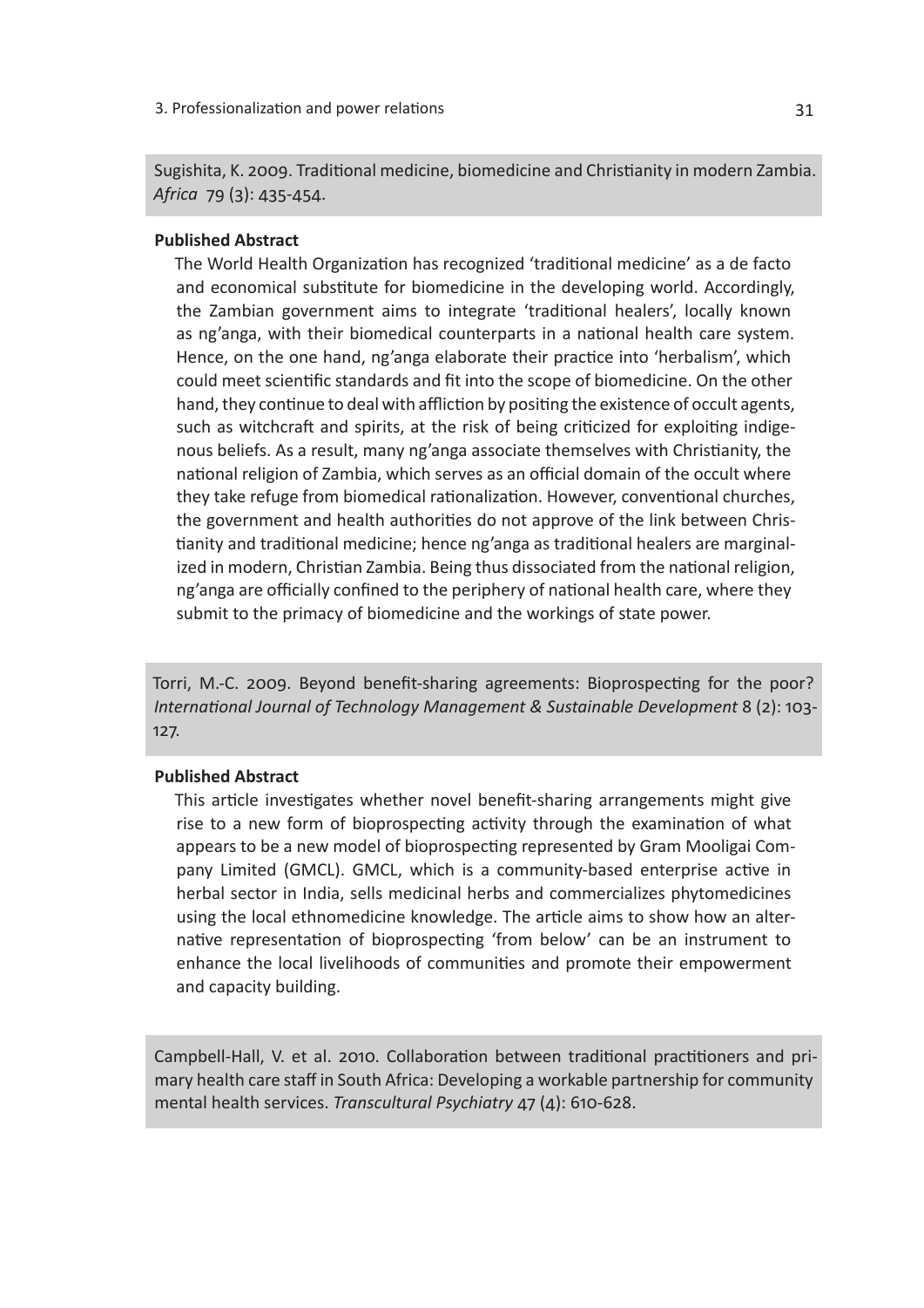Sugishita, K. 2009. Traditional medicine, biomedicine and Christianity in modern Zambia. *Africa* 79 (3): 435-454.

**Published Abstract**

The World Health Organization has recognized 'traditional medicine' as a de facto and economical substitute for biomedicine in the developing world. Accordingly, the Zambian government aims to integrate 'traditional healers', locally known as ng'anga, with their biomedical counterparts in a national health care system. Hence, on the one hand, ng'anga elaborate their practice into 'herbalism', which could meet scientific standards and fit into the scope of biomedicine. On the other hand, they continue to deal with affliction by positing the existence of occult agents, such as witchcraft and spirits, at the risk of being criticized for exploiting indigenous beliefs. As a result, many ng'anga associate themselves with Christianity, the national religion of Zambia, which serves as an official domain of the occult where they take refuge from biomedical rationalization. However, conventional churches, the government and health authorities do not approve of the link between Christianity and traditional medicine; hence ng'anga as traditional healers are marginalized in modern, Christian Zambia. Being thus dissociated from the national religion, ng'anga are officially confined to the periphery of national health care, where they submit to the primacy of biomedicine and the workings of state power.

Torri, M.-C. 2009. Beyond benefit-sharing agreements: Bioprospecting for the poor? *International Journal of Technology Management & Sustainable Development* 8 (2): 103-127.

**Published Abstract**

This article investigates whether novel benefit-sharing arrangements might give rise to a new form of bioprospecting activity through the examination of what appears to be a new model of bioprospecting represented by Gram Mooligai Company Limited (GMCL). GMCL, which is a community-based enterprise active in herbal sector in India, sells medicinal herbs and commercializes phytomedicines using the local ethnomedicine knowledge. The article aims to show how an alternative representation of bioprospecting 'from below' can be an instrument to enhance the local livelihoods of communities and promote their empowerment and capacity building.

Campbell-Hall, V. et al. 2010. Collaboration between traditional practitioners and primary health care staff in South Africa: Developing a workable partnership for community mental health services. *Transcultural Psychiatry* 47 (4): 610-628.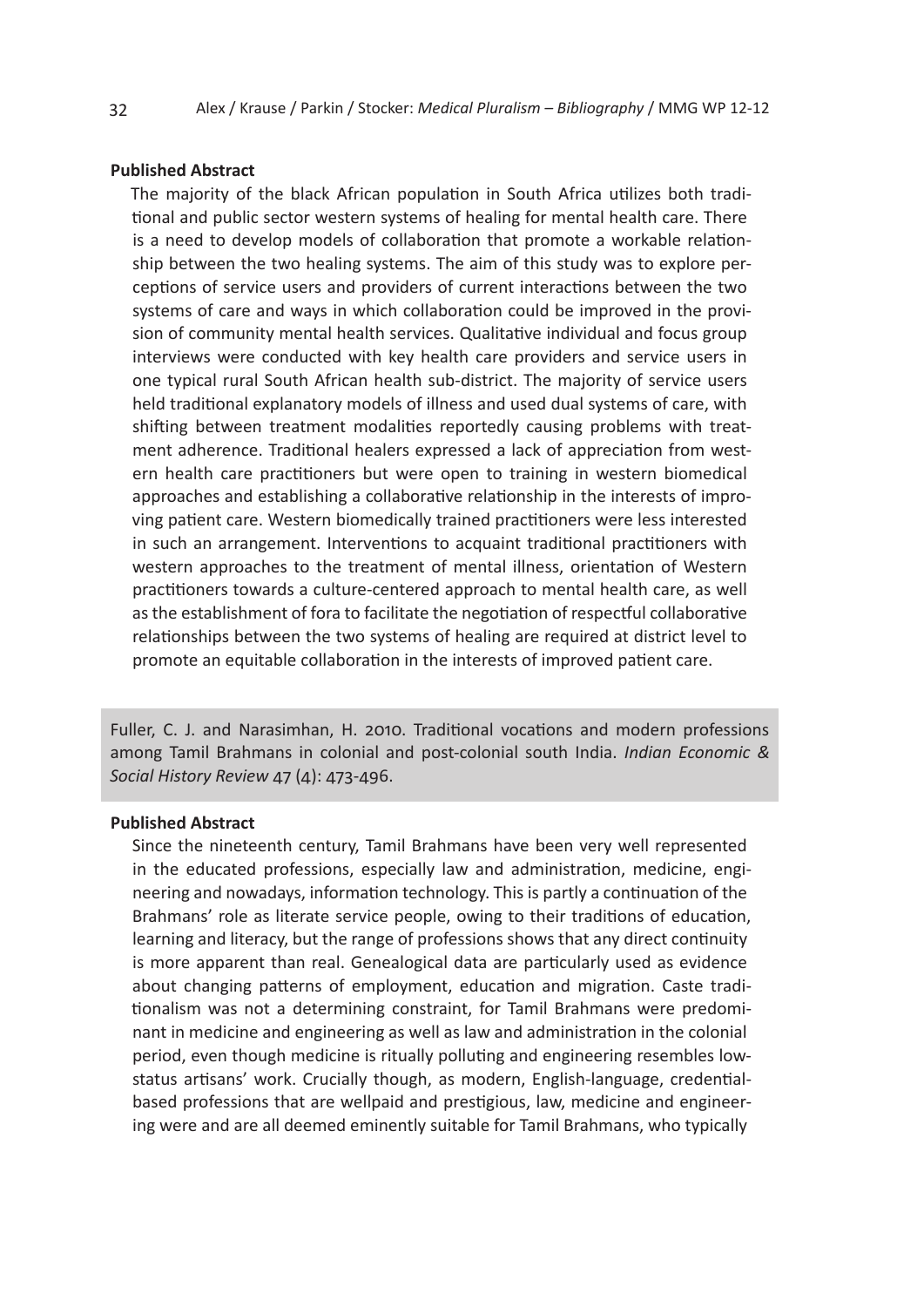**Published Abstract**

The majority of the black African population in South Africa utilizes both traditional and public sector western systems of healing for mental health care. There is a need to develop models of collaboration that promote a workable relationship between the two healing systems. The aim of this study was to explore perceptions of service users and providers of current interactions between the two systems of care and ways in which collaboration could be improved in the provision of community mental health services. Qualitative individual and focus group interviews were conducted with key health care providers and service users in one typical rural South African health sub-district. The majority of service users held traditional explanatory models of illness and used dual systems of care, with shifting between treatment modalities reportedly causing problems with treatment adherence. Traditional healers expressed a lack of appreciation from western health care practitioners but were open to training in western biomedical approaches and establishing a collaborative relationship in the interests of improving patient care. Western biomedically trained practitioners were less interested in such an arrangement. Interventions to acquaint traditional practitioners with western approaches to the treatment of mental illness, orientation of Western practitioners towards a culture-centered approach to mental health care, as well as the establishment of fora to facilitate the negotiation of respectful collaborative relationships between the two systems of healing are required at district level to promote an equitable collaboration in the interests of improved patient care.

Fuller, C. J. and Narasimhan, H. 2010. Traditional vocations and modern professions among Tamil Brahmans in colonial and post-colonial south India. *Indian Economic & Social History Review* 47 (4): 473-496.

**Published Abstract**

Since the nineteenth century, Tamil Brahmans have been very well represented in the educated professions, especially law and administration, medicine, engineering and nowadays, information technology. This is partly a continuation of the Brahmans' role as literate service people, owing to their traditions of education, learning and literacy, but the range of professions shows that any direct continuity is more apparent than real. Genealogical data are particularly used as evidence about changing patterns of employment, education and migration. Caste traditionalism was not a determining constraint, for Tamil Brahmans were predominant in medicine and engineering as well as law and administration in the colonial period, even though medicine is ritually polluting and engineering resembles low-status artisans' work. Crucially though, as modern, English-language, credential-based professions that are wellpaid and prestigious, law, medicine and engineering were and are all deemed eminently suitable for Tamil Brahmans, who typically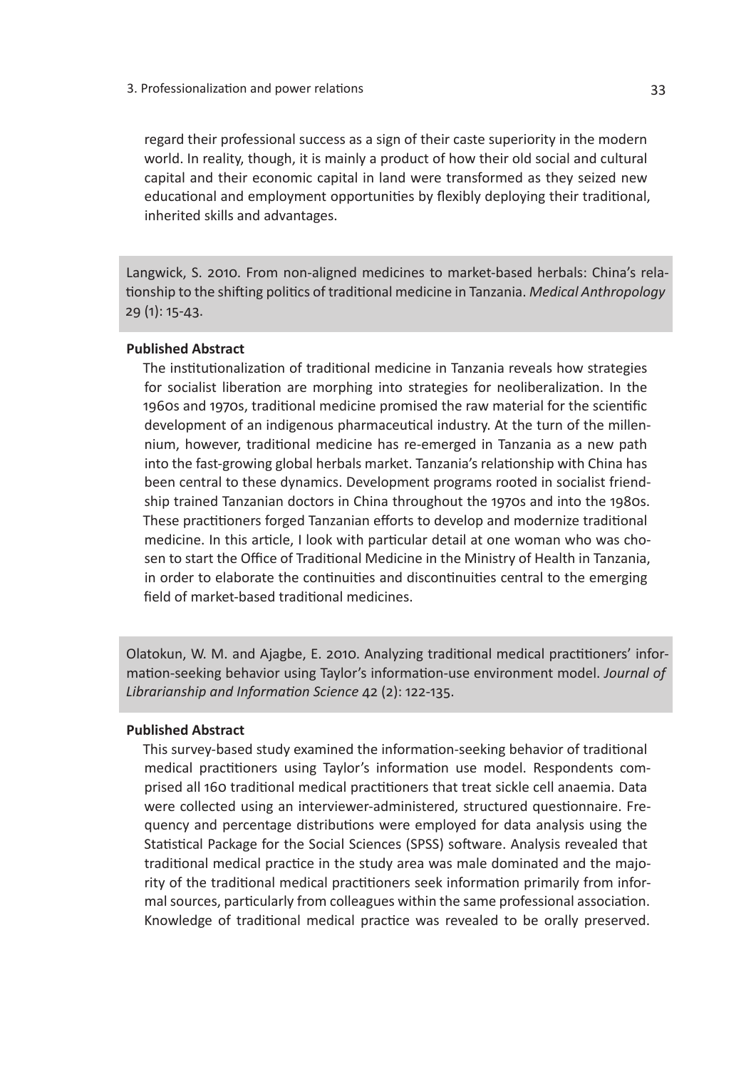regard their professional success as a sign of their caste superiority in the modern world. In reality, though, it is mainly a product of how their old social and cultural capital and their economic capital in land were transformed as they seized new educational and employment opportunities by flexibly deploying their traditional, inherited skills and advantages.

Langwick, S. 2010. From non-aligned medicines to market-based herbals: China's relationship to the shifting politics of traditional medicine in Tanzania. *Medical Anthropology* 29 (1): 15-43.

**Published Abstract**

The institutionalization of traditional medicine in Tanzania reveals how strategies for socialist liberation are morphing into strategies for neoliberalization. In the 1960s and 1970s, traditional medicine promised the raw material for the scientific development of an indigenous pharmaceutical industry. At the turn of the millennium, however, traditional medicine has re-emerged in Tanzania as a new path into the fast-growing global herbals market. Tanzania's relationship with China has been central to these dynamics. Development programs rooted in socialist friendship trained Tanzanian doctors in China throughout the 1970s and into the 1980s. These practitioners forged Tanzanian efforts to develop and modernize traditional medicine. In this article, I look with particular detail at one woman who was chosen to start the Office of Traditional Medicine in the Ministry of Health in Tanzania, in order to elaborate the continuities and discontinuities central to the emerging field of market-based traditional medicines.

Olatokun, W. M. and Ajagbe, E. 2010. Analyzing traditional medical practitioners' information-seeking behavior using Taylor's information-use environment model. *Journal of Librarianship and Information Science* 42 (2): 122-135.

**Published Abstract**

This survey-based study examined the information-seeking behavior of traditional medical practitioners using Taylor's information use model. Respondents comprised all 160 traditional medical practitioners that treat sickle cell anaemia. Data were collected using an interviewer-administered, structured questionnaire. Frequency and percentage distributions were employed for data analysis using the Statistical Package for the Social Sciences (SPSS) software. Analysis revealed that traditional medical practice in the study area was male dominated and the majority of the traditional medical practitioners seek information primarily from informal sources, particularly from colleagues within the same professional association. Knowledge of traditional medical practice was revealed to be orally preserved.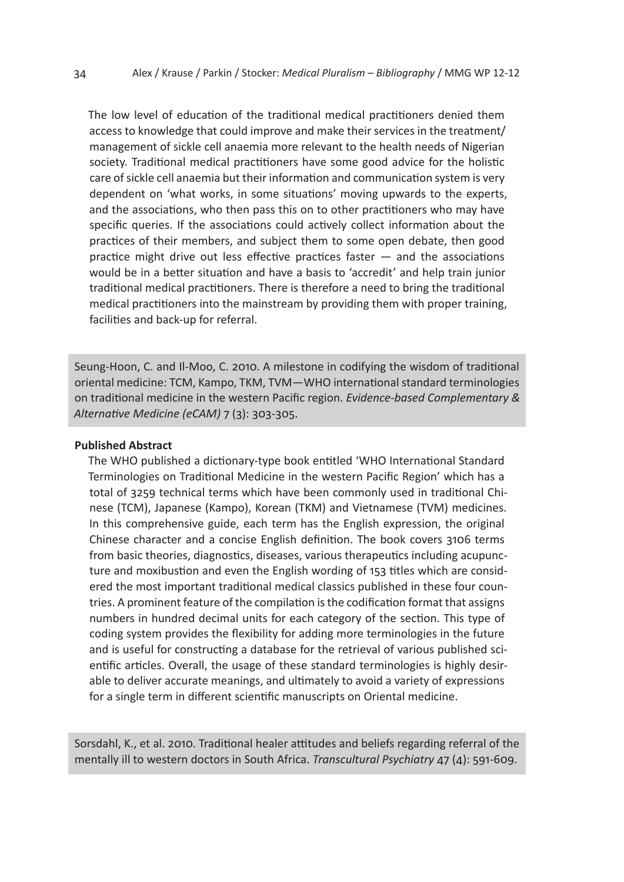The low level of education of the traditional medical practitioners denied them access to knowledge that could improve and make their services in the treatment/ management of sickle cell anaemia more relevant to the health needs of Nigerian society. Traditional medical practitioners have some good advice for the holistic care of sickle cell anaemia but their information and communication system is very dependent on 'what works, in some situations' moving upwards to the experts, and the associations, who then pass this on to other practitioners who may have specific queries. If the associations could actively collect information about the practices of their members, and subject them to some open debate, then good practice might drive out less effective practices faster — and the associations would be in a better situation and have a basis to 'accredit' and help train junior traditional medical practitioners. There is therefore a need to bring the traditional medical practitioners into the mainstream by providing them with proper training, facilities and back-up for referral.

Seung-Hoon, C. and Il-Moo, C. 2010. A milestone in codifying the wisdom of traditional oriental medicine: TCM, Kampo, TKM, TVM—WHO international standard terminologies on traditional medicine in the western Pacific region. *Evidence-based Complementary & Alternative Medicine (eCAM)* 7 (3): 303-305.

**Published Abstract**

The WHO published a dictionary-type book entitled 'WHO International Standard Terminologies on Traditional Medicine in the western Pacific Region' which has a total of 3259 technical terms which have been commonly used in traditional Chinese (TCM), Japanese (Kampo), Korean (TKM) and Vietnamese (TVM) medicines. In this comprehensive guide, each term has the English expression, the original Chinese character and a concise English definition. The book covers 3106 terms from basic theories, diagnostics, diseases, various therapeutics including acupuncture and moxibustion and even the English wording of 153 titles which are considered the most important traditional medical classics published in these four countries. A prominent feature of the compilation is the codification format that assigns numbers in hundred decimal units for each category of the section. This type of coding system provides the flexibility for adding more terminologies in the future and is useful for constructing a database for the retrieval of various published scientific articles. Overall, the usage of these standard terminologies is highly desirable to deliver accurate meanings, and ultimately to avoid a variety of expressions for a single term in different scientific manuscripts on Oriental medicine.

Sorsdahl, K., et al. 2010. Traditional healer attitudes and beliefs regarding referral of the mentally ill to western doctors in South Africa. *Transcultural Psychiatry* 47 (4): 591-609.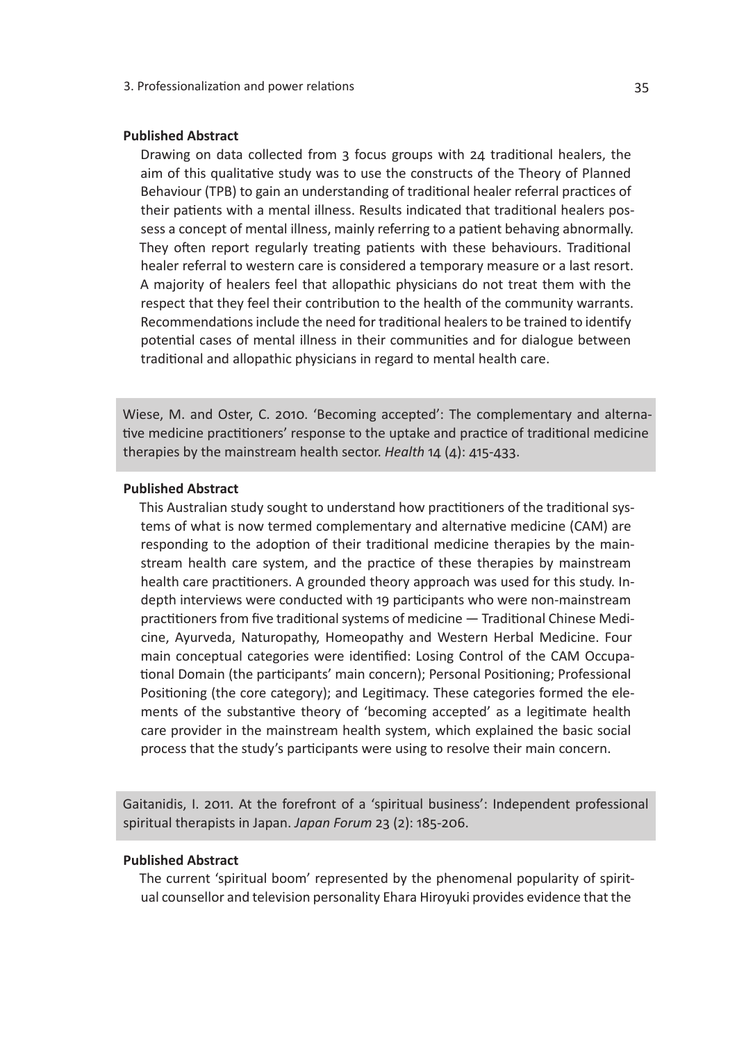**Published Abstract**

Drawing on data collected from 3 focus groups with 24 traditional healers, the aim of this qualitative study was to use the constructs of the Theory of Planned Behaviour (TPB) to gain an understanding of traditional healer referral practices of their patients with a mental illness. Results indicated that traditional healers possess a concept of mental illness, mainly referring to a patient behaving abnormally. They often report regularly treating patients with these behaviours. Traditional healer referral to western care is considered a temporary measure or a last resort. A majority of healers feel that allopathic physicians do not treat them with the respect that they feel their contribution to the health of the community warrants. Recommendations include the need for traditional healers to be trained to identify potential cases of mental illness in their communities and for dialogue between traditional and allopathic physicians in regard to mental health care.

Wiese, M. and Oster, C. 2010. 'Becoming accepted': The complementary and alternative medicine practitioners' response to the uptake and practice of traditional medicine therapies by the mainstream health sector. *Health* 14 (4): 415-433.

**Published Abstract**

This Australian study sought to understand how practitioners of the traditional systems of what is now termed complementary and alternative medicine (CAM) are responding to the adoption of their traditional medicine therapies by the mainstream health care system, and the practice of these therapies by mainstream health care practitioners. A grounded theory approach was used for this study. In-depth interviews were conducted with 19 participants who were non-mainstream practitioners from five traditional systems of medicine — Traditional Chinese Medicine, Ayurveda, Naturopathy, Homeopathy and Western Herbal Medicine. Four main conceptual categories were identified: Losing Control of the CAM Occupational Domain (the participants' main concern); Personal Positioning; Professional Positioning (the core category); and Legitimacy. These categories formed the elements of the substantive theory of 'becoming accepted' as a legitimate health care provider in the mainstream health system, which explained the basic social process that the study's participants were using to resolve their main concern.

Gaitanidis, I. 2011. At the forefront of a 'spiritual business': Independent professional spiritual therapists in Japan. *Japan Forum* 23 (2): 185-206.

**Published Abstract**

The current 'spiritual boom' represented by the phenomenal popularity of spiritual counsellor and television personality Ehara Hiroyuki provides evidence that the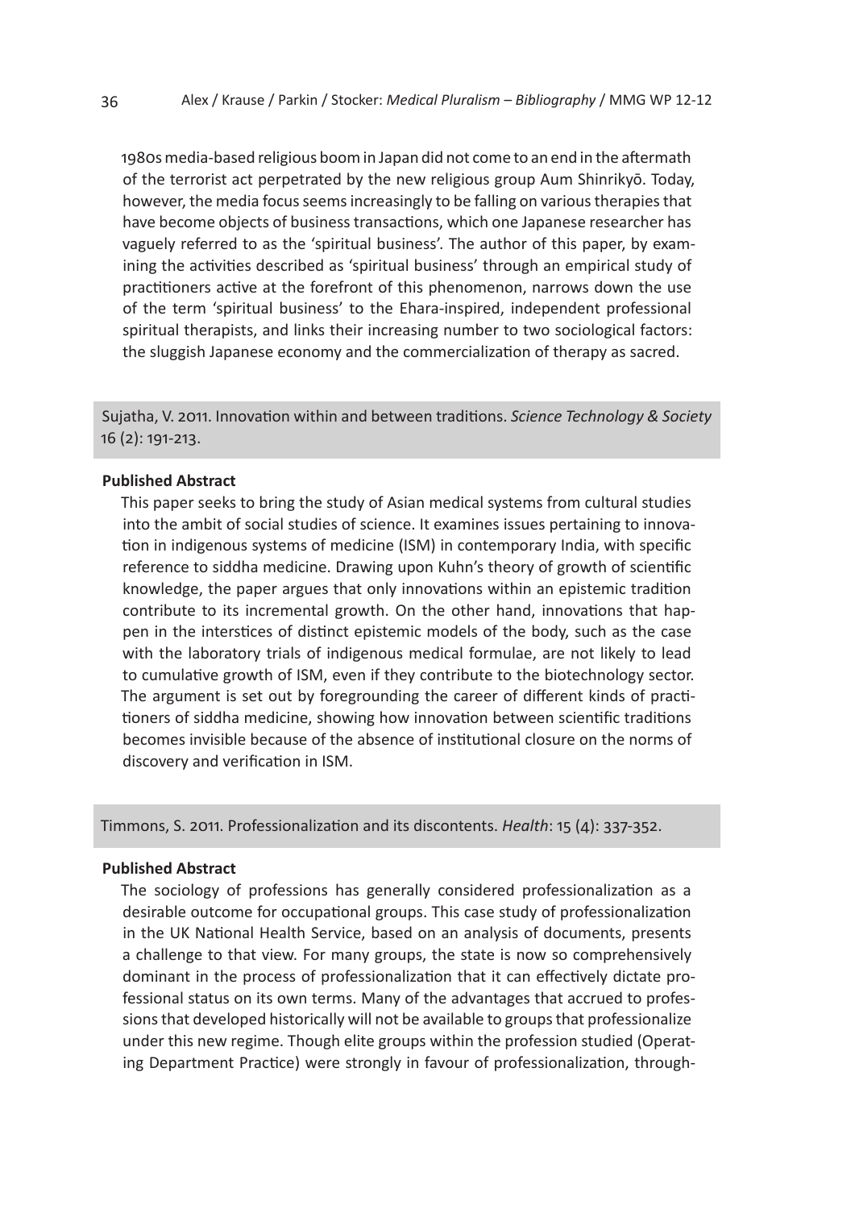1980s media-based religious boom in Japan did not come to an end in the aftermath of the terrorist act perpetrated by the new religious group Aum Shinrikyō. Today, however, the media focus seems increasingly to be falling on various therapies that have become objects of business transactions, which one Japanese researcher has vaguely referred to as the 'spiritual business'. The author of this paper, by examining the activities described as 'spiritual business' through an empirical study of practitioners active at the forefront of this phenomenon, narrows down the use of the term 'spiritual business' to the Ehara-inspired, independent professional spiritual therapists, and links their increasing number to two sociological factors: the sluggish Japanese economy and the commercialization of therapy as sacred.

Sujatha, V. 2011. Innovation within and between traditions. *Science Technology & Society* 16 (2): 191-213.

**Published Abstract**

This paper seeks to bring the study of Asian medical systems from cultural studies into the ambit of social studies of science. It examines issues pertaining to innovation in indigenous systems of medicine (ISM) in contemporary India, with specific reference to siddha medicine. Drawing upon Kuhn's theory of growth of scientific knowledge, the paper argues that only innovations within an epistemic tradition contribute to its incremental growth. On the other hand, innovations that happen in the interstices of distinct epistemic models of the body, such as the case with the laboratory trials of indigenous medical formulae, are not likely to lead to cumulative growth of ISM, even if they contribute to the biotechnology sector. The argument is set out by foregrounding the career of different kinds of practitioners of siddha medicine, showing how innovation between scientific traditions becomes invisible because of the absence of institutional closure on the norms of discovery and verification in ISM.

Timmons, S. 2011. Professionalization and its discontents. *Health*: 15 (4): 337-352.

**Published Abstract**

The sociology of professions has generally considered professionalization as a desirable outcome for occupational groups. This case study of professionalization in the UK National Health Service, based on an analysis of documents, presents a challenge to that view. For many groups, the state is now so comprehensively dominant in the process of professionalization that it can effectively dictate professional status on its own terms. Many of the advantages that accrued to professions that developed historically will not be available to groups that professionalize under this new regime. Though elite groups within the profession studied (Operating Department Practice) were strongly in favour of professionalization, through-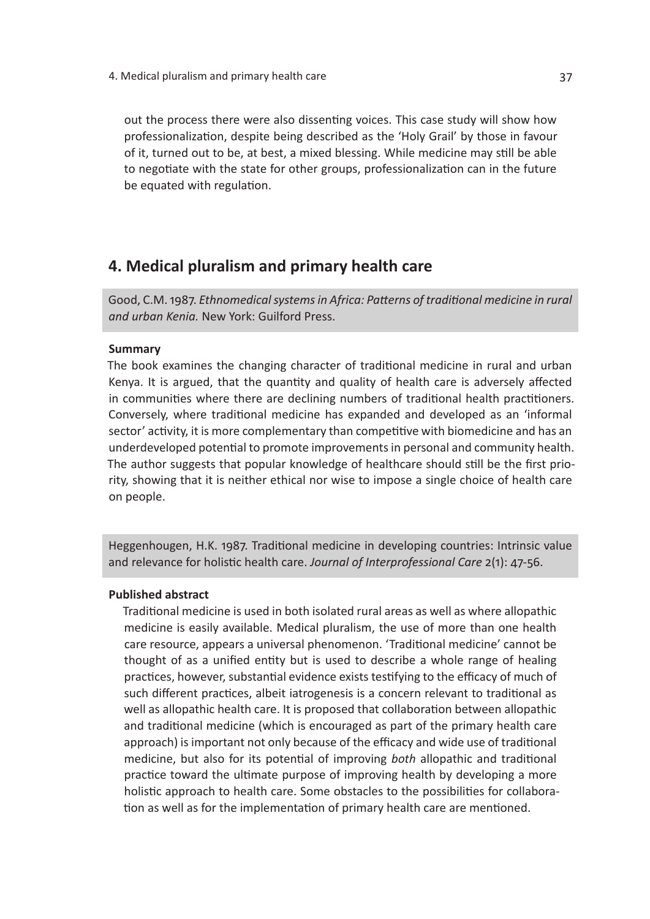out the process there were also dissenting voices. This case study will show how professionalization, despite being described as the 'Holy Grail' by those in favour of it, turned out to be, at best, a mixed blessing. While medicine may still be able to negotiate with the state for other groups, professionalization can in the future be equated with regulation.

## 4. Medical pluralism and primary health care

Good, C.M. 1987. *Ethnomedical systems in Africa: Patterns of traditional medicine in rural and urban Kenia.* New York: Guilford Press.

**Summary**

The book examines the changing character of traditional medicine in rural and urban Kenya. It is argued, that the quantity and quality of health care is adversely affected in communities where there are declining numbers of traditional health practitioners. Conversely, where traditional medicine has expanded and developed as an 'informal sector' activity, it is more complementary than competitive with biomedicine and has an underdeveloped potential to promote improvements in personal and community health. The author suggests that popular knowledge of healthcare should still be the first priority, showing that it is neither ethical nor wise to impose a single choice of health care on people.

Heggenhougen, H.K. 1987. Traditional medicine in developing countries: Intrinsic value and relevance for holistic health care. *Journal of Interprofessional Care* 2(1): 47-56.

**Published abstract**

Traditional medicine is used in both isolated rural areas as well as where allopathic medicine is easily available. Medical pluralism, the use of more than one health care resource, appears a universal phenomenon. 'Traditional medicine' cannot be thought of as a unified entity but is used to describe a whole range of healing practices, however, substantial evidence exists testifying to the efficacy of much of such different practices, albeit iatrogenesis is a concern relevant to traditional as well as allopathic health care. It is proposed that collaboration between allopathic and traditional medicine (which is encouraged as part of the primary health care approach) is important not only because of the efficacy and wide use of traditional medicine, but also for its potential of improving *both* allopathic and traditional practice toward the ultimate purpose of improving health by developing a more holistic approach to health care. Some obstacles to the possibilities for collaboration as well as for the implementation of primary health care are mentioned.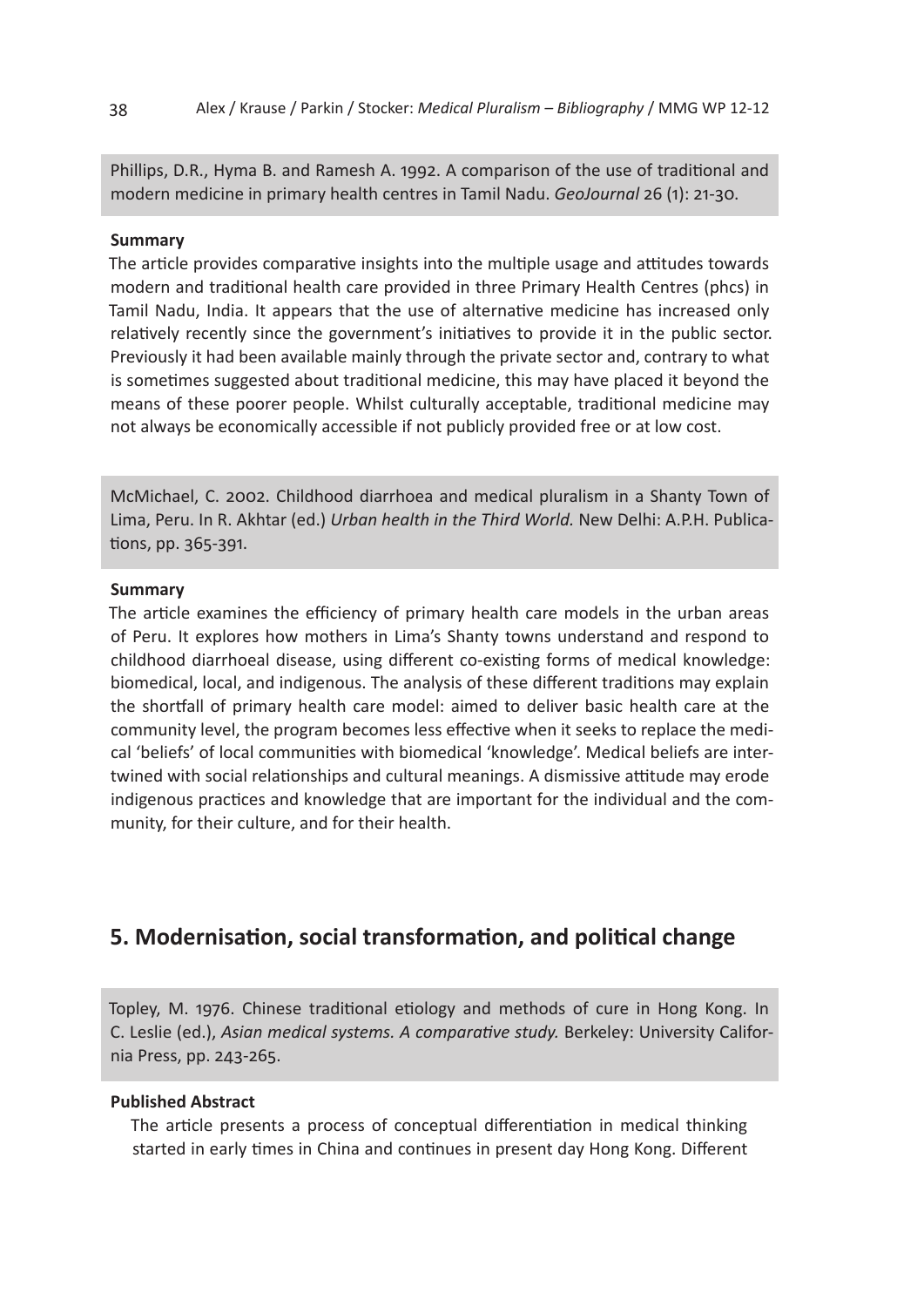Phillips, D.R., Hyma B. and Ramesh A. 1992. A comparison of the use of traditional and modern medicine in primary health centres in Tamil Nadu. *GeoJournal* 26 (1): 21-30.

**Summary**

The article provides comparative insights into the multiple usage and attitudes towards modern and traditional health care provided in three Primary Health Centres (phcs) in Tamil Nadu, India. It appears that the use of alternative medicine has increased only relatively recently since the government's initiatives to provide it in the public sector. Previously it had been available mainly through the private sector and, contrary to what is sometimes suggested about traditional medicine, this may have placed it beyond the means of these poorer people. Whilst culturally acceptable, traditional medicine may not always be economically accessible if not publicly provided free or at low cost.

McMichael, C. 2002. Childhood diarrhoea and medical pluralism in a Shanty Town of Lima, Peru. In R. Akhtar (ed.) *Urban health in the Third World.* New Delhi: A.P.H. Publications, pp. 365-391.

**Summary**

The article examines the efficiency of primary health care models in the urban areas of Peru. It explores how mothers in Lima's Shanty towns understand and respond to childhood diarrhoeal disease, using different co-existing forms of medical knowledge: biomedical, local, and indigenous. The analysis of these different traditions may explain the shortfall of primary health care model: aimed to deliver basic health care at the community level, the program becomes less effective when it seeks to replace the medical 'beliefs' of local communities with biomedical 'knowledge'. Medical beliefs are intertwined with social relationships and cultural meanings. A dismissive attitude may erode indigenous practices and knowledge that are important for the individual and the community, for their culture, and for their health.

## 5. Modernisation, social transformation, and political change

Topley, M. 1976. Chinese traditional etiology and methods of cure in Hong Kong. In C. Leslie (ed.), *Asian medical systems. A comparative study.* Berkeley: University California Press, pp. 243-265.

**Published Abstract**

The article presents a process of conceptual differentiation in medical thinking started in early times in China and continues in present day Hong Kong. Different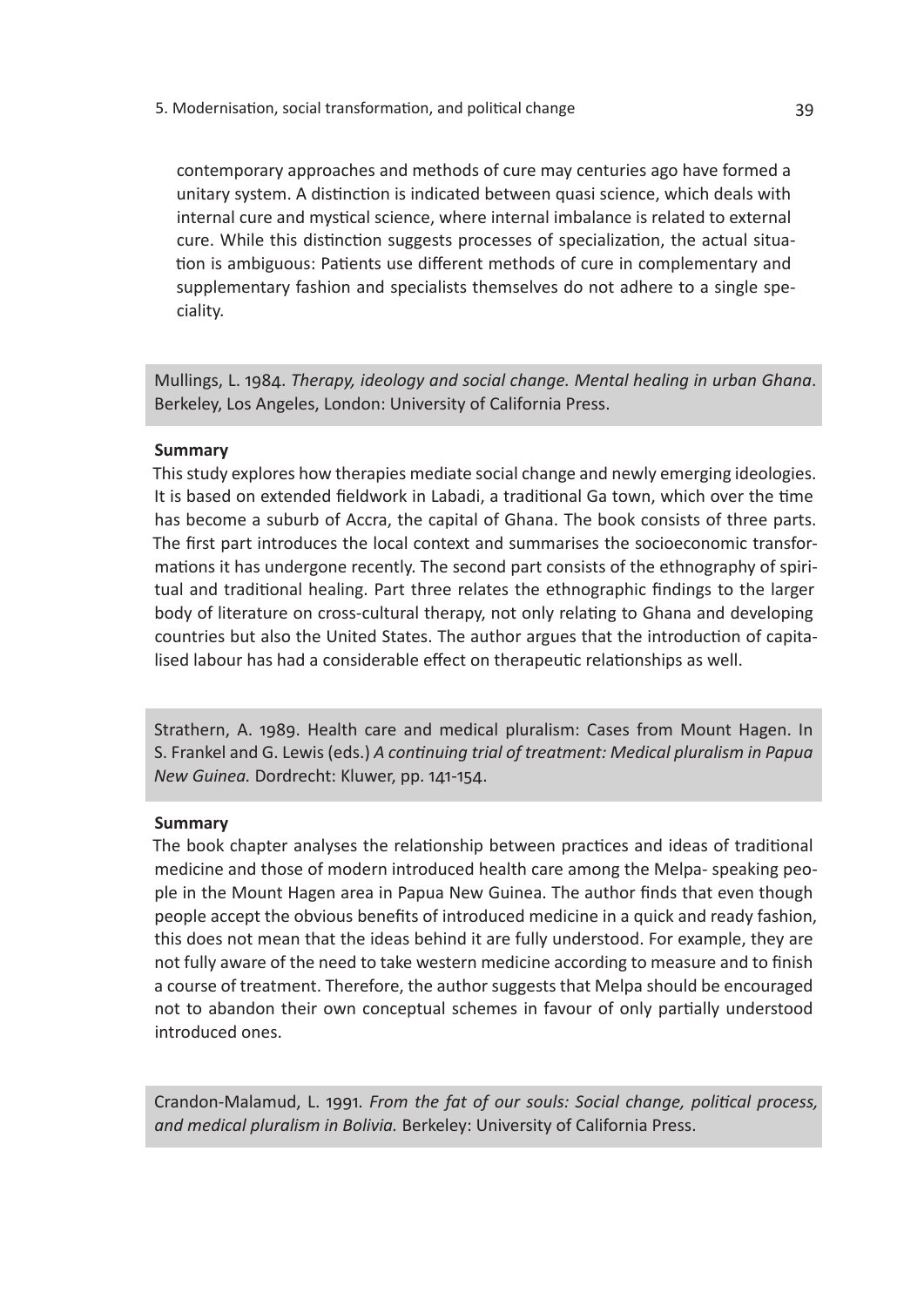contemporary approaches and methods of cure may centuries ago have formed a unitary system. A distinction is indicated between quasi science, which deals with internal cure and mystical science, where internal imbalance is related to external cure. While this distinction suggests processes of specialization, the actual situation is ambiguous: Patients use different methods of cure in complementary and supplementary fashion and specialists themselves do not adhere to a single speciality.

Mullings, L. 1984. *Therapy, ideology and social change. Mental healing in urban Ghana*. Berkeley, Los Angeles, London: University of California Press.

**Summary**

This study explores how therapies mediate social change and newly emerging ideologies. It is based on extended fieldwork in Labadi, a traditional Ga town, which over the time has become a suburb of Accra, the capital of Ghana. The book consists of three parts. The first part introduces the local context and summarises the socioeconomic transformations it has undergone recently. The second part consists of the ethnography of spiritual and traditional healing. Part three relates the ethnographic findings to the larger body of literature on cross-cultural therapy, not only relating to Ghana and developing countries but also the United States. The author argues that the introduction of capitalised labour has had a considerable effect on therapeutic relationships as well.

Strathern, A. 1989. Health care and medical pluralism: Cases from Mount Hagen. In S. Frankel and G. Lewis (eds.) *A continuing trial of treatment: Medical pluralism in Papua New Guinea.* Dordrecht: Kluwer, pp. 141-154.

**Summary**

The book chapter analyses the relationship between practices and ideas of traditional medicine and those of modern introduced health care among the Melpa- speaking people in the Mount Hagen area in Papua New Guinea. The author finds that even though people accept the obvious benefits of introduced medicine in a quick and ready fashion, this does not mean that the ideas behind it are fully understood. For example, they are not fully aware of the need to take western medicine according to measure and to finish a course of treatment. Therefore, the author suggests that Melpa should be encouraged not to abandon their own conceptual schemes in favour of only partially understood introduced ones.

Crandon-Malamud, L. 1991. *From the fat of our souls: Social change, political process, and medical pluralism in Bolivia.* Berkeley: University of California Press.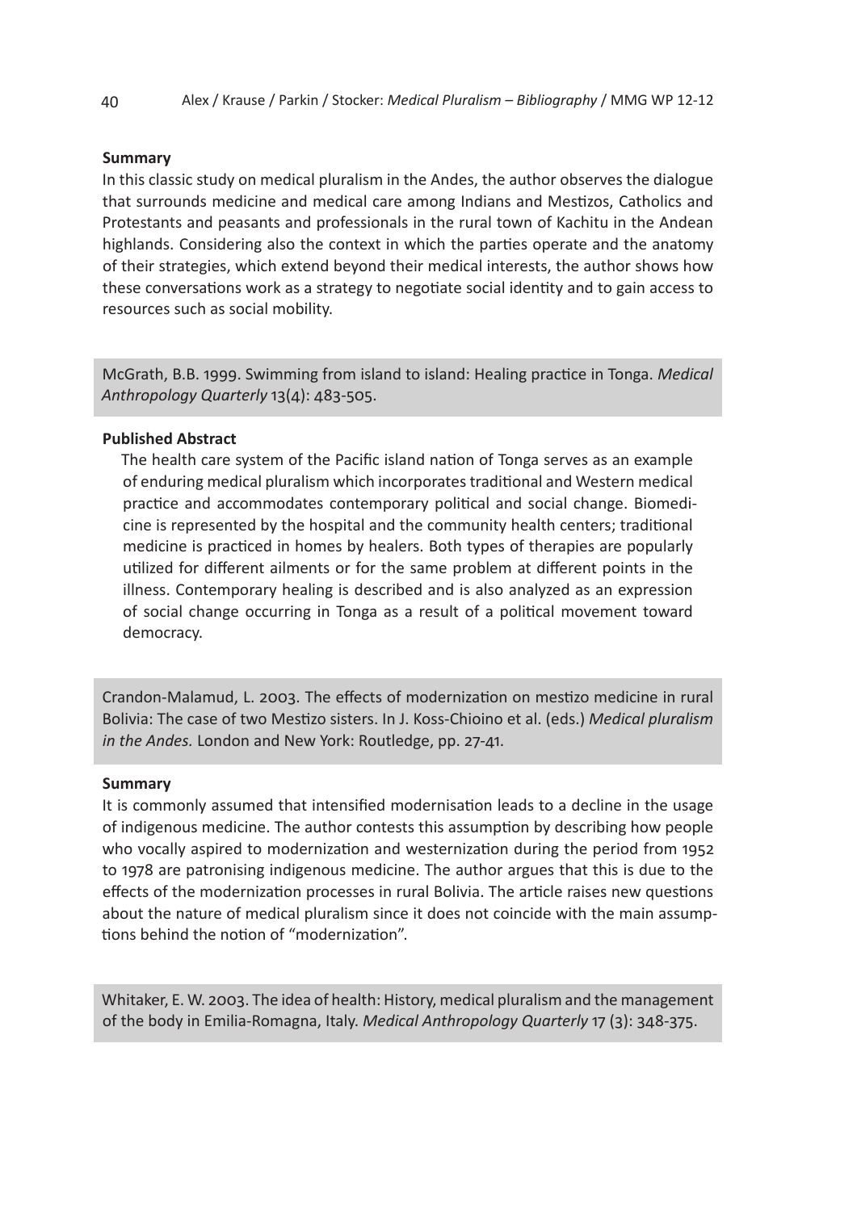**Summary**

In this classic study on medical pluralism in the Andes, the author observes the dialogue that surrounds medicine and medical care among Indians and Mestizos, Catholics and Protestants and peasants and professionals in the rural town of Kachitu in the Andean highlands. Considering also the context in which the parties operate and the anatomy of their strategies, which extend beyond their medical interests, the author shows how these conversations work as a strategy to negotiate social identity and to gain access to resources such as social mobility.

McGrath, B.B. 1999. Swimming from island to island: Healing practice in Tonga. *Medical Anthropology Quarterly* 13(4): 483-505.

**Published Abstract**

> The health care system of the Pacific island nation of Tonga serves as an example of enduring medical pluralism which incorporates traditional and Western medical practice and accommodates contemporary political and social change. Biomedicine is represented by the hospital and the community health centers; traditional medicine is practiced in homes by healers. Both types of therapies are popularly utilized for different ailments or for the same problem at different points in the illness. Contemporary healing is described and is also analyzed as an expression of social change occurring in Tonga as a result of a political movement toward democracy.

Crandon-Malamud, L. 2003. The effects of modernization on mestizo medicine in rural Bolivia: The case of two Mestizo sisters. In J. Koss-Chioino et al. (eds.) *Medical pluralism in the Andes.* London and New York: Routledge, pp. 27-41.

**Summary**

It is commonly assumed that intensified modernisation leads to a decline in the usage of indigenous medicine. The author contests this assumption by describing how people who vocally aspired to modernization and westernization during the period from 1952 to 1978 are patronising indigenous medicine. The author argues that this is due to the effects of the modernization processes in rural Bolivia. The article raises new questions about the nature of medical pluralism since it does not coincide with the main assumptions behind the notion of "modernization".

Whitaker, E. W. 2003. The idea of health: History, medical pluralism and the management of the body in Emilia-Romagna, Italy. *Medical Anthropology Quarterly* 17 (3): 348-375.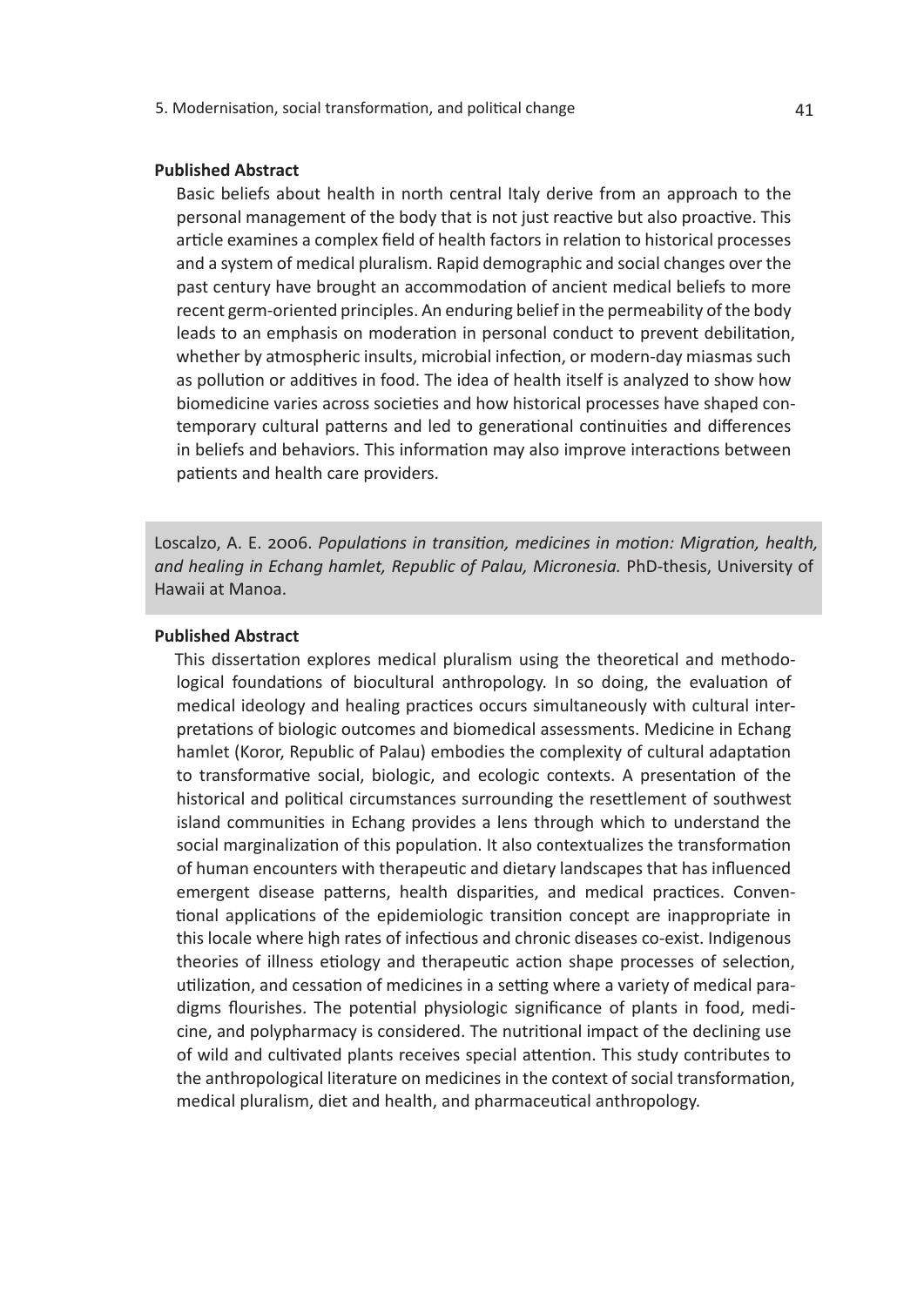**Published Abstract**

Basic beliefs about health in north central Italy derive from an approach to the personal management of the body that is not just reactive but also proactive. This article examines a complex field of health factors in relation to historical processes and a system of medical pluralism. Rapid demographic and social changes over the past century have brought an accommodation of ancient medical beliefs to more recent germ-oriented principles. An enduring belief in the permeability of the body leads to an emphasis on moderation in personal conduct to prevent debilitation, whether by atmospheric insults, microbial infection, or modern-day miasmas such as pollution or additives in food. The idea of health itself is analyzed to show how biomedicine varies across societies and how historical processes have shaped contemporary cultural patterns and led to generational continuities and differences in beliefs and behaviors. This information may also improve interactions between patients and health care providers.

Loscalzo, A. E. 2006. *Populations in transition, medicines in motion: Migration, health, and healing in Echang hamlet, Republic of Palau, Micronesia.* PhD-thesis, University of Hawaii at Manoa.

**Published Abstract**

This dissertation explores medical pluralism using the theoretical and methodological foundations of biocultural anthropology. In so doing, the evaluation of medical ideology and healing practices occurs simultaneously with cultural interpretations of biologic outcomes and biomedical assessments. Medicine in Echang hamlet (Koror, Republic of Palau) embodies the complexity of cultural adaptation to transformative social, biologic, and ecologic contexts. A presentation of the historical and political circumstances surrounding the resettlement of southwest island communities in Echang provides a lens through which to understand the social marginalization of this population. It also contextualizes the transformation of human encounters with therapeutic and dietary landscapes that has influenced emergent disease patterns, health disparities, and medical practices. Conventional applications of the epidemiologic transition concept are inappropriate in this locale where high rates of infectious and chronic diseases co-exist. Indigenous theories of illness etiology and therapeutic action shape processes of selection, utilization, and cessation of medicines in a setting where a variety of medical paradigms flourishes. The potential physiologic significance of plants in food, medicine, and polypharmacy is considered. The nutritional impact of the declining use of wild and cultivated plants receives special attention. This study contributes to the anthropological literature on medicines in the context of social transformation, medical pluralism, diet and health, and pharmaceutical anthropology.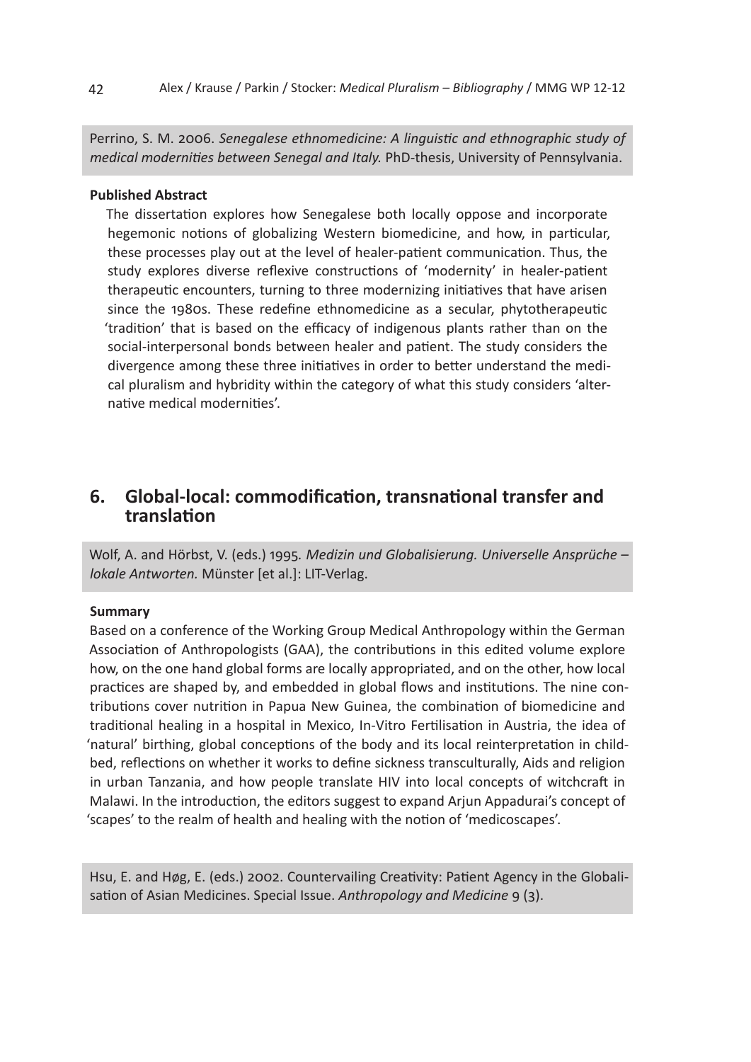Perrino, S. M. 2006. *Senegalese ethnomedicine: A linguistic and ethnographic study of medical modernities between Senegal and Italy.* PhD-thesis, University of Pennsylvania.

**Published Abstract**

The dissertation explores how Senegalese both locally oppose and incorporate hegemonic notions of globalizing Western biomedicine, and how, in particular, these processes play out at the level of healer-patient communication. Thus, the study explores diverse reflexive constructions of 'modernity' in healer-patient therapeutic encounters, turning to three modernizing initiatives that have arisen since the 1980s. These redefine ethnomedicine as a secular, phytotherapeutic 'tradition' that is based on the efficacy of indigenous plants rather than on the social-interpersonal bonds between healer and patient. The study considers the divergence among these three initiatives in order to better understand the medical pluralism and hybridity within the category of what this study considers 'alternative medical modernities'.

## 6. Global-local: commodification, transnational transfer and translation

Wolf, A. and Hörbst, V. (eds.) 1995. *Medizin und Globalisierung. Universelle Ansprüche – lokale Antworten.* Münster [et al.]: LIT-Verlag.

**Summary**

Based on a conference of the Working Group Medical Anthropology within the German Association of Anthropologists (GAA), the contributions in this edited volume explore how, on the one hand global forms are locally appropriated, and on the other, how local practices are shaped by, and embedded in global flows and institutions. The nine contributions cover nutrition in Papua New Guinea, the combination of biomedicine and traditional healing in a hospital in Mexico, In-Vitro Fertilisation in Austria, the idea of 'natural' birthing, global conceptions of the body and its local reinterpretation in childbed, reflections on whether it works to define sickness transculturally, Aids and religion in urban Tanzania, and how people translate HIV into local concepts of witchcraft in Malawi. In the introduction, the editors suggest to expand Arjun Appadurai's concept of 'scapes' to the realm of health and healing with the notion of 'medicoscapes'.

Hsu, E. and Høg, E. (eds.) 2002. Countervailing Creativity: Patient Agency in the Globalisation of Asian Medicines. Special Issue. *Anthropology and Medicine* 9 (3).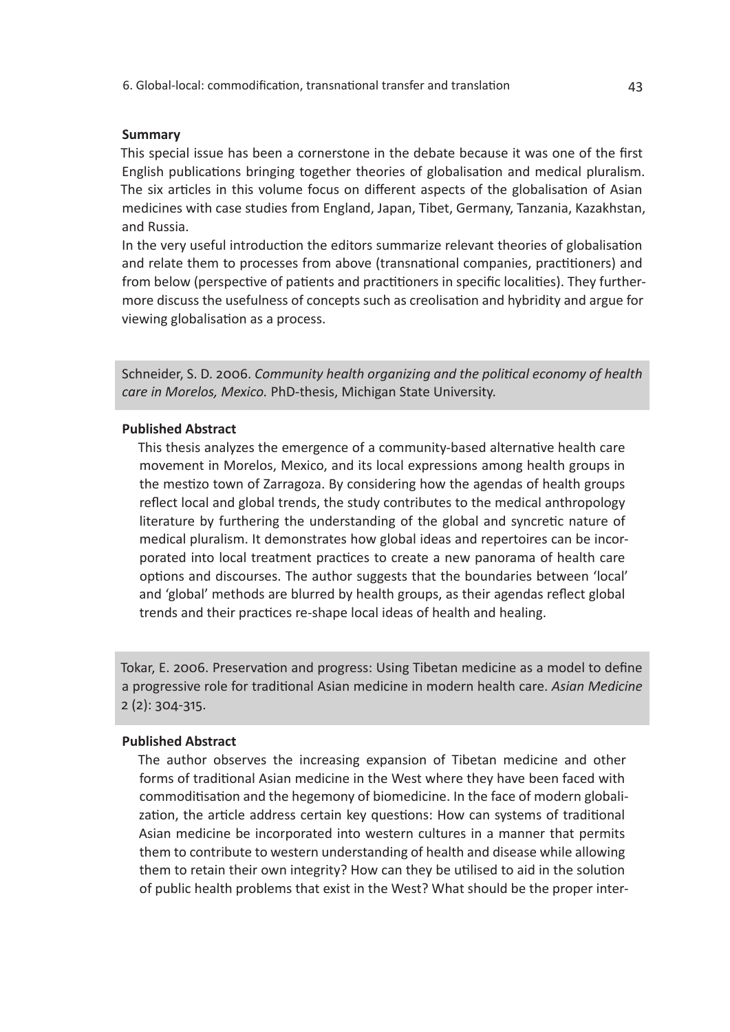**Summary**

This special issue has been a cornerstone in the debate because it was one of the first English publications bringing together theories of globalisation and medical pluralism. The six articles in this volume focus on different aspects of the globalisation of Asian medicines with case studies from England, Japan, Tibet, Germany, Tanzania, Kazakhstan, and Russia.

In the very useful introduction the editors summarize relevant theories of globalisation and relate them to processes from above (transnational companies, practitioners) and from below (perspective of patients and practitioners in specific localities). They furthermore discuss the usefulness of concepts such as creolisation and hybridity and argue for viewing globalisation as a process.

Schneider, S. D. 2006. *Community health organizing and the political economy of health care in Morelos, Mexico.* PhD-thesis, Michigan State University.

**Published Abstract**

This thesis analyzes the emergence of a community-based alternative health care movement in Morelos, Mexico, and its local expressions among health groups in the mestizo town of Zarragoza. By considering how the agendas of health groups reflect local and global trends, the study contributes to the medical anthropology literature by furthering the understanding of the global and syncretic nature of medical pluralism. It demonstrates how global ideas and repertoires can be incorporated into local treatment practices to create a new panorama of health care options and discourses. The author suggests that the boundaries between 'local' and 'global' methods are blurred by health groups, as their agendas reflect global trends and their practices re-shape local ideas of health and healing.

Tokar, E. 2006. Preservation and progress: Using Tibetan medicine as a model to define a progressive role for traditional Asian medicine in modern health care. *Asian Medicine* 2 (2): 304-315.

**Published Abstract**

The author observes the increasing expansion of Tibetan medicine and other forms of traditional Asian medicine in the West where they have been faced with commoditisation and the hegemony of biomedicine. In the face of modern globalization, the article address certain key questions: How can systems of traditional Asian medicine be incorporated into western cultures in a manner that permits them to contribute to western understanding of health and disease while allowing them to retain their own integrity? How can they be utilised to aid in the solution of public health problems that exist in the West? What should be the proper inter-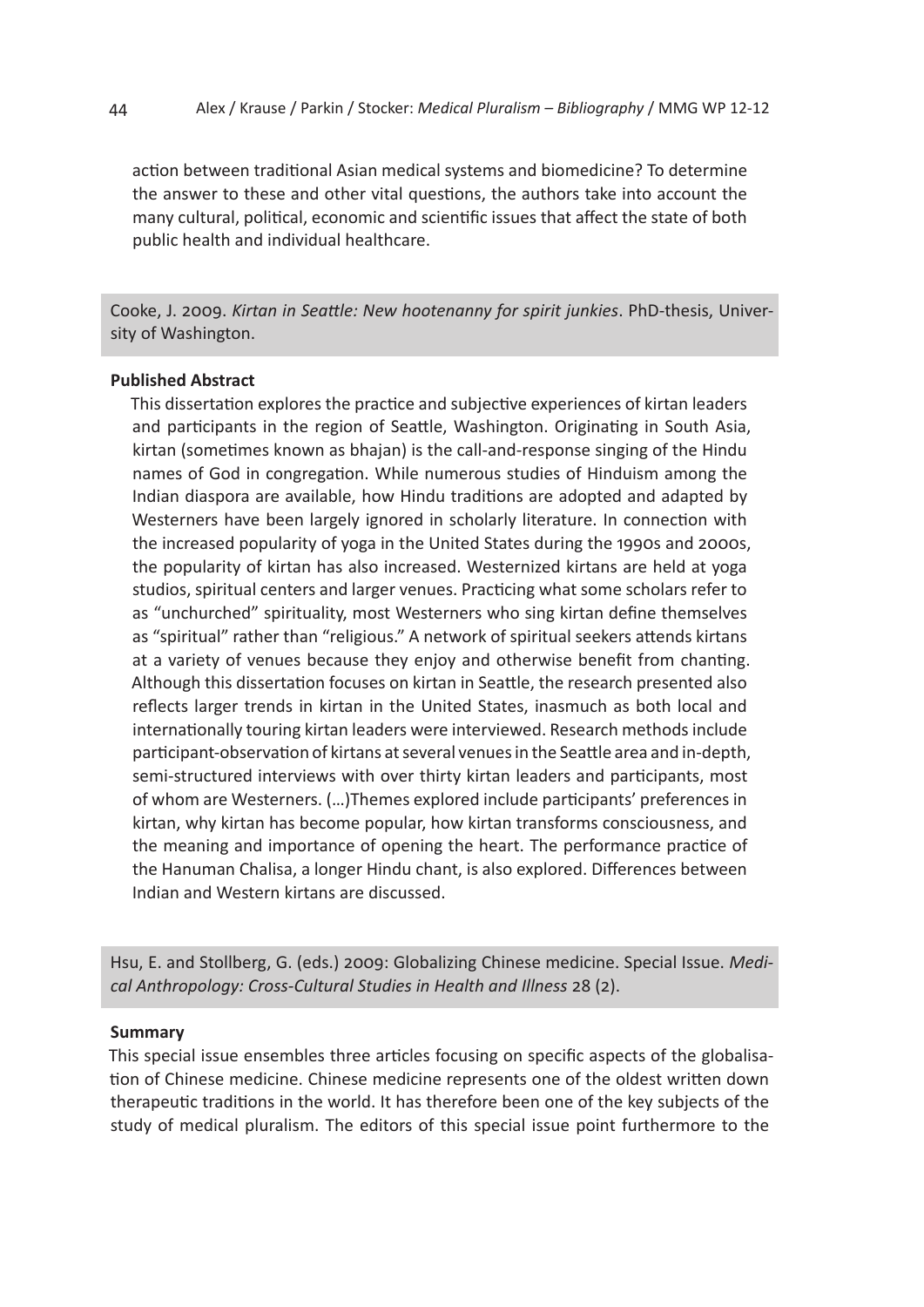action between traditional Asian medical systems and biomedicine? To determine the answer to these and other vital questions, the authors take into account the many cultural, political, economic and scientific issues that affect the state of both public health and individual healthcare.

Cooke, J. 2009. *Kirtan in Seattle: New hootenanny for spirit junkies*. PhD-thesis, University of Washington.

**Published Abstract**

This dissertation explores the practice and subjective experiences of kirtan leaders and participants in the region of Seattle, Washington. Originating in South Asia, kirtan (sometimes known as bhajan) is the call-and-response singing of the Hindu names of God in congregation. While numerous studies of Hinduism among the Indian diaspora are available, how Hindu traditions are adopted and adapted by Westerners have been largely ignored in scholarly literature. In connection with the increased popularity of yoga in the United States during the 1990s and 2000s, the popularity of kirtan has also increased. Westernized kirtans are held at yoga studios, spiritual centers and larger venues. Practicing what some scholars refer to as "unchurched" spirituality, most Westerners who sing kirtan define themselves as "spiritual" rather than "religious." A network of spiritual seekers attends kirtans at a variety of venues because they enjoy and otherwise benefit from chanting. Although this dissertation focuses on kirtan in Seattle, the research presented also reflects larger trends in kirtan in the United States, inasmuch as both local and internationally touring kirtan leaders were interviewed. Research methods include participant-observation of kirtans at several venues in the Seattle area and in-depth, semi-structured interviews with over thirty kirtan leaders and participants, most of whom are Westerners. (…)Themes explored include participants' preferences in kirtan, why kirtan has become popular, how kirtan transforms consciousness, and the meaning and importance of opening the heart. The performance practice of the Hanuman Chalisa, a longer Hindu chant, is also explored. Differences between Indian and Western kirtans are discussed.

Hsu, E. and Stollberg, G. (eds.) 2009: Globalizing Chinese medicine. Special Issue. *Medical Anthropology: Cross-Cultural Studies in Health and Illness* 28 (2).

**Summary**

This special issue ensembles three articles focusing on specific aspects of the globalisation of Chinese medicine. Chinese medicine represents one of the oldest written down therapeutic traditions in the world. It has therefore been one of the key subjects of the study of medical pluralism. The editors of this special issue point furthermore to the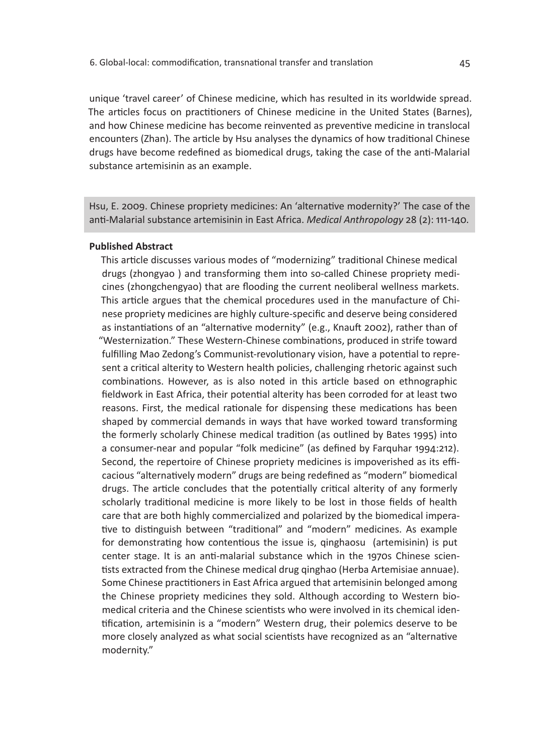unique 'travel career' of Chinese medicine, which has resulted in its worldwide spread. The articles focus on practitioners of Chinese medicine in the United States (Barnes), and how Chinese medicine has become reinvented as preventive medicine in translocal encounters (Zhan). The article by Hsu analyses the dynamics of how traditional Chinese drugs have become redefined as biomedical drugs, taking the case of the anti-Malarial substance artemisinin as an example.

Hsu, E. 2009. Chinese propriety medicines: An 'alternative modernity?' The case of the anti-Malarial substance artemisinin in East Africa. *Medical Anthropology* 28 (2): 111-140.

**Published Abstract**

This article discusses various modes of "modernizing" traditional Chinese medical drugs (zhongyao ) and transforming them into so-called Chinese propriety medicines (zhongchengyao) that are flooding the current neoliberal wellness markets. This article argues that the chemical procedures used in the manufacture of Chinese propriety medicines are highly culture-specific and deserve being considered as instantiations of an "alternative modernity" (e.g., Knauft 2002), rather than of "Westernization." These Western-Chinese combinations, produced in strife toward fulfilling Mao Zedong's Communist-revolutionary vision, have a potential to represent a critical alterity to Western health policies, challenging rhetoric against such combinations. However, as is also noted in this article based on ethnographic fieldwork in East Africa, their potential alterity has been corroded for at least two reasons. First, the medical rationale for dispensing these medications has been shaped by commercial demands in ways that have worked toward transforming the formerly scholarly Chinese medical tradition (as outlined by Bates 1995) into a consumer-near and popular "folk medicine" (as defined by Farquhar 1994:212). Second, the repertoire of Chinese propriety medicines is impoverished as its efficacious "alternatively modern" drugs are being redefined as "modern" biomedical drugs. The article concludes that the potentially critical alterity of any formerly scholarly traditional medicine is more likely to be lost in those fields of health care that are both highly commercialized and polarized by the biomedical imperative to distinguish between "traditional" and "modern" medicines. As example for demonstrating how contentious the issue is, qinghaosu (artemisinin) is put center stage. It is an anti-malarial substance which in the 1970s Chinese scientists extracted from the Chinese medical drug qinghao (Herba Artemisiae annuae). Some Chinese practitioners in East Africa argued that artemisinin belonged among the Chinese propriety medicines they sold. Although according to Western biomedical criteria and the Chinese scientists who were involved in its chemical identification, artemisinin is a "modern" Western drug, their polemics deserve to be more closely analyzed as what social scientists have recognized as an "alternative modernity."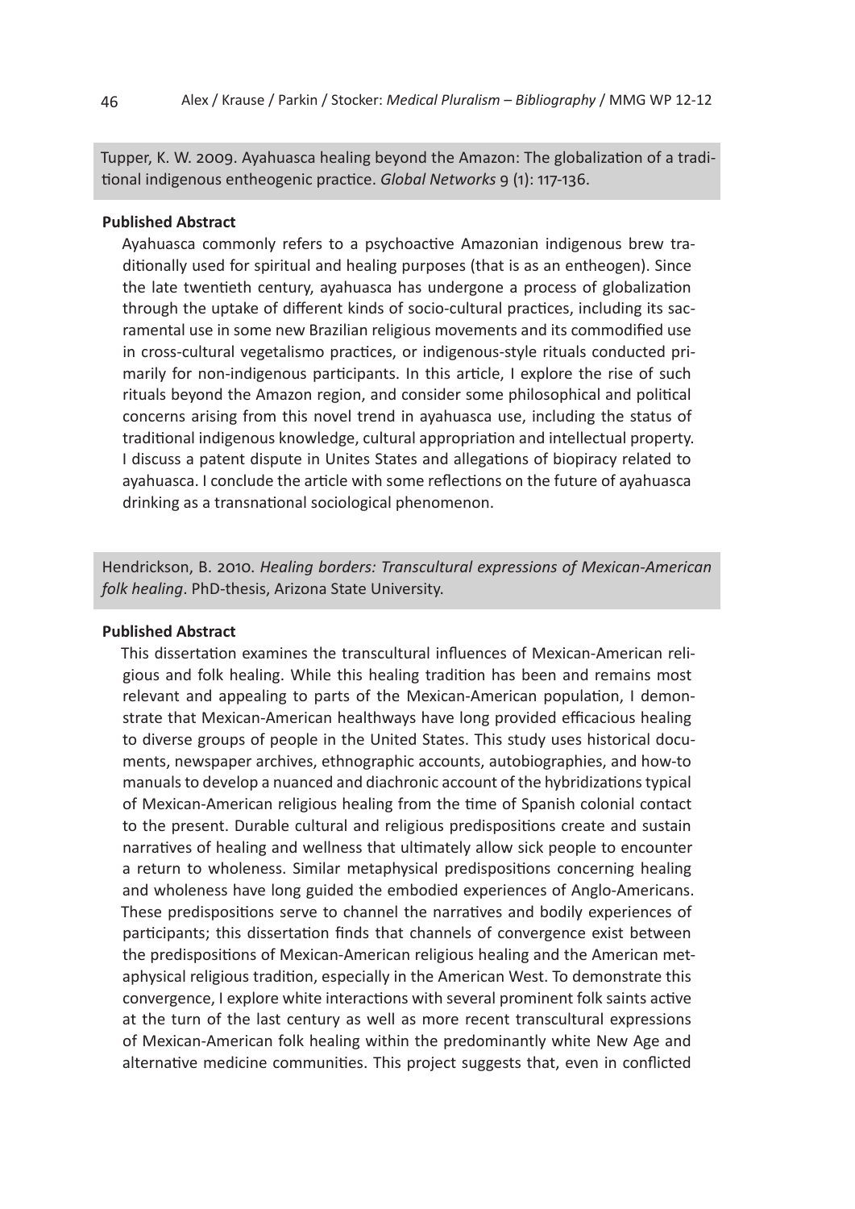Tupper, K. W. 2009. Ayahuasca healing beyond the Amazon: The globalization of a traditional indigenous entheogenic practice. *Global Networks* 9 (1): 117-136.

**Published Abstract**

Ayahuasca commonly refers to a psychoactive Amazonian indigenous brew traditionally used for spiritual and healing purposes (that is as an entheogen). Since the late twentieth century, ayahuasca has undergone a process of globalization through the uptake of different kinds of socio-cultural practices, including its sacramental use in some new Brazilian religious movements and its commodified use in cross-cultural vegetalismo practices, or indigenous-style rituals conducted primarily for non-indigenous participants. In this article, I explore the rise of such rituals beyond the Amazon region, and consider some philosophical and political concerns arising from this novel trend in ayahuasca use, including the status of traditional indigenous knowledge, cultural appropriation and intellectual property. I discuss a patent dispute in Unites States and allegations of biopiracy related to ayahuasca. I conclude the article with some reflections on the future of ayahuasca drinking as a transnational sociological phenomenon.

Hendrickson, B. 2010. *Healing borders: Transcultural expressions of Mexican-American folk healing*. PhD-thesis, Arizona State University.

**Published Abstract**

This dissertation examines the transcultural influences of Mexican-American religious and folk healing. While this healing tradition has been and remains most relevant and appealing to parts of the Mexican-American population, I demonstrate that Mexican-American healthways have long provided efficacious healing to diverse groups of people in the United States. This study uses historical documents, newspaper archives, ethnographic accounts, autobiographies, and how-to manuals to develop a nuanced and diachronic account of the hybridizations typical of Mexican-American religious healing from the time of Spanish colonial contact to the present. Durable cultural and religious predispositions create and sustain narratives of healing and wellness that ultimately allow sick people to encounter a return to wholeness. Similar metaphysical predispositions concerning healing and wholeness have long guided the embodied experiences of Anglo-Americans. These predispositions serve to channel the narratives and bodily experiences of participants; this dissertation finds that channels of convergence exist between the predispositions of Mexican-American religious healing and the American metaphysical religious tradition, especially in the American West. To demonstrate this convergence, I explore white interactions with several prominent folk saints active at the turn of the last century as well as more recent transcultural expressions of Mexican-American folk healing within the predominantly white New Age and alternative medicine communities. This project suggests that, even in conflicted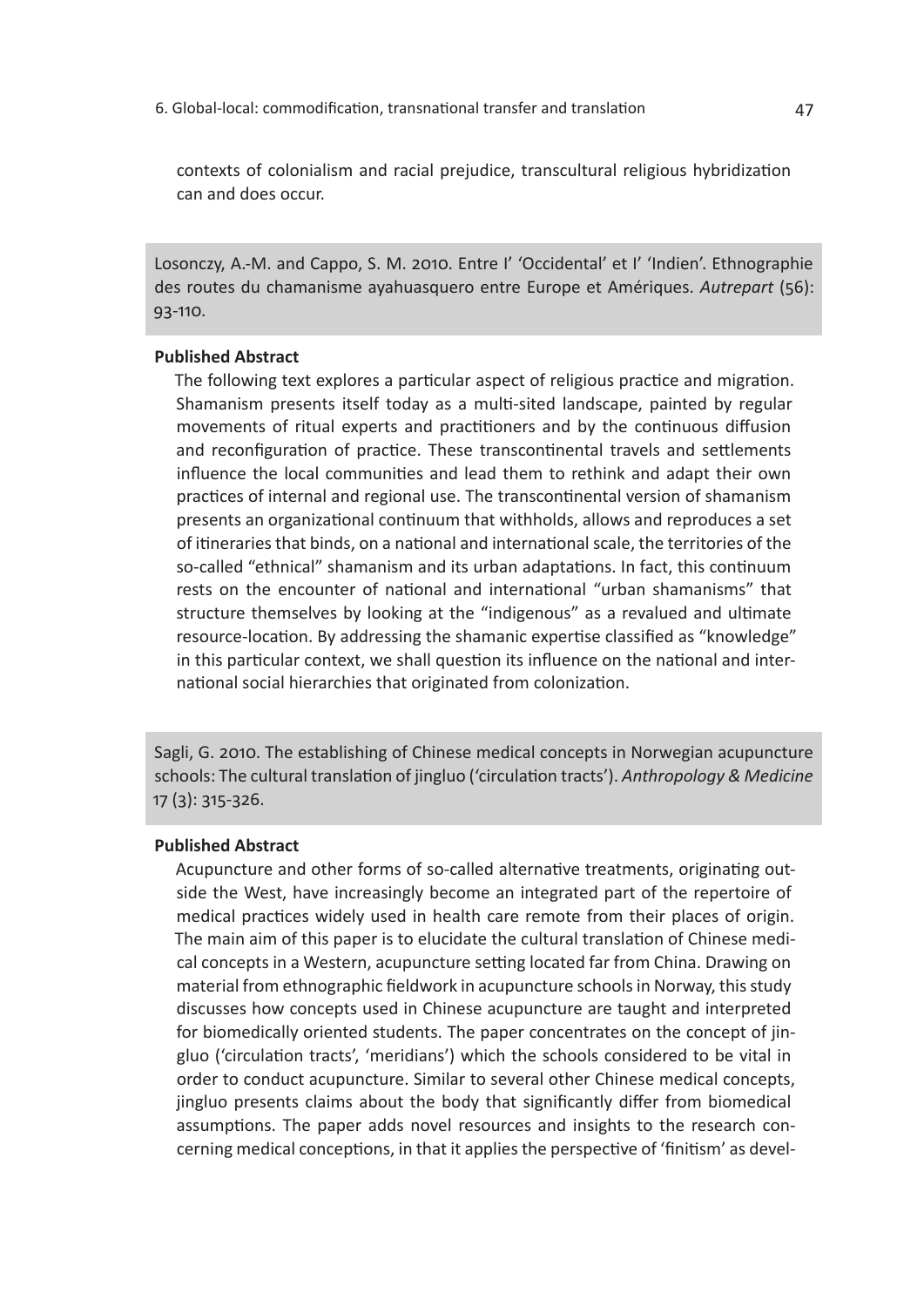contexts of colonialism and racial prejudice, transcultural religious hybridization can and does occur.

Losonczy, A.-M. and Cappo, S. M. 2010. Entre l' 'Occidental' et l' 'Indien'. Ethnographie des routes du chamanisme ayahuasquero entre Europe et Amériques. *Autrepart* (56): 93-110.

**Published Abstract**

The following text explores a particular aspect of religious practice and migration. Shamanism presents itself today as a multi-sited landscape, painted by regular movements of ritual experts and practitioners and by the continuous diffusion and reconfiguration of practice. These transcontinental travels and settlements influence the local communities and lead them to rethink and adapt their own practices of internal and regional use. The transcontinental version of shamanism presents an organizational continuum that withholds, allows and reproduces a set of itineraries that binds, on a national and international scale, the territories of the so-called "ethnical" shamanism and its urban adaptations. In fact, this continuum rests on the encounter of national and international "urban shamanisms" that structure themselves by looking at the "indigenous" as a revalued and ultimate resource-location. By addressing the shamanic expertise classified as "knowledge" in this particular context, we shall question its influence on the national and international social hierarchies that originated from colonization.

Sagli, G. 2010. The establishing of Chinese medical concepts in Norwegian acupuncture schools: The cultural translation of jingluo ('circulation tracts'). *Anthropology & Medicine* 17 (3): 315-326.

**Published Abstract**

Acupuncture and other forms of so-called alternative treatments, originating outside the West, have increasingly become an integrated part of the repertoire of medical practices widely used in health care remote from their places of origin. The main aim of this paper is to elucidate the cultural translation of Chinese medical concepts in a Western, acupuncture setting located far from China. Drawing on material from ethnographic fieldwork in acupuncture schools in Norway, this study discusses how concepts used in Chinese acupuncture are taught and interpreted for biomedically oriented students. The paper concentrates on the concept of jingluo ('circulation tracts', 'meridians') which the schools considered to be vital in order to conduct acupuncture. Similar to several other Chinese medical concepts, jingluo presents claims about the body that significantly differ from biomedical assumptions. The paper adds novel resources and insights to the research concerning medical conceptions, in that it applies the perspective of 'finitism' as devel-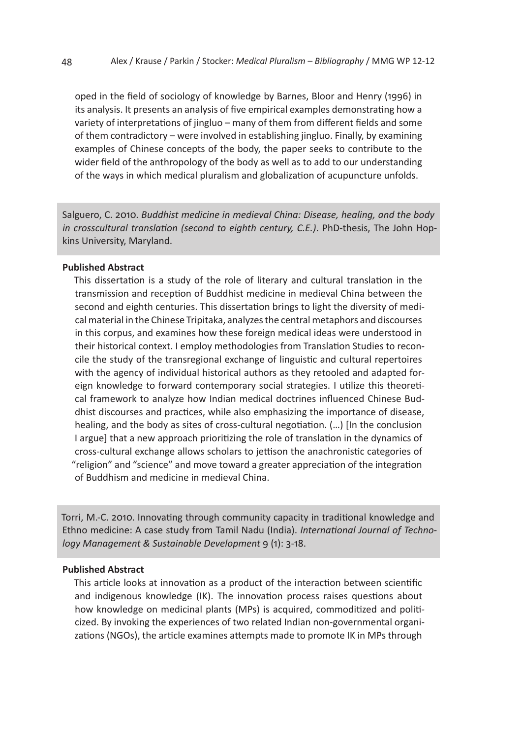oped in the field of sociology of knowledge by Barnes, Bloor and Henry (1996) in its analysis. It presents an analysis of five empirical examples demonstrating how a variety of interpretations of jingluo – many of them from different fields and some of them contradictory – were involved in establishing jingluo. Finally, by examining examples of Chinese concepts of the body, the paper seeks to contribute to the wider field of the anthropology of the body as well as to add to our understanding of the ways in which medical pluralism and globalization of acupuncture unfolds.

Salguero, C. 2010. *Buddhist medicine in medieval China: Disease, healing, and the body in crosscultural translation (second to eighth century, C.E.)*. PhD-thesis, The John Hopkins University, Maryland.

**Published Abstract**

This dissertation is a study of the role of literary and cultural translation in the transmission and reception of Buddhist medicine in medieval China between the second and eighth centuries. This dissertation brings to light the diversity of medical material in the Chinese Tripitaka, analyzes the central metaphors and discourses in this corpus, and examines how these foreign medical ideas were understood in their historical context. I employ methodologies from Translation Studies to reconcile the study of the transregional exchange of linguistic and cultural repertoires with the agency of individual historical authors as they retooled and adapted foreign knowledge to forward contemporary social strategies. I utilize this theoretical framework to analyze how Indian medical doctrines influenced Chinese Buddhist discourses and practices, while also emphasizing the importance of disease, healing, and the body as sites of cross-cultural negotiation. (…) [In the conclusion I argue] that a new approach prioritizing the role of translation in the dynamics of cross-cultural exchange allows scholars to jettison the anachronistic categories of "religion" and "science" and move toward a greater appreciation of the integration of Buddhism and medicine in medieval China.

Torri, M.-C. 2010. Innovating through community capacity in traditional knowledge and Ethno medicine: A case study from Tamil Nadu (India). *International Journal of Technology Management & Sustainable Development* 9 (1): 3-18.

**Published Abstract**

This article looks at innovation as a product of the interaction between scientific and indigenous knowledge (IK). The innovation process raises questions about how knowledge on medicinal plants (MPs) is acquired, commoditized and politicized. By invoking the experiences of two related Indian non-governmental organizations (NGOs), the article examines attempts made to promote IK in MPs through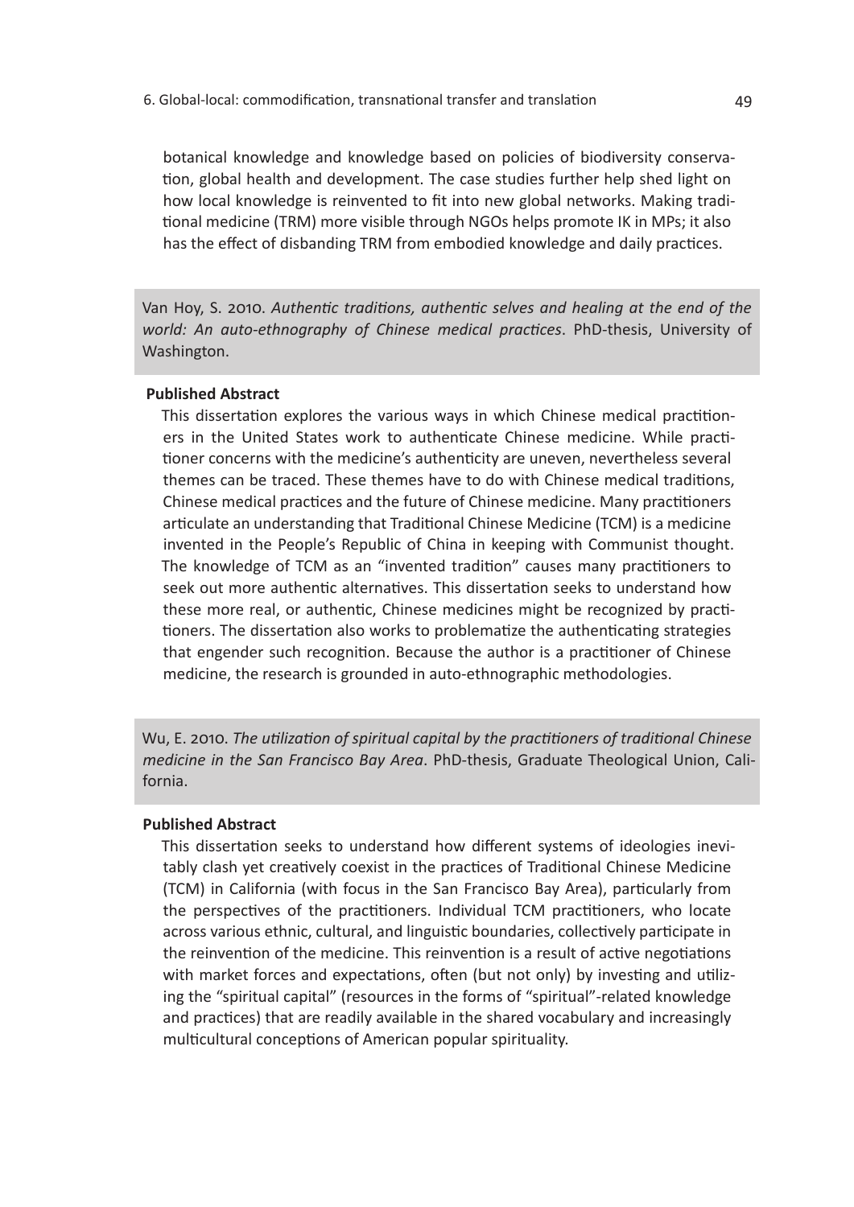botanical knowledge and knowledge based on policies of biodiversity conservation, global health and development. The case studies further help shed light on how local knowledge is reinvented to fit into new global networks. Making traditional medicine (TRM) more visible through NGOs helps promote IK in MPs; it also has the effect of disbanding TRM from embodied knowledge and daily practices.

Van Hoy, S. 2010. *Authentic traditions, authentic selves and healing at the end of the world: An auto-ethnography of Chinese medical practices*. PhD-thesis, University of Washington.

**Published Abstract**

This dissertation explores the various ways in which Chinese medical practitioners in the United States work to authenticate Chinese medicine. While practitioner concerns with the medicine's authenticity are uneven, nevertheless several themes can be traced. These themes have to do with Chinese medical traditions, Chinese medical practices and the future of Chinese medicine. Many practitioners articulate an understanding that Traditional Chinese Medicine (TCM) is a medicine invented in the People's Republic of China in keeping with Communist thought. The knowledge of TCM as an "invented tradition" causes many practitioners to seek out more authentic alternatives. This dissertation seeks to understand how these more real, or authentic, Chinese medicines might be recognized by practitioners. The dissertation also works to problematize the authenticating strategies that engender such recognition. Because the author is a practitioner of Chinese medicine, the research is grounded in auto-ethnographic methodologies.

Wu, E. 2010. *The utilization of spiritual capital by the practitioners of traditional Chinese medicine in the San Francisco Bay Area*. PhD-thesis, Graduate Theological Union, California.

**Published Abstract**

This dissertation seeks to understand how different systems of ideologies inevitably clash yet creatively coexist in the practices of Traditional Chinese Medicine (TCM) in California (with focus in the San Francisco Bay Area), particularly from the perspectives of the practitioners. Individual TCM practitioners, who locate across various ethnic, cultural, and linguistic boundaries, collectively participate in the reinvention of the medicine. This reinvention is a result of active negotiations with market forces and expectations, often (but not only) by investing and utilizing the "spiritual capital" (resources in the forms of "spiritual"-related knowledge and practices) that are readily available in the shared vocabulary and increasingly multicultural conceptions of American popular spirituality.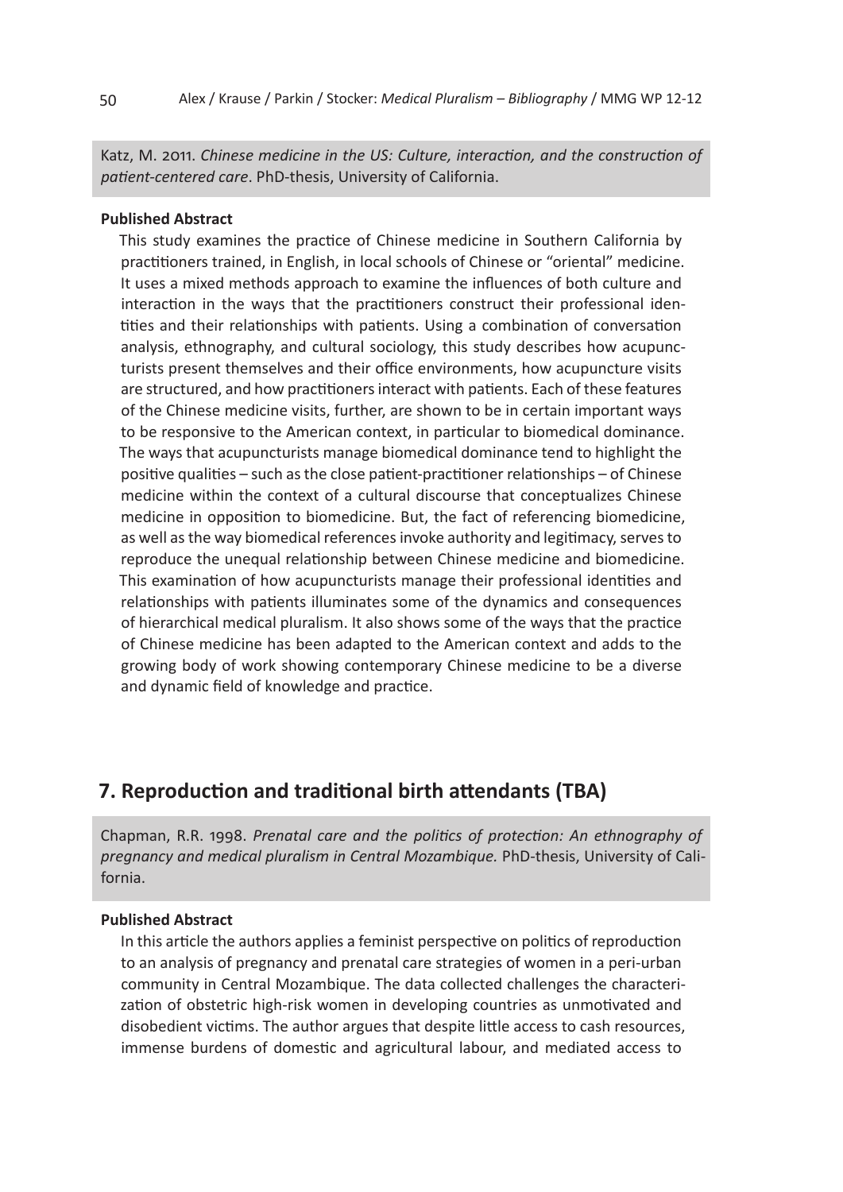Katz, M. 2011. *Chinese medicine in the US: Culture, interaction, and the construction of patient-centered care*. PhD-thesis, University of California.

**Published Abstract**

This study examines the practice of Chinese medicine in Southern California by practitioners trained, in English, in local schools of Chinese or "oriental" medicine. It uses a mixed methods approach to examine the influences of both culture and interaction in the ways that the practitioners construct their professional identities and their relationships with patients. Using a combination of conversation analysis, ethnography, and cultural sociology, this study describes how acupuncturists present themselves and their office environments, how acupuncture visits are structured, and how practitioners interact with patients. Each of these features of the Chinese medicine visits, further, are shown to be in certain important ways to be responsive to the American context, in particular to biomedical dominance. The ways that acupuncturists manage biomedical dominance tend to highlight the positive qualities – such as the close patient-practitioner relationships – of Chinese medicine within the context of a cultural discourse that conceptualizes Chinese medicine in opposition to biomedicine. But, the fact of referencing biomedicine, as well as the way biomedical references invoke authority and legitimacy, serves to reproduce the unequal relationship between Chinese medicine and biomedicine. This examination of how acupuncturists manage their professional identities and relationships with patients illuminates some of the dynamics and consequences of hierarchical medical pluralism. It also shows some of the ways that the practice of Chinese medicine has been adapted to the American context and adds to the growing body of work showing contemporary Chinese medicine to be a diverse and dynamic field of knowledge and practice.

## 7. Reproduction and traditional birth attendants (TBA)

Chapman, R.R. 1998. *Prenatal care and the politics of protection: An ethnography of pregnancy and medical pluralism in Central Mozambique.* PhD-thesis, University of California.

**Published Abstract**

In this article the authors applies a feminist perspective on politics of reproduction to an analysis of pregnancy and prenatal care strategies of women in a peri-urban community in Central Mozambique. The data collected challenges the characterization of obstetric high-risk women in developing countries as unmotivated and disobedient victims. The author argues that despite little access to cash resources, immense burdens of domestic and agricultural labour, and mediated access to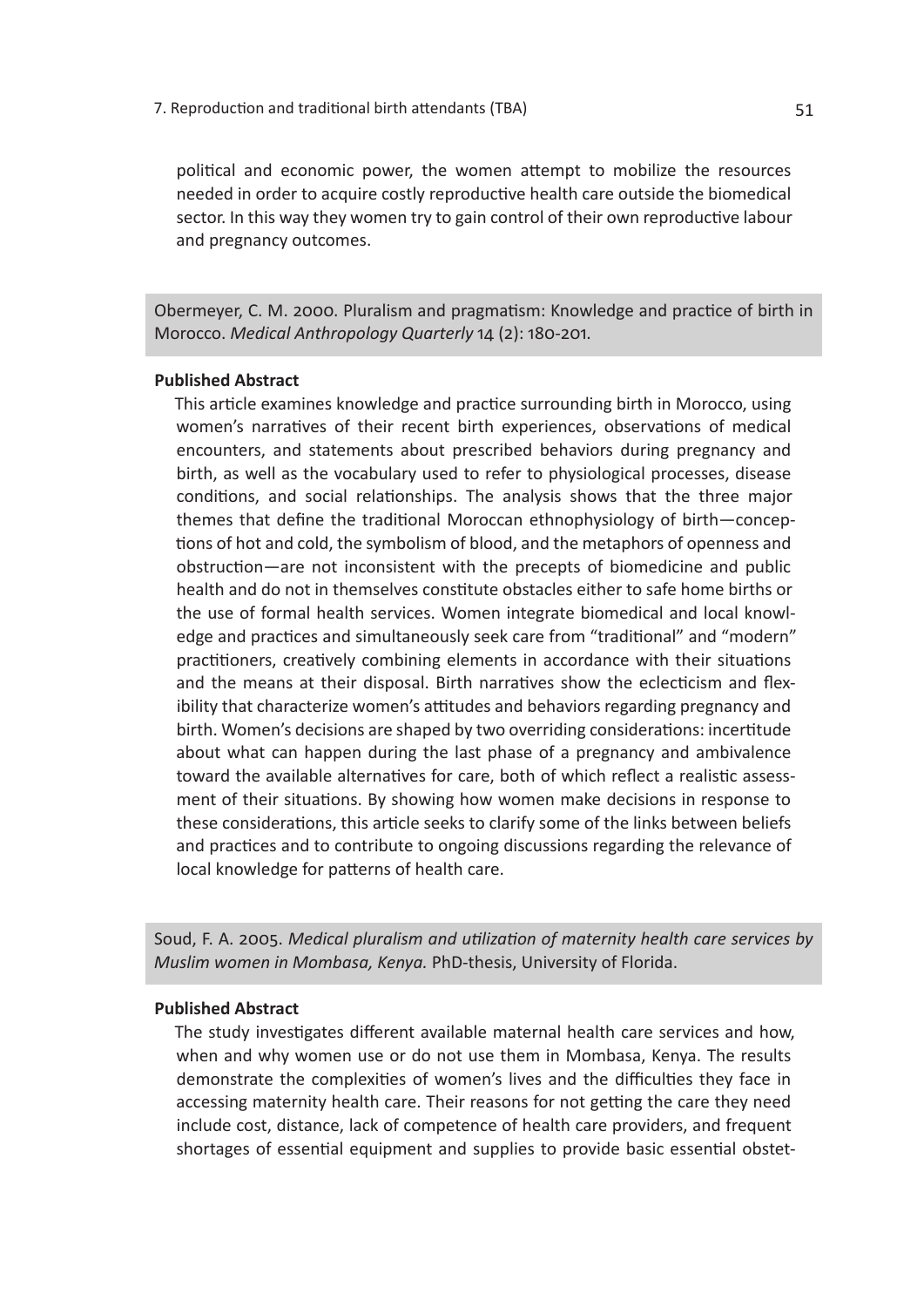political and economic power, the women attempt to mobilize the resources needed in order to acquire costly reproductive health care outside the biomedical sector. In this way they women try to gain control of their own reproductive labour and pregnancy outcomes.

Obermeyer, C. M. 2000. Pluralism and pragmatism: Knowledge and practice of birth in Morocco. *Medical Anthropology Quarterly* 14 (2): 180-201.

**Published Abstract**

This article examines knowledge and practice surrounding birth in Morocco, using women's narratives of their recent birth experiences, observations of medical encounters, and statements about prescribed behaviors during pregnancy and birth, as well as the vocabulary used to refer to physiological processes, disease conditions, and social relationships. The analysis shows that the three major themes that define the traditional Moroccan ethnophysiology of birth—conceptions of hot and cold, the symbolism of blood, and the metaphors of openness and obstruction—are not inconsistent with the precepts of biomedicine and public health and do not in themselves constitute obstacles either to safe home births or the use of formal health services. Women integrate biomedical and local knowledge and practices and simultaneously seek care from "traditional" and "modern" practitioners, creatively combining elements in accordance with their situations and the means at their disposal. Birth narratives show the eclecticism and flexibility that characterize women's attitudes and behaviors regarding pregnancy and birth. Women's decisions are shaped by two overriding considerations: incertitude about what can happen during the last phase of a pregnancy and ambivalence toward the available alternatives for care, both of which reflect a realistic assessment of their situations. By showing how women make decisions in response to these considerations, this article seeks to clarify some of the links between beliefs and practices and to contribute to ongoing discussions regarding the relevance of local knowledge for patterns of health care.

Soud, F. A. 2005. *Medical pluralism and utilization of maternity health care services by Muslim women in Mombasa, Kenya.* PhD-thesis, University of Florida.

**Published Abstract**

The study investigates different available maternal health care services and how, when and why women use or do not use them in Mombasa, Kenya. The results demonstrate the complexities of women's lives and the difficulties they face in accessing maternity health care. Their reasons for not getting the care they need include cost, distance, lack of competence of health care providers, and frequent shortages of essential equipment and supplies to provide basic essential obstet-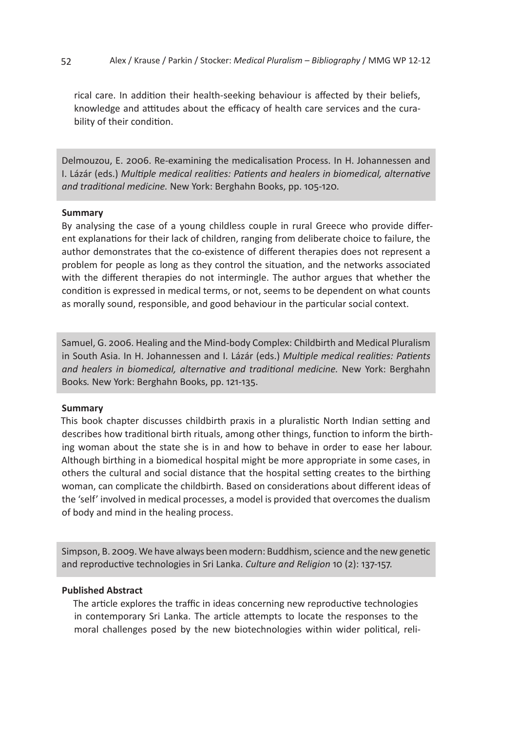rical care. In addition their health-seeking behaviour is affected by their beliefs, knowledge and attitudes about the efficacy of health care services and the curability of their condition.

Delmouzou, E. 2006. Re-examining the medicalisation Process. In H. Johannessen and I. Lázár (eds.) *Multiple medical realities: Patients and healers in biomedical, alternative and traditional medicine.* New York: Berghahn Books, pp. 105-120.

**Summary**

By analysing the case of a young childless couple in rural Greece who provide different explanations for their lack of children, ranging from deliberate choice to failure, the author demonstrates that the co-existence of different therapies does not represent a problem for people as long as they control the situation, and the networks associated with the different therapies do not intermingle. The author argues that whether the condition is expressed in medical terms, or not, seems to be dependent on what counts as morally sound, responsible, and good behaviour in the particular social context.

Samuel, G. 2006. Healing and the Mind-body Complex: Childbirth and Medical Pluralism in South Asia. In H. Johannessen and I. Lázár (eds.) *Multiple medical realities: Patients and healers in biomedical, alternative and traditional medicine.* New York: Berghahn Books. New York: Berghahn Books, pp. 121-135.

**Summary**

This book chapter discusses childbirth praxis in a pluralistic North Indian setting and describes how traditional birth rituals, among other things, function to inform the birthing woman about the state she is in and how to behave in order to ease her labour. Although birthing in a biomedical hospital might be more appropriate in some cases, in others the cultural and social distance that the hospital setting creates to the birthing woman, can complicate the childbirth. Based on considerations about different ideas of the 'self' involved in medical processes, a model is provided that overcomes the dualism of body and mind in the healing process.

Simpson, B. 2009. We have always been modern: Buddhism, science and the new genetic and reproductive technologies in Sri Lanka. *Culture and Religion* 10 (2): 137-157.

**Published Abstract**

The article explores the traffic in ideas concerning new reproductive technologies in contemporary Sri Lanka. The article attempts to locate the responses to the moral challenges posed by the new biotechnologies within wider political, reli-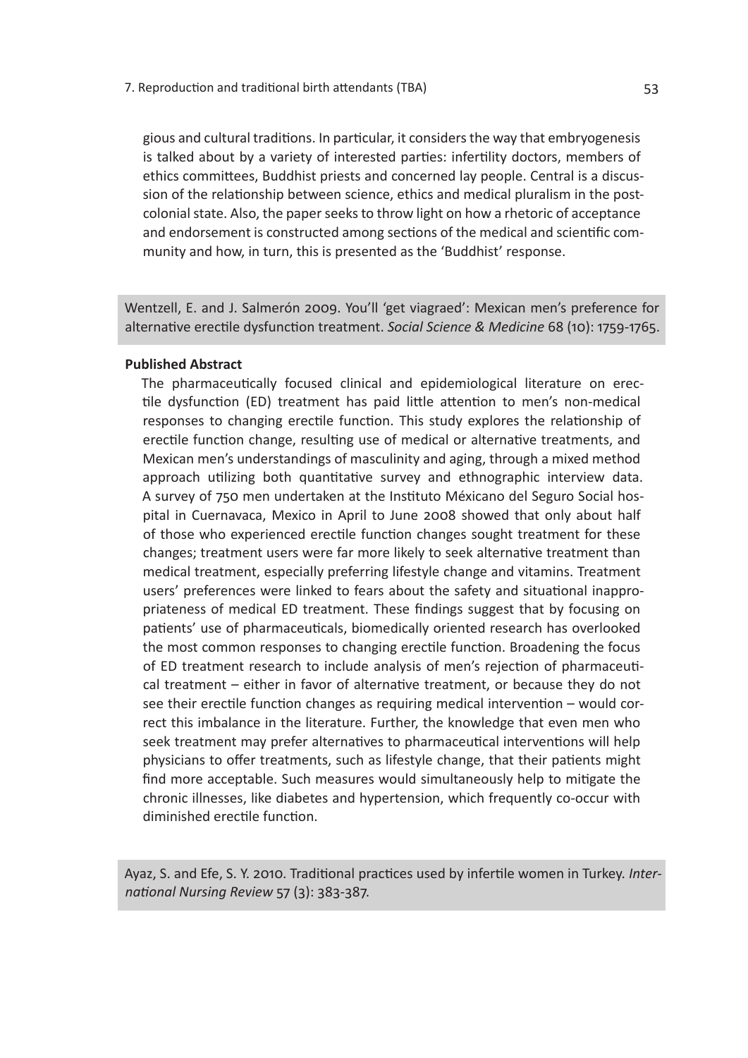gious and cultural traditions. In particular, it considers the way that embryogenesis is talked about by a variety of interested parties: infertility doctors, members of ethics committees, Buddhist priests and concerned lay people. Central is a discussion of the relationship between science, ethics and medical pluralism in the post-colonial state. Also, the paper seeks to throw light on how a rhetoric of acceptance and endorsement is constructed among sections of the medical and scientific community and how, in turn, this is presented as the 'Buddhist' response.

Wentzell, E. and J. Salmerón 2009. You'll 'get viagraed': Mexican men's preference for alternative erectile dysfunction treatment. *Social Science & Medicine* 68 (10): 1759-1765.

**Published Abstract**

The pharmaceutically focused clinical and epidemiological literature on erectile dysfunction (ED) treatment has paid little attention to men's non-medical responses to changing erectile function. This study explores the relationship of erectile function change, resulting use of medical or alternative treatments, and Mexican men's understandings of masculinity and aging, through a mixed method approach utilizing both quantitative survey and ethnographic interview data. A survey of 750 men undertaken at the Instituto Méxicano del Seguro Social hospital in Cuernavaca, Mexico in April to June 2008 showed that only about half of those who experienced erectile function changes sought treatment for these changes; treatment users were far more likely to seek alternative treatment than medical treatment, especially preferring lifestyle change and vitamins. Treatment users' preferences were linked to fears about the safety and situational inappropriateness of medical ED treatment. These findings suggest that by focusing on patients' use of pharmaceuticals, biomedically oriented research has overlooked the most common responses to changing erectile function. Broadening the focus of ED treatment research to include analysis of men's rejection of pharmaceutical treatment – either in favor of alternative treatment, or because they do not see their erectile function changes as requiring medical intervention – would correct this imbalance in the literature. Further, the knowledge that even men who seek treatment may prefer alternatives to pharmaceutical interventions will help physicians to offer treatments, such as lifestyle change, that their patients might find more acceptable. Such measures would simultaneously help to mitigate the chronic illnesses, like diabetes and hypertension, which frequently co-occur with diminished erectile function.

Ayaz, S. and Efe, S. Y. 2010. Traditional practices used by infertile women in Turkey. *International Nursing Review* 57 (3): 383-387.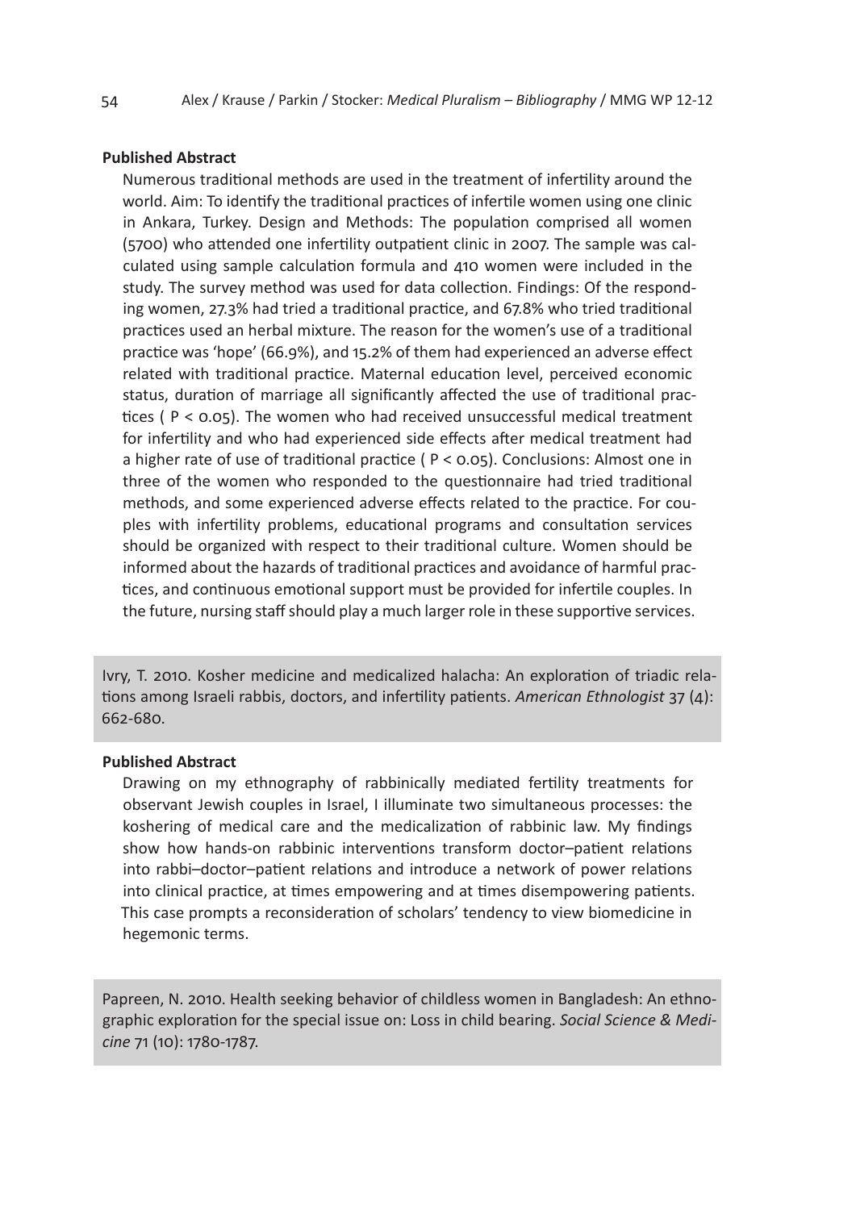**Published Abstract**

Numerous traditional methods are used in the treatment of infertility around the world. Aim: To identify the traditional practices of infertile women using one clinic in Ankara, Turkey. Design and Methods: The population comprised all women (5700) who attended one infertility outpatient clinic in 2007. The sample was calculated using sample calculation formula and 410 women were included in the study. The survey method was used for data collection. Findings: Of the responding women, 27.3% had tried a traditional practice, and 67.8% who tried traditional practices used an herbal mixture. The reason for the women's use of a traditional practice was 'hope' (66.9%), and 15.2% of them had experienced an adverse effect related with traditional practice. Maternal education level, perceived economic status, duration of marriage all significantly affected the use of traditional practices ( $P < 0.05$). The women who had received unsuccessful medical treatment for infertility and who had experienced side effects after medical treatment had a higher rate of use of traditional practice ( $P < 0.05$). Conclusions: Almost one in three of the women who responded to the questionnaire had tried traditional methods, and some experienced adverse effects related to the practice. For couples with infertility problems, educational programs and consultation services should be organized with respect to their traditional culture. Women should be informed about the hazards of traditional practices and avoidance of harmful practices, and continuous emotional support must be provided for infertile couples. In the future, nursing staff should play a much larger role in these supportive services.

Ivry, T. 2010. Kosher medicine and medicalized halacha: An exploration of triadic relations among Israeli rabbis, doctors, and infertility patients. *American Ethnologist* 37 (4): 662-680.

**Published Abstract**

Drawing on my ethnography of rabbinically mediated fertility treatments for observant Jewish couples in Israel, I illuminate two simultaneous processes: the koshering of medical care and the medicalization of rabbinic law. My findings show how hands-on rabbinic interventions transform doctor–patient relations into rabbi–doctor–patient relations and introduce a network of power relations into clinical practice, at times empowering and at times disempowering patients. This case prompts a reconsideration of scholars' tendency to view biomedicine in hegemonic terms.

Papreen, N. 2010. Health seeking behavior of childless women in Bangladesh: An ethnographic exploration for the special issue on: Loss in child bearing. *Social Science & Medicine* 71 (10): 1780-1787.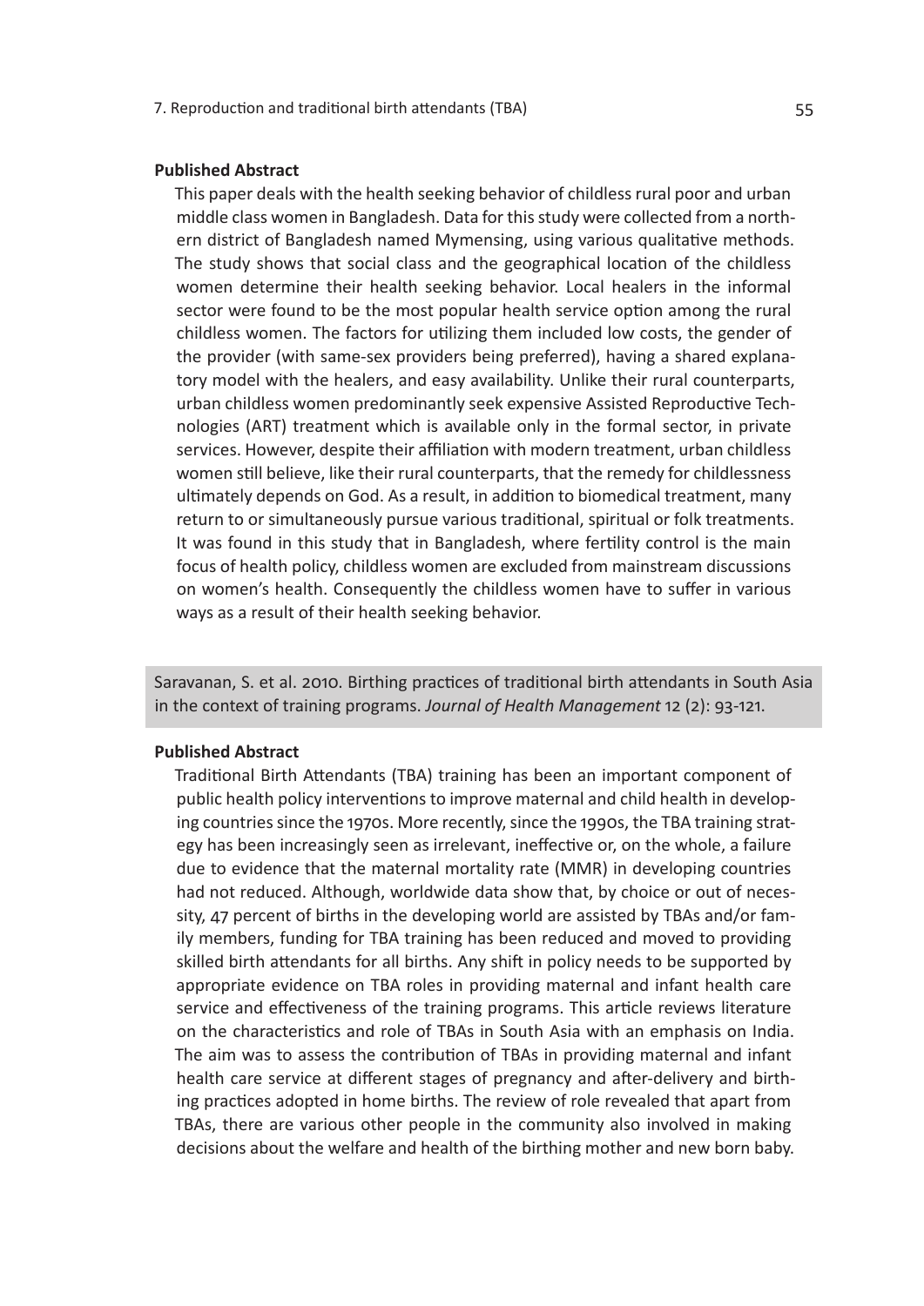**Published Abstract**

This paper deals with the health seeking behavior of childless rural poor and urban middle class women in Bangladesh. Data for this study were collected from a northern district of Bangladesh named Mymensing, using various qualitative methods. The study shows that social class and the geographical location of the childless women determine their health seeking behavior. Local healers in the informal sector were found to be the most popular health service option among the rural childless women. The factors for utilizing them included low costs, the gender of the provider (with same-sex providers being preferred), having a shared explanatory model with the healers, and easy availability. Unlike their rural counterparts, urban childless women predominantly seek expensive Assisted Reproductive Technologies (ART) treatment which is available only in the formal sector, in private services. However, despite their affiliation with modern treatment, urban childless women still believe, like their rural counterparts, that the remedy for childlessness ultimately depends on God. As a result, in addition to biomedical treatment, many return to or simultaneously pursue various traditional, spiritual or folk treatments. It was found in this study that in Bangladesh, where fertility control is the main focus of health policy, childless women are excluded from mainstream discussions on women's health. Consequently the childless women have to suffer in various ways as a result of their health seeking behavior.

Saravanan, S. et al. 2010. Birthing practices of traditional birth attendants in South Asia in the context of training programs. *Journal of Health Management* 12 (2): 93-121.

**Published Abstract**

Traditional Birth Attendants (TBA) training has been an important component of public health policy interventions to improve maternal and child health in developing countries since the 1970s. More recently, since the 1990s, the TBA training strategy has been increasingly seen as irrelevant, ineffective or, on the whole, a failure due to evidence that the maternal mortality rate (MMR) in developing countries had not reduced. Although, worldwide data show that, by choice or out of necessity, 47 percent of births in the developing world are assisted by TBAs and/or family members, funding for TBA training has been reduced and moved to providing skilled birth attendants for all births. Any shift in policy needs to be supported by appropriate evidence on TBA roles in providing maternal and infant health care service and effectiveness of the training programs. This article reviews literature on the characteristics and role of TBAs in South Asia with an emphasis on India. The aim was to assess the contribution of TBAs in providing maternal and infant health care service at different stages of pregnancy and after-delivery and birthing practices adopted in home births. The review of role revealed that apart from TBAs, there are various other people in the community also involved in making decisions about the welfare and health of the birthing mother and new born baby.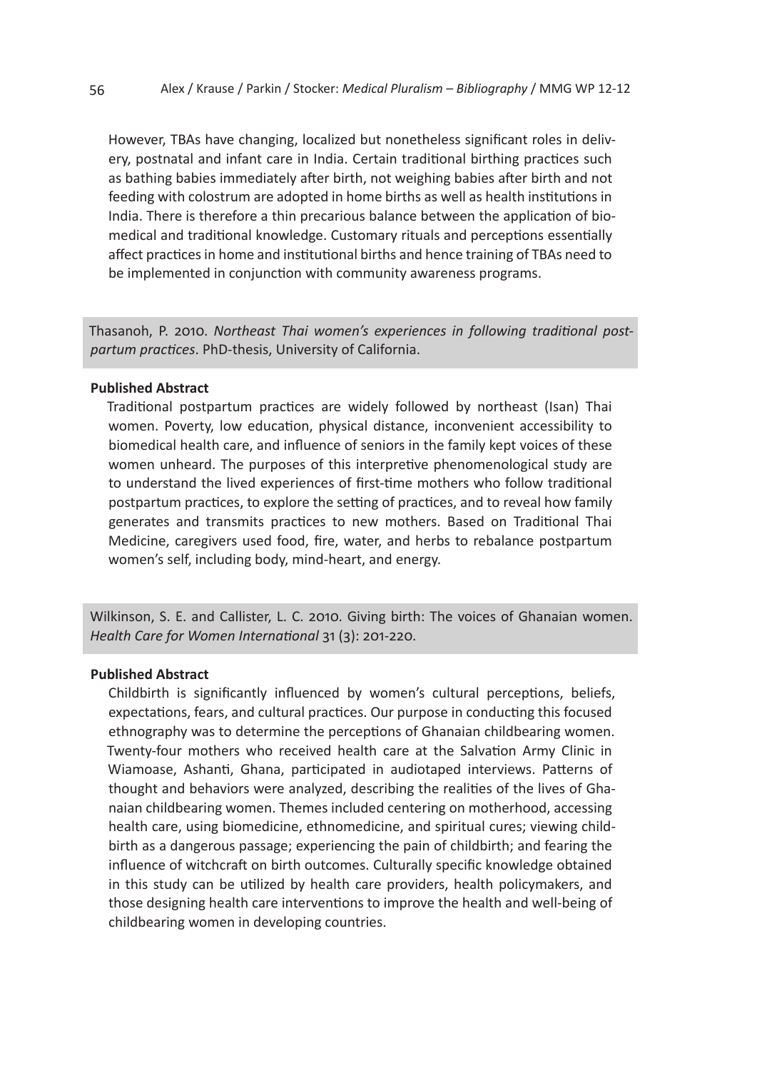However, TBAs have changing, localized but nonetheless significant roles in delivery, postnatal and infant care in India. Certain traditional birthing practices such as bathing babies immediately after birth, not weighing babies after birth and not feeding with colostrum are adopted in home births as well as health institutions in India. There is therefore a thin precarious balance between the application of biomedical and traditional knowledge. Customary rituals and perceptions essentially affect practices in home and institutional births and hence training of TBAs need to be implemented in conjunction with community awareness programs.

Thasanoh, P. 2010. *Northeast Thai women's experiences in following traditional postpartum practices*. PhD-thesis, University of California.

**Published Abstract**

Traditional postpartum practices are widely followed by northeast (Isan) Thai women. Poverty, low education, physical distance, inconvenient accessibility to biomedical health care, and influence of seniors in the family kept voices of these women unheard. The purposes of this interpretive phenomenological study are to understand the lived experiences of first-time mothers who follow traditional postpartum practices, to explore the setting of practices, and to reveal how family generates and transmits practices to new mothers. Based on Traditional Thai Medicine, caregivers used food, fire, water, and herbs to rebalance postpartum women's self, including body, mind-heart, and energy.

Wilkinson, S. E. and Callister, L. C. 2010. Giving birth: The voices of Ghanaian women. *Health Care for Women International* 31 (3): 201-220.

**Published Abstract**

Childbirth is significantly influenced by women's cultural perceptions, beliefs, expectations, fears, and cultural practices. Our purpose in conducting this focused ethnography was to determine the perceptions of Ghanaian childbearing women. Twenty-four mothers who received health care at the Salvation Army Clinic in Wiamoase, Ashanti, Ghana, participated in audiotaped interviews. Patterns of thought and behaviors were analyzed, describing the realities of the lives of Ghanaian childbearing women. Themes included centering on motherhood, accessing health care, using biomedicine, ethnomedicine, and spiritual cures; viewing childbirth as a dangerous passage; experiencing the pain of childbirth; and fearing the influence of witchcraft on birth outcomes. Culturally specific knowledge obtained in this study can be utilized by health care providers, health policymakers, and those designing health care interventions to improve the health and well-being of childbearing women in developing countries.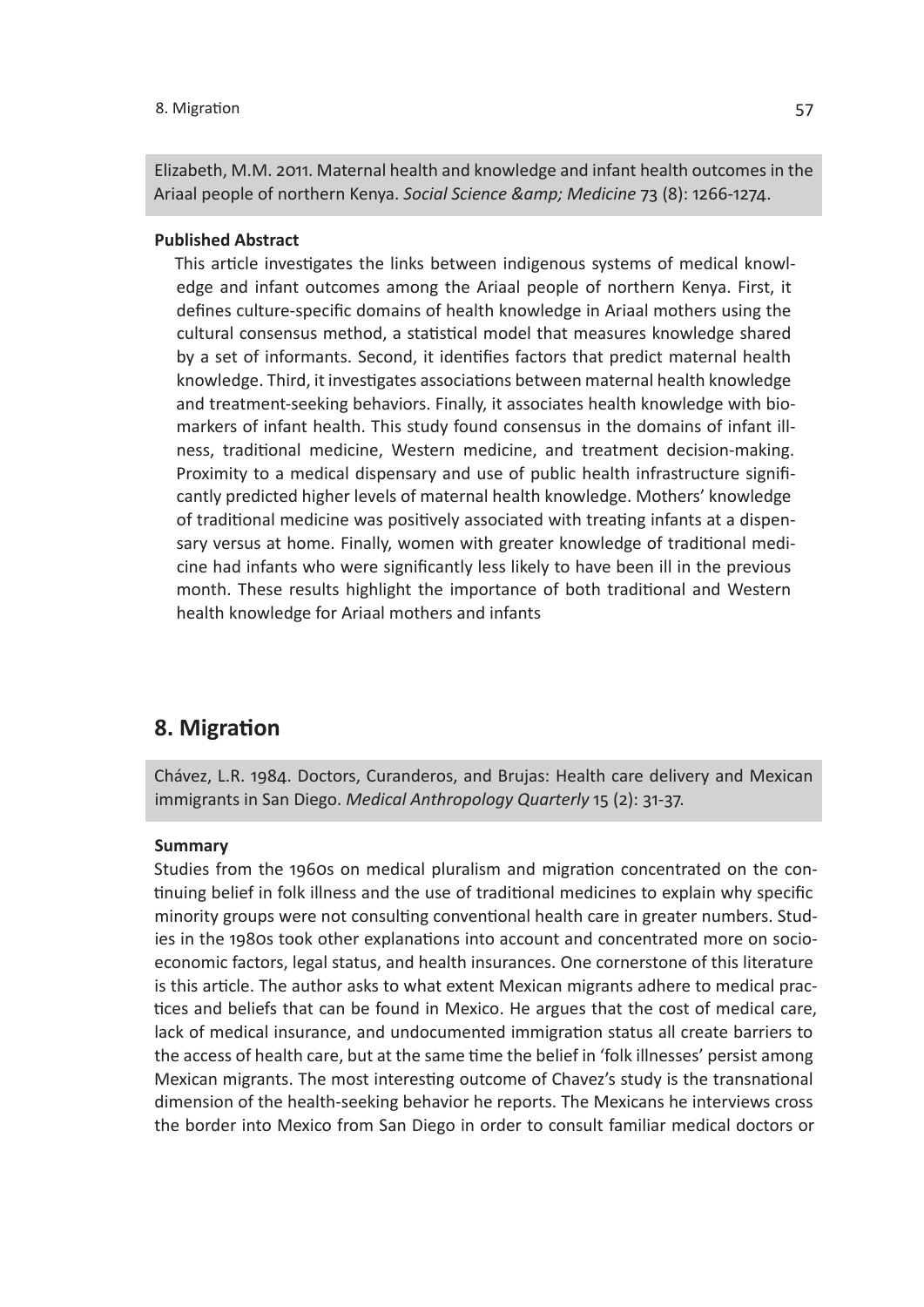Elizabeth, M.M. 2011. Maternal health and knowledge and infant health outcomes in the Ariaal people of northern Kenya. *Social Science &amp; Medicine* 73 (8): 1266-1274.

**Published Abstract**

This article investigates the links between indigenous systems of medical knowledge and infant outcomes among the Ariaal people of northern Kenya. First, it defines culture-specific domains of health knowledge in Ariaal mothers using the cultural consensus method, a statistical model that measures knowledge shared by a set of informants. Second, it identifies factors that predict maternal health knowledge. Third, it investigates associations between maternal health knowledge and treatment-seeking behaviors. Finally, it associates health knowledge with biomarkers of infant health. This study found consensus in the domains of infant illness, traditional medicine, Western medicine, and treatment decision-making. Proximity to a medical dispensary and use of public health infrastructure significantly predicted higher levels of maternal health knowledge. Mothers' knowledge of traditional medicine was positively associated with treating infants at a dispensary versus at home. Finally, women with greater knowledge of traditional medicine had infants who were significantly less likely to have been ill in the previous month. These results highlight the importance of both traditional and Western health knowledge for Ariaal mothers and infants

## 8. Migration

Chávez, L.R. 1984. Doctors, Curanderos, and Brujas: Health care delivery and Mexican immigrants in San Diego. *Medical Anthropology Quarterly* 15 (2): 31-37.

**Summary**

Studies from the 1960s on medical pluralism and migration concentrated on the continuing belief in folk illness and the use of traditional medicines to explain why specific minority groups were not consulting conventional health care in greater numbers. Studies in the 1980s took other explanations into account and concentrated more on socioeconomic factors, legal status, and health insurances. One cornerstone of this literature is this article. The author asks to what extent Mexican migrants adhere to medical practices and beliefs that can be found in Mexico. He argues that the cost of medical care, lack of medical insurance, and undocumented immigration status all create barriers to the access of health care, but at the same time the belief in 'folk illnesses' persist among Mexican migrants. The most interesting outcome of Chavez's study is the transnational dimension of the health-seeking behavior he reports. The Mexicans he interviews cross the border into Mexico from San Diego in order to consult familiar medical doctors or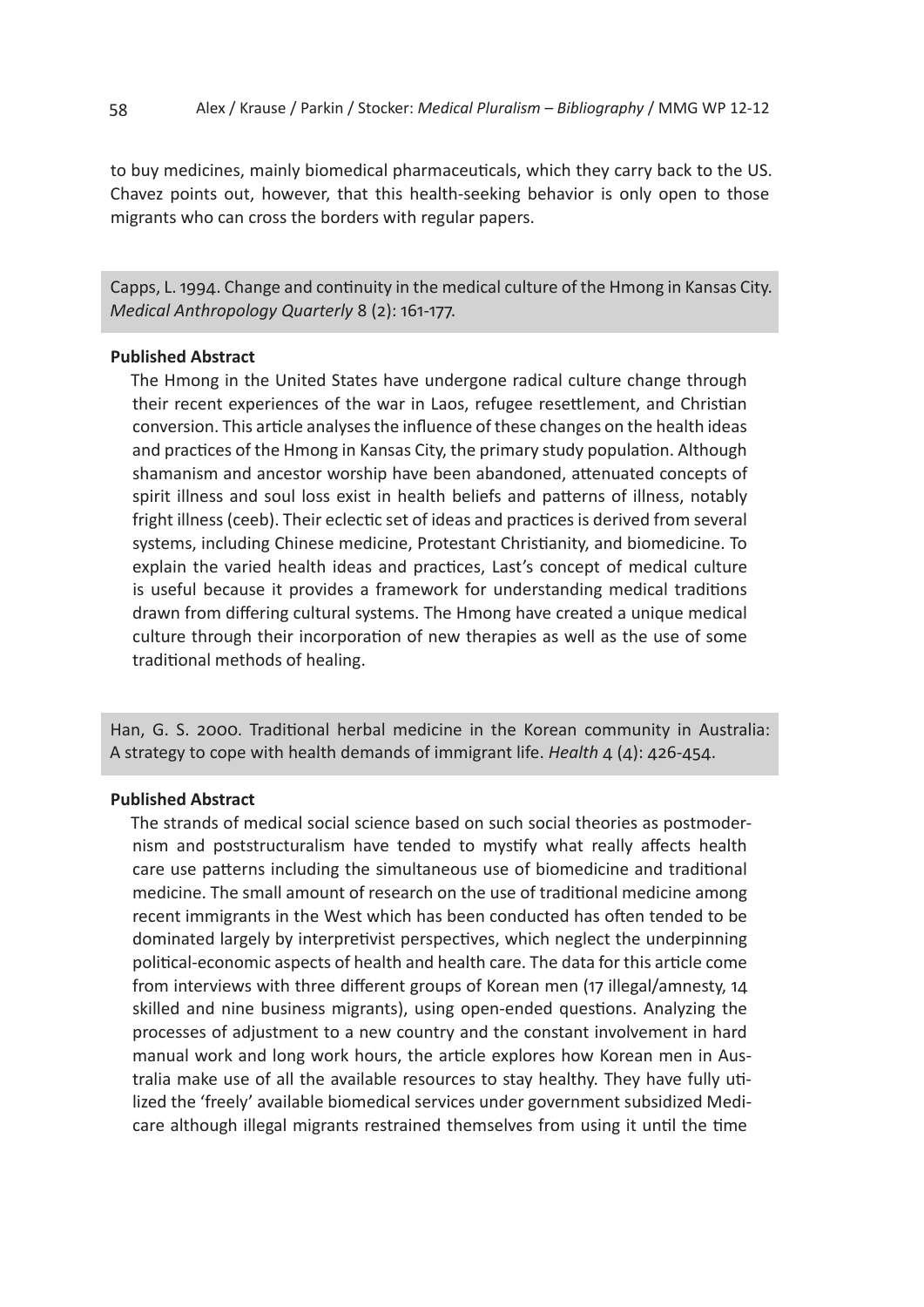to buy medicines, mainly biomedical pharmaceuticals, which they carry back to the US. Chavez points out, however, that this health-seeking behavior is only open to those migrants who can cross the borders with regular papers.

Capps, L. 1994. Change and continuity in the medical culture of the Hmong in Kansas City. *Medical Anthropology Quarterly* 8 (2): 161-177.

**Published Abstract**

The Hmong in the United States have undergone radical culture change through their recent experiences of the war in Laos, refugee resettlement, and Christian conversion. This article analyses the influence of these changes on the health ideas and practices of the Hmong in Kansas City, the primary study population. Although shamanism and ancestor worship have been abandoned, attenuated concepts of spirit illness and soul loss exist in health beliefs and patterns of illness, notably fright illness (ceeb). Their eclectic set of ideas and practices is derived from several systems, including Chinese medicine, Protestant Christianity, and biomedicine. To explain the varied health ideas and practices, Last's concept of medical culture is useful because it provides a framework for understanding medical traditions drawn from differing cultural systems. The Hmong have created a unique medical culture through their incorporation of new therapies as well as the use of some traditional methods of healing.

Han, G. S. 2000. Traditional herbal medicine in the Korean community in Australia: A strategy to cope with health demands of immigrant life. *Health* 4 (4): 426-454.

**Published Abstract**

The strands of medical social science based on such social theories as postmodernism and poststructuralism have tended to mystify what really affects health care use patterns including the simultaneous use of biomedicine and traditional medicine. The small amount of research on the use of traditional medicine among recent immigrants in the West which has been conducted has often tended to be dominated largely by interpretivist perspectives, which neglect the underpinning political-economic aspects of health and health care. The data for this article come from interviews with three different groups of Korean men (17 illegal/amnesty, 14 skilled and nine business migrants), using open-ended questions. Analyzing the processes of adjustment to a new country and the constant involvement in hard manual work and long work hours, the article explores how Korean men in Australia make use of all the available resources to stay healthy. They have fully utilized the 'freely' available biomedical services under government subsidized Medicare although illegal migrants restrained themselves from using it until the time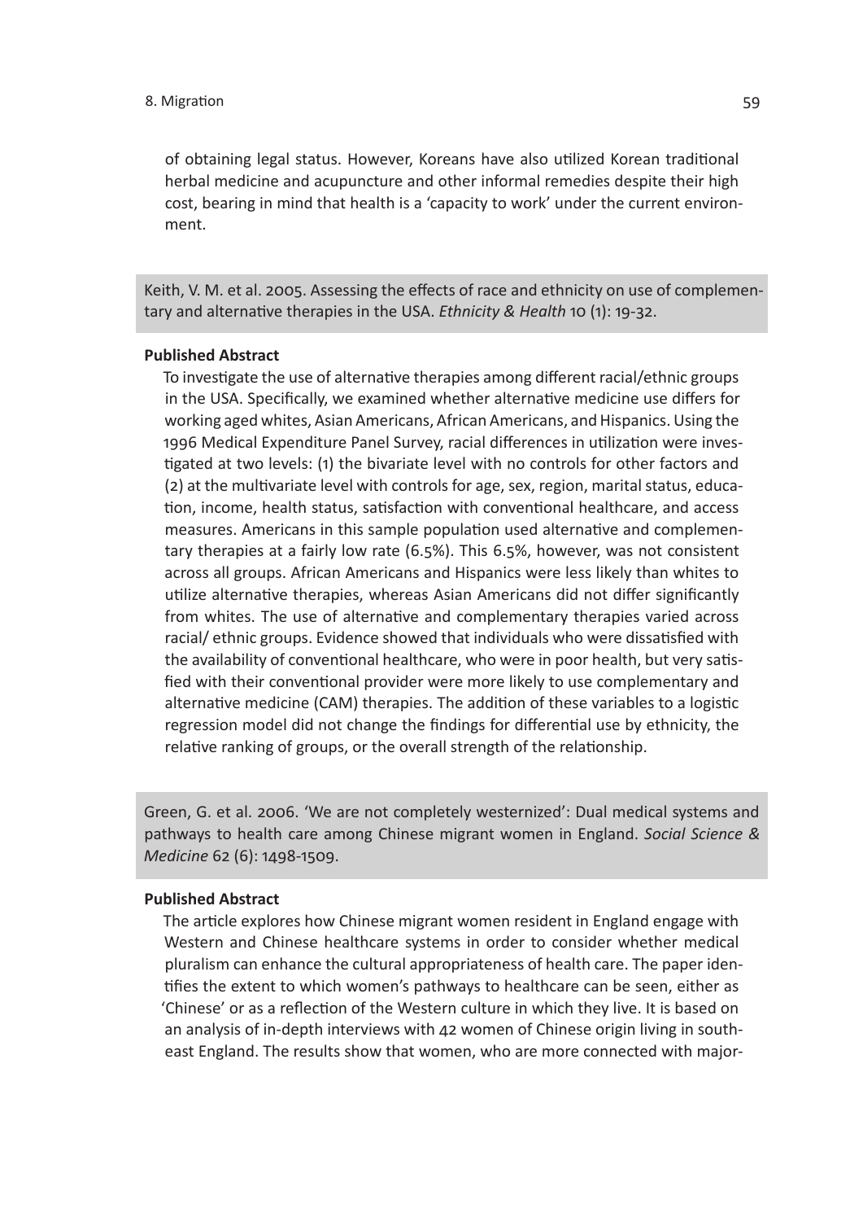of obtaining legal status. However, Koreans have also utilized Korean traditional herbal medicine and acupuncture and other informal remedies despite their high cost, bearing in mind that health is a 'capacity to work' under the current environment.

Keith, V. M. et al. 2005. Assessing the effects of race and ethnicity on use of complementary and alternative therapies in the USA. *Ethnicity & Health* 10 (1): 19-32.

**Published Abstract**

To investigate the use of alternative therapies among different racial/ethnic groups in the USA. Specifically, we examined whether alternative medicine use differs for working aged whites, Asian Americans, African Americans, and Hispanics. Using the 1996 Medical Expenditure Panel Survey, racial differences in utilization were investigated at two levels: (1) the bivariate level with no controls for other factors and (2) at the multivariate level with controls for age, sex, region, marital status, education, income, health status, satisfaction with conventional healthcare, and access measures. Americans in this sample population used alternative and complementary therapies at a fairly low rate (6.5%). This 6.5%, however, was not consistent across all groups. African Americans and Hispanics were less likely than whites to utilize alternative therapies, whereas Asian Americans did not differ significantly from whites. The use of alternative and complementary therapies varied across racial/ ethnic groups. Evidence showed that individuals who were dissatisfied with the availability of conventional healthcare, who were in poor health, but very satisfied with their conventional provider were more likely to use complementary and alternative medicine (CAM) therapies. The addition of these variables to a logistic regression model did not change the findings for differential use by ethnicity, the relative ranking of groups, or the overall strength of the relationship.

Green, G. et al. 2006. 'We are not completely westernized': Dual medical systems and pathways to health care among Chinese migrant women in England. *Social Science & Medicine* 62 (6): 1498-1509.

**Published Abstract**

The article explores how Chinese migrant women resident in England engage with Western and Chinese healthcare systems in order to consider whether medical pluralism can enhance the cultural appropriateness of health care. The paper identifies the extent to which women's pathways to healthcare can be seen, either as 'Chinese' or as a reflection of the Western culture in which they live. It is based on an analysis of in-depth interviews with 42 women of Chinese origin living in south-east England. The results show that women, who are more connected with major-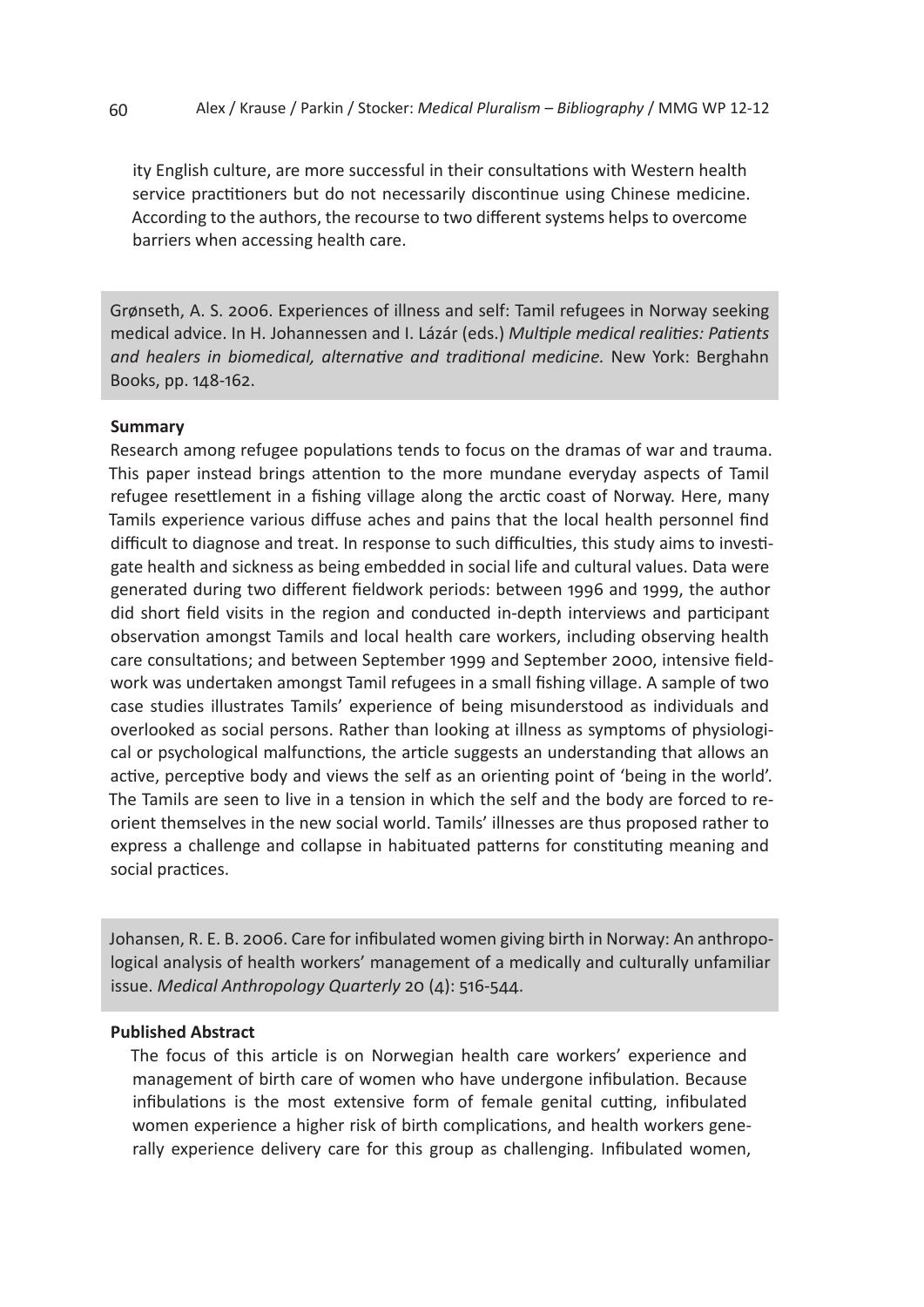ity English culture, are more successful in their consultations with Western health service practitioners but do not necessarily discontinue using Chinese medicine. According to the authors, the recourse to two different systems helps to overcome barriers when accessing health care.

Grønseth, A. S. 2006. Experiences of illness and self: Tamil refugees in Norway seeking medical advice. In H. Johannessen and I. Lázár (eds.) *Multiple medical realities: Patients and healers in biomedical, alternative and traditional medicine.* New York: Berghahn Books, pp. 148-162.

**Summary**

Research among refugee populations tends to focus on the dramas of war and trauma. This paper instead brings attention to the more mundane everyday aspects of Tamil refugee resettlement in a fishing village along the arctic coast of Norway. Here, many Tamils experience various diffuse aches and pains that the local health personnel find difficult to diagnose and treat. In response to such difficulties, this study aims to investigate health and sickness as being embedded in social life and cultural values. Data were generated during two different fieldwork periods: between 1996 and 1999, the author did short field visits in the region and conducted in-depth interviews and participant observation amongst Tamils and local health care workers, including observing health care consultations; and between September 1999 and September 2000, intensive fieldwork was undertaken amongst Tamil refugees in a small fishing village. A sample of two case studies illustrates Tamils' experience of being misunderstood as individuals and overlooked as social persons. Rather than looking at illness as symptoms of physiological or psychological malfunctions, the article suggests an understanding that allows an active, perceptive body and views the self as an orienting point of 'being in the world'. The Tamils are seen to live in a tension in which the self and the body are forced to reorient themselves in the new social world. Tamils' illnesses are thus proposed rather to express a challenge and collapse in habituated patterns for constituting meaning and social practices.

Johansen, R. E. B. 2006. Care for infibulated women giving birth in Norway: An anthropological analysis of health workers' management of a medically and culturally unfamiliar issue. *Medical Anthropology Quarterly* 20 (4): 516-544.

**Published Abstract**

The focus of this article is on Norwegian health care workers' experience and management of birth care of women who have undergone infibulation. Because infibulations is the most extensive form of female genital cutting, infibulated women experience a higher risk of birth complications, and health workers generally experience delivery care for this group as challenging. Infibulated women,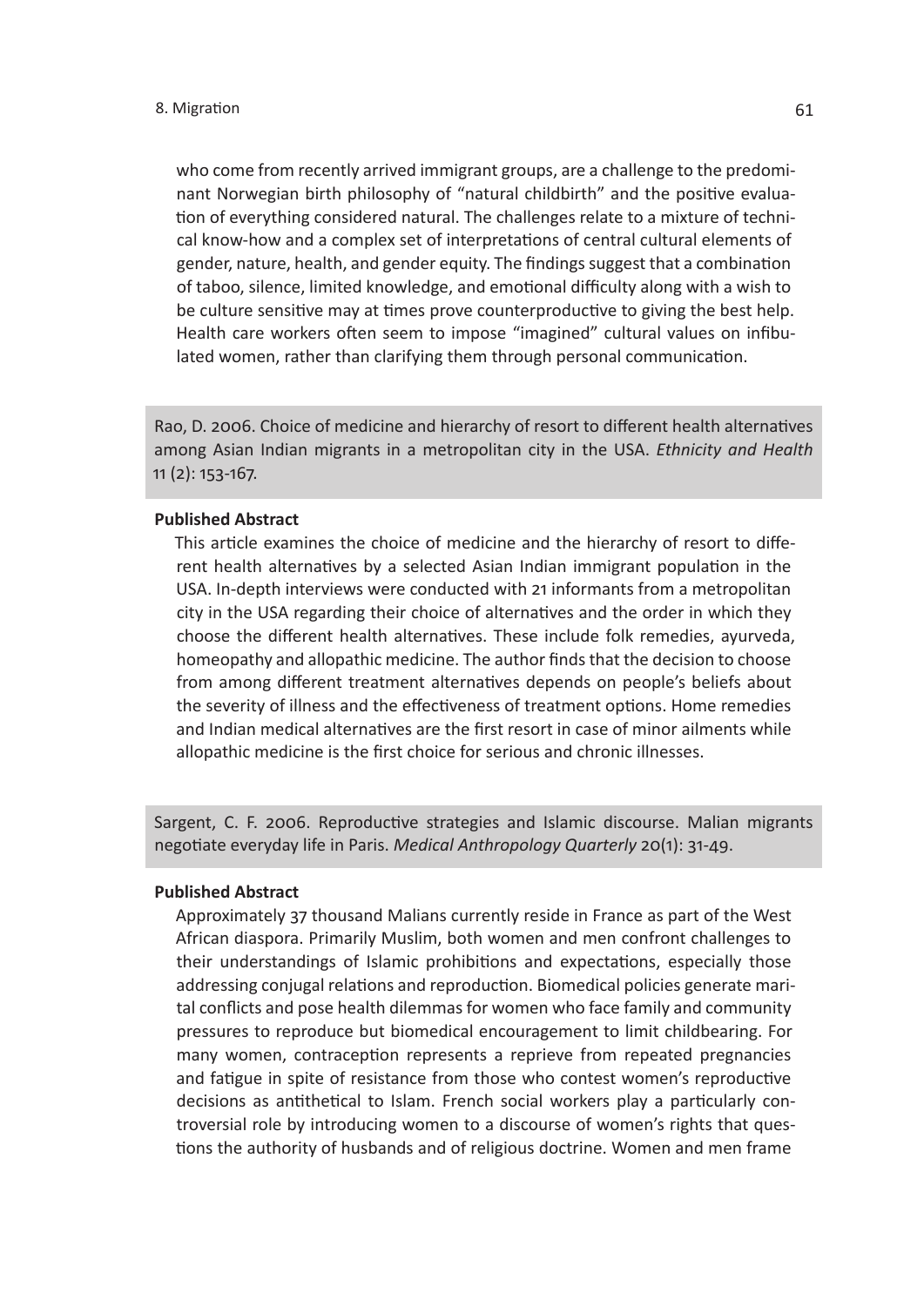who come from recently arrived immigrant groups, are a challenge to the predominant Norwegian birth philosophy of "natural childbirth" and the positive evaluation of everything considered natural. The challenges relate to a mixture of technical know-how and a complex set of interpretations of central cultural elements of gender, nature, health, and gender equity. The findings suggest that a combination of taboo, silence, limited knowledge, and emotional difficulty along with a wish to be culture sensitive may at times prove counterproductive to giving the best help. Health care workers often seem to impose "imagined" cultural values on infibulated women, rather than clarifying them through personal communication.

Rao, D. 2006. Choice of medicine and hierarchy of resort to different health alternatives among Asian Indian migrants in a metropolitan city in the USA. *Ethnicity and Health* 11 (2): 153-167.

**Published Abstract**

This article examines the choice of medicine and the hierarchy of resort to different health alternatives by a selected Asian Indian immigrant population in the USA. In-depth interviews were conducted with 21 informants from a metropolitan city in the USA regarding their choice of alternatives and the order in which they choose the different health alternatives. These include folk remedies, ayurveda, homeopathy and allopathic medicine. The author finds that the decision to choose from among different treatment alternatives depends on people's beliefs about the severity of illness and the effectiveness of treatment options. Home remedies and Indian medical alternatives are the first resort in case of minor ailments while allopathic medicine is the first choice for serious and chronic illnesses.

Sargent, C. F. 2006. Reproductive strategies and Islamic discourse. Malian migrants negotiate everyday life in Paris. *Medical Anthropology Quarterly* 20(1): 31-49.

**Published Abstract**

Approximately 37 thousand Malians currently reside in France as part of the West African diaspora. Primarily Muslim, both women and men confront challenges to their understandings of Islamic prohibitions and expectations, especially those addressing conjugal relations and reproduction. Biomedical policies generate marital conflicts and pose health dilemmas for women who face family and community pressures to reproduce but biomedical encouragement to limit childbearing. For many women, contraception represents a reprieve from repeated pregnancies and fatigue in spite of resistance from those who contest women's reproductive decisions as antithetical to Islam. French social workers play a particularly controversial role by introducing women to a discourse of women's rights that questions the authority of husbands and of religious doctrine. Women and men frame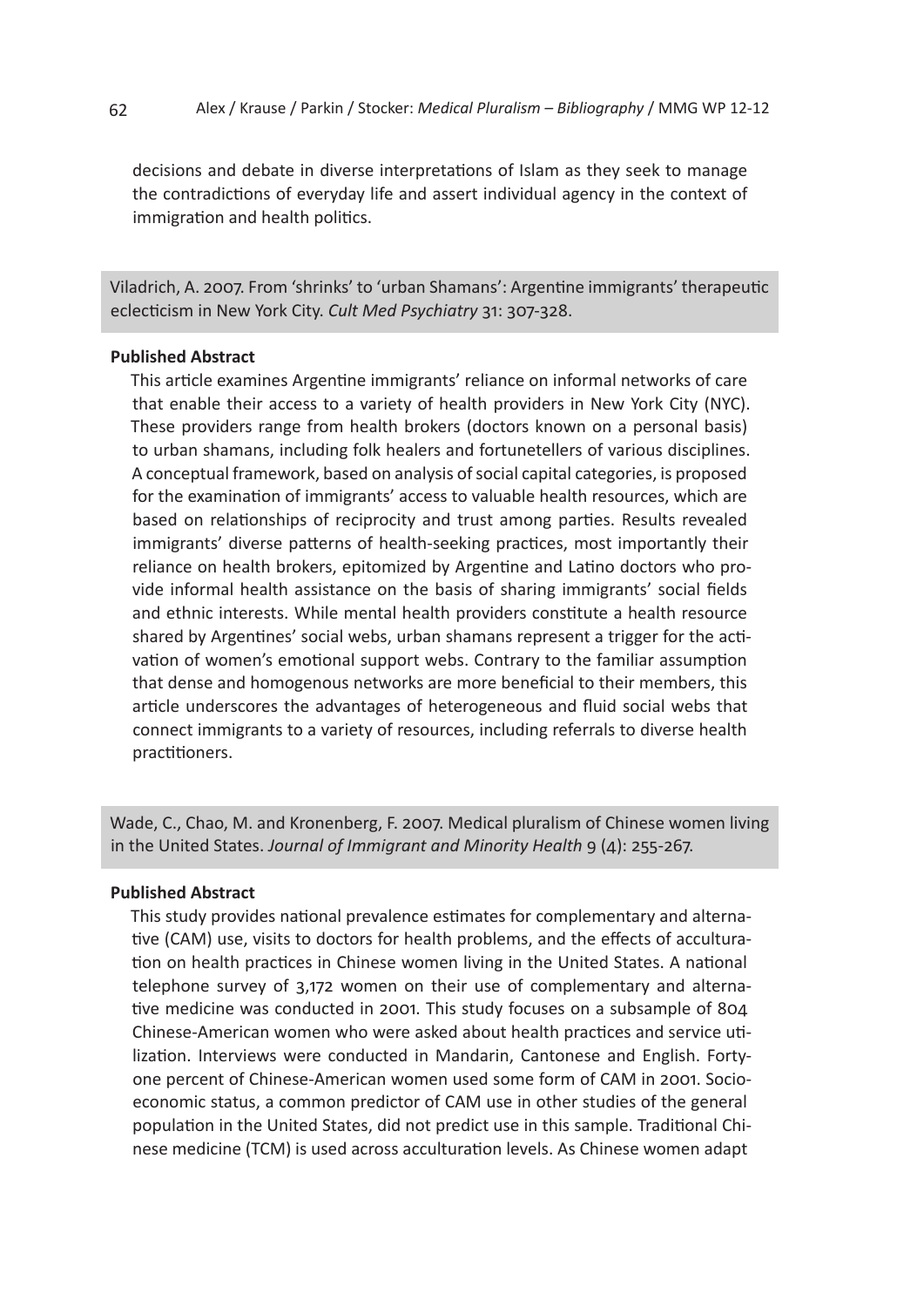decisions and debate in diverse interpretations of Islam as they seek to manage the contradictions of everyday life and assert individual agency in the context of immigration and health politics.

Viladrich, A. 2007. From 'shrinks' to 'urban Shamans': Argentine immigrants' therapeutic eclecticism in New York City. *Cult Med Psychiatry* 31: 307-328.

**Published Abstract**

This article examines Argentine immigrants' reliance on informal networks of care that enable their access to a variety of health providers in New York City (NYC). These providers range from health brokers (doctors known on a personal basis) to urban shamans, including folk healers and fortunetellers of various disciplines. A conceptual framework, based on analysis of social capital categories, is proposed for the examination of immigrants' access to valuable health resources, which are based on relationships of reciprocity and trust among parties. Results revealed immigrants' diverse patterns of health-seeking practices, most importantly their reliance on health brokers, epitomized by Argentine and Latino doctors who provide informal health assistance on the basis of sharing immigrants' social fields and ethnic interests. While mental health providers constitute a health resource shared by Argentines' social webs, urban shamans represent a trigger for the activation of women's emotional support webs. Contrary to the familiar assumption that dense and homogenous networks are more beneficial to their members, this article underscores the advantages of heterogeneous and fluid social webs that connect immigrants to a variety of resources, including referrals to diverse health practitioners.

Wade, C., Chao, M. and Kronenberg, F. 2007. Medical pluralism of Chinese women living in the United States. *Journal of Immigrant and Minority Health* 9 (4): 255-267.

**Published Abstract**

This study provides national prevalence estimates for complementary and alternative (CAM) use, visits to doctors for health problems, and the effects of acculturation on health practices in Chinese women living in the United States. A national telephone survey of 3,172 women on their use of complementary and alternative medicine was conducted in 2001. This study focuses on a subsample of 804 Chinese-American women who were asked about health practices and service utilization. Interviews were conducted in Mandarin, Cantonese and English. Forty-one percent of Chinese-American women used some form of CAM in 2001. Socioeconomic status, a common predictor of CAM use in other studies of the general population in the United States, did not predict use in this sample. Traditional Chinese medicine (TCM) is used across acculturation levels. As Chinese women adapt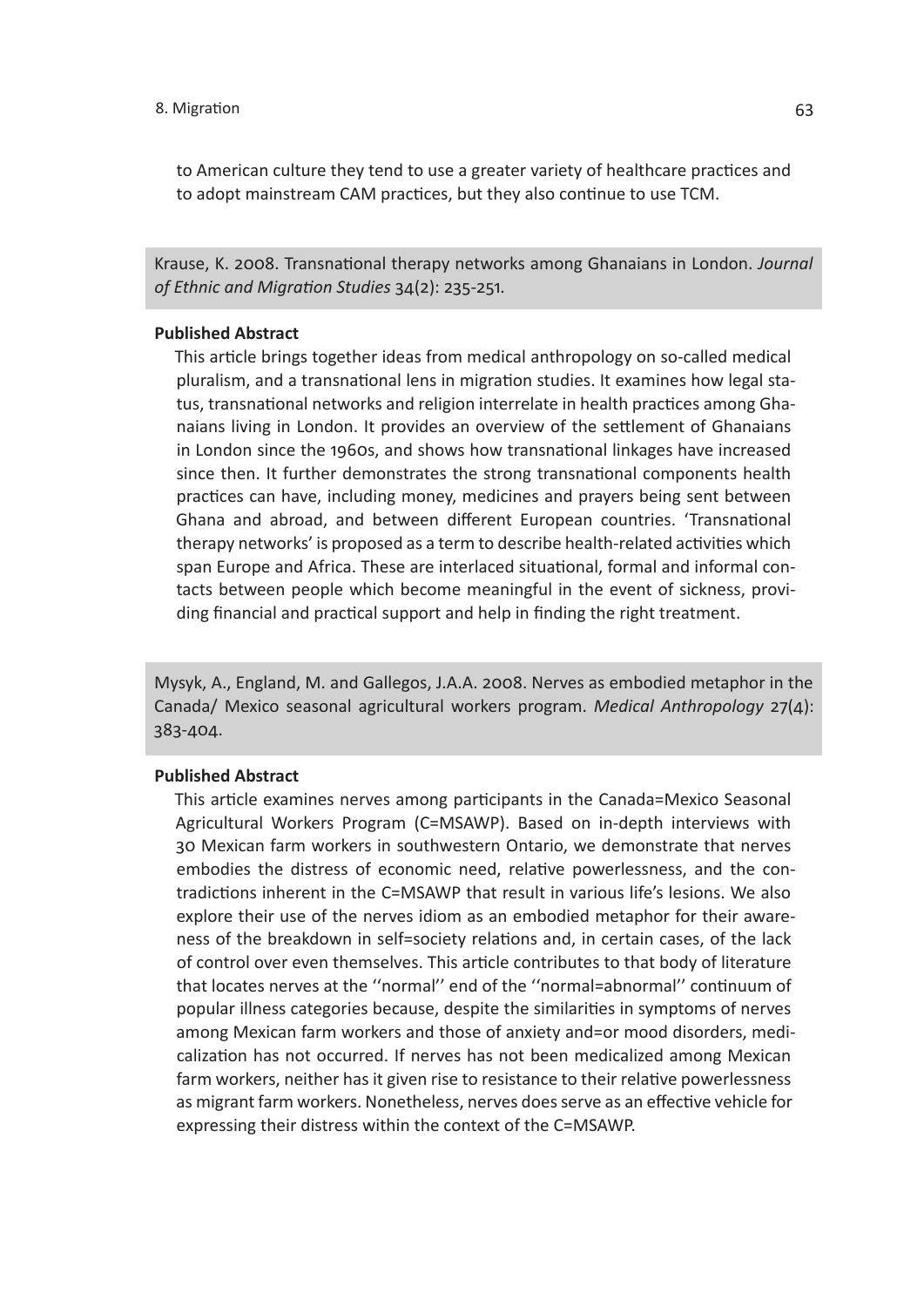to American culture they tend to use a greater variety of healthcare practices and to adopt mainstream CAM practices, but they also continue to use TCM.

Krause, K. 2008. Transnational therapy networks among Ghanaians in London. *Journal of Ethnic and Migration Studies* 34(2): 235-251.

**Published Abstract**

This article brings together ideas from medical anthropology on so-called medical pluralism, and a transnational lens in migration studies. It examines how legal status, transnational networks and religion interrelate in health practices among Ghanaians living in London. It provides an overview of the settlement of Ghanaians in London since the 1960s, and shows how transnational linkages have increased since then. It further demonstrates the strong transnational components health practices can have, including money, medicines and prayers being sent between Ghana and abroad, and between different European countries. 'Transnational therapy networks' is proposed as a term to describe health-related activities which span Europe and Africa. These are interlaced situational, formal and informal contacts between people which become meaningful in the event of sickness, providing financial and practical support and help in finding the right treatment.

Mysyk, A., England, M. and Gallegos, J.A.A. 2008. Nerves as embodied metaphor in the Canada/ Mexico seasonal agricultural workers program. *Medical Anthropology* 27(4): 383-404.

**Published Abstract**

This article examines nerves among participants in the Canada=Mexico Seasonal Agricultural Workers Program (C=MSAWP). Based on in-depth interviews with 30 Mexican farm workers in southwestern Ontario, we demonstrate that nerves embodies the distress of economic need, relative powerlessness, and the contradictions inherent in the C=MSAWP that result in various life's lesions. We also explore their use of the nerves idiom as an embodied metaphor for their awareness of the breakdown in self=society relations and, in certain cases, of the lack of control over even themselves. This article contributes to that body of literature that locates nerves at the ''normal'' end of the ''normal=abnormal'' continuum of popular illness categories because, despite the similarities in symptoms of nerves among Mexican farm workers and those of anxiety and=or mood disorders, medicalization has not occurred. If nerves has not been medicalized among Mexican farm workers, neither has it given rise to resistance to their relative powerlessness as migrant farm workers. Nonetheless, nerves does serve as an effective vehicle for expressing their distress within the context of the C=MSAWP.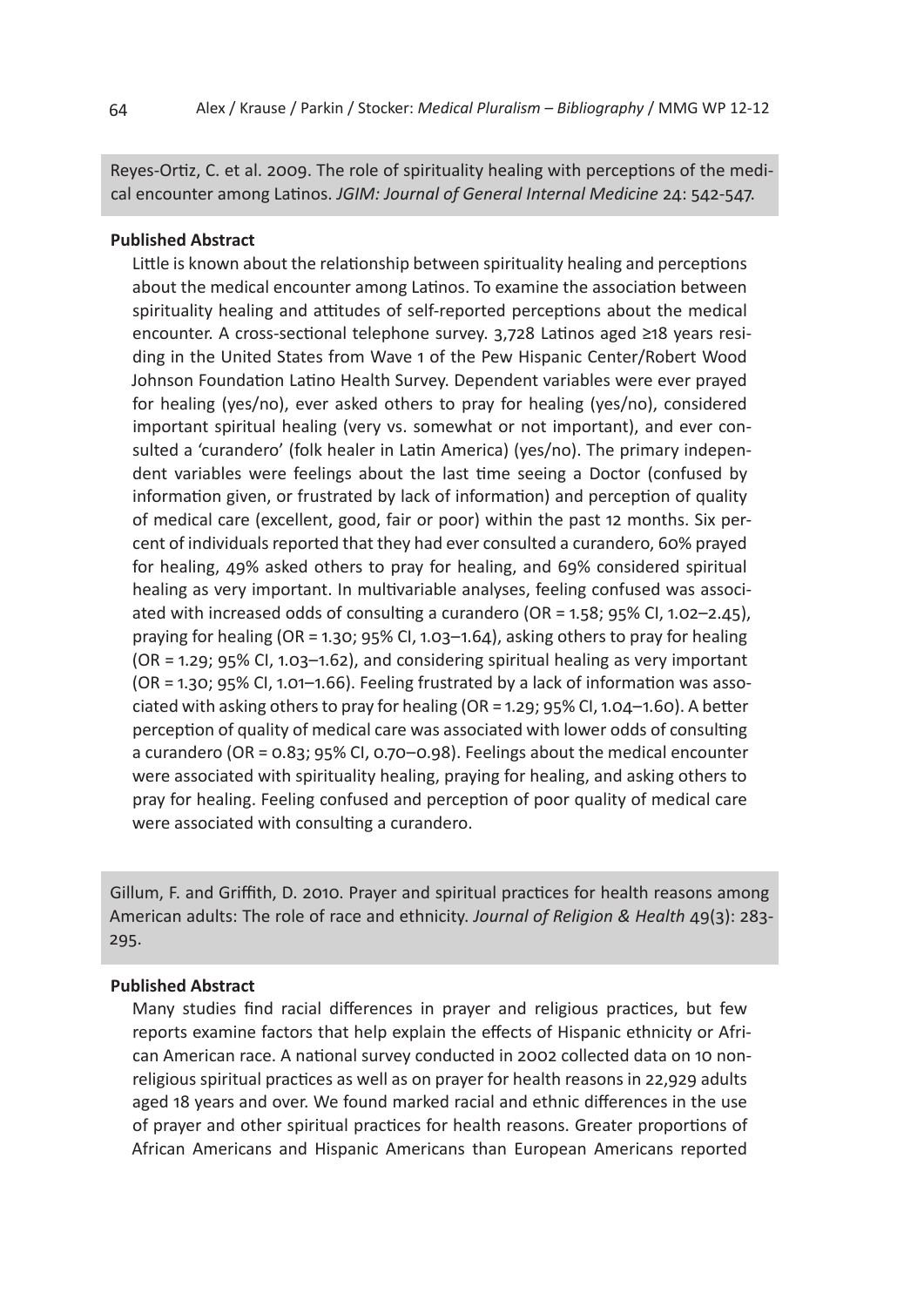Reyes-Ortiz, C. et al. 2009. The role of spirituality healing with perceptions of the medical encounter among Latinos. *JGIM: Journal of General Internal Medicine* 24: 542-547.

**Published Abstract**

Little is known about the relationship between spirituality healing and perceptions about the medical encounter among Latinos. To examine the association between spirituality healing and attitudes of self-reported perceptions about the medical encounter. A cross-sectional telephone survey. 3,728 Latinos aged ≥18 years residing in the United States from Wave 1 of the Pew Hispanic Center/Robert Wood Johnson Foundation Latino Health Survey. Dependent variables were ever prayed for healing (yes/no), ever asked others to pray for healing (yes/no), considered important spiritual healing (very vs. somewhat or not important), and ever consulted a 'curandero' (folk healer in Latin America) (yes/no). The primary independent variables were feelings about the last time seeing a Doctor (confused by information given, or frustrated by lack of information) and perception of quality of medical care (excellent, good, fair or poor) within the past 12 months. Six percent of individuals reported that they had ever consulted a curandero, 60% prayed for healing, 49% asked others to pray for healing, and 69% considered spiritual healing as very important. In multivariable analyses, feeling confused was associated with increased odds of consulting a curandero (OR = 1.58; 95% CI, 1.02–2.45), praying for healing (OR = 1.30; 95% CI, 1.03–1.64), asking others to pray for healing (OR = 1.29; 95% CI, 1.03–1.62), and considering spiritual healing as very important (OR = 1.30; 95% CI, 1.01–1.66). Feeling frustrated by a lack of information was associated with asking others to pray for healing (OR = 1.29; 95% CI, 1.04–1.60). A better perception of quality of medical care was associated with lower odds of consulting a curandero (OR = 0.83; 95% CI, 0.70–0.98). Feelings about the medical encounter were associated with spirituality healing, praying for healing, and asking others to pray for healing. Feeling confused and perception of poor quality of medical care were associated with consulting a curandero.

Gillum, F. and Griffith, D. 2010. Prayer and spiritual practices for health reasons among American adults: The role of race and ethnicity. *Journal of Religion & Health* 49(3): 283-295.

**Published Abstract**

Many studies find racial differences in prayer and religious practices, but few reports examine factors that help explain the effects of Hispanic ethnicity or African American race. A national survey conducted in 2002 collected data on 10 nonreligious spiritual practices as well as on prayer for health reasons in 22,929 adults aged 18 years and over. We found marked racial and ethnic differences in the use of prayer and other spiritual practices for health reasons. Greater proportions of African Americans and Hispanic Americans than European Americans reported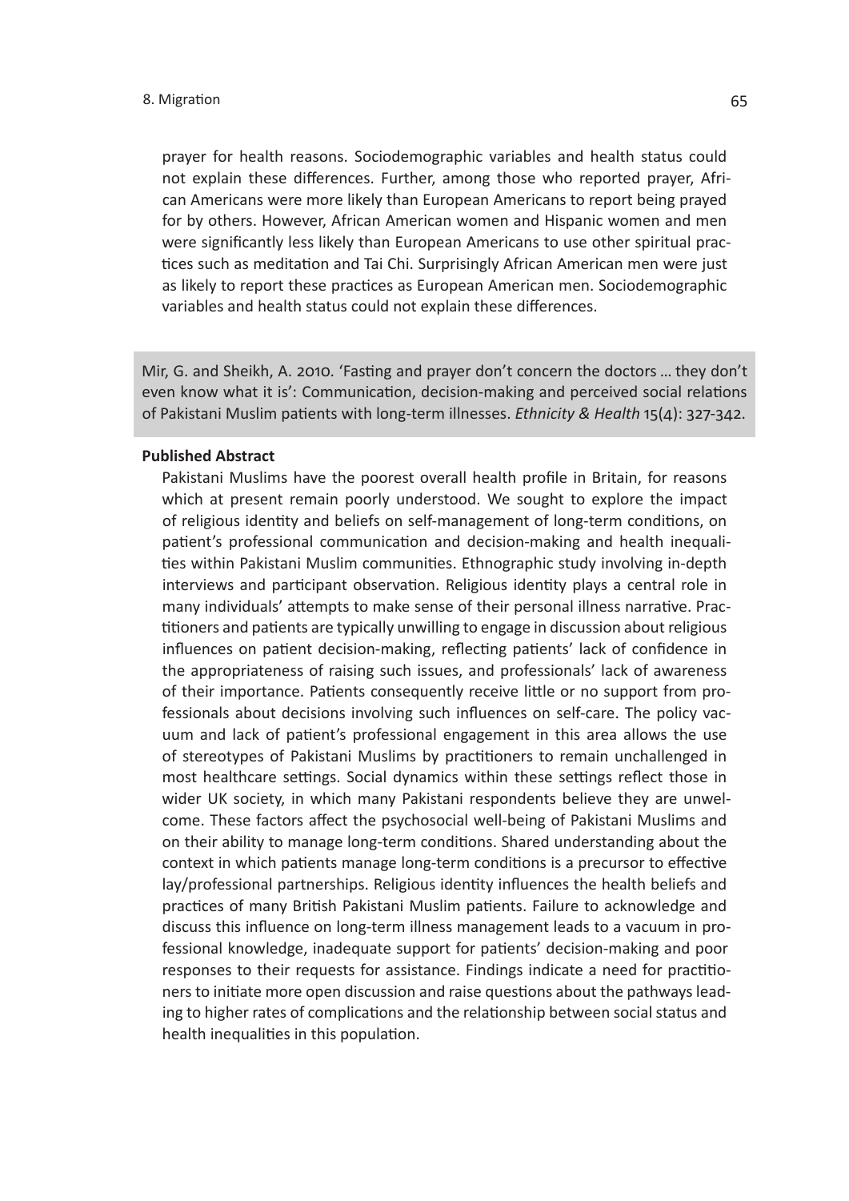prayer for health reasons. Sociodemographic variables and health status could not explain these differences. Further, among those who reported prayer, African Americans were more likely than European Americans to report being prayed for by others. However, African American women and Hispanic women and men were significantly less likely than European Americans to use other spiritual practices such as meditation and Tai Chi. Surprisingly African American men were just as likely to report these practices as European American men. Sociodemographic variables and health status could not explain these differences.

Mir, G. and Sheikh, A. 2010. 'Fasting and prayer don't concern the doctors … they don't even know what it is': Communication, decision-making and perceived social relations of Pakistani Muslim patients with long-term illnesses. *Ethnicity & Health* 15(4): 327-342.

**Published Abstract**

Pakistani Muslims have the poorest overall health profile in Britain, for reasons which at present remain poorly understood. We sought to explore the impact of religious identity and beliefs on self-management of long-term conditions, on patient's professional communication and decision-making and health inequalities within Pakistani Muslim communities. Ethnographic study involving in-depth interviews and participant observation. Religious identity plays a central role in many individuals' attempts to make sense of their personal illness narrative. Practitioners and patients are typically unwilling to engage in discussion about religious influences on patient decision-making, reflecting patients' lack of confidence in the appropriateness of raising such issues, and professionals' lack of awareness of their importance. Patients consequently receive little or no support from professionals about decisions involving such influences on self-care. The policy vacuum and lack of patient's professional engagement in this area allows the use of stereotypes of Pakistani Muslims by practitioners to remain unchallenged in most healthcare settings. Social dynamics within these settings reflect those in wider UK society, in which many Pakistani respondents believe they are unwelcome. These factors affect the psychosocial well-being of Pakistani Muslims and on their ability to manage long-term conditions. Shared understanding about the context in which patients manage long-term conditions is a precursor to effective lay/professional partnerships. Religious identity influences the health beliefs and practices of many British Pakistani Muslim patients. Failure to acknowledge and discuss this influence on long-term illness management leads to a vacuum in professional knowledge, inadequate support for patients' decision-making and poor responses to their requests for assistance. Findings indicate a need for practitioners to initiate more open discussion and raise questions about the pathways leading to higher rates of complications and the relationship between social status and health inequalities in this population.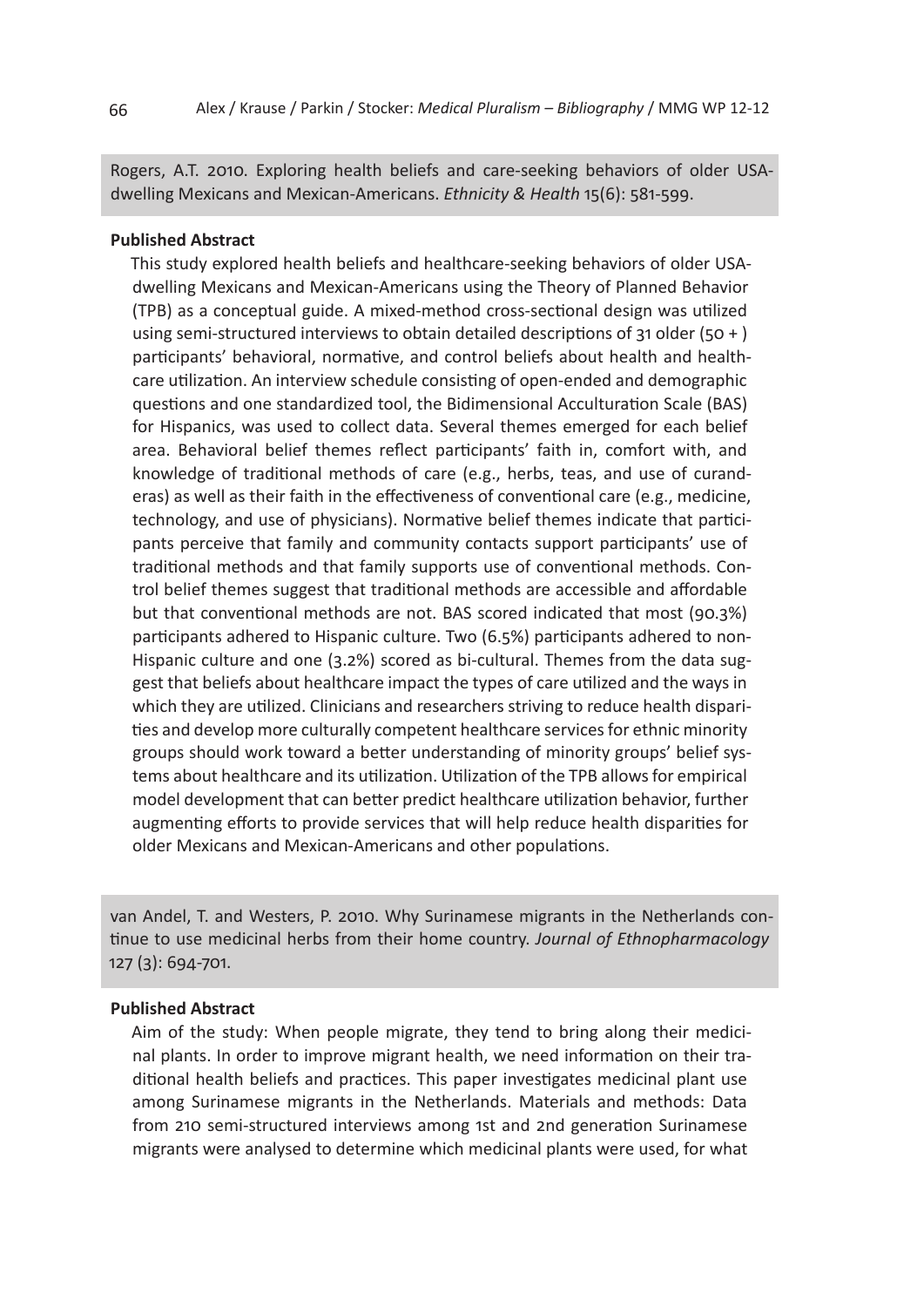Rogers, A.T. 2010. Exploring health beliefs and care-seeking behaviors of older USA-dwelling Mexicans and Mexican-Americans. *Ethnicity & Health* 15(6): 581-599.

**Published Abstract**

This study explored health beliefs and healthcare-seeking behaviors of older USA-dwelling Mexicans and Mexican-Americans using the Theory of Planned Behavior (TPB) as a conceptual guide. A mixed-method cross-sectional design was utilized using semi-structured interviews to obtain detailed descriptions of 31 older (50 + ) participants' behavioral, normative, and control beliefs about health and healthcare utilization. An interview schedule consisting of open-ended and demographic questions and one standardized tool, the Bidimensional Acculturation Scale (BAS) for Hispanics, was used to collect data. Several themes emerged for each belief area. Behavioral belief themes reflect participants' faith in, comfort with, and knowledge of traditional methods of care (e.g., herbs, teas, and use of curanderas) as well as their faith in the effectiveness of conventional care (e.g., medicine, technology, and use of physicians). Normative belief themes indicate that participants perceive that family and community contacts support participants' use of traditional methods and that family supports use of conventional methods. Control belief themes suggest that traditional methods are accessible and affordable but that conventional methods are not. BAS scored indicated that most (90.3%) participants adhered to Hispanic culture. Two (6.5%) participants adhered to non-Hispanic culture and one (3.2%) scored as bi-cultural. Themes from the data suggest that beliefs about healthcare impact the types of care utilized and the ways in which they are utilized. Clinicians and researchers striving to reduce health disparities and develop more culturally competent healthcare services for ethnic minority groups should work toward a better understanding of minority groups' belief systems about healthcare and its utilization. Utilization of the TPB allows for empirical model development that can better predict healthcare utilization behavior, further augmenting efforts to provide services that will help reduce health disparities for older Mexicans and Mexican-Americans and other populations.

van Andel, T. and Westers, P. 2010. Why Surinamese migrants in the Netherlands continue to use medicinal herbs from their home country. *Journal of Ethnopharmacology* 127 (3): 694-701.

**Published Abstract**

Aim of the study: When people migrate, they tend to bring along their medicinal plants. In order to improve migrant health, we need information on their traditional health beliefs and practices. This paper investigates medicinal plant use among Surinamese migrants in the Netherlands. Materials and methods: Data from 210 semi-structured interviews among 1st and 2nd generation Surinamese migrants were analysed to determine which medicinal plants were used, for what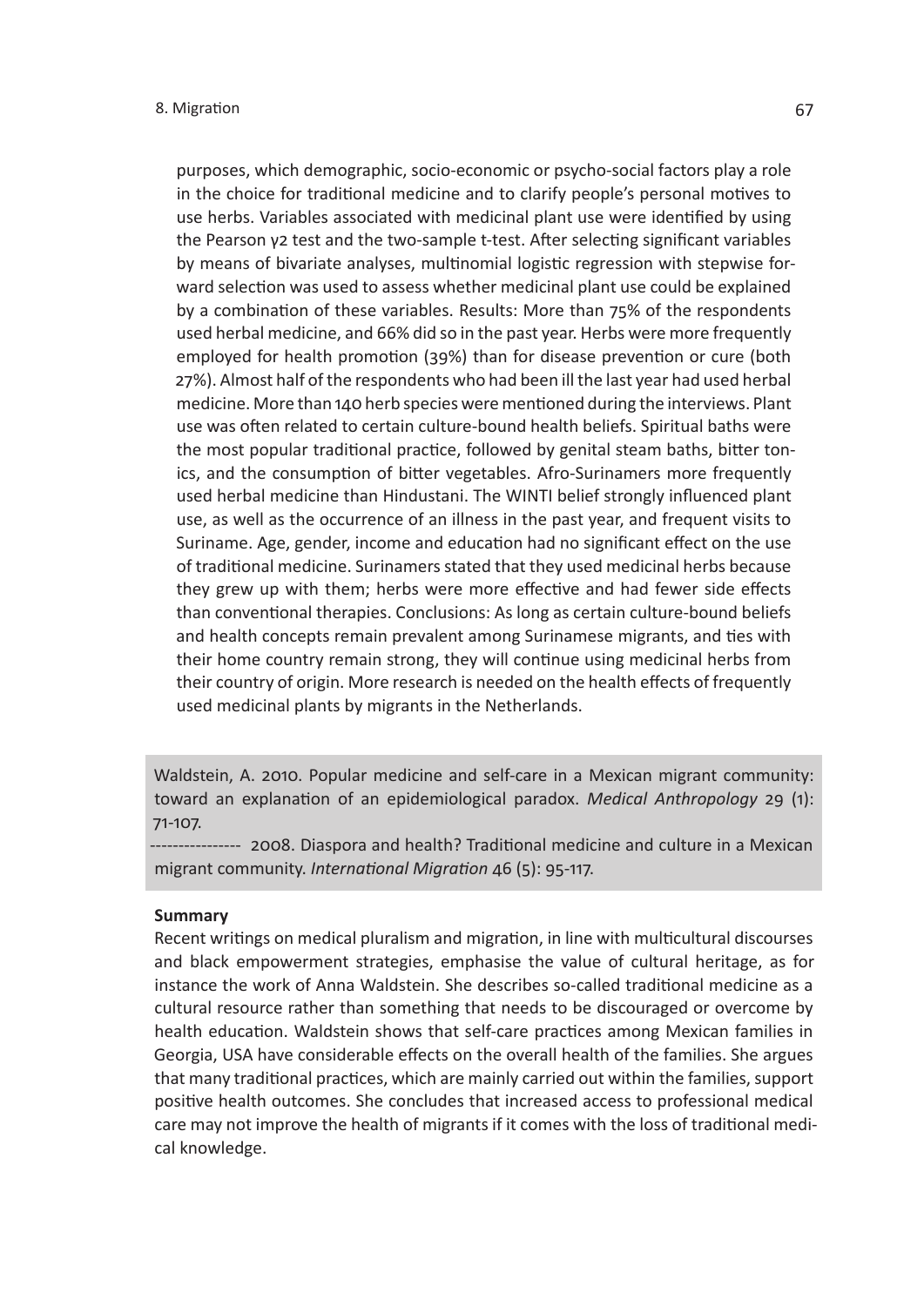purposes, which demographic, socio-economic or psycho-social factors play a role in the choice for traditional medicine and to clarify people's personal motives to use herbs. Variables associated with medicinal plant use were identified by using the Pearson $\chi^2$ test and the two-sample t-test. After selecting significant variables by means of bivariate analyses, multinomial logistic regression with stepwise forward selection was used to assess whether medicinal plant use could be explained by a combination of these variables. Results: More than 75% of the respondents used herbal medicine, and 66% did so in the past year. Herbs were more frequently employed for health promotion (39%) than for disease prevention or cure (both 27%). Almost half of the respondents who had been ill the last year had used herbal medicine. More than 140 herb species were mentioned during the interviews. Plant use was often related to certain culture-bound health beliefs. Spiritual baths were the most popular traditional practice, followed by genital steam baths, bitter tonics, and the consumption of bitter vegetables. Afro-Surinamers more frequently used herbal medicine than Hindustani. The WINTI belief strongly influenced plant use, as well as the occurrence of an illness in the past year, and frequent visits to Suriname. Age, gender, income and education had no significant effect on the use of traditional medicine. Surinamers stated that they used medicinal herbs because they grew up with them; herbs were more effective and had fewer side effects than conventional therapies. Conclusions: As long as certain culture-bound beliefs and health concepts remain prevalent among Surinamese migrants, and ties with their home country remain strong, they will continue using medicinal herbs from their country of origin. More research is needed on the health effects of frequently used medicinal plants by migrants in the Netherlands.

Waldstein, A. 2010. Popular medicine and self-care in a Mexican migrant community: toward an explanation of an epidemiological paradox. *Medical Anthropology* 29 (1): 71-107.

---------------- 2008. Diaspora and health? Traditional medicine and culture in a Mexican migrant community. *International Migration* 46 (5): 95-117.

**Summary**

Recent writings on medical pluralism and migration, in line with multicultural discourses and black empowerment strategies, emphasise the value of cultural heritage, as for instance the work of Anna Waldstein. She describes so-called traditional medicine as a cultural resource rather than something that needs to be discouraged or overcome by health education. Waldstein shows that self-care practices among Mexican families in Georgia, USA have considerable effects on the overall health of the families. She argues that many traditional practices, which are mainly carried out within the families, support positive health outcomes. She concludes that increased access to professional medical care may not improve the health of migrants if it comes with the loss of traditional medical knowledge.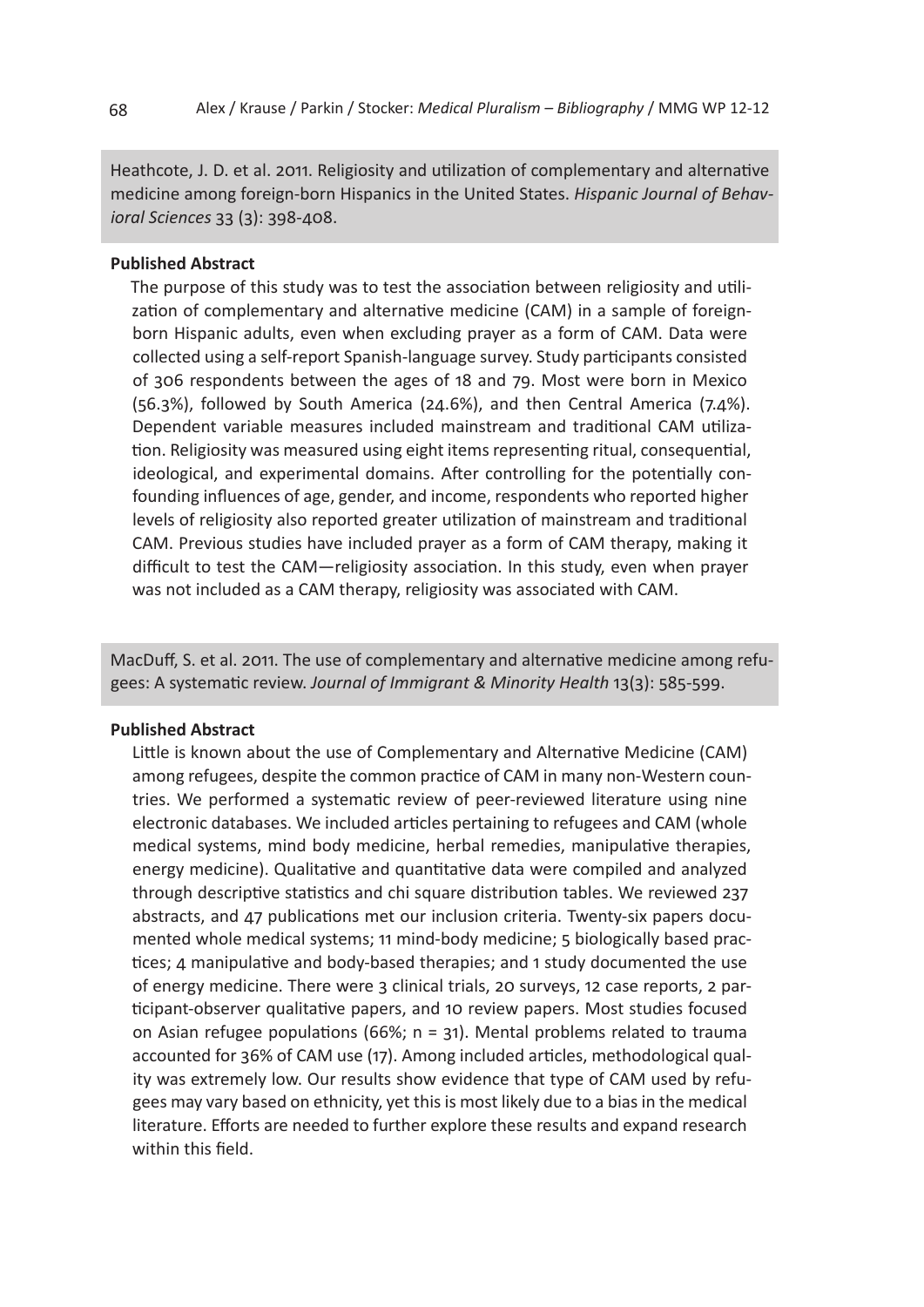Heathcote, J. D. et al. 2011. Religiosity and utilization of complementary and alternative medicine among foreign-born Hispanics in the United States. *Hispanic Journal of Behavioral Sciences* 33 (3): 398-408.

**Published Abstract**

The purpose of this study was to test the association between religiosity and utilization of complementary and alternative medicine (CAM) in a sample of foreign-born Hispanic adults, even when excluding prayer as a form of CAM. Data were collected using a self-report Spanish-language survey. Study participants consisted of 306 respondents between the ages of 18 and 79. Most were born in Mexico (56.3%), followed by South America (24.6%), and then Central America (7.4%). Dependent variable measures included mainstream and traditional CAM utilization. Religiosity was measured using eight items representing ritual, consequential, ideological, and experimental domains. After controlling for the potentially confounding influences of age, gender, and income, respondents who reported higher levels of religiosity also reported greater utilization of mainstream and traditional CAM. Previous studies have included prayer as a form of CAM therapy, making it difficult to test the CAM—religiosity association. In this study, even when prayer was not included as a CAM therapy, religiosity was associated with CAM.

MacDuff, S. et al. 2011. The use of complementary and alternative medicine among refugees: A systematic review. *Journal of Immigrant & Minority Health* 13(3): 585-599.

**Published Abstract**

Little is known about the use of Complementary and Alternative Medicine (CAM) among refugees, despite the common practice of CAM in many non-Western countries. We performed a systematic review of peer-reviewed literature using nine electronic databases. We included articles pertaining to refugees and CAM (whole medical systems, mind body medicine, herbal remedies, manipulative therapies, energy medicine). Qualitative and quantitative data were compiled and analyzed through descriptive statistics and chi square distribution tables. We reviewed 237 abstracts, and 47 publications met our inclusion criteria. Twenty-six papers documented whole medical systems; 11 mind-body medicine; 5 biologically based practices; 4 manipulative and body-based therapies; and 1 study documented the use of energy medicine. There were 3 clinical trials, 20 surveys, 12 case reports, 2 participant-observer qualitative papers, and 10 review papers. Most studies focused on Asian refugee populations (66%; n = 31). Mental problems related to trauma accounted for 36% of CAM use (17). Among included articles, methodological quality was extremely low. Our results show evidence that type of CAM used by refugees may vary based on ethnicity, yet this is most likely due to a bias in the medical literature. Efforts are needed to further explore these results and expand research within this field.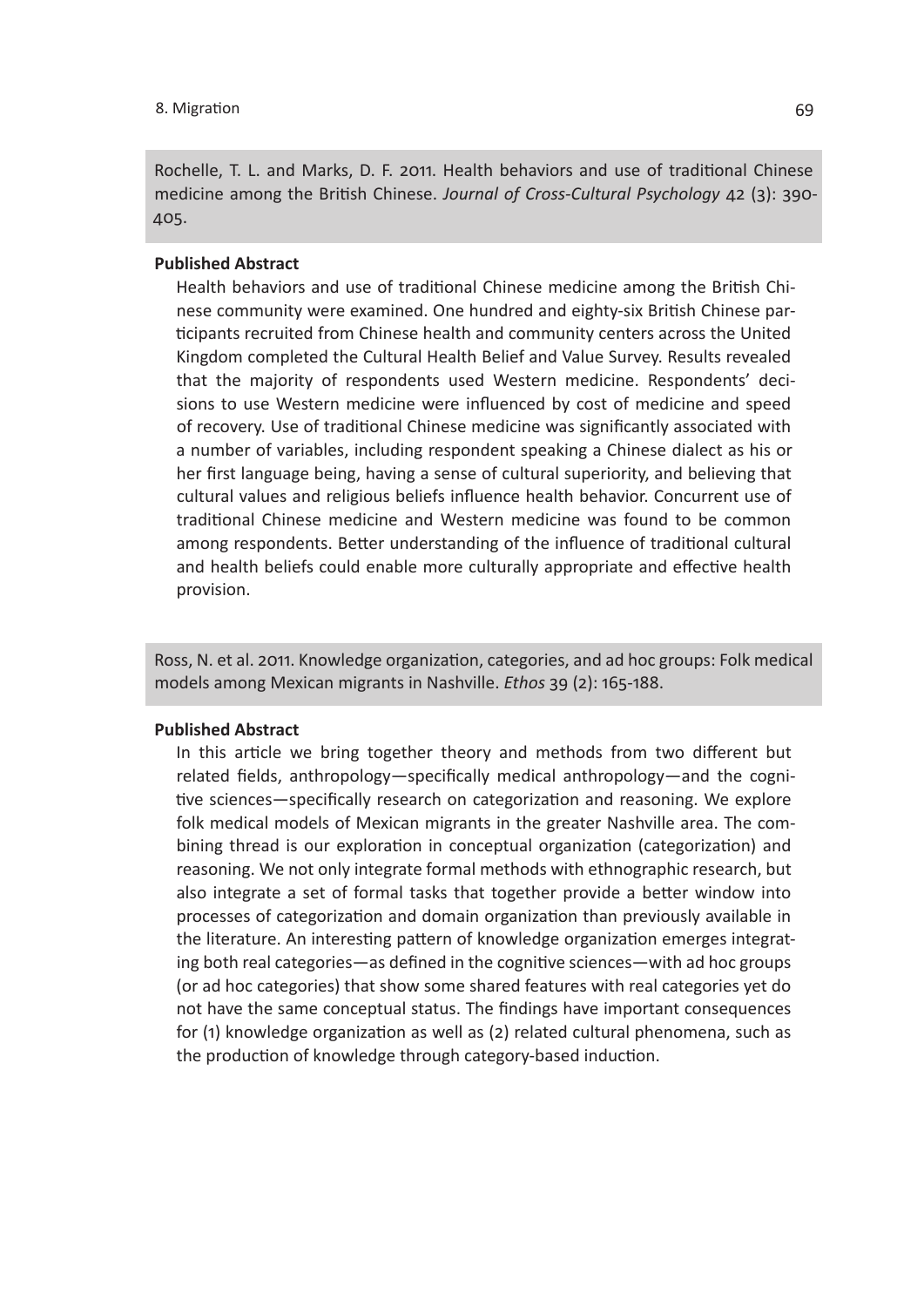Rochelle, T. L. and Marks, D. F. 2011. Health behaviors and use of traditional Chinese medicine among the British Chinese. *Journal of Cross-Cultural Psychology* 42 (3): 390-405.

**Published Abstract**

Health behaviors and use of traditional Chinese medicine among the British Chinese community were examined. One hundred and eighty-six British Chinese participants recruited from Chinese health and community centers across the United Kingdom completed the Cultural Health Belief and Value Survey. Results revealed that the majority of respondents used Western medicine. Respondents' decisions to use Western medicine were influenced by cost of medicine and speed of recovery. Use of traditional Chinese medicine was significantly associated with a number of variables, including respondent speaking a Chinese dialect as his or her first language being, having a sense of cultural superiority, and believing that cultural values and religious beliefs influence health behavior. Concurrent use of traditional Chinese medicine and Western medicine was found to be common among respondents. Better understanding of the influence of traditional cultural and health beliefs could enable more culturally appropriate and effective health provision.

Ross, N. et al. 2011. Knowledge organization, categories, and ad hoc groups: Folk medical models among Mexican migrants in Nashville. *Ethos* 39 (2): 165-188.

**Published Abstract**

In this article we bring together theory and methods from two different but related fields, anthropology—specifically medical anthropology—and the cognitive sciences—specifically research on categorization and reasoning. We explore folk medical models of Mexican migrants in the greater Nashville area. The combining thread is our exploration in conceptual organization (categorization) and reasoning. We not only integrate formal methods with ethnographic research, but also integrate a set of formal tasks that together provide a better window into processes of categorization and domain organization than previously available in the literature. An interesting pattern of knowledge organization emerges integrating both real categories—as defined in the cognitive sciences—with ad hoc groups (or ad hoc categories) that show some shared features with real categories yet do not have the same conceptual status. The findings have important consequences for (1) knowledge organization as well as (2) related cultural phenomena, such as the production of knowledge through category-based induction.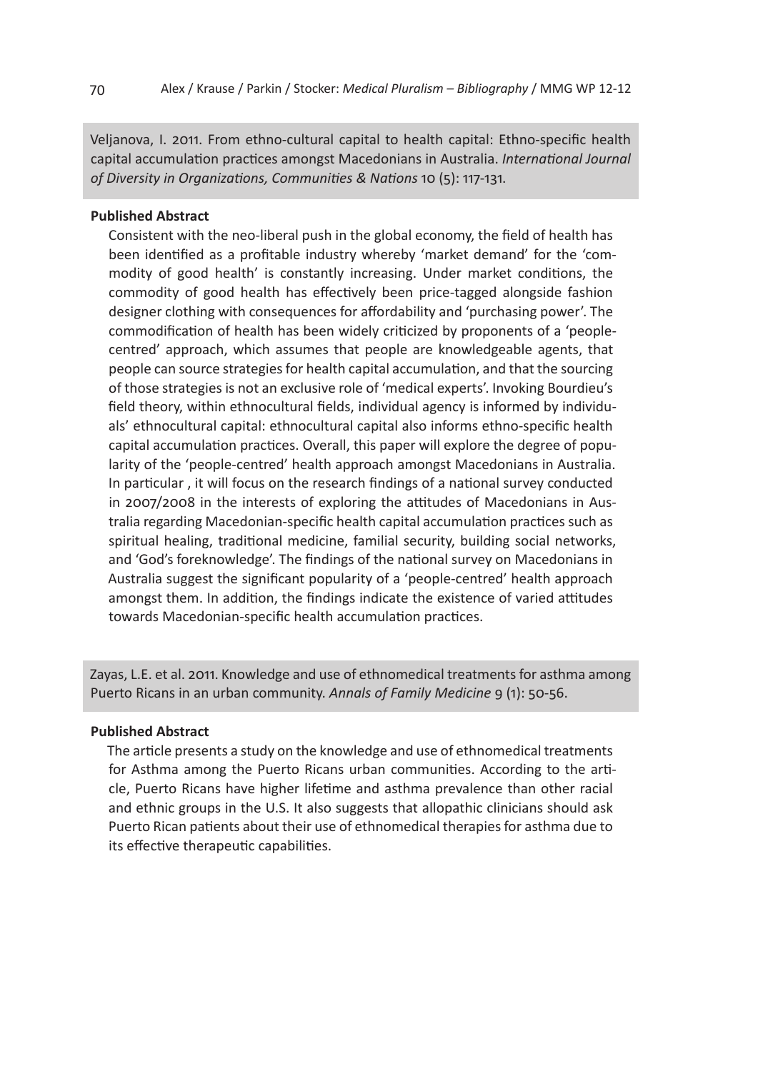Veljanova, I. 2011. From ethno-cultural capital to health capital: Ethno-specific health capital accumulation practices amongst Macedonians in Australia. *International Journal of Diversity in Organizations, Communities & Nations* 10 (5): 117-131.

**Published Abstract**

Consistent with the neo-liberal push in the global economy, the field of health has been identified as a profitable industry whereby 'market demand' for the 'commodity of good health' is constantly increasing. Under market conditions, the commodity of good health has effectively been price-tagged alongside fashion designer clothing with consequences for affordability and 'purchasing power'. The commodification of health has been widely criticized by proponents of a 'people-centred' approach, which assumes that people are knowledgeable agents, that people can source strategies for health capital accumulation, and that the sourcing of those strategies is not an exclusive role of 'medical experts'. Invoking Bourdieu's field theory, within ethnocultural fields, individual agency is informed by individuals' ethnocultural capital: ethnocultural capital also informs ethno-specific health capital accumulation practices. Overall, this paper will explore the degree of popularity of the 'people-centred' health approach amongst Macedonians in Australia. In particular , it will focus on the research findings of a national survey conducted in 2007/2008 in the interests of exploring the attitudes of Macedonians in Australia regarding Macedonian-specific health capital accumulation practices such as spiritual healing, traditional medicine, familial security, building social networks, and 'God's foreknowledge'. The findings of the national survey on Macedonians in Australia suggest the significant popularity of a 'people-centred' health approach amongst them. In addition, the findings indicate the existence of varied attitudes towards Macedonian-specific health accumulation practices.

Zayas, L.E. et al. 2011. Knowledge and use of ethnomedical treatments for asthma among Puerto Ricans in an urban community. *Annals of Family Medicine* 9 (1): 50-56.

**Published Abstract**

The article presents a study on the knowledge and use of ethnomedical treatments for Asthma among the Puerto Ricans urban communities. According to the article, Puerto Ricans have higher lifetime and asthma prevalence than other racial and ethnic groups in the U.S. It also suggests that allopathic clinicians should ask Puerto Rican patients about their use of ethnomedical therapies for asthma due to its effective therapeutic capabilities.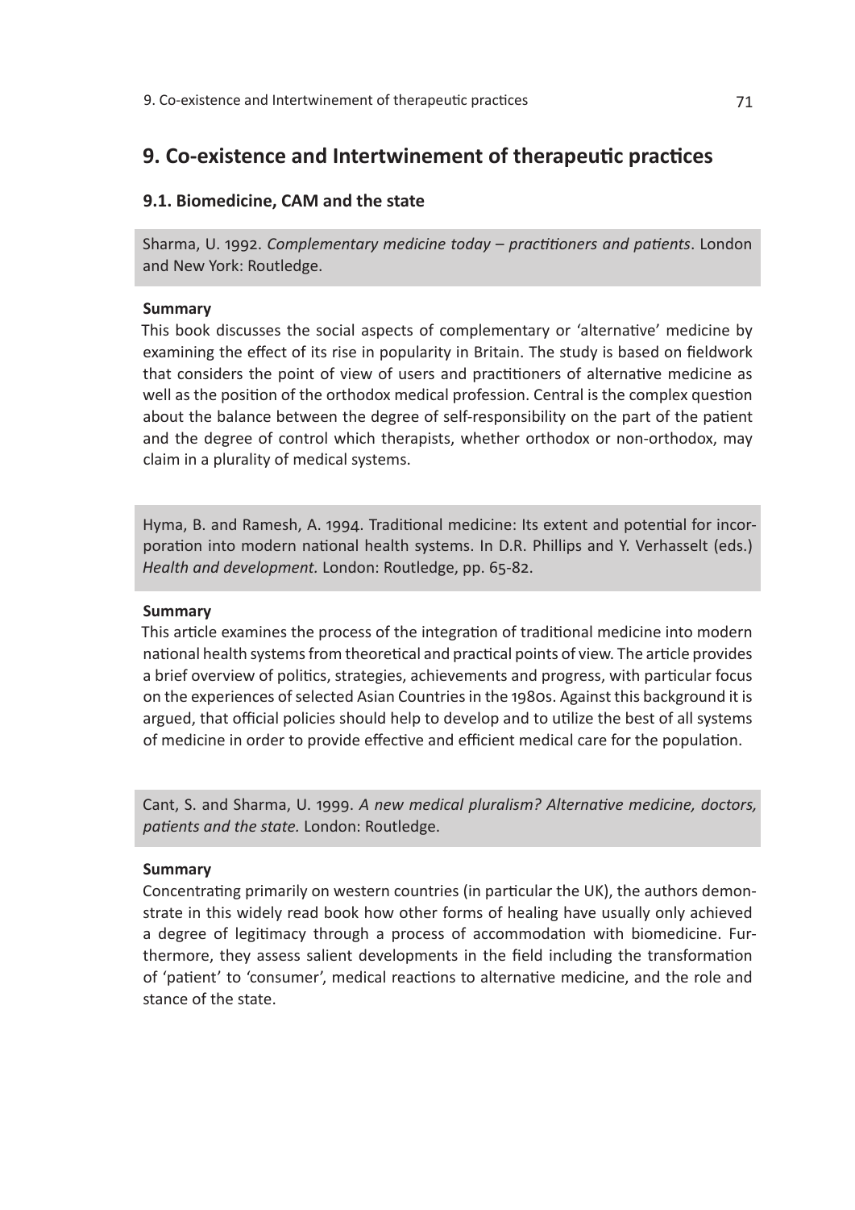# 9. Co-existence and Intertwinement of therapeutic practices

## 9.1. Biomedicine, CAM and the state

Sharma, U. 1992. *Complementary medicine today – practitioners and patients*. London and New York: Routledge.

**Summary**

This book discusses the social aspects of complementary or 'alternative' medicine by examining the effect of its rise in popularity in Britain. The study is based on fieldwork that considers the point of view of users and practitioners of alternative medicine as well as the position of the orthodox medical profession. Central is the complex question about the balance between the degree of self-responsibility on the part of the patient and the degree of control which therapists, whether orthodox or non-orthodox, may claim in a plurality of medical systems.

Hyma, B. and Ramesh, A. 1994. Traditional medicine: Its extent and potential for incorporation into modern national health systems. In D.R. Phillips and Y. Verhasselt (eds.) *Health and development.* London: Routledge, pp. 65-82.

**Summary**

This article examines the process of the integration of traditional medicine into modern national health systems from theoretical and practical points of view. The article provides a brief overview of politics, strategies, achievements and progress, with particular focus on the experiences of selected Asian Countries in the 1980s. Against this background it is argued, that official policies should help to develop and to utilize the best of all systems of medicine in order to provide effective and efficient medical care for the population.

Cant, S. and Sharma, U. 1999. *A new medical pluralism? Alternative medicine, doctors, patients and the state.* London: Routledge.

**Summary**

Concentrating primarily on western countries (in particular the UK), the authors demonstrate in this widely read book how other forms of healing have usually only achieved a degree of legitimacy through a process of accommodation with biomedicine. Furthermore, they assess salient developments in the field including the transformation of 'patient' to 'consumer', medical reactions to alternative medicine, and the role and stance of the state.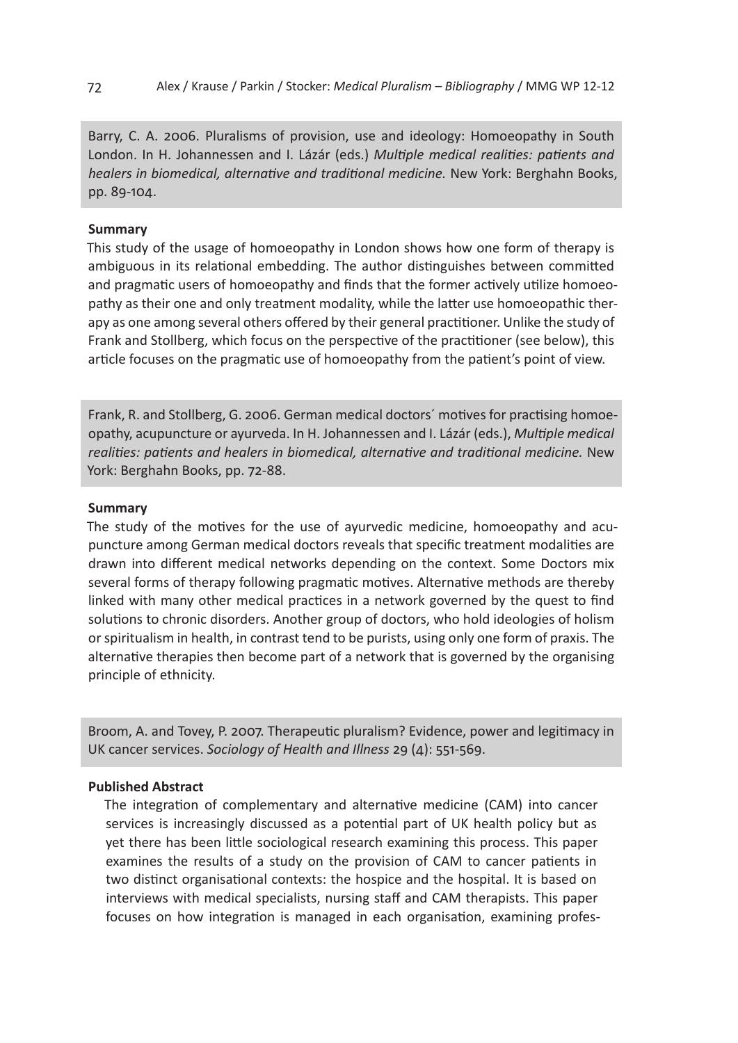Barry, C. A. 2006. Pluralisms of provision, use and ideology: Homoeopathy in South London. In H. Johannessen and I. Lázár (eds.) *Multiple medical realities: patients and healers in biomedical, alternative and traditional medicine.* New York: Berghahn Books, pp. 89-104.

**Summary**

This study of the usage of homoeopathy in London shows how one form of therapy is ambiguous in its relational embedding. The author distinguishes between committed and pragmatic users of homoeopathy and finds that the former actively utilize homoeopathy as their one and only treatment modality, while the latter use homoeopathic therapy as one among several others offered by their general practitioner. Unlike the study of Frank and Stollberg, which focus on the perspective of the practitioner (see below), this article focuses on the pragmatic use of homoeopathy from the patient's point of view.

Frank, R. and Stollberg, G. 2006. German medical doctors´ motives for practising homoeopathy, acupuncture or ayurveda. In H. Johannessen and I. Lázár (eds.), *Multiple medical realities: patients and healers in biomedical, alternative and traditional medicine.* New York: Berghahn Books, pp. 72-88.

**Summary**

The study of the motives for the use of ayurvedic medicine, homoeopathy and acupuncture among German medical doctors reveals that specific treatment modalities are drawn into different medical networks depending on the context. Some Doctors mix several forms of therapy following pragmatic motives. Alternative methods are thereby linked with many other medical practices in a network governed by the quest to find solutions to chronic disorders. Another group of doctors, who hold ideologies of holism or spiritualism in health, in contrast tend to be purists, using only one form of praxis. The alternative therapies then become part of a network that is governed by the organising principle of ethnicity.

Broom, A. and Tovey, P. 2007. Therapeutic pluralism? Evidence, power and legitimacy in UK cancer services. *Sociology of Health and Illness* 29 (4): 551-569.

**Published Abstract**

The integration of complementary and alternative medicine (CAM) into cancer services is increasingly discussed as a potential part of UK health policy but as yet there has been little sociological research examining this process. This paper examines the results of a study on the provision of CAM to cancer patients in two distinct organisational contexts: the hospice and the hospital. It is based on interviews with medical specialists, nursing staff and CAM therapists. This paper focuses on how integration is managed in each organisation, examining profes-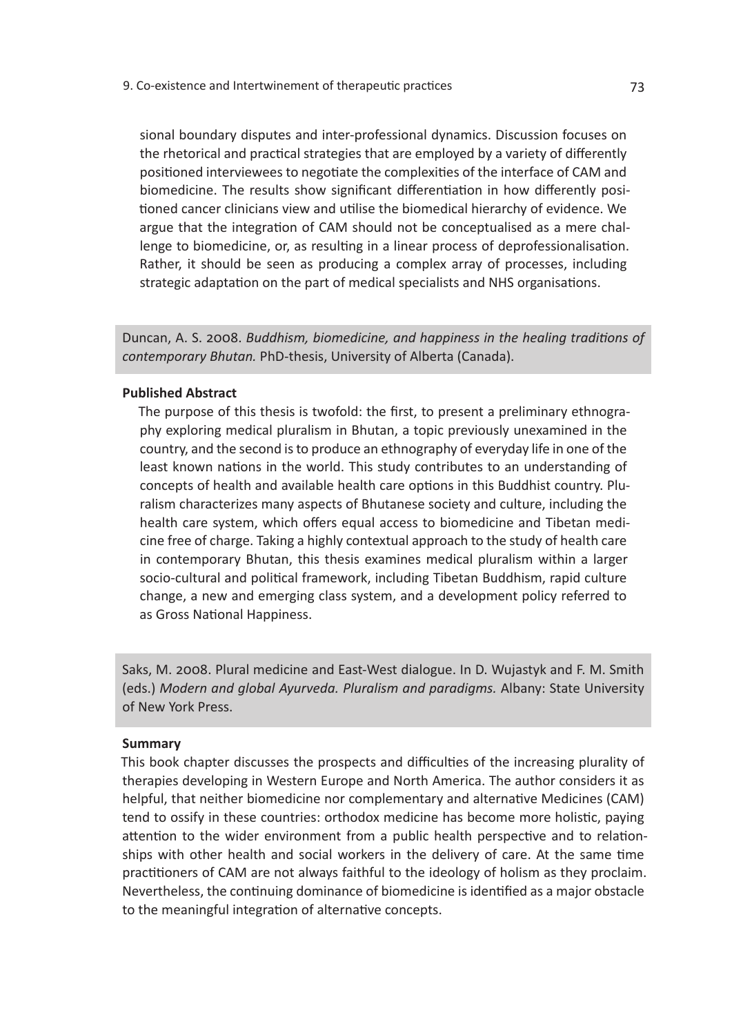sional boundary disputes and inter-professional dynamics. Discussion focuses on the rhetorical and practical strategies that are employed by a variety of differently positioned interviewees to negotiate the complexities of the interface of CAM and biomedicine. The results show significant differentiation in how differently positioned cancer clinicians view and utilise the biomedical hierarchy of evidence. We argue that the integration of CAM should not be conceptualised as a mere challenge to biomedicine, or, as resulting in a linear process of deprofessionalisation. Rather, it should be seen as producing a complex array of processes, including strategic adaptation on the part of medical specialists and NHS organisations.

Duncan, A. S. 2008. *Buddhism, biomedicine, and happiness in the healing traditions of contemporary Bhutan.* PhD-thesis, University of Alberta (Canada).

**Published Abstract**

The purpose of this thesis is twofold: the first, to present a preliminary ethnography exploring medical pluralism in Bhutan, a topic previously unexamined in the country, and the second is to produce an ethnography of everyday life in one of the least known nations in the world. This study contributes to an understanding of concepts of health and available health care options in this Buddhist country. Pluralism characterizes many aspects of Bhutanese society and culture, including the health care system, which offers equal access to biomedicine and Tibetan medicine free of charge. Taking a highly contextual approach to the study of health care in contemporary Bhutan, this thesis examines medical pluralism within a larger socio-cultural and political framework, including Tibetan Buddhism, rapid culture change, a new and emerging class system, and a development policy referred to as Gross National Happiness.

Saks, M. 2008. Plural medicine and East-West dialogue. In D. Wujastyk and F. M. Smith (eds.) *Modern and global Ayurveda. Pluralism and paradigms.* Albany: State University of New York Press.

**Summary**

This book chapter discusses the prospects and difficulties of the increasing plurality of therapies developing in Western Europe and North America. The author considers it as helpful, that neither biomedicine nor complementary and alternative Medicines (CAM) tend to ossify in these countries: orthodox medicine has become more holistic, paying attention to the wider environment from a public health perspective and to relationships with other health and social workers in the delivery of care. At the same time practitioners of CAM are not always faithful to the ideology of holism as they proclaim. Nevertheless, the continuing dominance of biomedicine is identified as a major obstacle to the meaningful integration of alternative concepts.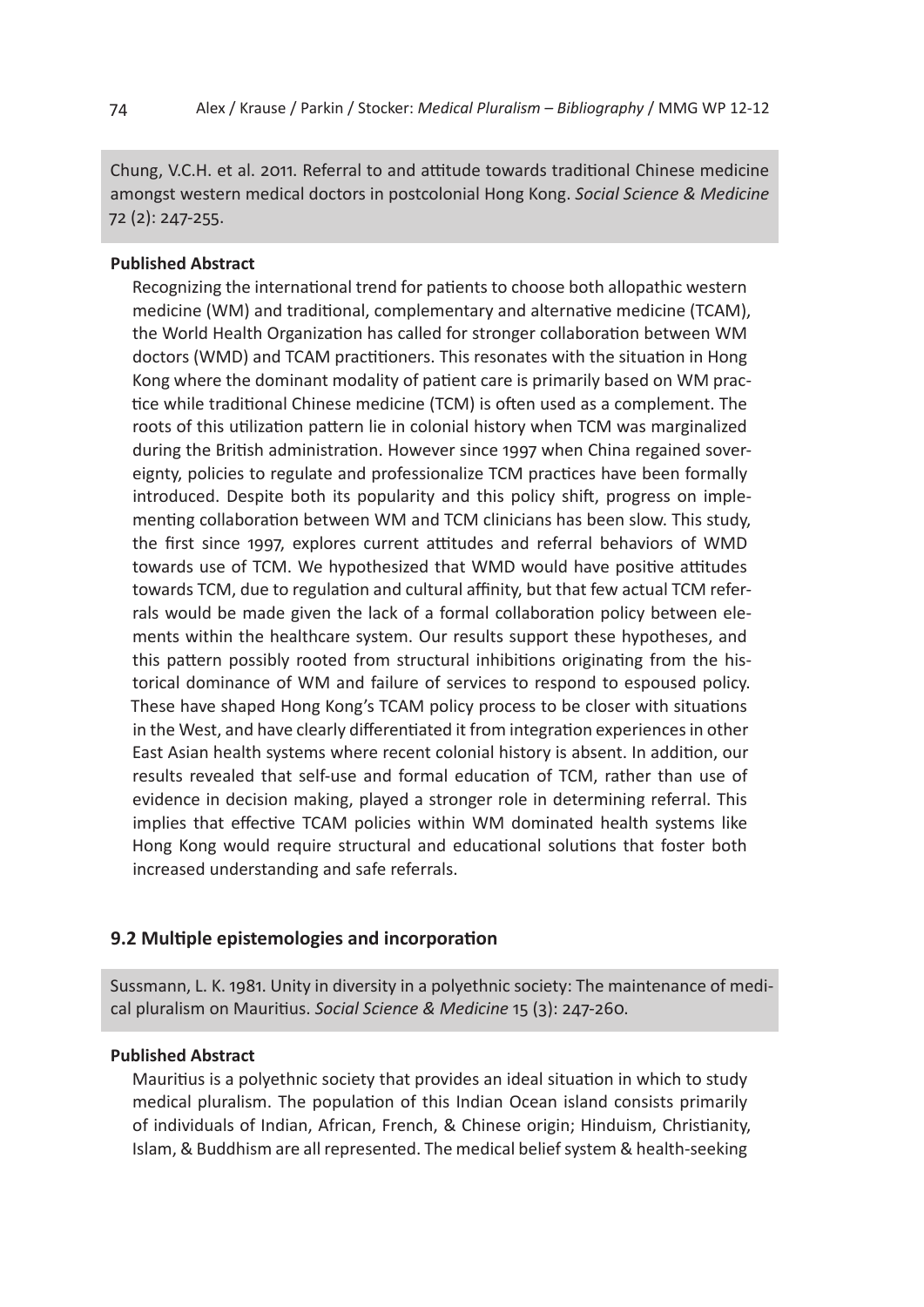Chung, V.C.H. et al. 2011. Referral to and attitude towards traditional Chinese medicine amongst western medical doctors in postcolonial Hong Kong. *Social Science & Medicine* 72 (2): 247-255.

**Published Abstract**

Recognizing the international trend for patients to choose both allopathic western medicine (WM) and traditional, complementary and alternative medicine (TCAM), the World Health Organization has called for stronger collaboration between WM doctors (WMD) and TCAM practitioners. This resonates with the situation in Hong Kong where the dominant modality of patient care is primarily based on WM practice while traditional Chinese medicine (TCM) is often used as a complement. The roots of this utilization pattern lie in colonial history when TCM was marginalized during the British administration. However since 1997 when China regained sovereignty, policies to regulate and professionalize TCM practices have been formally introduced. Despite both its popularity and this policy shift, progress on implementing collaboration between WM and TCM clinicians has been slow. This study, the first since 1997, explores current attitudes and referral behaviors of WMD towards use of TCM. We hypothesized that WMD would have positive attitudes towards TCM, due to regulation and cultural affinity, but that few actual TCM referrals would be made given the lack of a formal collaboration policy between elements within the healthcare system. Our results support these hypotheses, and this pattern possibly rooted from structural inhibitions originating from the historical dominance of WM and failure of services to respond to espoused policy. These have shaped Hong Kong's TCAM policy process to be closer with situations in the West, and have clearly differentiated it from integration experiences in other East Asian health systems where recent colonial history is absent. In addition, our results revealed that self-use and formal education of TCM, rather than use of evidence in decision making, played a stronger role in determining referral. This implies that effective TCAM policies within WM dominated health systems like Hong Kong would require structural and educational solutions that foster both increased understanding and safe referrals.

## 9.2 Multiple epistemologies and incorporation

Sussmann, L. K. 1981. Unity in diversity in a polyethnic society: The maintenance of medical pluralism on Mauritius. *Social Science & Medicine* 15 (3): 247-260.

**Published Abstract**

Mauritius is a polyethnic society that provides an ideal situation in which to study medical pluralism. The population of this Indian Ocean island consists primarily of individuals of Indian, African, French, & Chinese origin; Hinduism, Christianity, Islam, & Buddhism are all represented. The medical belief system & health-seeking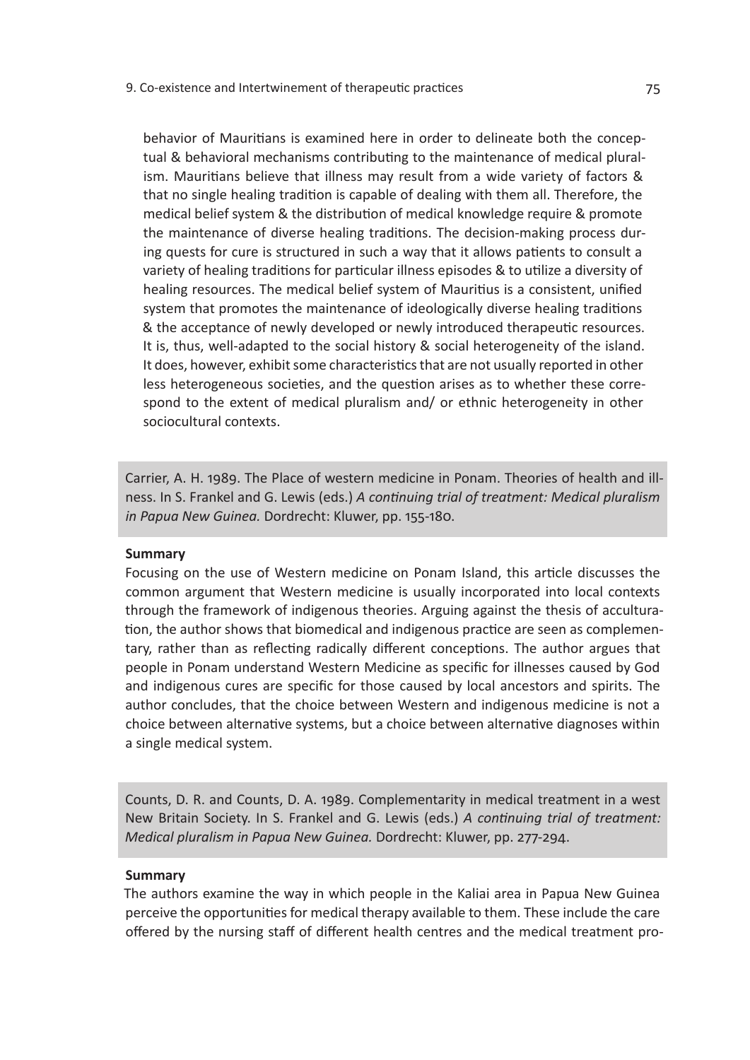behavior of Mauritians is examined here in order to delineate both the conceptual & behavioral mechanisms contributing to the maintenance of medical pluralism. Mauritians believe that illness may result from a wide variety of factors & that no single healing tradition is capable of dealing with them all. Therefore, the medical belief system & the distribution of medical knowledge require & promote the maintenance of diverse healing traditions. The decision-making process during quests for cure is structured in such a way that it allows patients to consult a variety of healing traditions for particular illness episodes & to utilize a diversity of healing resources. The medical belief system of Mauritius is a consistent, unified system that promotes the maintenance of ideologically diverse healing traditions & the acceptance of newly developed or newly introduced therapeutic resources. It is, thus, well-adapted to the social history & social heterogeneity of the island. It does, however, exhibit some characteristics that are not usually reported in other less heterogeneous societies, and the question arises as to whether these correspond to the extent of medical pluralism and/ or ethnic heterogeneity in other sociocultural contexts.

Carrier, A. H. 1989. The Place of western medicine in Ponam. Theories of health and illness. In S. Frankel and G. Lewis (eds.) *A continuing trial of treatment: Medical pluralism in Papua New Guinea.* Dordrecht: Kluwer, pp. 155-180.

**Summary**

Focusing on the use of Western medicine on Ponam Island, this article discusses the common argument that Western medicine is usually incorporated into local contexts through the framework of indigenous theories. Arguing against the thesis of acculturation, the author shows that biomedical and indigenous practice are seen as complementary, rather than as reflecting radically different conceptions. The author argues that people in Ponam understand Western Medicine as specific for illnesses caused by God and indigenous cures are specific for those caused by local ancestors and spirits. The author concludes, that the choice between Western and indigenous medicine is not a choice between alternative systems, but a choice between alternative diagnoses within a single medical system.

Counts, D. R. and Counts, D. A. 1989. Complementarity in medical treatment in a west New Britain Society. In S. Frankel and G. Lewis (eds.) *A continuing trial of treatment: Medical pluralism in Papua New Guinea.* Dordrecht: Kluwer, pp. 277-294.

**Summary**

The authors examine the way in which people in the Kaliai area in Papua New Guinea perceive the opportunities for medical therapy available to them. These include the care offered by the nursing staff of different health centres and the medical treatment pro-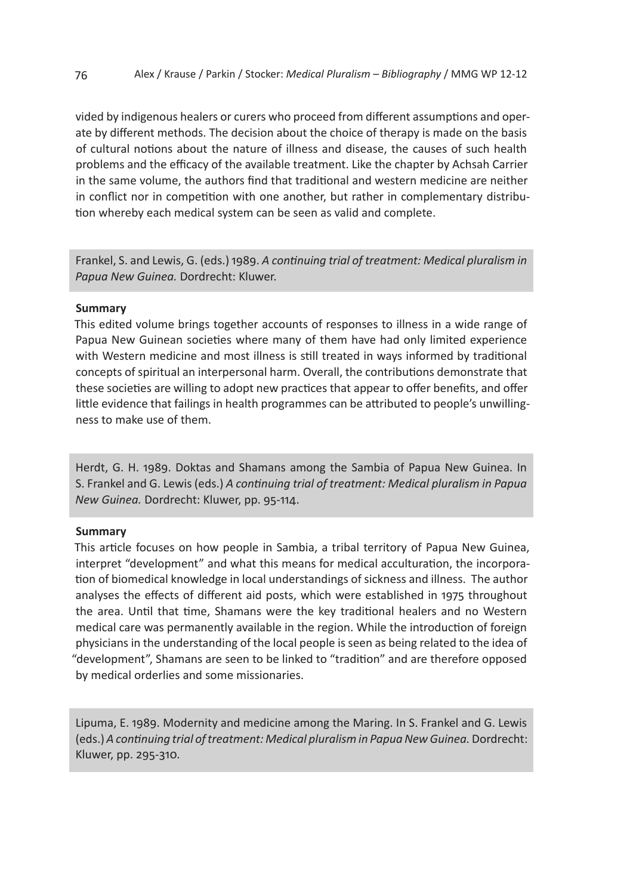vided by indigenous healers or curers who proceed from different assumptions and operate by different methods. The decision about the choice of therapy is made on the basis of cultural notions about the nature of illness and disease, the causes of such health problems and the efficacy of the available treatment. Like the chapter by Achsah Carrier in the same volume, the authors find that traditional and western medicine are neither in conflict nor in competition with one another, but rather in complementary distribution whereby each medical system can be seen as valid and complete.

Frankel, S. and Lewis, G. (eds.) 1989. *A continuing trial of treatment: Medical pluralism in Papua New Guinea.* Dordrecht: Kluwer.

**Summary**

This edited volume brings together accounts of responses to illness in a wide range of Papua New Guinean societies where many of them have had only limited experience with Western medicine and most illness is still treated in ways informed by traditional concepts of spiritual an interpersonal harm. Overall, the contributions demonstrate that these societies are willing to adopt new practices that appear to offer benefits, and offer little evidence that failings in health programmes can be attributed to people's unwillingness to make use of them.

Herdt, G. H. 1989. Doktas and Shamans among the Sambia of Papua New Guinea. In S. Frankel and G. Lewis (eds.) *A continuing trial of treatment: Medical pluralism in Papua New Guinea.* Dordrecht: Kluwer, pp. 95-114.

**Summary**

This article focuses on how people in Sambia, a tribal territory of Papua New Guinea, interpret "development" and what this means for medical acculturation, the incorporation of biomedical knowledge in local understandings of sickness and illness. The author analyses the effects of different aid posts, which were established in 1975 throughout the area. Until that time, Shamans were the key traditional healers and no Western medical care was permanently available in the region. While the introduction of foreign physicians in the understanding of the local people is seen as being related to the idea of "development", Shamans are seen to be linked to "tradition" and are therefore opposed by medical orderlies and some missionaries.

Lipuma, E. 1989. Modernity and medicine among the Maring. In S. Frankel and G. Lewis (eds.) *A continuing trial of treatment: Medical pluralism in Papua New Guinea.* Dordrecht: Kluwer, pp. 295-310.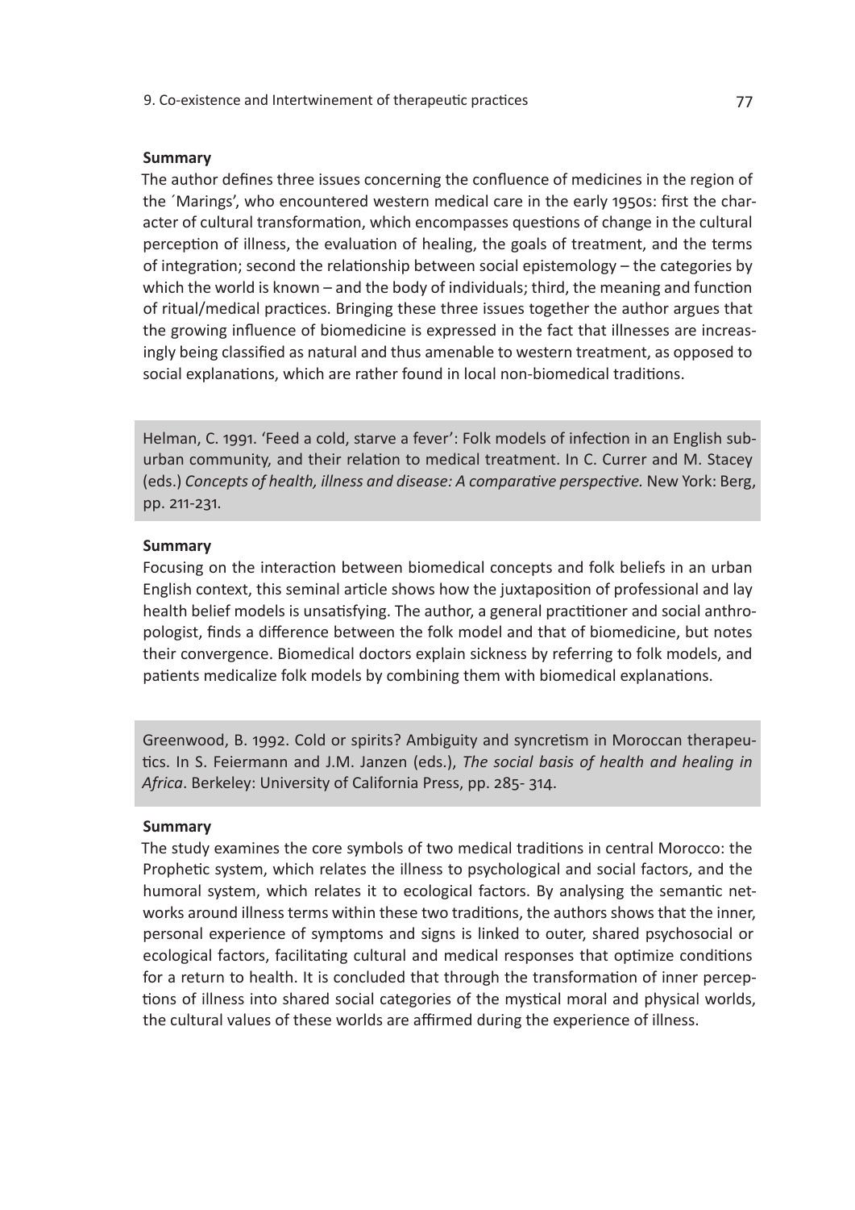**Summary**

The author defines three issues concerning the confluence of medicines in the region of the ´Marings', who encountered western medical care in the early 1950s: first the character of cultural transformation, which encompasses questions of change in the cultural perception of illness, the evaluation of healing, the goals of treatment, and the terms of integration; second the relationship between social epistemology – the categories by which the world is known – and the body of individuals; third, the meaning and function of ritual/medical practices. Bringing these three issues together the author argues that the growing influence of biomedicine is expressed in the fact that illnesses are increasingly being classified as natural and thus amenable to western treatment, as opposed to social explanations, which are rather found in local non-biomedical traditions.

Helman, C. 1991. 'Feed a cold, starve a fever': Folk models of infection in an English suburban community, and their relation to medical treatment. In C. Currer and M. Stacey (eds.) *Concepts of health, illness and disease: A comparative perspective.* New York: Berg, pp. 211-231.

**Summary**

Focusing on the interaction between biomedical concepts and folk beliefs in an urban English context, this seminal article shows how the juxtaposition of professional and lay health belief models is unsatisfying. The author, a general practitioner and social anthropologist, finds a difference between the folk model and that of biomedicine, but notes their convergence. Biomedical doctors explain sickness by referring to folk models, and patients medicalize folk models by combining them with biomedical explanations.

Greenwood, B. 1992. Cold or spirits? Ambiguity and syncretism in Moroccan therapeutics. In S. Feiermann and J.M. Janzen (eds.), *The social basis of health and healing in Africa*. Berkeley: University of California Press, pp. 285- 314.

**Summary**

The study examines the core symbols of two medical traditions in central Morocco: the Prophetic system, which relates the illness to psychological and social factors, and the humoral system, which relates it to ecological factors. By analysing the semantic networks around illness terms within these two traditions, the authors shows that the inner, personal experience of symptoms and signs is linked to outer, shared psychosocial or ecological factors, facilitating cultural and medical responses that optimize conditions for a return to health. It is concluded that through the transformation of inner perceptions of illness into shared social categories of the mystical moral and physical worlds, the cultural values of these worlds are affirmed during the experience of illness.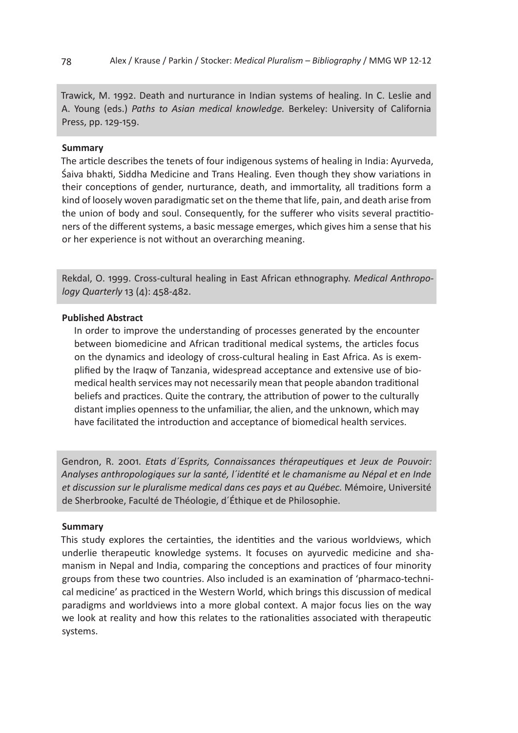Trawick, M. 1992. Death and nurturance in Indian systems of healing. In C. Leslie and A. Young (eds.) *Paths to Asian medical knowledge.* Berkeley: University of California Press, pp. 129-159.

**Summary**

The article describes the tenets of four indigenous systems of healing in India: Ayurveda, Śaiva bhakti, Siddha Medicine and Trans Healing. Even though they show variations in their conceptions of gender, nurturance, death, and immortality, all traditions form a kind of loosely woven paradigmatic set on the theme that life, pain, and death arise from the union of body and soul. Consequently, for the sufferer who visits several practitioners of the different systems, a basic message emerges, which gives him a sense that his or her experience is not without an overarching meaning.

Rekdal, O. 1999. Cross-cultural healing in East African ethnography. *Medical Anthropology Quarterly* 13 (4): 458-482.

**Published Abstract**

In order to improve the understanding of processes generated by the encounter between biomedicine and African traditional medical systems, the articles focus on the dynamics and ideology of cross-cultural healing in East Africa. As is exemplified by the Iraqw of Tanzania, widespread acceptance and extensive use of biomedical health services may not necessarily mean that people abandon traditional beliefs and practices. Quite the contrary, the attribution of power to the culturally distant implies openness to the unfamiliar, the alien, and the unknown, which may have facilitated the introduction and acceptance of biomedical health services.

Gendron, R. 2001. *Etats d´Esprits, Connaissances thérapeutiques et Jeux de Pouvoir: Analyses anthropologiques sur la santé, l´identité et le chamanisme au Népal et en Inde et discussion sur le pluralisme medical dans ces pays et au Québec.* Mémoire, Université de Sherbrooke, Faculté de Théologie, d´Éthique et de Philosophie.

**Summary**

This study explores the certainties, the identities and the various worldviews, which underlie therapeutic knowledge systems. It focuses on ayurvedic medicine and shamanism in Nepal and India, comparing the conceptions and practices of four minority groups from these two countries. Also included is an examination of 'pharmaco-technical medicine' as practiced in the Western World, which brings this discussion of medical paradigms and worldviews into a more global context. A major focus lies on the way we look at reality and how this relates to the rationalities associated with therapeutic systems.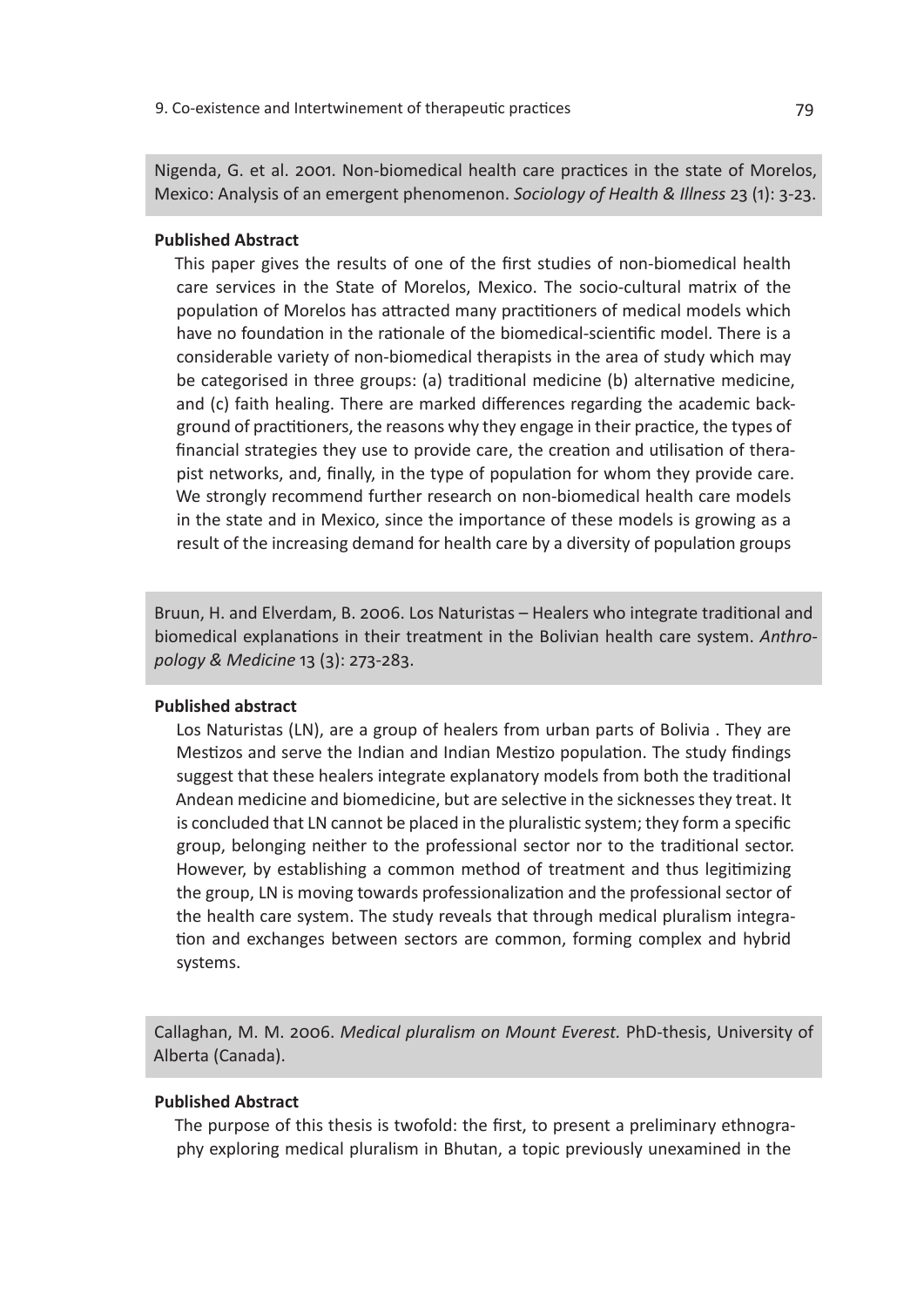Nigenda, G. et al. 2001. Non-biomedical health care practices in the state of Morelos, Mexico: Analysis of an emergent phenomenon. *Sociology of Health & Illness* 23 (1): 3-23.

**Published Abstract**

This paper gives the results of one of the first studies of non-biomedical health care services in the State of Morelos, Mexico. The socio-cultural matrix of the population of Morelos has attracted many practitioners of medical models which have no foundation in the rationale of the biomedical-scientific model. There is a considerable variety of non-biomedical therapists in the area of study which may be categorised in three groups: (a) traditional medicine (b) alternative medicine, and (c) faith healing. There are marked differences regarding the academic background of practitioners, the reasons why they engage in their practice, the types of financial strategies they use to provide care, the creation and utilisation of therapist networks, and, finally, in the type of population for whom they provide care. We strongly recommend further research on non-biomedical health care models in the state and in Mexico, since the importance of these models is growing as a result of the increasing demand for health care by a diversity of population groups

Bruun, H. and Elverdam, B. 2006. Los Naturistas – Healers who integrate traditional and biomedical explanations in their treatment in the Bolivian health care system. *Anthropology & Medicine* 13 (3): 273-283.

**Published abstract**

Los Naturistas (LN), are a group of healers from urban parts of Bolivia . They are Mestizos and serve the Indian and Indian Mestizo population. The study findings suggest that these healers integrate explanatory models from both the traditional Andean medicine and biomedicine, but are selective in the sicknesses they treat. It is concluded that LN cannot be placed in the pluralistic system; they form a specific group, belonging neither to the professional sector nor to the traditional sector. However, by establishing a common method of treatment and thus legitimizing the group, LN is moving towards professionalization and the professional sector of the health care system. The study reveals that through medical pluralism integration and exchanges between sectors are common, forming complex and hybrid systems.

Callaghan, M. M. 2006. *Medical pluralism on Mount Everest.* PhD-thesis, University of Alberta (Canada).

**Published Abstract**

The purpose of this thesis is twofold: the first, to present a preliminary ethnography exploring medical pluralism in Bhutan, a topic previously unexamined in the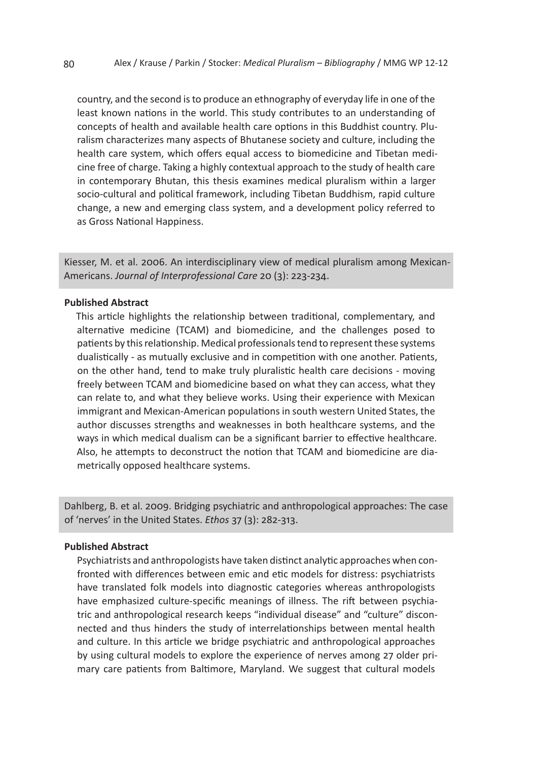country, and the second is to produce an ethnography of everyday life in one of the least known nations in the world. This study contributes to an understanding of concepts of health and available health care options in this Buddhist country. Pluralism characterizes many aspects of Bhutanese society and culture, including the health care system, which offers equal access to biomedicine and Tibetan medicine free of charge. Taking a highly contextual approach to the study of health care in contemporary Bhutan, this thesis examines medical pluralism within a larger socio-cultural and political framework, including Tibetan Buddhism, rapid culture change, a new and emerging class system, and a development policy referred to as Gross National Happiness.

Kiesser, M. et al. 2006. An interdisciplinary view of medical pluralism among Mexican-Americans. *Journal of Interprofessional Care* 20 (3): 223-234.

**Published Abstract**

This article highlights the relationship between traditional, complementary, and alternative medicine (TCAM) and biomedicine, and the challenges posed to patients by this relationship. Medical professionals tend to represent these systems dualistically - as mutually exclusive and in competition with one another. Patients, on the other hand, tend to make truly pluralistic health care decisions - moving freely between TCAM and biomedicine based on what they can access, what they can relate to, and what they believe works. Using their experience with Mexican immigrant and Mexican-American populations in south western United States, the author discusses strengths and weaknesses in both healthcare systems, and the ways in which medical dualism can be a significant barrier to effective healthcare. Also, he attempts to deconstruct the notion that TCAM and biomedicine are diametrically opposed healthcare systems.

Dahlberg, B. et al. 2009. Bridging psychiatric and anthropological approaches: The case of 'nerves' in the United States. *Ethos* 37 (3): 282-313.

**Published Abstract**

Psychiatrists and anthropologists have taken distinct analytic approaches when confronted with differences between emic and etic models for distress: psychiatrists have translated folk models into diagnostic categories whereas anthropologists have emphasized culture-specific meanings of illness. The rift between psychiatric and anthropological research keeps "individual disease" and "culture" disconnected and thus hinders the study of interrelationships between mental health and culture. In this article we bridge psychiatric and anthropological approaches by using cultural models to explore the experience of nerves among 27 older primary care patients from Baltimore, Maryland. We suggest that cultural models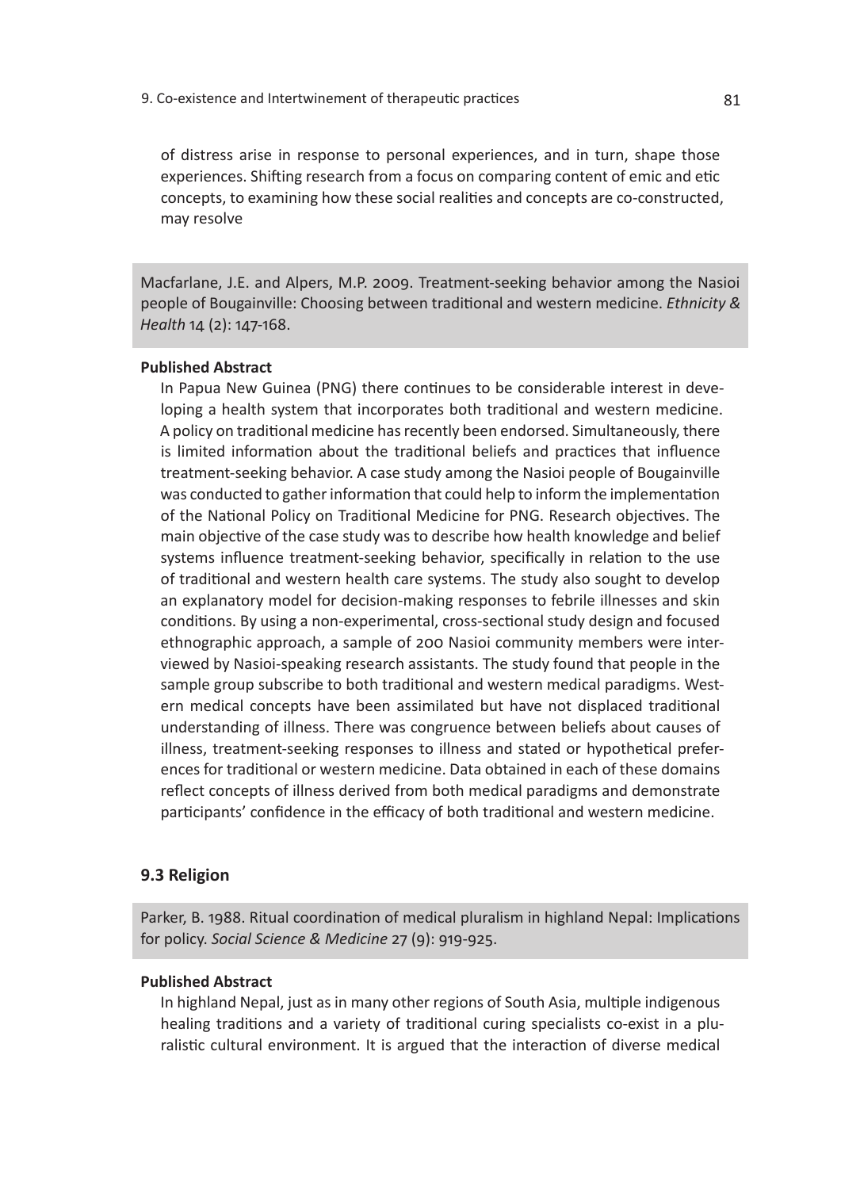of distress arise in response to personal experiences, and in turn, shape those experiences. Shifting research from a focus on comparing content of emic and etic concepts, to examining how these social realities and concepts are co-constructed, may resolve

Macfarlane, J.E. and Alpers, M.P. 2009. Treatment-seeking behavior among the Nasioi people of Bougainville: Choosing between traditional and western medicine. *Ethnicity & Health* 14 (2): 147-168.

**Published Abstract**

In Papua New Guinea (PNG) there continues to be considerable interest in developing a health system that incorporates both traditional and western medicine. A policy on traditional medicine has recently been endorsed. Simultaneously, there is limited information about the traditional beliefs and practices that influence treatment-seeking behavior. A case study among the Nasioi people of Bougainville was conducted to gather information that could help to inform the implementation of the National Policy on Traditional Medicine for PNG. Research objectives. The main objective of the case study was to describe how health knowledge and belief systems influence treatment-seeking behavior, specifically in relation to the use of traditional and western health care systems. The study also sought to develop an explanatory model for decision-making responses to febrile illnesses and skin conditions. By using a non-experimental, cross-sectional study design and focused ethnographic approach, a sample of 200 Nasioi community members were interviewed by Nasioi-speaking research assistants. The study found that people in the sample group subscribe to both traditional and western medical paradigms. Western medical concepts have been assimilated but have not displaced traditional understanding of illness. There was congruence between beliefs about causes of illness, treatment-seeking responses to illness and stated or hypothetical preferences for traditional or western medicine. Data obtained in each of these domains reflect concepts of illness derived from both medical paradigms and demonstrate participants' confidence in the efficacy of both traditional and western medicine.

## 9.3 Religion

Parker, B. 1988. Ritual coordination of medical pluralism in highland Nepal: Implications for policy. *Social Science & Medicine* 27 (9): 919-925.

**Published Abstract**

In highland Nepal, just as in many other regions of South Asia, multiple indigenous healing traditions and a variety of traditional curing specialists co-exist in a pluralistic cultural environment. It is argued that the interaction of diverse medical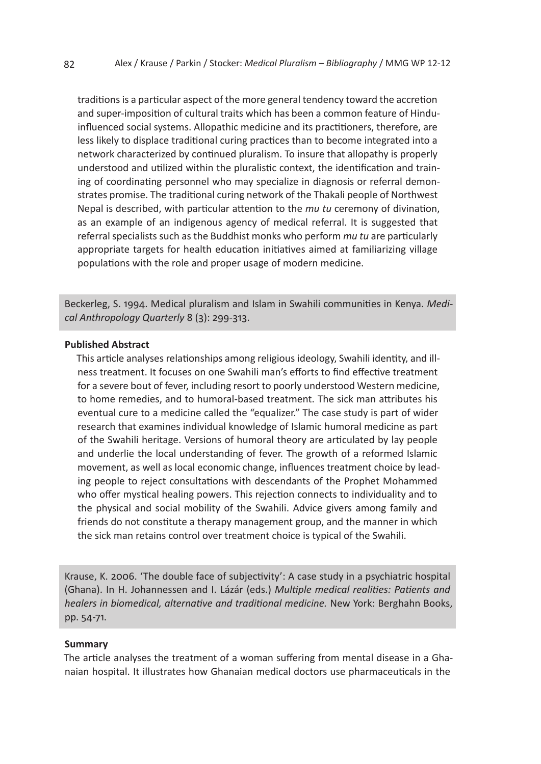traditions is a particular aspect of the more general tendency toward the accretion and super-imposition of cultural traits which has been a common feature of Hindu-influenced social systems. Allopathic medicine and its practitioners, therefore, are less likely to displace traditional curing practices than to become integrated into a network characterized by continued pluralism. To insure that allopathy is properly understood and utilized within the pluralistic context, the identification and training of coordinating personnel who may specialize in diagnosis or referral demonstrates promise. The traditional curing network of the Thakali people of Northwest Nepal is described, with particular attention to the *mu tu* ceremony of divination, as an example of an indigenous agency of medical referral. It is suggested that referral specialists such as the Buddhist monks who perform *mu tu* are particularly appropriate targets for health education initiatives aimed at familiarizing village populations with the role and proper usage of modern medicine.

Beckerleg, S. 1994. Medical pluralism and Islam in Swahili communities in Kenya. *Medical Anthropology Quarterly* 8 (3): 299-313.

**Published Abstract**

This article analyses relationships among religious ideology, Swahili identity, and illness treatment. It focuses on one Swahili man's efforts to find effective treatment for a severe bout of fever, including resort to poorly understood Western medicine, to home remedies, and to humoral-based treatment. The sick man attributes his eventual cure to a medicine called the "equalizer." The case study is part of wider research that examines individual knowledge of Islamic humoral medicine as part of the Swahili heritage. Versions of humoral theory are articulated by lay people and underlie the local understanding of fever. The growth of a reformed Islamic movement, as well as local economic change, influences treatment choice by leading people to reject consultations with descendants of the Prophet Mohammed who offer mystical healing powers. This rejection connects to individuality and to the physical and social mobility of the Swahili. Advice givers among family and friends do not constitute a therapy management group, and the manner in which the sick man retains control over treatment choice is typical of the Swahili.

Krause, K. 2006. 'The double face of subjectivity': A case study in a psychiatric hospital (Ghana). In H. Johannessen and I. Lázár (eds.) *Multiple medical realities: Patients and healers in biomedical, alternative and traditional medicine.* New York: Berghahn Books, pp. 54-71.

**Summary**

The article analyses the treatment of a woman suffering from mental disease in a Ghanaian hospital. It illustrates how Ghanaian medical doctors use pharmaceuticals in the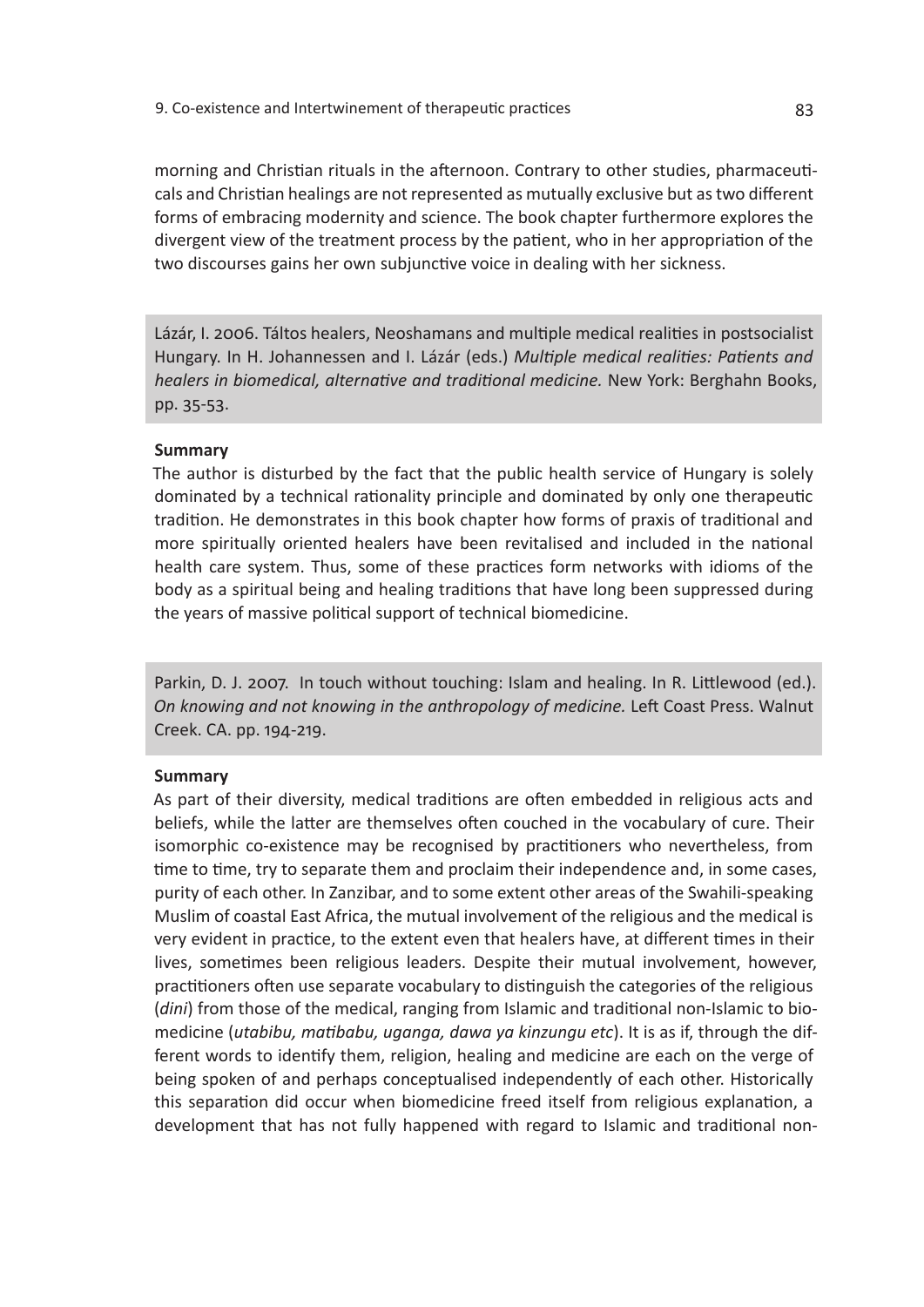morning and Christian rituals in the afternoon. Contrary to other studies, pharmaceuticals and Christian healings are not represented as mutually exclusive but as two different forms of embracing modernity and science. The book chapter furthermore explores the divergent view of the treatment process by the patient, who in her appropriation of the two discourses gains her own subjunctive voice in dealing with her sickness.

Lázár, I. 2006. Táltos healers, Neoshamans and multiple medical realities in postsocialist Hungary. In H. Johannessen and I. Lázár (eds.) *Multiple medical realities: Patients and healers in biomedical, alternative and traditional medicine.* New York: Berghahn Books, pp. 35-53.

**Summary**

The author is disturbed by the fact that the public health service of Hungary is solely dominated by a technical rationality principle and dominated by only one therapeutic tradition. He demonstrates in this book chapter how forms of praxis of traditional and more spiritually oriented healers have been revitalised and included in the national health care system. Thus, some of these practices form networks with idioms of the body as a spiritual being and healing traditions that have long been suppressed during the years of massive political support of technical biomedicine.

Parkin, D. J. 2007. In touch without touching: Islam and healing. In R. Littlewood (ed.). *On knowing and not knowing in the anthropology of medicine.* Left Coast Press. Walnut Creek. CA. pp. 194-219.

**Summary**

As part of their diversity, medical traditions are often embedded in religious acts and beliefs, while the latter are themselves often couched in the vocabulary of cure. Their isomorphic co-existence may be recognised by practitioners who nevertheless, from time to time, try to separate them and proclaim their independence and, in some cases, purity of each other. In Zanzibar, and to some extent other areas of the Swahili-speaking Muslim of coastal East Africa, the mutual involvement of the religious and the medical is very evident in practice, to the extent even that healers have, at different times in their lives, sometimes been religious leaders. Despite their mutual involvement, however, practitioners often use separate vocabulary to distinguish the categories of the religious (*dini*) from those of the medical, ranging from Islamic and traditional non-Islamic to biomedicine (*utabibu, matibabu, uganga, dawa ya kinzungu etc*). It is as if, through the different words to identify them, religion, healing and medicine are each on the verge of being spoken of and perhaps conceptualised independently of each other. Historically this separation did occur when biomedicine freed itself from religious explanation, a development that has not fully happened with regard to Islamic and traditional non-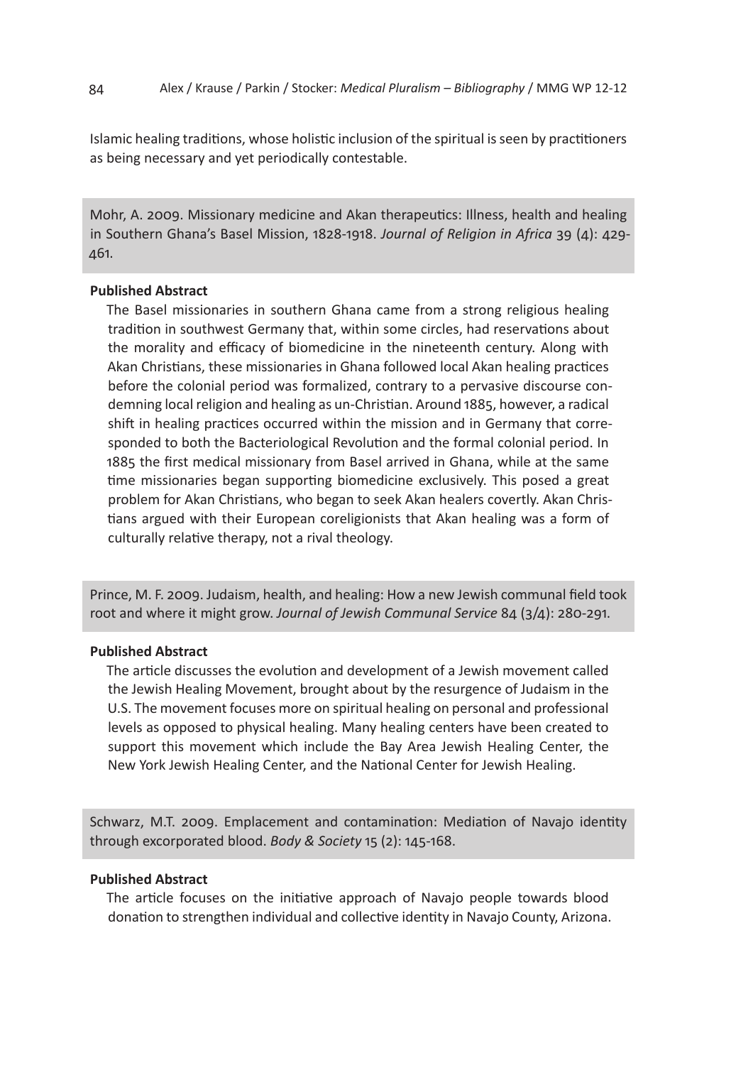Islamic healing traditions, whose holistic inclusion of the spiritual is seen by practitioners as being necessary and yet periodically contestable.

Mohr, A. 2009. Missionary medicine and Akan therapeutics: Illness, health and healing in Southern Ghana's Basel Mission, 1828-1918. *Journal of Religion in Africa* 39 (4): 429-461.

**Published Abstract**

The Basel missionaries in southern Ghana came from a strong religious healing tradition in southwest Germany that, within some circles, had reservations about the morality and efficacy of biomedicine in the nineteenth century. Along with Akan Christians, these missionaries in Ghana followed local Akan healing practices before the colonial period was formalized, contrary to a pervasive discourse condemning local religion and healing as un-Christian. Around 1885, however, a radical shift in healing practices occurred within the mission and in Germany that corresponded to both the Bacteriological Revolution and the formal colonial period. In 1885 the first medical missionary from Basel arrived in Ghana, while at the same time missionaries began supporting biomedicine exclusively. This posed a great problem for Akan Christians, who began to seek Akan healers covertly. Akan Christians argued with their European coreligionists that Akan healing was a form of culturally relative therapy, not a rival theology.

Prince, M. F. 2009. Judaism, health, and healing: How a new Jewish communal field took root and where it might grow. *Journal of Jewish Communal Service* 84 (3/4): 280-291.

**Published Abstract**

The article discusses the evolution and development of a Jewish movement called the Jewish Healing Movement, brought about by the resurgence of Judaism in the U.S. The movement focuses more on spiritual healing on personal and professional levels as opposed to physical healing. Many healing centers have been created to support this movement which include the Bay Area Jewish Healing Center, the New York Jewish Healing Center, and the National Center for Jewish Healing.

Schwarz, M.T. 2009. Emplacement and contamination: Mediation of Navajo identity through excorporated blood. *Body & Society* 15 (2): 145-168.

**Published Abstract**

The article focuses on the initiative approach of Navajo people towards blood donation to strengthen individual and collective identity in Navajo County, Arizona.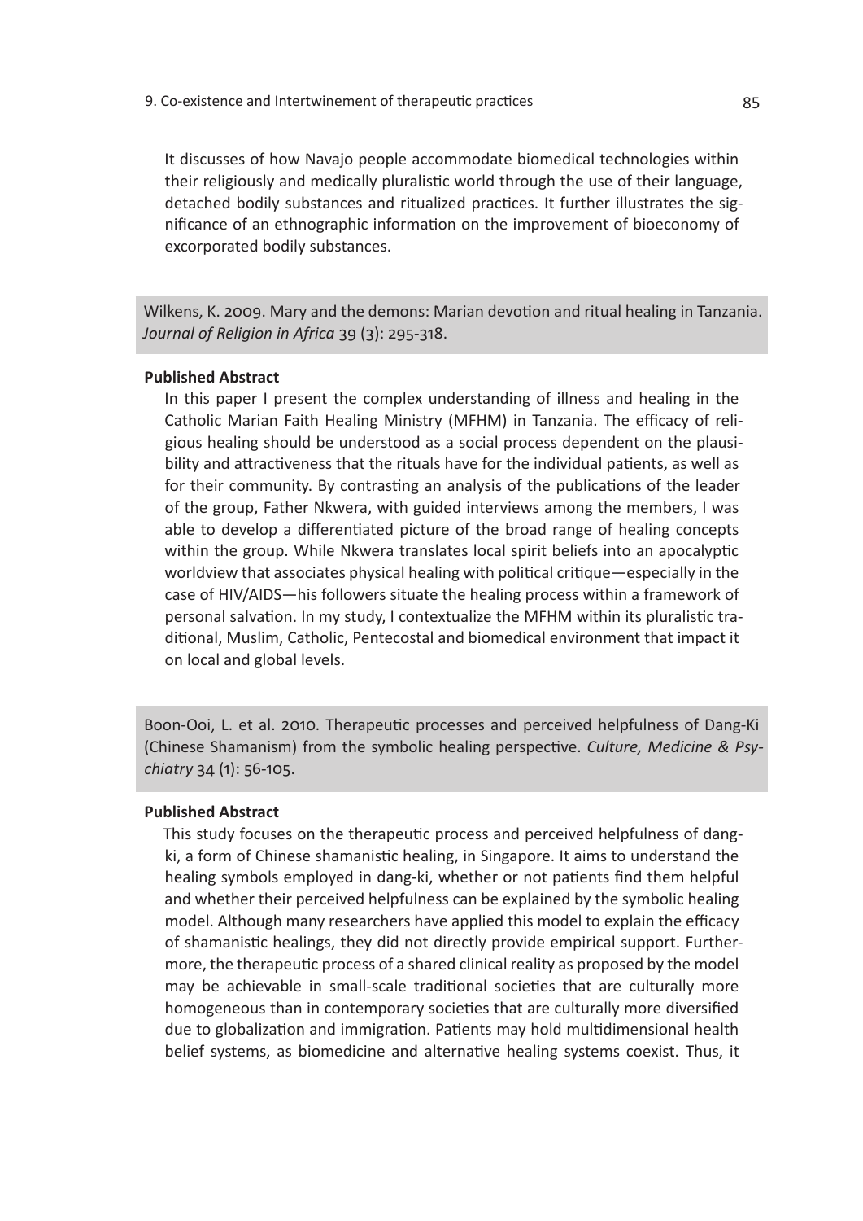It discusses of how Navajo people accommodate biomedical technologies within their religiously and medically pluralistic world through the use of their language, detached bodily substances and ritualized practices. It further illustrates the significance of an ethnographic information on the improvement of bioeconomy of excorporated bodily substances.

Wilkens, K. 2009. Mary and the demons: Marian devotion and ritual healing in Tanzania. *Journal of Religion in Africa* 39 (3): 295-318.

**Published Abstract**

In this paper I present the complex understanding of illness and healing in the Catholic Marian Faith Healing Ministry (MFHM) in Tanzania. The efficacy of religious healing should be understood as a social process dependent on the plausibility and attractiveness that the rituals have for the individual patients, as well as for their community. By contrasting an analysis of the publications of the leader of the group, Father Nkwera, with guided interviews among the members, I was able to develop a differentiated picture of the broad range of healing concepts within the group. While Nkwera translates local spirit beliefs into an apocalyptic worldview that associates physical healing with political critique—especially in the case of HIV/AIDS—his followers situate the healing process within a framework of personal salvation. In my study, I contextualize the MFHM within its pluralistic traditional, Muslim, Catholic, Pentecostal and biomedical environment that impact it on local and global levels.

Boon-Ooi, L. et al. 2010. Therapeutic processes and perceived helpfulness of Dang-Ki (Chinese Shamanism) from the symbolic healing perspective. *Culture, Medicine & Psychiatry* 34 (1): 56-105.

**Published Abstract**

This study focuses on the therapeutic process and perceived helpfulness of dang-ki, a form of Chinese shamanistic healing, in Singapore. It aims to understand the healing symbols employed in dang-ki, whether or not patients find them helpful and whether their perceived helpfulness can be explained by the symbolic healing model. Although many researchers have applied this model to explain the efficacy of shamanistic healings, they did not directly provide empirical support. Furthermore, the therapeutic process of a shared clinical reality as proposed by the model may be achievable in small-scale traditional societies that are culturally more homogeneous than in contemporary societies that are culturally more diversified due to globalization and immigration. Patients may hold multidimensional health belief systems, as biomedicine and alternative healing systems coexist. Thus, it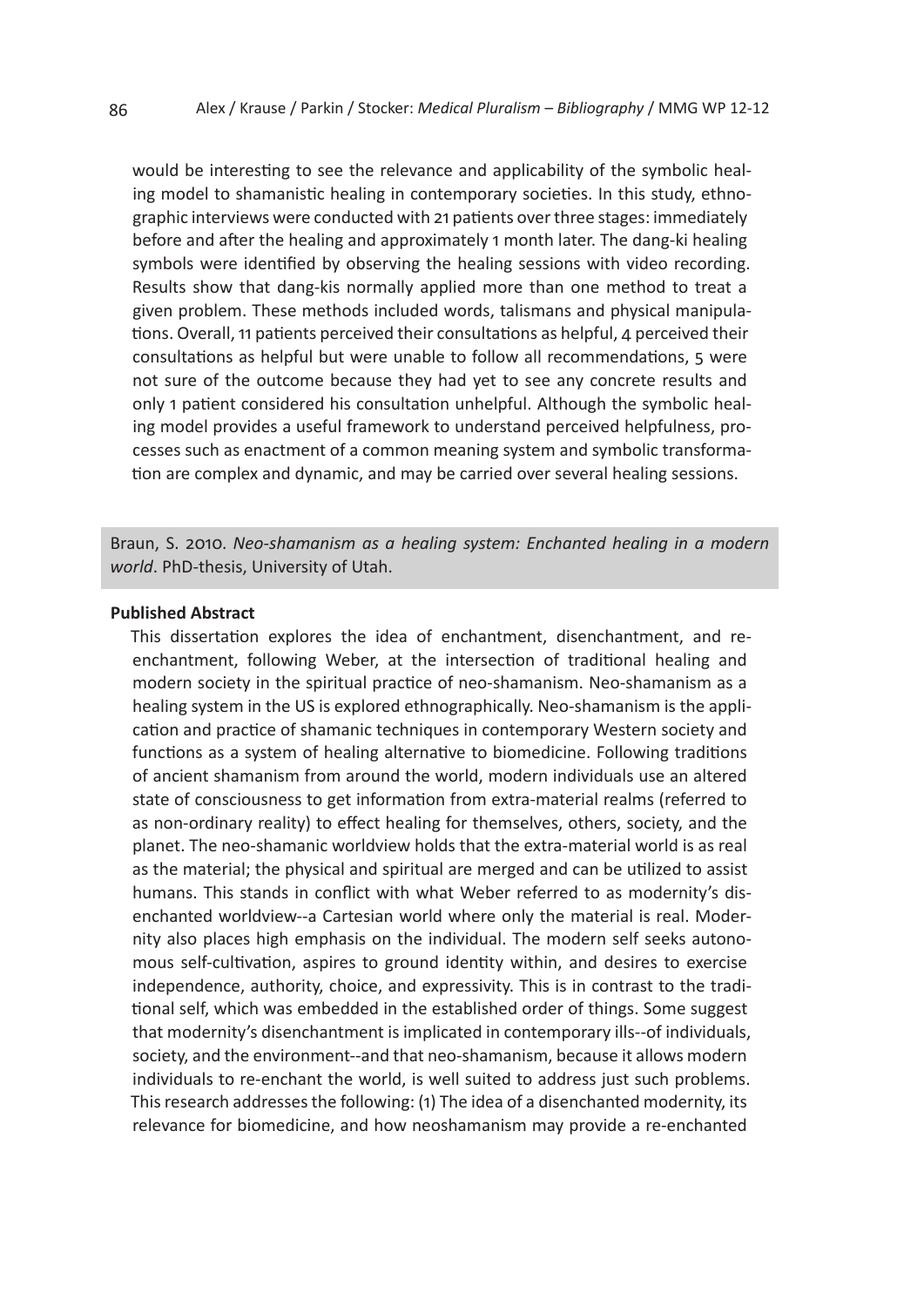would be interesting to see the relevance and applicability of the symbolic healing model to shamanistic healing in contemporary societies. In this study, ethnographic interviews were conducted with 21 patients over three stages: immediately before and after the healing and approximately 1 month later. The dang-ki healing symbols were identified by observing the healing sessions with video recording. Results show that dang-kis normally applied more than one method to treat a given problem. These methods included words, talismans and physical manipulations. Overall, 11 patients perceived their consultations as helpful, 4 perceived their consultations as helpful but were unable to follow all recommendations, 5 were not sure of the outcome because they had yet to see any concrete results and only 1 patient considered his consultation unhelpful. Although the symbolic healing model provides a useful framework to understand perceived helpfulness, processes such as enactment of a common meaning system and symbolic transformation are complex and dynamic, and may be carried over several healing sessions.

Braun, S. 2010. *Neo-shamanism as a healing system: Enchanted healing in a modern world*. PhD-thesis, University of Utah.

**Published Abstract**

This dissertation explores the idea of enchantment, disenchantment, and re-enchantment, following Weber, at the intersection of traditional healing and modern society in the spiritual practice of neo-shamanism. Neo-shamanism as a healing system in the US is explored ethnographically. Neo-shamanism is the application and practice of shamanic techniques in contemporary Western society and functions as a system of healing alternative to biomedicine. Following traditions of ancient shamanism from around the world, modern individuals use an altered state of consciousness to get information from extra-material realms (referred to as non-ordinary reality) to effect healing for themselves, others, society, and the planet. The neo-shamanic worldview holds that the extra-material world is as real as the material; the physical and spiritual are merged and can be utilized to assist humans. This stands in conflict with what Weber referred to as modernity's disenchanted worldview--a Cartesian world where only the material is real. Modernity also places high emphasis on the individual. The modern self seeks autonomous self-cultivation, aspires to ground identity within, and desires to exercise independence, authority, choice, and expressivity. This is in contrast to the traditional self, which was embedded in the established order of things. Some suggest that modernity's disenchantment is implicated in contemporary ills--of individuals, society, and the environment--and that neo-shamanism, because it allows modern individuals to re-enchant the world, is well suited to address just such problems. This research addresses the following: (1) The idea of a disenchanted modernity, its relevance for biomedicine, and how neoshamanism may provide a re-enchanted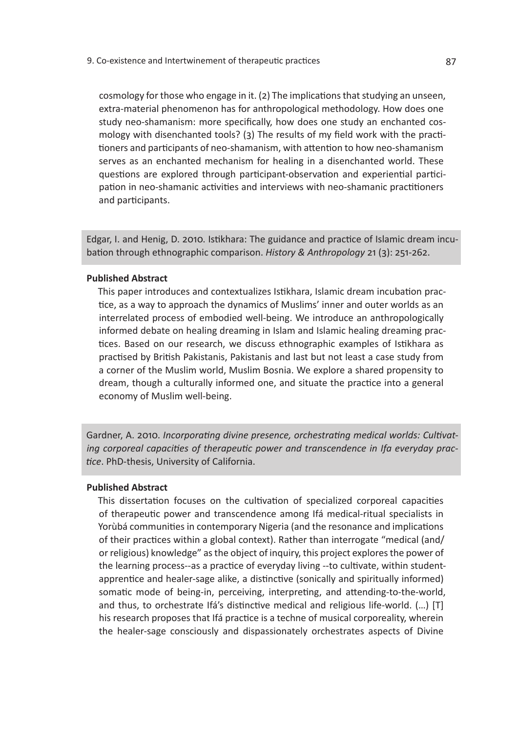cosmology for those who engage in it. (2) The implications that studying an unseen, extra-material phenomenon has for anthropological methodology. How does one study neo-shamanism: more specifically, how does one study an enchanted cosmology with disenchanted tools? (3) The results of my field work with the practitioners and participants of neo-shamanism, with attention to how neo-shamanism serves as an enchanted mechanism for healing in a disenchanted world. These questions are explored through participant-observation and experiential participation in neo-shamanic activities and interviews with neo-shamanic practitioners and participants.

Edgar, I. and Henig, D. 2010. Istikhara: The guidance and practice of Islamic dream incubation through ethnographic comparison. *History & Anthropology* 21 (3): 251-262.

**Published Abstract**

This paper introduces and contextualizes Istikhara, Islamic dream incubation practice, as a way to approach the dynamics of Muslims' inner and outer worlds as an interrelated process of embodied well-being. We introduce an anthropologically informed debate on healing dreaming in Islam and Islamic healing dreaming practices. Based on our research, we discuss ethnographic examples of Istikhara as practised by British Pakistanis, Pakistanis and last but not least a case study from a corner of the Muslim world, Muslim Bosnia. We explore a shared propensity to dream, though a culturally informed one, and situate the practice into a general economy of Muslim well-being.

Gardner, A. 2010. *Incorporating divine presence, orchestrating medical worlds: Cultivating corporeal capacities of therapeutic power and transcendence in Ifa everyday practice*. PhD-thesis, University of California.

**Published Abstract**

This dissertation focuses on the cultivation of specialized corporeal capacities of therapeutic power and transcendence among Ifá medical-ritual specialists in Yorùbá communities in contemporary Nigeria (and the resonance and implications of their practices within a global context). Rather than interrogate "medical (and/or religious) knowledge" as the object of inquiry, this project explores the power of the learning process--as a practice of everyday living --to cultivate, within student-apprentice and healer-sage alike, a distinctive (sonically and spiritually informed) somatic mode of being-in, perceiving, interpreting, and attending-to-the-world, and thus, to orchestrate Ifá's distinctive medical and religious life-world. (…) [T]his research proposes that Ifá practice is a techne of musical corporeality, wherein the healer-sage consciously and dispassionately orchestrates aspects of Divine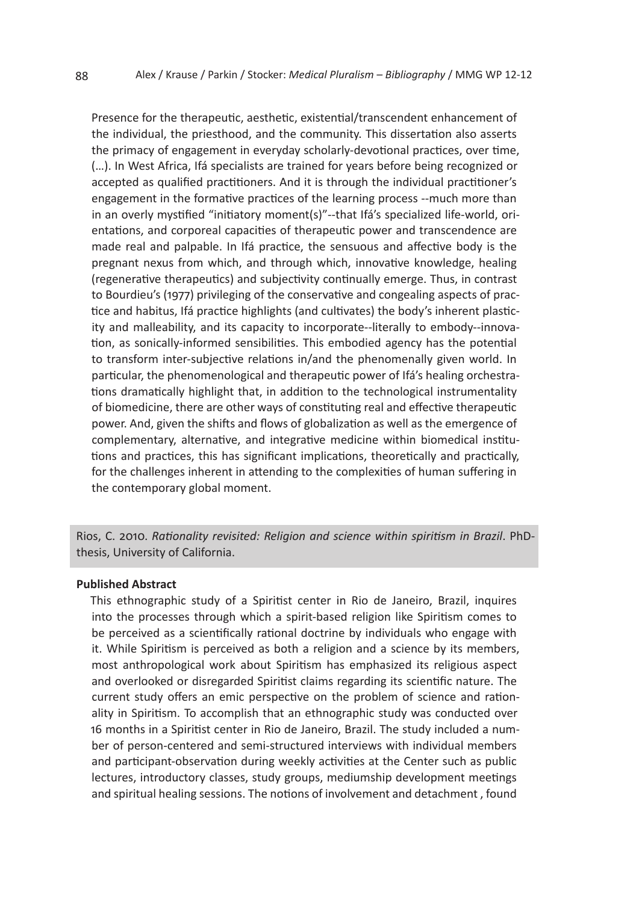Presence for the therapeutic, aesthetic, existential/transcendent enhancement of the individual, the priesthood, and the community. This dissertation also asserts the primacy of engagement in everyday scholarly-devotional practices, over time, (…). In West Africa, Ifá specialists are trained for years before being recognized or accepted as qualified practitioners. And it is through the individual practitioner's engagement in the formative practices of the learning process --much more than in an overly mystified "initiatory moment(s)"--that Ifá's specialized life-world, orientations, and corporeal capacities of therapeutic power and transcendence are made real and palpable. In Ifá practice, the sensuous and affective body is the pregnant nexus from which, and through which, innovative knowledge, healing (regenerative therapeutics) and subjectivity continually emerge. Thus, in contrast to Bourdieu's (1977) privileging of the conservative and congealing aspects of practice and habitus, Ifá practice highlights (and cultivates) the body's inherent plasticity and malleability, and its capacity to incorporate--literally to embody--innovation, as sonically-informed sensibilities. This embodied agency has the potential to transform inter-subjective relations in/and the phenomenally given world. In particular, the phenomenological and therapeutic power of Ifá's healing orchestrations dramatically highlight that, in addition to the technological instrumentality of biomedicine, there are other ways of constituting real and effective therapeutic power. And, given the shifts and flows of globalization as well as the emergence of complementary, alternative, and integrative medicine within biomedical institutions and practices, this has significant implications, theoretically and practically, for the challenges inherent in attending to the complexities of human suffering in the contemporary global moment.

Rios, C. 2010. *Rationality revisited: Religion and science within spiritism in Brazil*. PhD-thesis, University of California.

**Published Abstract**

This ethnographic study of a Spiritist center in Rio de Janeiro, Brazil, inquires into the processes through which a spirit-based religion like Spiritism comes to be perceived as a scientifically rational doctrine by individuals who engage with it. While Spiritism is perceived as both a religion and a science by its members, most anthropological work about Spiritism has emphasized its religious aspect and overlooked or disregarded Spiritist claims regarding its scientific nature. The current study offers an emic perspective on the problem of science and rationality in Spiritism. To accomplish that an ethnographic study was conducted over 16 months in a Spiritist center in Rio de Janeiro, Brazil. The study included a number of person-centered and semi-structured interviews with individual members and participant-observation during weekly activities at the Center such as public lectures, introductory classes, study groups, mediumship development meetings and spiritual healing sessions. The notions of involvement and detachment , found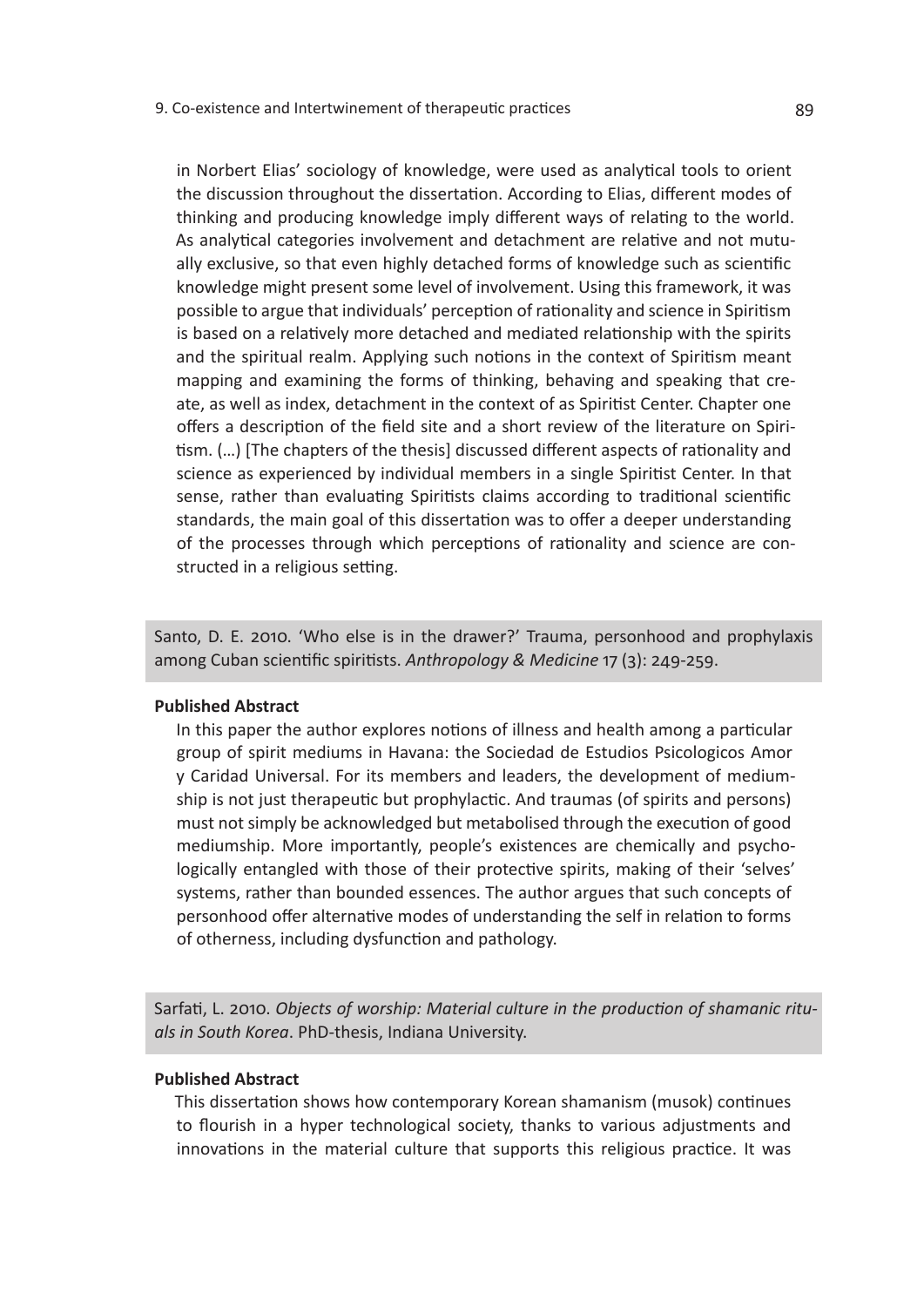in Norbert Elias' sociology of knowledge, were used as analytical tools to orient the discussion throughout the dissertation. According to Elias, different modes of thinking and producing knowledge imply different ways of relating to the world. As analytical categories involvement and detachment are relative and not mutually exclusive, so that even highly detached forms of knowledge such as scientific knowledge might present some level of involvement. Using this framework, it was possible to argue that individuals' perception of rationality and science in Spiritism is based on a relatively more detached and mediated relationship with the spirits and the spiritual realm. Applying such notions in the context of Spiritism meant mapping and examining the forms of thinking, behaving and speaking that create, as well as index, detachment in the context of as Spiritist Center. Chapter one offers a description of the field site and a short review of the literature on Spiritism. (…) [The chapters of the thesis] discussed different aspects of rationality and science as experienced by individual members in a single Spiritist Center. In that sense, rather than evaluating Spiritists claims according to traditional scientific standards, the main goal of this dissertation was to offer a deeper understanding of the processes through which perceptions of rationality and science are constructed in a religious setting.

Santo, D. E. 2010. 'Who else is in the drawer?' Trauma, personhood and prophylaxis among Cuban scientific spiritists. *Anthropology & Medicine* 17 (3): 249-259.

**Published Abstract**

In this paper the author explores notions of illness and health among a particular group of spirit mediums in Havana: the Sociedad de Estudios Psicologicos Amor y Caridad Universal. For its members and leaders, the development of mediumship is not just therapeutic but prophylactic. And traumas (of spirits and persons) must not simply be acknowledged but metabolised through the execution of good mediumship. More importantly, people's existences are chemically and psychologically entangled with those of their protective spirits, making of their 'selves' systems, rather than bounded essences. The author argues that such concepts of personhood offer alternative modes of understanding the self in relation to forms of otherness, including dysfunction and pathology.

Sarfati, L. 2010. *Objects of worship: Material culture in the production of shamanic rituals in South Korea*. PhD-thesis, Indiana University.

**Published Abstract**

This dissertation shows how contemporary Korean shamanism (musok) continues to flourish in a hyper technological society, thanks to various adjustments and innovations in the material culture that supports this religious practice. It was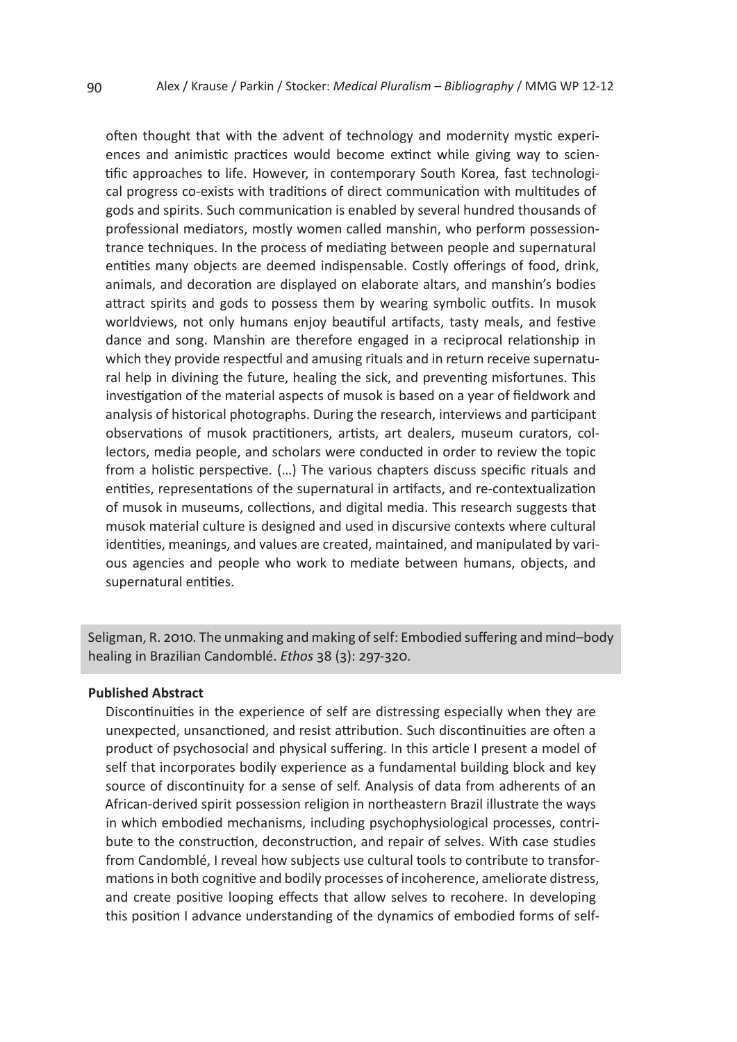often thought that with the advent of technology and modernity mystic experiences and animistic practices would become extinct while giving way to scientific approaches to life. However, in contemporary South Korea, fast technological progress co-exists with traditions of direct communication with multitudes of gods and spirits. Such communication is enabled by several hundred thousands of professional mediators, mostly women called manshin, who perform possession-trance techniques. In the process of mediating between people and supernatural entities many objects are deemed indispensable. Costly offerings of food, drink, animals, and decoration are displayed on elaborate altars, and manshin's bodies attract spirits and gods to possess them by wearing symbolic outfits. In musok worldviews, not only humans enjoy beautiful artifacts, tasty meals, and festive dance and song. Manshin are therefore engaged in a reciprocal relationship in which they provide respectful and amusing rituals and in return receive supernatural help in divining the future, healing the sick, and preventing misfortunes. This investigation of the material aspects of musok is based on a year of fieldwork and analysis of historical photographs. During the research, interviews and participant observations of musok practitioners, artists, art dealers, museum curators, collectors, media people, and scholars were conducted in order to review the topic from a holistic perspective. (…) The various chapters discuss specific rituals and entities, representations of the supernatural in artifacts, and re-contextualization of musok in museums, collections, and digital media. This research suggests that musok material culture is designed and used in discursive contexts where cultural identities, meanings, and values are created, maintained, and manipulated by various agencies and people who work to mediate between humans, objects, and supernatural entities.

Seligman, R. 2010. The unmaking and making of self: Embodied suffering and mind–body healing in Brazilian Candomblé. *Ethos* 38 (3): 297-320.

**Published Abstract**

Discontinuities in the experience of self are distressing especially when they are unexpected, unsanctioned, and resist attribution. Such discontinuities are often a product of psychosocial and physical suffering. In this article I present a model of self that incorporates bodily experience as a fundamental building block and key source of discontinuity for a sense of self. Analysis of data from adherents of an African-derived spirit possession religion in northeastern Brazil illustrate the ways in which embodied mechanisms, including psychophysiological processes, contribute to the construction, deconstruction, and repair of selves. With case studies from Candomblé, I reveal how subjects use cultural tools to contribute to transformations in both cognitive and bodily processes of incoherence, ameliorate distress, and create positive looping effects that allow selves to recohere. In developing this position I advance understanding of the dynamics of embodied forms of self-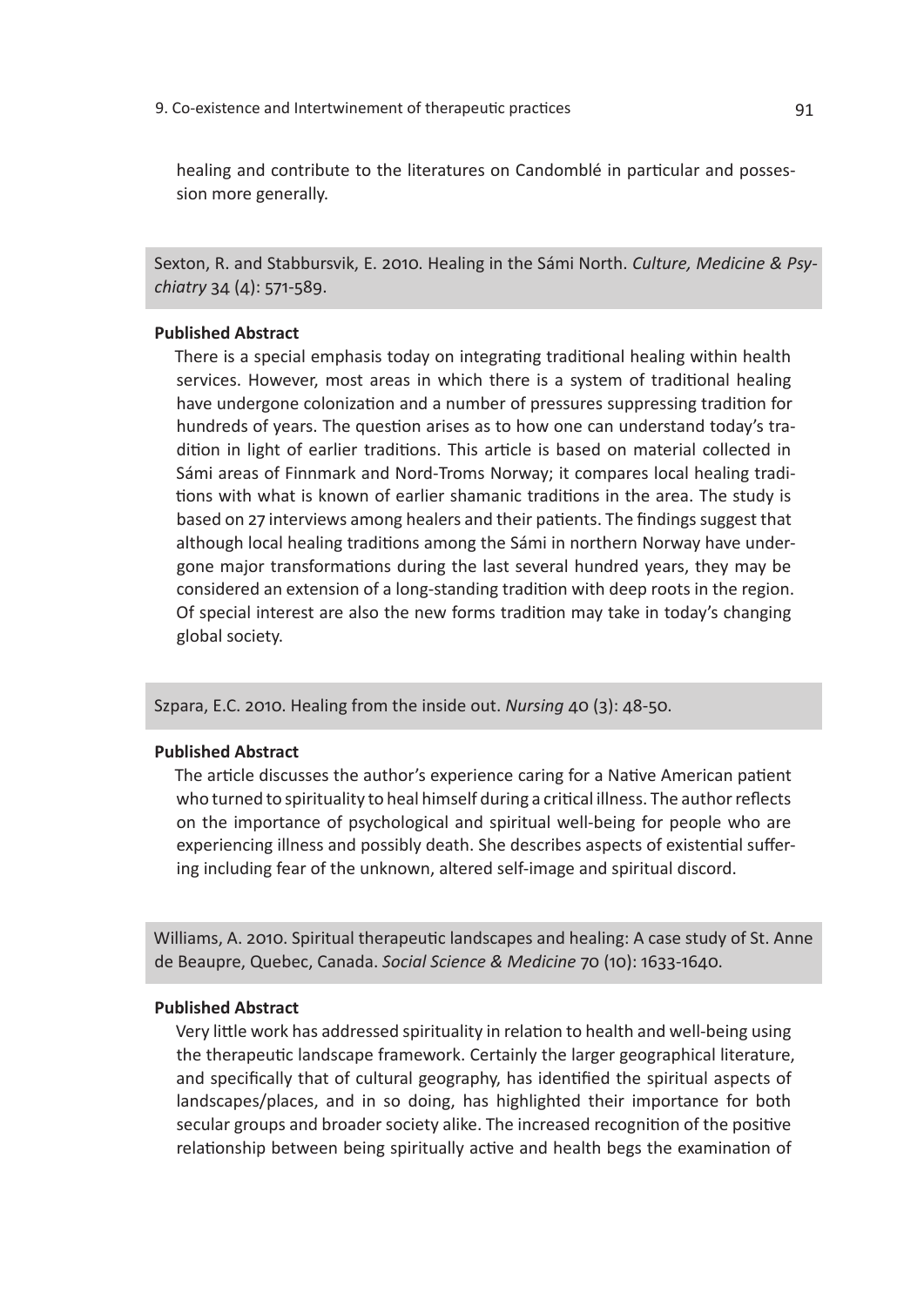healing and contribute to the literatures on Candomblé in particular and possession more generally.

Sexton, R. and Stabbursvik, E. 2010. Healing in the Sámi North. *Culture, Medicine & Psychiatry* 34 (4): 571-589.

**Published Abstract**

There is a special emphasis today on integrating traditional healing within health services. However, most areas in which there is a system of traditional healing have undergone colonization and a number of pressures suppressing tradition for hundreds of years. The question arises as to how one can understand today's tradition in light of earlier traditions. This article is based on material collected in Sámi areas of Finnmark and Nord-Troms Norway; it compares local healing traditions with what is known of earlier shamanic traditions in the area. The study is based on 27 interviews among healers and their patients. The findings suggest that although local healing traditions among the Sámi in northern Norway have undergone major transformations during the last several hundred years, they may be considered an extension of a long-standing tradition with deep roots in the region. Of special interest are also the new forms tradition may take in today's changing global society.

Szpara, E.C. 2010. Healing from the inside out. *Nursing* 40 (3): 48-50.

**Published Abstract**

The article discusses the author's experience caring for a Native American patient who turned to spirituality to heal himself during a critical illness. The author reflects on the importance of psychological and spiritual well-being for people who are experiencing illness and possibly death. She describes aspects of existential suffering including fear of the unknown, altered self-image and spiritual discord.

Williams, A. 2010. Spiritual therapeutic landscapes and healing: A case study of St. Anne de Beaupre, Quebec, Canada. *Social Science & Medicine* 70 (10): 1633-1640.

**Published Abstract**

Very little work has addressed spirituality in relation to health and well-being using the therapeutic landscape framework. Certainly the larger geographical literature, and specifically that of cultural geography, has identified the spiritual aspects of landscapes/places, and in so doing, has highlighted their importance for both secular groups and broader society alike. The increased recognition of the positive relationship between being spiritually active and health begs the examination of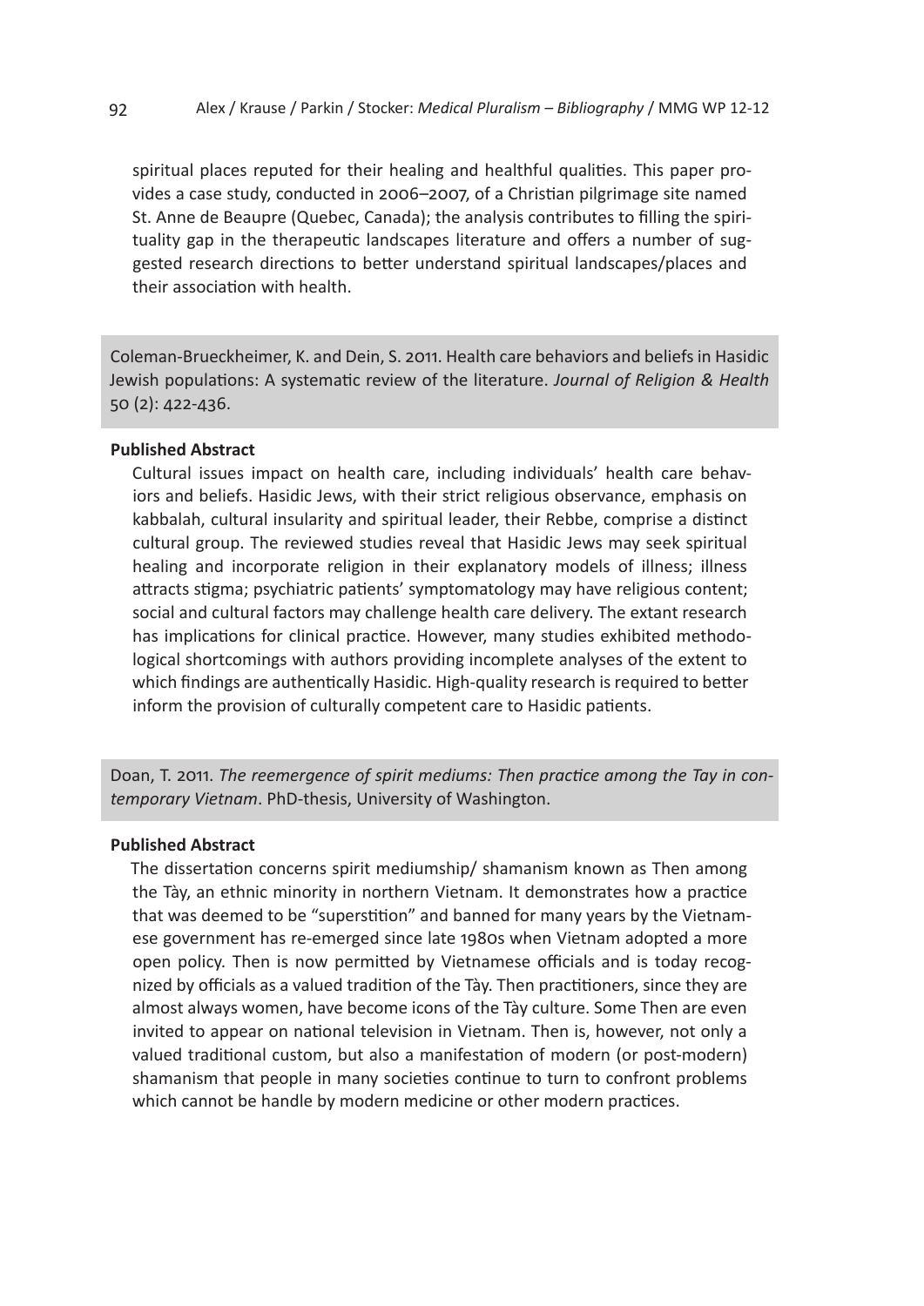spiritual places reputed for their healing and healthful qualities. This paper provides a case study, conducted in 2006–2007, of a Christian pilgrimage site named St. Anne de Beaupre (Quebec, Canada); the analysis contributes to filling the spirituality gap in the therapeutic landscapes literature and offers a number of suggested research directions to better understand spiritual landscapes/places and their association with health.

Coleman-Brueckheimer, K. and Dein, S. 2011. Health care behaviors and beliefs in Hasidic Jewish populations: A systematic review of the literature. *Journal of Religion & Health* 50 (2): 422-436.

**Published Abstract**

Cultural issues impact on health care, including individuals' health care behaviors and beliefs. Hasidic Jews, with their strict religious observance, emphasis on kabbalah, cultural insularity and spiritual leader, their Rebbe, comprise a distinct cultural group. The reviewed studies reveal that Hasidic Jews may seek spiritual healing and incorporate religion in their explanatory models of illness; illness attracts stigma; psychiatric patients' symptomatology may have religious content; social and cultural factors may challenge health care delivery. The extant research has implications for clinical practice. However, many studies exhibited methodological shortcomings with authors providing incomplete analyses of the extent to which findings are authentically Hasidic. High-quality research is required to better inform the provision of culturally competent care to Hasidic patients.

Doan, T. 2011. *The reemergence of spirit mediums: Then practice among the Tay in contemporary Vietnam*. PhD-thesis, University of Washington.

**Published Abstract**

The dissertation concerns spirit mediumship/ shamanism known as Then among the Tày, an ethnic minority in northern Vietnam. It demonstrates how a practice that was deemed to be "superstition" and banned for many years by the Vietnamese government has re-emerged since late 1980s when Vietnam adopted a more open policy. Then is now permitted by Vietnamese officials and is today recognized by officials as a valued tradition of the Tày. Then practitioners, since they are almost always women, have become icons of the Tày culture. Some Then are even invited to appear on national television in Vietnam. Then is, however, not only a valued traditional custom, but also a manifestation of modern (or post-modern) shamanism that people in many societies continue to turn to confront problems which cannot be handle by modern medicine or other modern practices.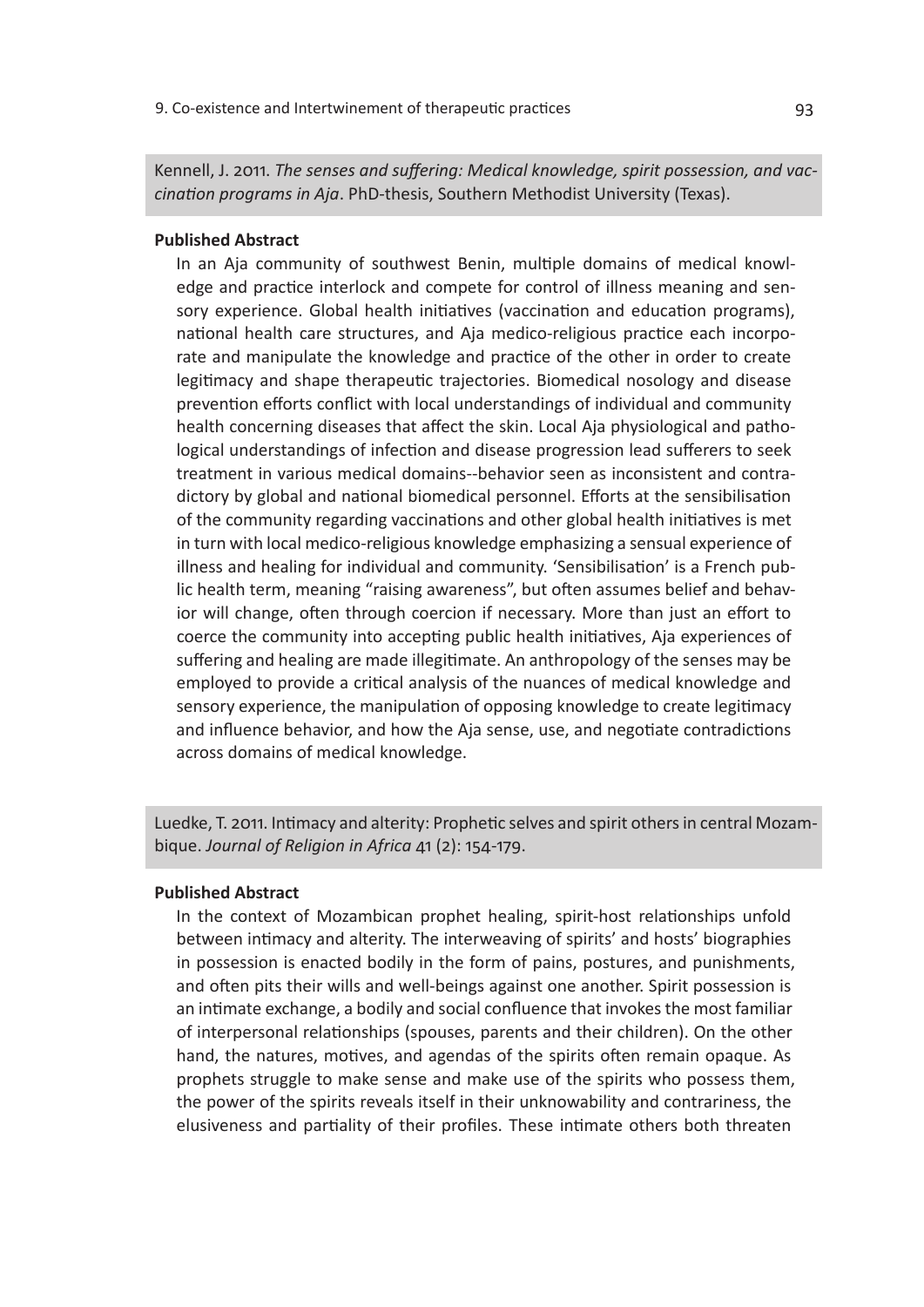Kennell, J. 2011. *The senses and suffering: Medical knowledge, spirit possession, and vaccination programs in Aja*. PhD-thesis, Southern Methodist University (Texas).

**Published Abstract**

In an Aja community of southwest Benin, multiple domains of medical knowledge and practice interlock and compete for control of illness meaning and sensory experience. Global health initiatives (vaccination and education programs), national health care structures, and Aja medico-religious practice each incorporate and manipulate the knowledge and practice of the other in order to create legitimacy and shape therapeutic trajectories. Biomedical nosology and disease prevention efforts conflict with local understandings of individual and community health concerning diseases that affect the skin. Local Aja physiological and pathological understandings of infection and disease progression lead sufferers to seek treatment in various medical domains--behavior seen as inconsistent and contradictory by global and national biomedical personnel. Efforts at the sensibilisation of the community regarding vaccinations and other global health initiatives is met in turn with local medico-religious knowledge emphasizing a sensual experience of illness and healing for individual and community. 'Sensibilisation' is a French public health term, meaning "raising awareness", but often assumes belief and behavior will change, often through coercion if necessary. More than just an effort to coerce the community into accepting public health initiatives, Aja experiences of suffering and healing are made illegitimate. An anthropology of the senses may be employed to provide a critical analysis of the nuances of medical knowledge and sensory experience, the manipulation of opposing knowledge to create legitimacy and influence behavior, and how the Aja sense, use, and negotiate contradictions across domains of medical knowledge.

Luedke, T. 2011. Intimacy and alterity: Prophetic selves and spirit others in central Mozambique. *Journal of Religion in Africa* 41 (2): 154-179.

**Published Abstract**

In the context of Mozambican prophet healing, spirit-host relationships unfold between intimacy and alterity. The interweaving of spirits' and hosts' biographies in possession is enacted bodily in the form of pains, postures, and punishments, and often pits their wills and well-beings against one another. Spirit possession is an intimate exchange, a bodily and social confluence that invokes the most familiar of interpersonal relationships (spouses, parents and their children). On the other hand, the natures, motives, and agendas of the spirits often remain opaque. As prophets struggle to make sense and make use of the spirits who possess them, the power of the spirits reveals itself in their unknowability and contrariness, the elusiveness and partiality of their profiles. These intimate others both threaten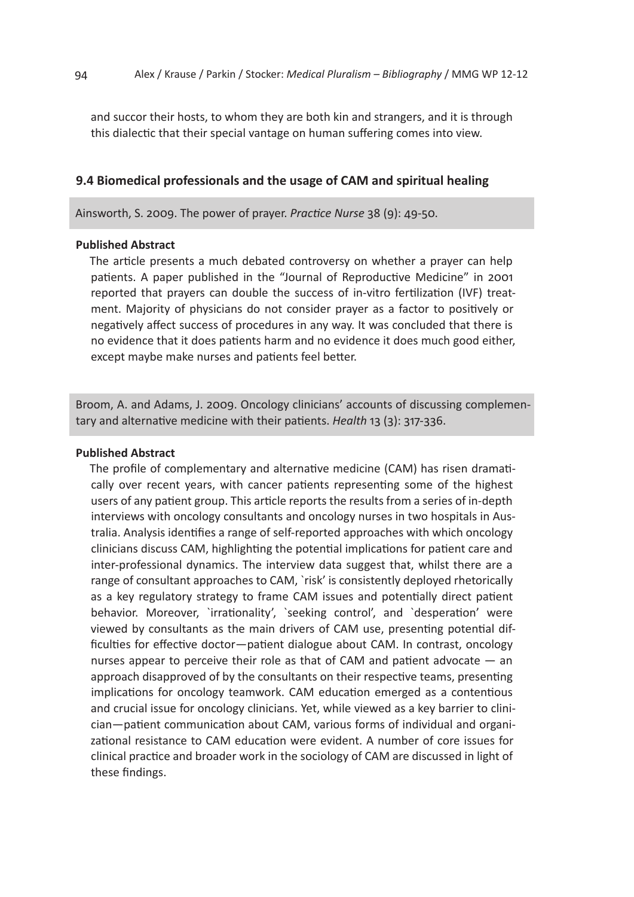and succor their hosts, to whom they are both kin and strangers, and it is through this dialectic that their special vantage on human suffering comes into view.

### 9.4 Biomedical professionals and the usage of CAM and spiritual healing

Ainsworth, S. 2009. The power of prayer. *Practice Nurse* 38 (9): 49-50.

**Published Abstract**

The article presents a much debated controversy on whether a prayer can help patients. A paper published in the "Journal of Reproductive Medicine" in 2001 reported that prayers can double the success of in-vitro fertilization (IVF) treatment. Majority of physicians do not consider prayer as a factor to positively or negatively affect success of procedures in any way. It was concluded that there is no evidence that it does patients harm and no evidence it does much good either, except maybe make nurses and patients feel better.

Broom, A. and Adams, J. 2009. Oncology clinicians' accounts of discussing complementary and alternative medicine with their patients. *Health* 13 (3): 317-336.

**Published Abstract**

The profile of complementary and alternative medicine (CAM) has risen dramatically over recent years, with cancer patients representing some of the highest users of any patient group. This article reports the results from a series of in-depth interviews with oncology consultants and oncology nurses in two hospitals in Australia. Analysis identifies a range of self-reported approaches with which oncology clinicians discuss CAM, highlighting the potential implications for patient care and inter-professional dynamics. The interview data suggest that, whilst there are a range of consultant approaches to CAM, `risk' is consistently deployed rhetorically as a key regulatory strategy to frame CAM issues and potentially direct patient behavior. Moreover, `irrationality', `seeking control', and `desperation' were viewed by consultants as the main drivers of CAM use, presenting potential difficulties for effective doctor—patient dialogue about CAM. In contrast, oncology nurses appear to perceive their role as that of CAM and patient advocate — an approach disapproved of by the consultants on their respective teams, presenting implications for oncology teamwork. CAM education emerged as a contentious and crucial issue for oncology clinicians. Yet, while viewed as a key barrier to clinician—patient communication about CAM, various forms of individual and organizational resistance to CAM education were evident. A number of core issues for clinical practice and broader work in the sociology of CAM are discussed in light of these findings.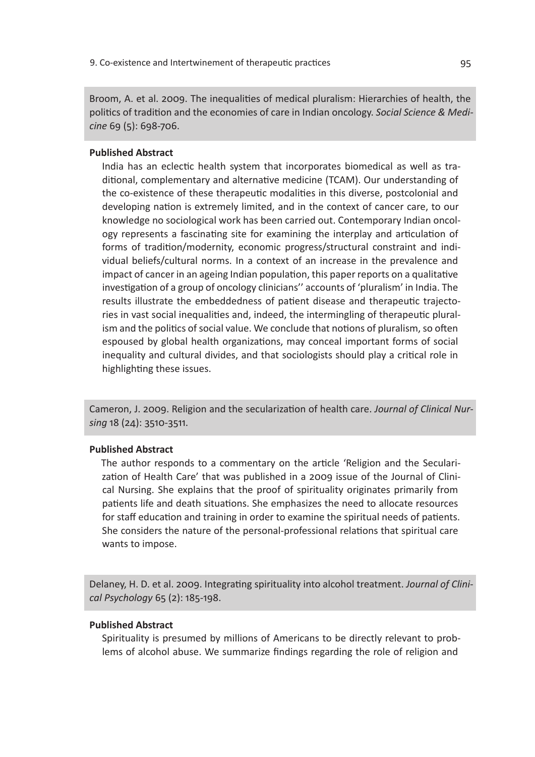Broom, A. et al. 2009. The inequalities of medical pluralism: Hierarchies of health, the politics of tradition and the economies of care in Indian oncology. *Social Science & Medicine* 69 (5): 698-706.

**Published Abstract**

India has an eclectic health system that incorporates biomedical as well as traditional, complementary and alternative medicine (TCAM). Our understanding of the co-existence of these therapeutic modalities in this diverse, postcolonial and developing nation is extremely limited, and in the context of cancer care, to our knowledge no sociological work has been carried out. Contemporary Indian oncology represents a fascinating site for examining the interplay and articulation of forms of tradition/modernity, economic progress/structural constraint and individual beliefs/cultural norms. In a context of an increase in the prevalence and impact of cancer in an ageing Indian population, this paper reports on a qualitative investigation of a group of oncology clinicians'' accounts of 'pluralism' in India. The results illustrate the embeddedness of patient disease and therapeutic trajectories in vast social inequalities and, indeed, the intermingling of therapeutic pluralism and the politics of social value. We conclude that notions of pluralism, so often espoused by global health organizations, may conceal important forms of social inequality and cultural divides, and that sociologists should play a critical role in highlighting these issues.

Cameron, J. 2009. Religion and the secularization of health care. *Journal of Clinical Nursing* 18 (24): 3510-3511.

**Published Abstract**

The author responds to a commentary on the article 'Religion and the Secularization of Health Care' that was published in a 2009 issue of the Journal of Clinical Nursing. She explains that the proof of spirituality originates primarily from patients life and death situations. She emphasizes the need to allocate resources for staff education and training in order to examine the spiritual needs of patients. She considers the nature of the personal-professional relations that spiritual care wants to impose.

Delaney, H. D. et al. 2009. Integrating spirituality into alcohol treatment. *Journal of Clinical Psychology* 65 (2): 185-198.

**Published Abstract**

Spirituality is presumed by millions of Americans to be directly relevant to problems of alcohol abuse. We summarize findings regarding the role of religion and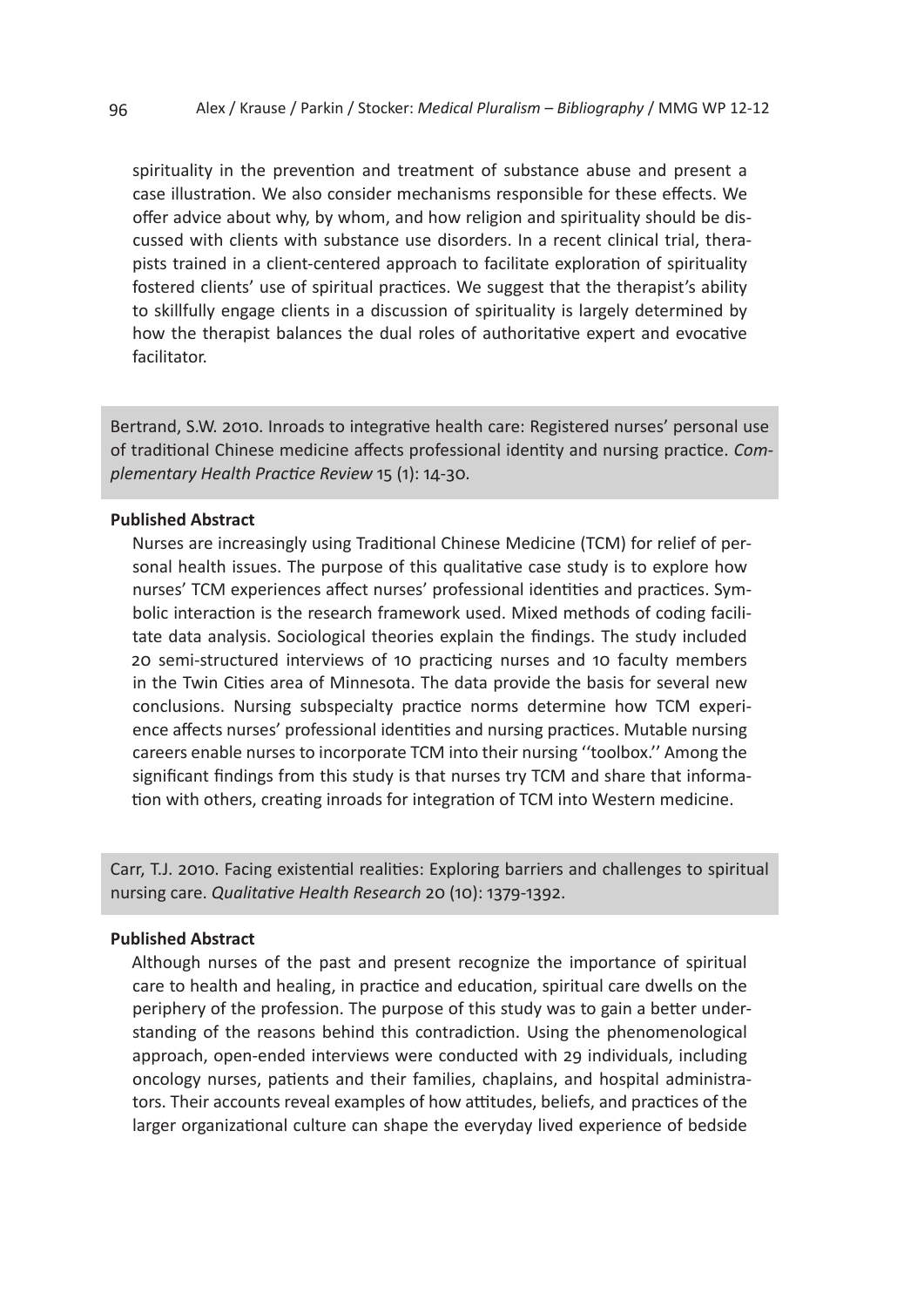spirituality in the prevention and treatment of substance abuse and present a case illustration. We also consider mechanisms responsible for these effects. We offer advice about why, by whom, and how religion and spirituality should be discussed with clients with substance use disorders. In a recent clinical trial, therapists trained in a client-centered approach to facilitate exploration of spirituality fostered clients' use of spiritual practices. We suggest that the therapist's ability to skillfully engage clients in a discussion of spirituality is largely determined by how the therapist balances the dual roles of authoritative expert and evocative facilitator.

Bertrand, S.W. 2010. Inroads to integrative health care: Registered nurses' personal use of traditional Chinese medicine affects professional identity and nursing practice. *Complementary Health Practice Review* 15 (1): 14-30.

**Published Abstract**

Nurses are increasingly using Traditional Chinese Medicine (TCM) for relief of personal health issues. The purpose of this qualitative case study is to explore how nurses' TCM experiences affect nurses' professional identities and practices. Symbolic interaction is the research framework used. Mixed methods of coding facilitate data analysis. Sociological theories explain the findings. The study included 20 semi-structured interviews of 10 practicing nurses and 10 faculty members in the Twin Cities area of Minnesota. The data provide the basis for several new conclusions. Nursing subspecialty practice norms determine how TCM experience affects nurses' professional identities and nursing practices. Mutable nursing careers enable nurses to incorporate TCM into their nursing ''toolbox.'' Among the significant findings from this study is that nurses try TCM and share that information with others, creating inroads for integration of TCM into Western medicine.

Carr, T.J. 2010. Facing existential realities: Exploring barriers and challenges to spiritual nursing care. *Qualitative Health Research* 20 (10): 1379-1392.

**Published Abstract**

Although nurses of the past and present recognize the importance of spiritual care to health and healing, in practice and education, spiritual care dwells on the periphery of the profession. The purpose of this study was to gain a better understanding of the reasons behind this contradiction. Using the phenomenological approach, open-ended interviews were conducted with 29 individuals, including oncology nurses, patients and their families, chaplains, and hospital administrators. Their accounts reveal examples of how attitudes, beliefs, and practices of the larger organizational culture can shape the everyday lived experience of bedside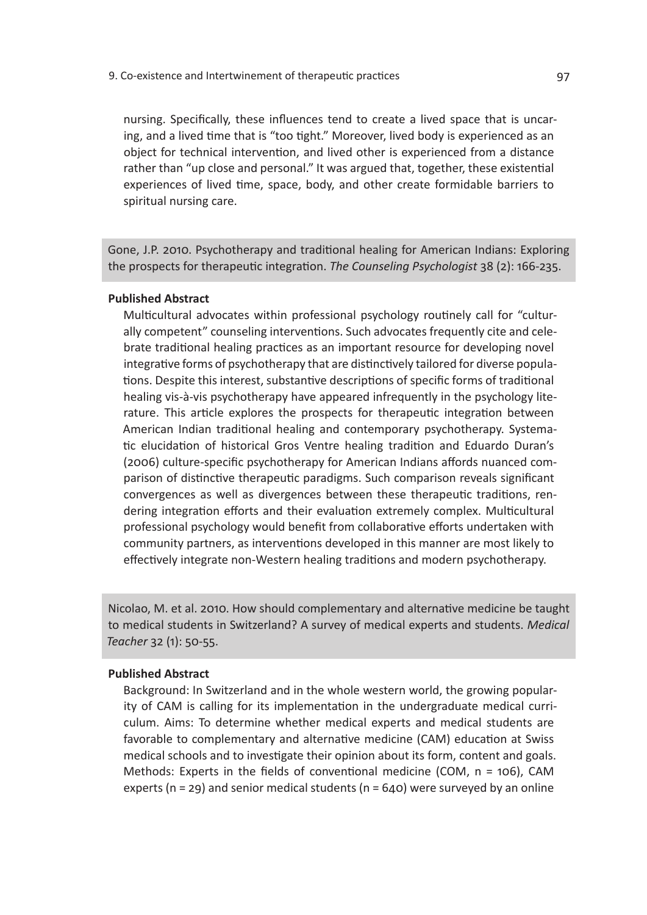nursing. Specifically, these influences tend to create a lived space that is uncaring, and a lived time that is "too tight." Moreover, lived body is experienced as an object for technical intervention, and lived other is experienced from a distance rather than "up close and personal." It was argued that, together, these existential experiences of lived time, space, body, and other create formidable barriers to spiritual nursing care.

Gone, J.P. 2010. Psychotherapy and traditional healing for American Indians: Exploring the prospects for therapeutic integration. *The Counseling Psychologist* 38 (2): 166-235.

**Published Abstract**

Multicultural advocates within professional psychology routinely call for "culturally competent" counseling interventions. Such advocates frequently cite and celebrate traditional healing practices as an important resource for developing novel integrative forms of psychotherapy that are distinctively tailored for diverse populations. Despite this interest, substantive descriptions of specific forms of traditional healing vis-à-vis psychotherapy have appeared infrequently in the psychology literature. This article explores the prospects for therapeutic integration between American Indian traditional healing and contemporary psychotherapy. Systematic elucidation of historical Gros Ventre healing tradition and Eduardo Duran's (2006) culture-specific psychotherapy for American Indians affords nuanced comparison of distinctive therapeutic paradigms. Such comparison reveals significant convergences as well as divergences between these therapeutic traditions, rendering integration efforts and their evaluation extremely complex. Multicultural professional psychology would benefit from collaborative efforts undertaken with community partners, as interventions developed in this manner are most likely to effectively integrate non-Western healing traditions and modern psychotherapy.

Nicolao, M. et al. 2010. How should complementary and alternative medicine be taught to medical students in Switzerland? A survey of medical experts and students. *Medical Teacher* 32 (1): 50-55.

**Published Abstract**

Background: In Switzerland and in the whole western world, the growing popularity of CAM is calling for its implementation in the undergraduate medical curriculum. Aims: To determine whether medical experts and medical students are favorable to complementary and alternative medicine (CAM) education at Swiss medical schools and to investigate their opinion about its form, content and goals. Methods: Experts in the fields of conventional medicine (COM, n = 106), CAM experts (n = 29) and senior medical students (n = 640) were surveyed by an online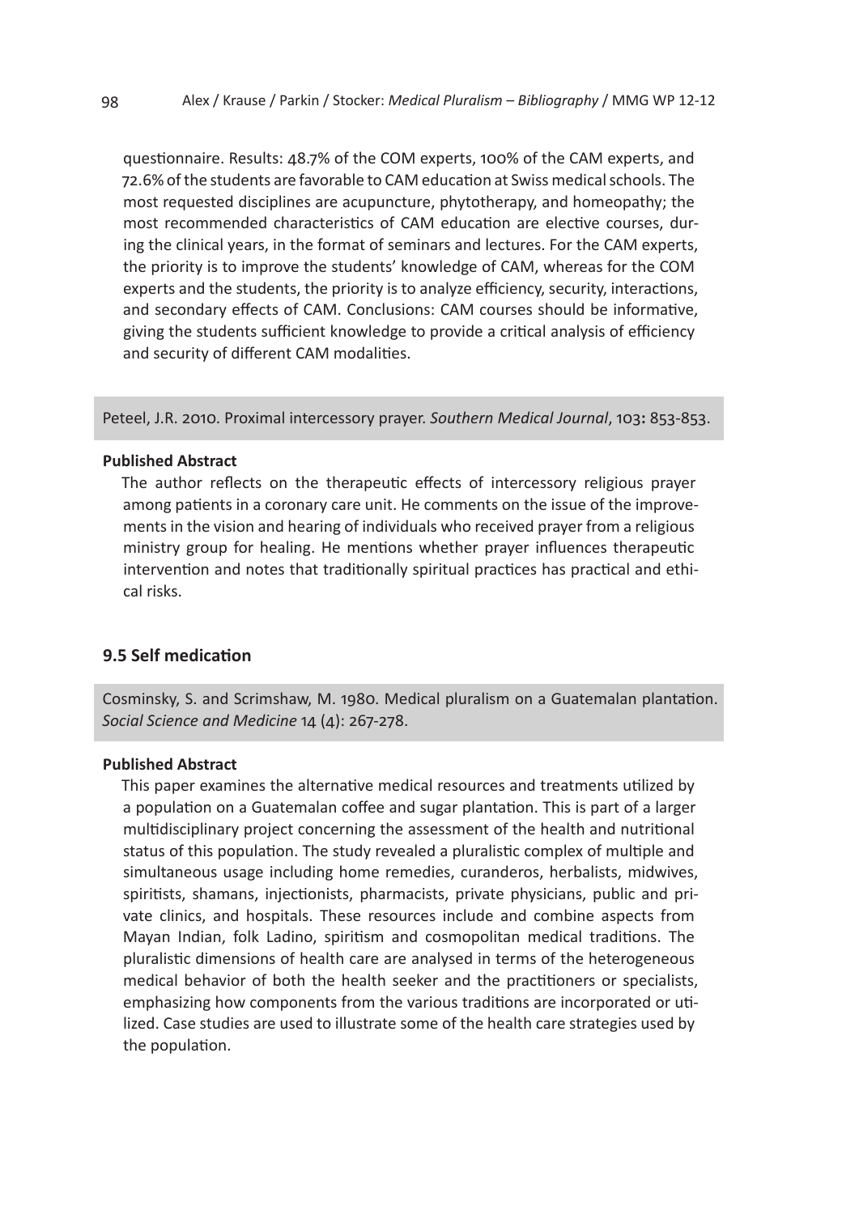questionnaire. Results: 48.7% of the COM experts, 100% of the CAM experts, and 72.6% of the students are favorable to CAM education at Swiss medical schools. The most requested disciplines are acupuncture, phytotherapy, and homeopathy; the most recommended characteristics of CAM education are elective courses, during the clinical years, in the format of seminars and lectures. For the CAM experts, the priority is to improve the students' knowledge of CAM, whereas for the COM experts and the students, the priority is to analyze efficiency, security, interactions, and secondary effects of CAM. Conclusions: CAM courses should be informative, giving the students sufficient knowledge to provide a critical analysis of efficiency and security of different CAM modalities.

Peteel, J.R. 2010. Proximal intercessory prayer. *Southern Medical Journal*, 103**:** 853-853.

**Published Abstract**

The author reflects on the therapeutic effects of intercessory religious prayer among patients in a coronary care unit. He comments on the issue of the improvements in the vision and hearing of individuals who received prayer from a religious ministry group for healing. He mentions whether prayer influences therapeutic intervention and notes that traditionally spiritual practices has practical and ethical risks.

### 9.5 Self medication

Cosminsky, S. and Scrimshaw, M. 1980. Medical pluralism on a Guatemalan plantation. *Social Science and Medicine* 14 (4): 267-278.

**Published Abstract**

This paper examines the alternative medical resources and treatments utilized by a population on a Guatemalan coffee and sugar plantation. This is part of a larger multidisciplinary project concerning the assessment of the health and nutritional status of this population. The study revealed a pluralistic complex of multiple and simultaneous usage including home remedies, curanderos, herbalists, midwives, spiritists, shamans, injectionists, pharmacists, private physicians, public and private clinics, and hospitals. These resources include and combine aspects from Mayan Indian, folk Ladino, spiritism and cosmopolitan medical traditions. The pluralistic dimensions of health care are analysed in terms of the heterogeneous medical behavior of both the health seeker and the practitioners or specialists, emphasizing how components from the various traditions are incorporated or utilized. Case studies are used to illustrate some of the health care strategies used by the population.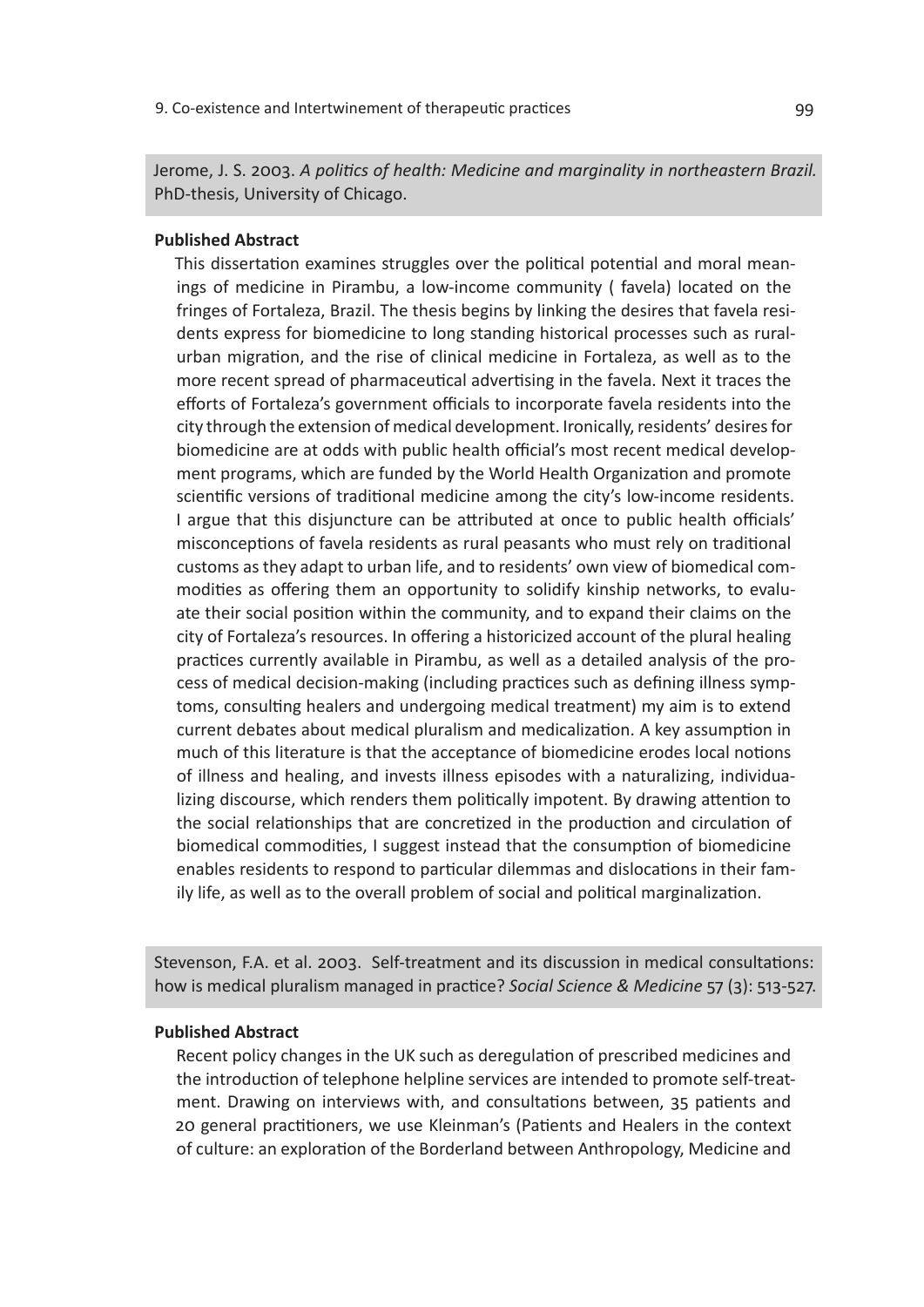Jerome, J. S. 2003. *A politics of health: Medicine and marginality in northeastern Brazil.* PhD-thesis, University of Chicago.

**Published Abstract**

This dissertation examines struggles over the political potential and moral meanings of medicine in Pirambu, a low-income community ( favela) located on the fringes of Fortaleza, Brazil. The thesis begins by linking the desires that favela residents express for biomedicine to long standing historical processes such as rural-urban migration, and the rise of clinical medicine in Fortaleza, as well as to the more recent spread of pharmaceutical advertising in the favela. Next it traces the efforts of Fortaleza's government officials to incorporate favela residents into the city through the extension of medical development. Ironically, residents' desires for biomedicine are at odds with public health official's most recent medical development programs, which are funded by the World Health Organization and promote scientific versions of traditional medicine among the city's low-income residents. I argue that this disjuncture can be attributed at once to public health officials' misconceptions of favela residents as rural peasants who must rely on traditional customs as they adapt to urban life, and to residents' own view of biomedical commodities as offering them an opportunity to solidify kinship networks, to evaluate their social position within the community, and to expand their claims on the city of Fortaleza's resources. In offering a historicized account of the plural healing practices currently available in Pirambu, as well as a detailed analysis of the process of medical decision-making (including practices such as defining illness symptoms, consulting healers and undergoing medical treatment) my aim is to extend current debates about medical pluralism and medicalization. A key assumption in much of this literature is that the acceptance of biomedicine erodes local notions of illness and healing, and invests illness episodes with a naturalizing, individualizing discourse, which renders them politically impotent. By drawing attention to the social relationships that are concretized in the production and circulation of biomedical commodities, I suggest instead that the consumption of biomedicine enables residents to respond to particular dilemmas and dislocations in their family life, as well as to the overall problem of social and political marginalization.

Stevenson, F.A. et al. 2003. Self-treatment and its discussion in medical consultations: how is medical pluralism managed in practice? *Social Science & Medicine* 57 (3): 513-527.

**Published Abstract**

Recent policy changes in the UK such as deregulation of prescribed medicines and the introduction of telephone helpline services are intended to promote self-treatment. Drawing on interviews with, and consultations between, 35 patients and 20 general practitioners, we use Kleinman's (Patients and Healers in the context of culture: an exploration of the Borderland between Anthropology, Medicine and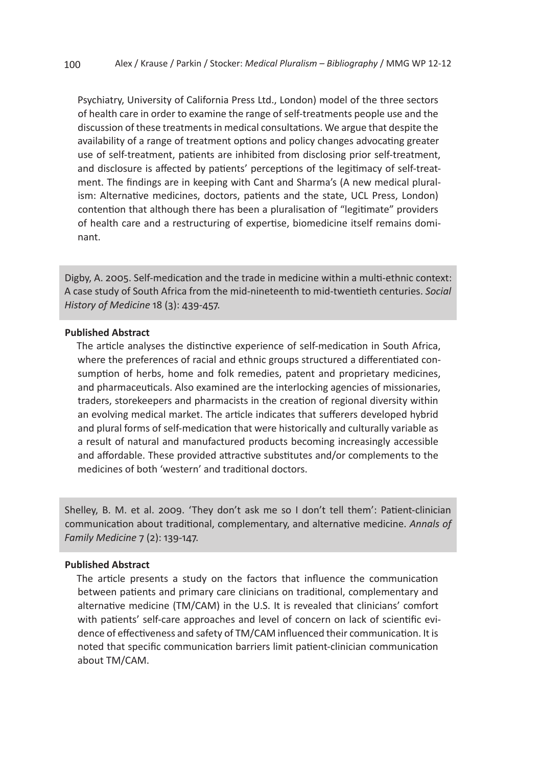Psychiatry, University of California Press Ltd., London) model of the three sectors of health care in order to examine the range of self-treatments people use and the discussion of these treatments in medical consultations. We argue that despite the availability of a range of treatment options and policy changes advocating greater use of self-treatment, patients are inhibited from disclosing prior self-treatment, and disclosure is affected by patients' perceptions of the legitimacy of self-treatment. The findings are in keeping with Cant and Sharma's (A new medical pluralism: Alternative medicines, doctors, patients and the state, UCL Press, London) contention that although there has been a pluralisation of "legitimate" providers of health care and a restructuring of expertise, biomedicine itself remains dominant.

Digby, A. 2005. Self-medication and the trade in medicine within a multi-ethnic context: A case study of South Africa from the mid-nineteenth to mid-twentieth centuries. *Social History of Medicine* 18 (3): 439-457.

**Published Abstract**

The article analyses the distinctive experience of self-medication in South Africa, where the preferences of racial and ethnic groups structured a differentiated consumption of herbs, home and folk remedies, patent and proprietary medicines, and pharmaceuticals. Also examined are the interlocking agencies of missionaries, traders, storekeepers and pharmacists in the creation of regional diversity within an evolving medical market. The article indicates that sufferers developed hybrid and plural forms of self-medication that were historically and culturally variable as a result of natural and manufactured products becoming increasingly accessible and affordable. These provided attractive substitutes and/or complements to the medicines of both 'western' and traditional doctors.

Shelley, B. M. et al. 2009. 'They don't ask me so I don't tell them': Patient-clinician communication about traditional, complementary, and alternative medicine. *Annals of Family Medicine* 7 (2): 139-147.

**Published Abstract**

The article presents a study on the factors that influence the communication between patients and primary care clinicians on traditional, complementary and alternative medicine (TM/CAM) in the U.S. It is revealed that clinicians' comfort with patients' self-care approaches and level of concern on lack of scientific evidence of effectiveness and safety of TM/CAM influenced their communication. It is noted that specific communication barriers limit patient-clinician communication about TM/CAM.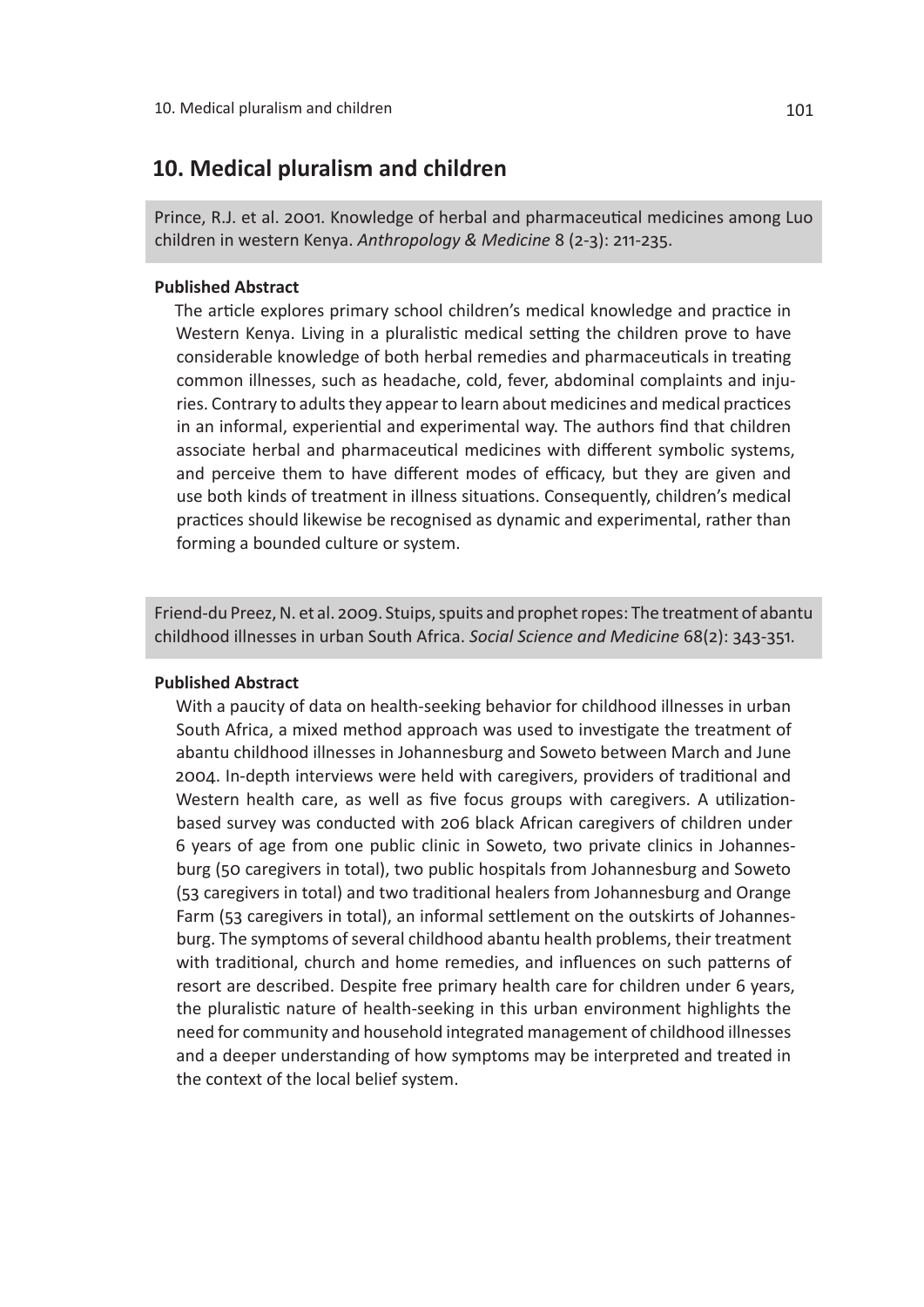## 10. Medical pluralism and children

Prince, R.J. et al. 2001. Knowledge of herbal and pharmaceutical medicines among Luo children in western Kenya. *Anthropology & Medicine* 8 (2-3): 211-235.

**Published Abstract**

The article explores primary school children's medical knowledge and practice in Western Kenya. Living in a pluralistic medical setting the children prove to have considerable knowledge of both herbal remedies and pharmaceuticals in treating common illnesses, such as headache, cold, fever, abdominal complaints and injuries. Contrary to adults they appear to learn about medicines and medical practices in an informal, experiential and experimental way. The authors find that children associate herbal and pharmaceutical medicines with different symbolic systems, and perceive them to have different modes of efficacy, but they are given and use both kinds of treatment in illness situations. Consequently, children's medical practices should likewise be recognised as dynamic and experimental, rather than forming a bounded culture or system.

Friend-du Preez, N. et al. 2009. Stuips, spuits and prophet ropes: The treatment of abantu childhood illnesses in urban South Africa. *Social Science and Medicine* 68(2): 343-351.

**Published Abstract**

With a paucity of data on health-seeking behavior for childhood illnesses in urban South Africa, a mixed method approach was used to investigate the treatment of abantu childhood illnesses in Johannesburg and Soweto between March and June 2004. In-depth interviews were held with caregivers, providers of traditional and Western health care, as well as five focus groups with caregivers. A utilization-based survey was conducted with 206 black African caregivers of children under 6 years of age from one public clinic in Soweto, two private clinics in Johannesburg (50 caregivers in total), two public hospitals from Johannesburg and Soweto (53 caregivers in total) and two traditional healers from Johannesburg and Orange Farm (53 caregivers in total), an informal settlement on the outskirts of Johannesburg. The symptoms of several childhood abantu health problems, their treatment with traditional, church and home remedies, and influences on such patterns of resort are described. Despite free primary health care for children under 6 years, the pluralistic nature of health-seeking in this urban environment highlights the need for community and household integrated management of childhood illnesses and a deeper understanding of how symptoms may be interpreted and treated in the context of the local belief system.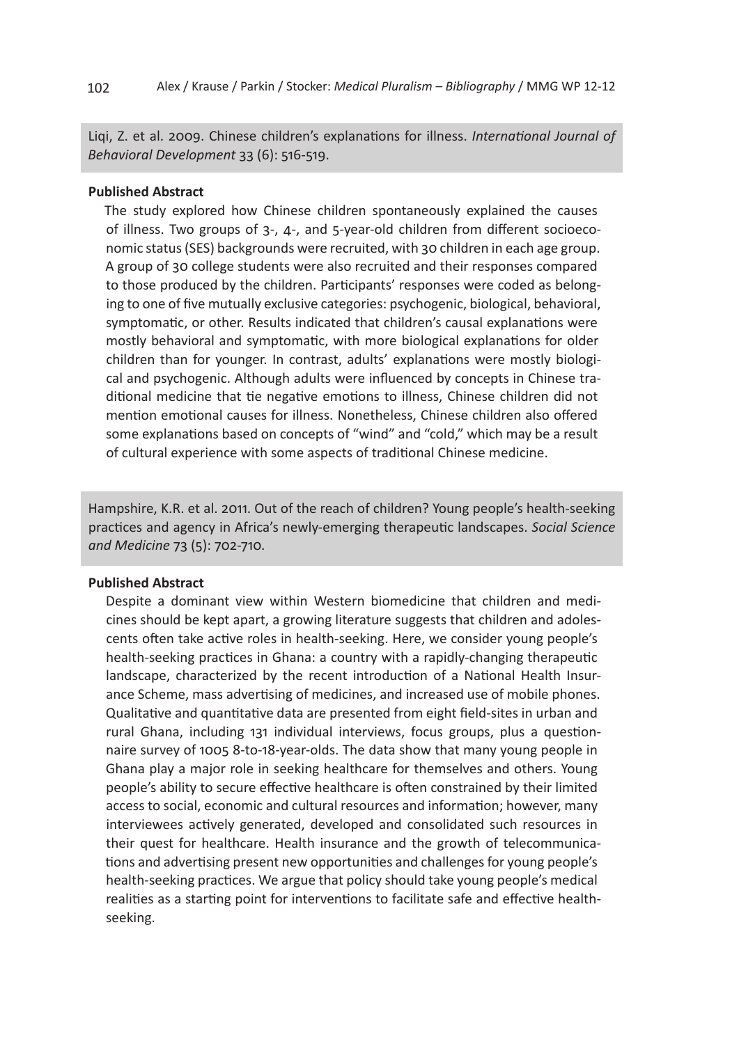Liqi, Z. et al. 2009. Chinese children's explanations for illness. *International Journal of Behavioral Development* 33 (6): 516-519.

**Published Abstract**

The study explored how Chinese children spontaneously explained the causes of illness. Two groups of 3-, 4-, and 5-year-old children from different socioeconomic status (SES) backgrounds were recruited, with 30 children in each age group. A group of 30 college students were also recruited and their responses compared to those produced by the children. Participants' responses were coded as belonging to one of five mutually exclusive categories: psychogenic, biological, behavioral, symptomatic, or other. Results indicated that children's causal explanations were mostly behavioral and symptomatic, with more biological explanations for older children than for younger. In contrast, adults' explanations were mostly biological and psychogenic. Although adults were influenced by concepts in Chinese traditional medicine that tie negative emotions to illness, Chinese children did not mention emotional causes for illness. Nonetheless, Chinese children also offered some explanations based on concepts of "wind" and "cold," which may be a result of cultural experience with some aspects of traditional Chinese medicine.

Hampshire, K.R. et al. 2011. Out of the reach of children? Young people's health-seeking practices and agency in Africa's newly-emerging therapeutic landscapes. *Social Science and Medicine* 73 (5): 702-710.

**Published Abstract**

Despite a dominant view within Western biomedicine that children and medicines should be kept apart, a growing literature suggests that children and adolescents often take active roles in health-seeking. Here, we consider young people's health-seeking practices in Ghana: a country with a rapidly-changing therapeutic landscape, characterized by the recent introduction of a National Health Insurance Scheme, mass advertising of medicines, and increased use of mobile phones. Qualitative and quantitative data are presented from eight field-sites in urban and rural Ghana, including 131 individual interviews, focus groups, plus a questionnaire survey of 1005 8-to-18-year-olds. The data show that many young people in Ghana play a major role in seeking healthcare for themselves and others. Young people's ability to secure effective healthcare is often constrained by their limited access to social, economic and cultural resources and information; however, many interviewees actively generated, developed and consolidated such resources in their quest for healthcare. Health insurance and the growth of telecommunications and advertising present new opportunities and challenges for young people's health-seeking practices. We argue that policy should take young people's medical realities as a starting point for interventions to facilitate safe and effective health-seeking.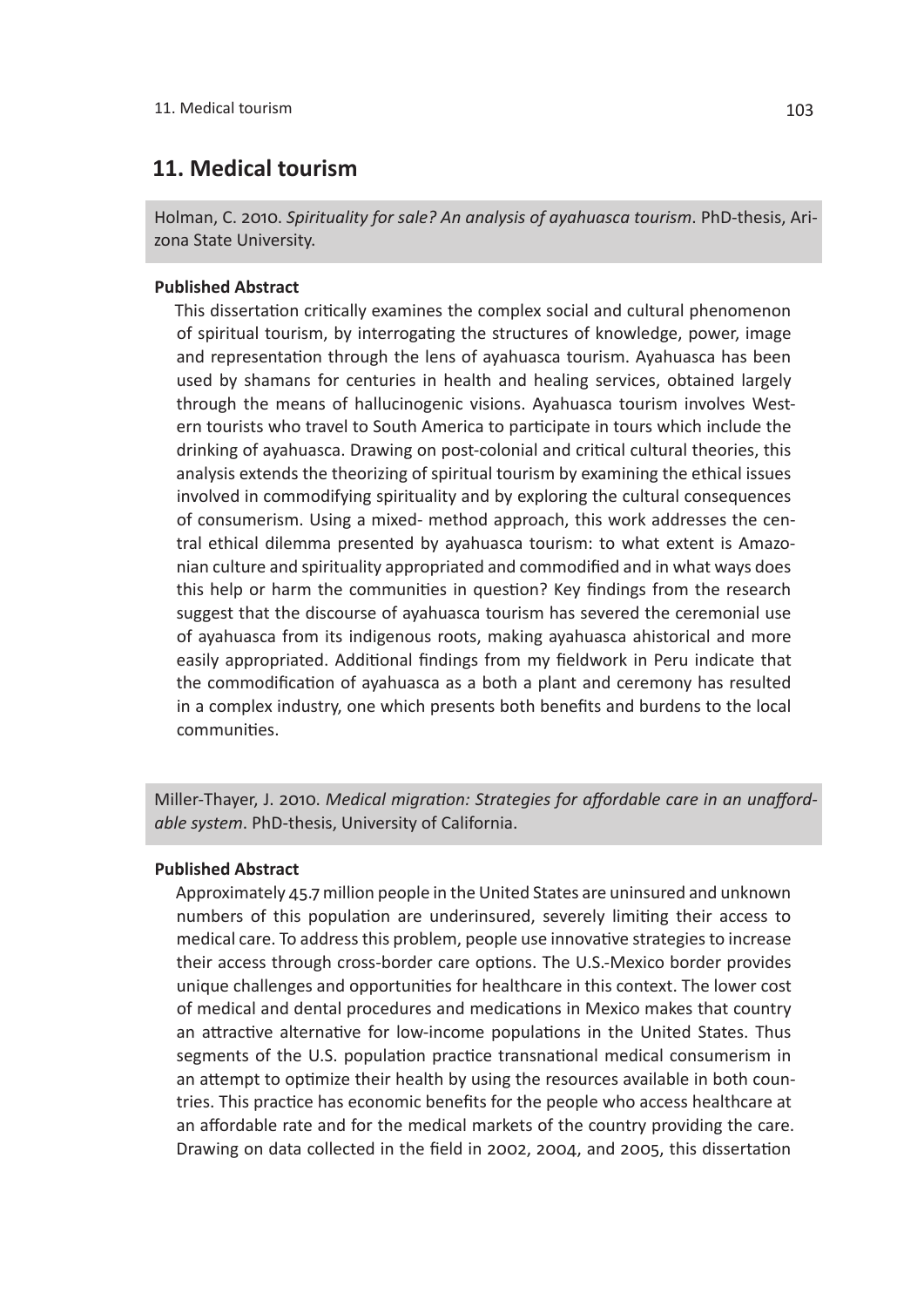# 11. Medical tourism

Holman, C. 2010. *Spirituality for sale? An analysis of ayahuasca tourism*. PhD-thesis, Arizona State University.

**Published Abstract**

This dissertation critically examines the complex social and cultural phenomenon of spiritual tourism, by interrogating the structures of knowledge, power, image and representation through the lens of ayahuasca tourism. Ayahuasca has been used by shamans for centuries in health and healing services, obtained largely through the means of hallucinogenic visions. Ayahuasca tourism involves Western tourists who travel to South America to participate in tours which include the drinking of ayahuasca. Drawing on post-colonial and critical cultural theories, this analysis extends the theorizing of spiritual tourism by examining the ethical issues involved in commodifying spirituality and by exploring the cultural consequences of consumerism. Using a mixed- method approach, this work addresses the central ethical dilemma presented by ayahuasca tourism: to what extent is Amazonian culture and spirituality appropriated and commodified and in what ways does this help or harm the communities in question? Key findings from the research suggest that the discourse of ayahuasca tourism has severed the ceremonial use of ayahuasca from its indigenous roots, making ayahuasca ahistorical and more easily appropriated. Additional findings from my fieldwork in Peru indicate that the commodification of ayahuasca as a both a plant and ceremony has resulted in a complex industry, one which presents both benefits and burdens to the local communities.

Miller-Thayer, J. 2010. *Medical migration: Strategies for affordable care in an unaffordable system*. PhD-thesis, University of California.

**Published Abstract**

Approximately 45.7 million people in the United States are uninsured and unknown numbers of this population are underinsured, severely limiting their access to medical care. To address this problem, people use innovative strategies to increase their access through cross-border care options. The U.S.-Mexico border provides unique challenges and opportunities for healthcare in this context. The lower cost of medical and dental procedures and medications in Mexico makes that country an attractive alternative for low-income populations in the United States. Thus segments of the U.S. population practice transnational medical consumerism in an attempt to optimize their health by using the resources available in both countries. This practice has economic benefits for the people who access healthcare at an affordable rate and for the medical markets of the country providing the care. Drawing on data collected in the field in 2002, 2004, and 2005, this dissertation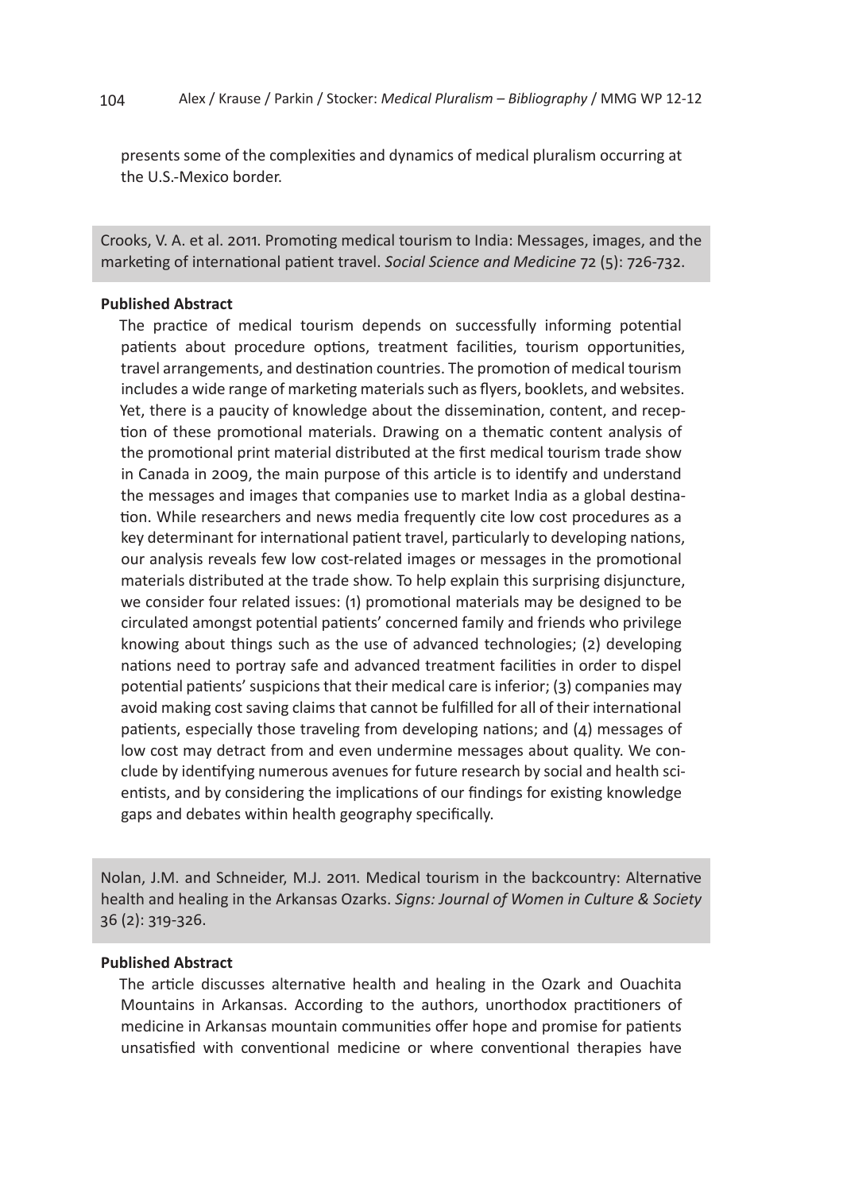presents some of the complexities and dynamics of medical pluralism occurring at the U.S.-Mexico border.

Crooks, V. A. et al. 2011. Promoting medical tourism to India: Messages, images, and the marketing of international patient travel. *Social Science and Medicine* 72 (5): 726-732.

**Published Abstract**

The practice of medical tourism depends on successfully informing potential patients about procedure options, treatment facilities, tourism opportunities, travel arrangements, and destination countries. The promotion of medical tourism includes a wide range of marketing materials such as flyers, booklets, and websites. Yet, there is a paucity of knowledge about the dissemination, content, and reception of these promotional materials. Drawing on a thematic content analysis of the promotional print material distributed at the first medical tourism trade show in Canada in 2009, the main purpose of this article is to identify and understand the messages and images that companies use to market India as a global destination. While researchers and news media frequently cite low cost procedures as a key determinant for international patient travel, particularly to developing nations, our analysis reveals few low cost-related images or messages in the promotional materials distributed at the trade show. To help explain this surprising disjuncture, we consider four related issues: (1) promotional materials may be designed to be circulated amongst potential patients' concerned family and friends who privilege knowing about things such as the use of advanced technologies; (2) developing nations need to portray safe and advanced treatment facilities in order to dispel potential patients' suspicions that their medical care is inferior; (3) companies may avoid making cost saving claims that cannot be fulfilled for all of their international patients, especially those traveling from developing nations; and (4) messages of low cost may detract from and even undermine messages about quality. We conclude by identifying numerous avenues for future research by social and health scientists, and by considering the implications of our findings for existing knowledge gaps and debates within health geography specifically.

Nolan, J.M. and Schneider, M.J. 2011. Medical tourism in the backcountry: Alternative health and healing in the Arkansas Ozarks. *Signs: Journal of Women in Culture & Society* 36 (2): 319-326.

**Published Abstract**

The article discusses alternative health and healing in the Ozark and Ouachita Mountains in Arkansas. According to the authors, unorthodox practitioners of medicine in Arkansas mountain communities offer hope and promise for patients unsatisfied with conventional medicine or where conventional therapies have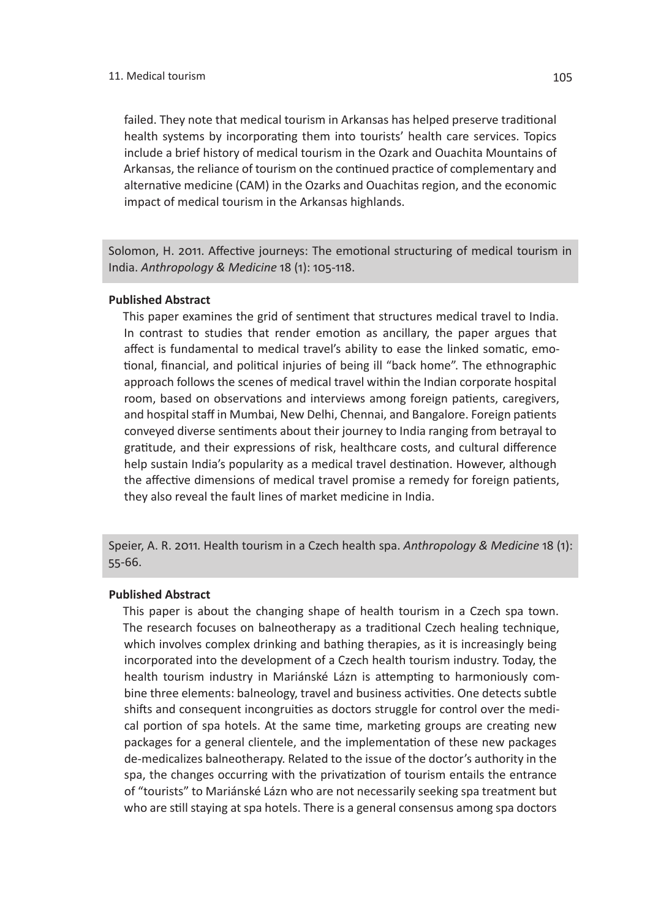failed. They note that medical tourism in Arkansas has helped preserve traditional health systems by incorporating them into tourists' health care services. Topics include a brief history of medical tourism in the Ozark and Ouachita Mountains of Arkansas, the reliance of tourism on the continued practice of complementary and alternative medicine (CAM) in the Ozarks and Ouachitas region, and the economic impact of medical tourism in the Arkansas highlands.

Solomon, H. 2011. Affective journeys: The emotional structuring of medical tourism in India. *Anthropology & Medicine* 18 (1): 105-118.

**Published Abstract**

This paper examines the grid of sentiment that structures medical travel to India. In contrast to studies that render emotion as ancillary, the paper argues that affect is fundamental to medical travel's ability to ease the linked somatic, emotional, financial, and political injuries of being ill "back home". The ethnographic approach follows the scenes of medical travel within the Indian corporate hospital room, based on observations and interviews among foreign patients, caregivers, and hospital staff in Mumbai, New Delhi, Chennai, and Bangalore. Foreign patients conveyed diverse sentiments about their journey to India ranging from betrayal to gratitude, and their expressions of risk, healthcare costs, and cultural difference help sustain India's popularity as a medical travel destination. However, although the affective dimensions of medical travel promise a remedy for foreign patients, they also reveal the fault lines of market medicine in India.

Speier, A. R. 2011. Health tourism in a Czech health spa. *Anthropology & Medicine* 18 (1): 55-66.

**Published Abstract**

This paper is about the changing shape of health tourism in a Czech spa town. The research focuses on balneotherapy as a traditional Czech healing technique, which involves complex drinking and bathing therapies, as it is increasingly being incorporated into the development of a Czech health tourism industry. Today, the health tourism industry in Mariánské Lázn is attempting to harmoniously combine three elements: balneology, travel and business activities. One detects subtle shifts and consequent incongruities as doctors struggle for control over the medical portion of spa hotels. At the same time, marketing groups are creating new packages for a general clientele, and the implementation of these new packages de-medicalizes balneotherapy. Related to the issue of the doctor's authority in the spa, the changes occurring with the privatization of tourism entails the entrance of "tourists" to Mariánské Lázn who are not necessarily seeking spa treatment but who are still staying at spa hotels. There is a general consensus among spa doctors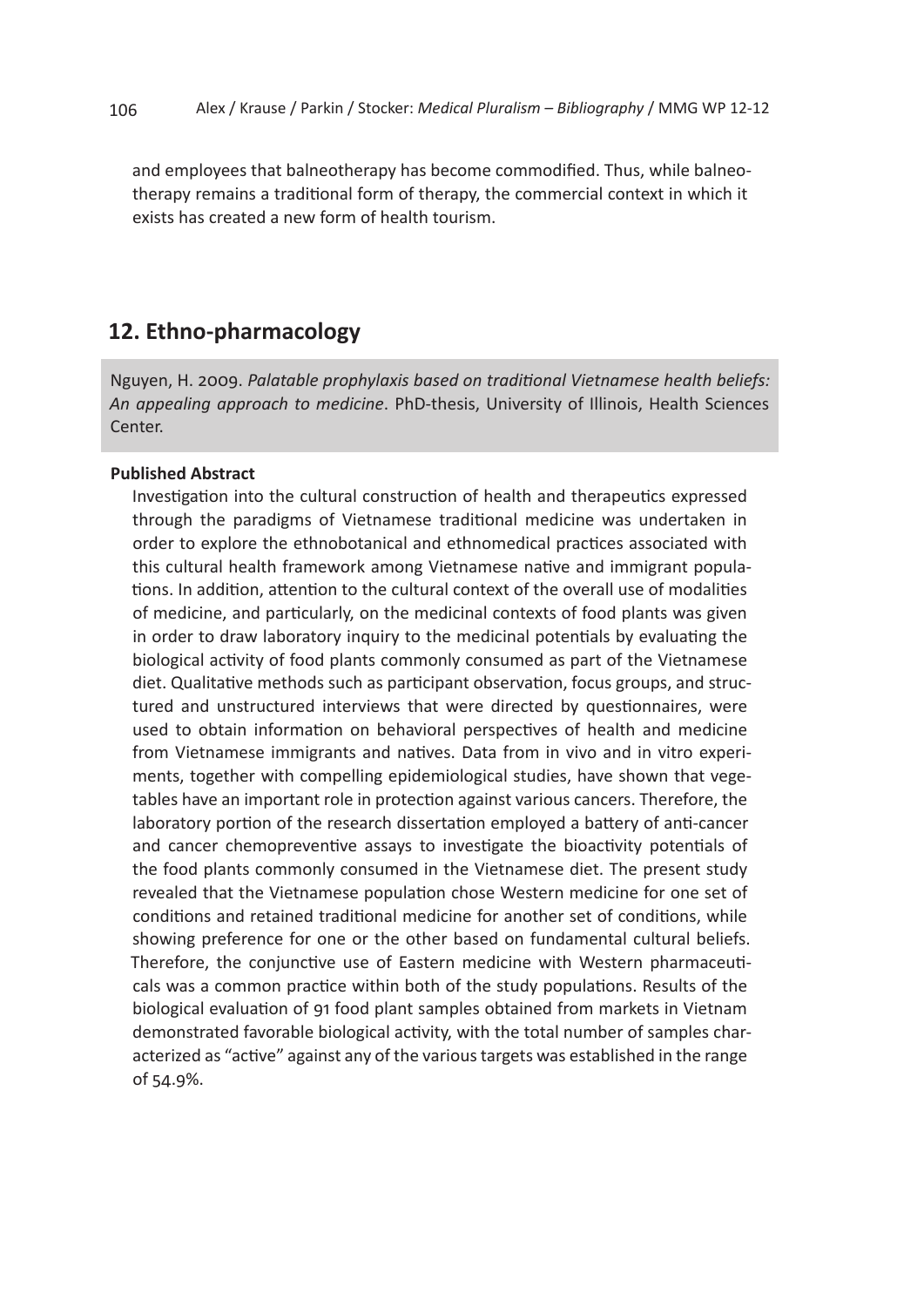and employees that balneotherapy has become commodified. Thus, while balneotherapy remains a traditional form of therapy, the commercial context in which it exists has created a new form of health tourism.

## 12. Ethno-pharmacology

Nguyen, H. 2009. *Palatable prophylaxis based on traditional Vietnamese health beliefs: An appealing approach to medicine*. PhD-thesis, University of Illinois, Health Sciences Center.

**Published Abstract**

Investigation into the cultural construction of health and therapeutics expressed through the paradigms of Vietnamese traditional medicine was undertaken in order to explore the ethnobotanical and ethnomedical practices associated with this cultural health framework among Vietnamese native and immigrant populations. In addition, attention to the cultural context of the overall use of modalities of medicine, and particularly, on the medicinal contexts of food plants was given in order to draw laboratory inquiry to the medicinal potentials by evaluating the biological activity of food plants commonly consumed as part of the Vietnamese diet. Qualitative methods such as participant observation, focus groups, and structured and unstructured interviews that were directed by questionnaires, were used to obtain information on behavioral perspectives of health and medicine from Vietnamese immigrants and natives. Data from in vivo and in vitro experiments, together with compelling epidemiological studies, have shown that vegetables have an important role in protection against various cancers. Therefore, the laboratory portion of the research dissertation employed a battery of anti-cancer and cancer chemopreventive assays to investigate the bioactivity potentials of the food plants commonly consumed in the Vietnamese diet. The present study revealed that the Vietnamese population chose Western medicine for one set of conditions and retained traditional medicine for another set of conditions, while showing preference for one or the other based on fundamental cultural beliefs. Therefore, the conjunctive use of Eastern medicine with Western pharmaceuticals was a common practice within both of the study populations. Results of the biological evaluation of 91 food plant samples obtained from markets in Vietnam demonstrated favorable biological activity, with the total number of samples characterized as "active" against any of the various targets was established in the range of 54.9%.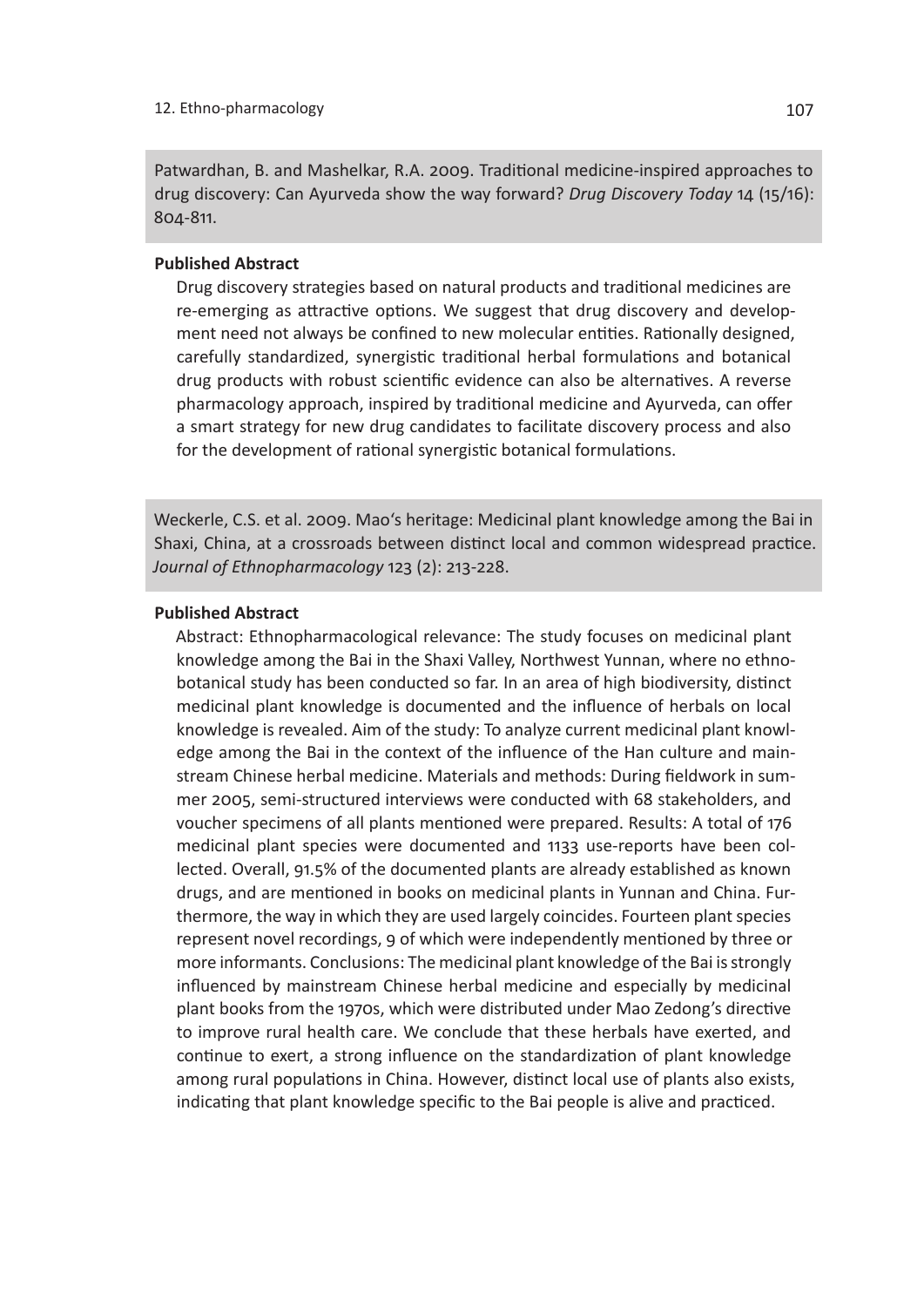Patwardhan, B. and Mashelkar, R.A. 2009. Traditional medicine-inspired approaches to drug discovery: Can Ayurveda show the way forward? *Drug Discovery Today* 14 (15/16): 804-811.

**Published Abstract**

Drug discovery strategies based on natural products and traditional medicines are re-emerging as attractive options. We suggest that drug discovery and development need not always be confined to new molecular entities. Rationally designed, carefully standardized, synergistic traditional herbal formulations and botanical drug products with robust scientific evidence can also be alternatives. A reverse pharmacology approach, inspired by traditional medicine and Ayurveda, can offer a smart strategy for new drug candidates to facilitate discovery process and also for the development of rational synergistic botanical formulations.

Weckerle, C.S. et al. 2009. Mao's heritage: Medicinal plant knowledge among the Bai in Shaxi, China, at a crossroads between distinct local and common widespread practice. *Journal of Ethnopharmacology* 123 (2): 213-228.

**Published Abstract**

Abstract: Ethnopharmacological relevance: The study focuses on medicinal plant knowledge among the Bai in the Shaxi Valley, Northwest Yunnan, where no ethnobotanical study has been conducted so far. In an area of high biodiversity, distinct medicinal plant knowledge is documented and the influence of herbals on local knowledge is revealed. Aim of the study: To analyze current medicinal plant knowledge among the Bai in the context of the influence of the Han culture and mainstream Chinese herbal medicine. Materials and methods: During fieldwork in summer 2005, semi-structured interviews were conducted with 68 stakeholders, and voucher specimens of all plants mentioned were prepared. Results: A total of 176 medicinal plant species were documented and 1133 use-reports have been collected. Overall, 91.5% of the documented plants are already established as known drugs, and are mentioned in books on medicinal plants in Yunnan and China. Furthermore, the way in which they are used largely coincides. Fourteen plant species represent novel recordings, 9 of which were independently mentioned by three or more informants. Conclusions: The medicinal plant knowledge of the Bai is strongly influenced by mainstream Chinese herbal medicine and especially by medicinal plant books from the 1970s, which were distributed under Mao Zedong's directive to improve rural health care. We conclude that these herbals have exerted, and continue to exert, a strong influence on the standardization of plant knowledge among rural populations in China. However, distinct local use of plants also exists, indicating that plant knowledge specific to the Bai people is alive and practiced.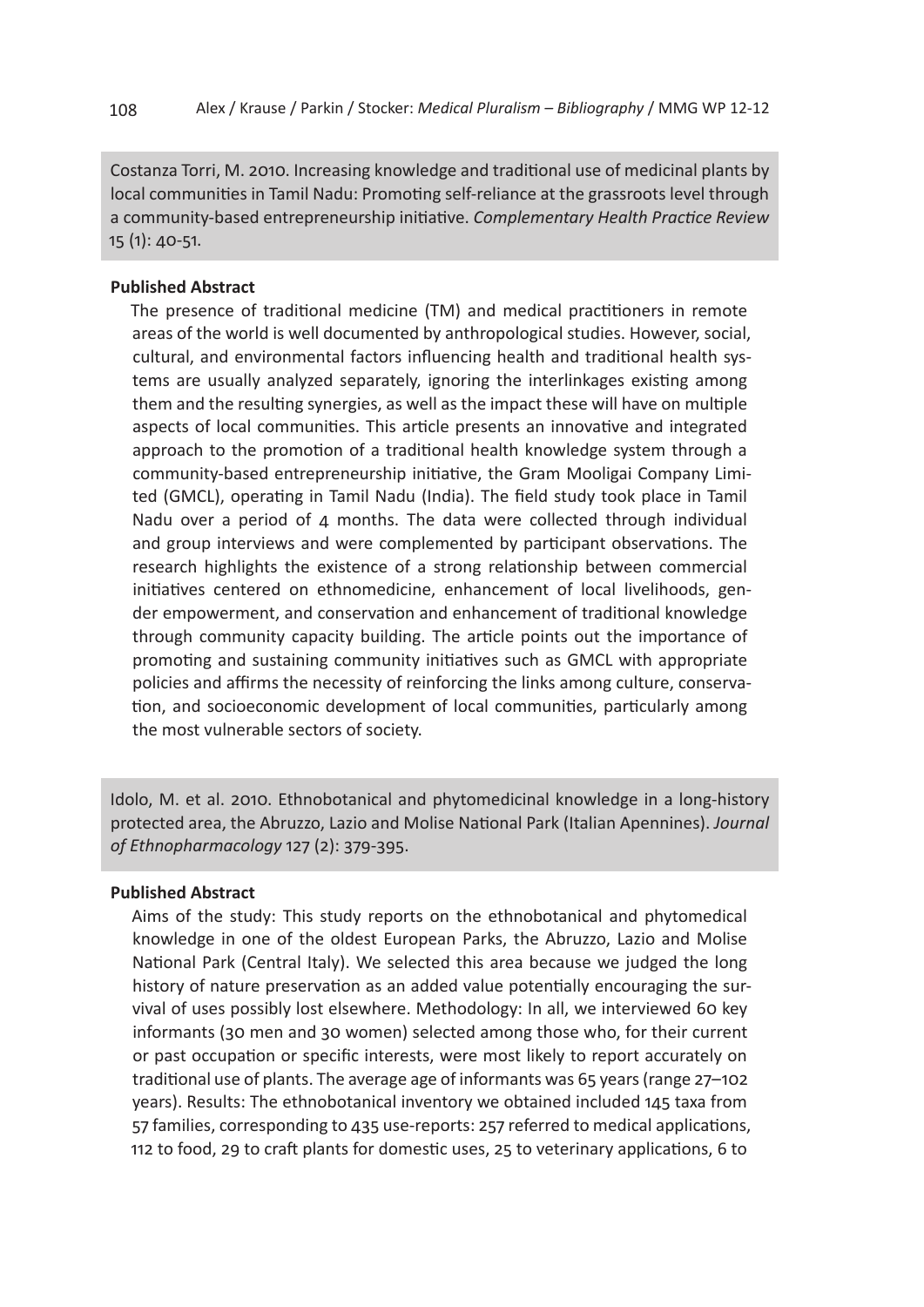Costanza Torri, M. 2010. Increasing knowledge and traditional use of medicinal plants by local communities in Tamil Nadu: Promoting self-reliance at the grassroots level through a community-based entrepreneurship initiative. *Complementary Health Practice Review* 15 (1): 40-51.

**Published Abstract**

The presence of traditional medicine (TM) and medical practitioners in remote areas of the world is well documented by anthropological studies. However, social, cultural, and environmental factors influencing health and traditional health systems are usually analyzed separately, ignoring the interlinkages existing among them and the resulting synergies, as well as the impact these will have on multiple aspects of local communities. This article presents an innovative and integrated approach to the promotion of a traditional health knowledge system through a community-based entrepreneurship initiative, the Gram Mooligai Company Limited (GMCL), operating in Tamil Nadu (India). The field study took place in Tamil Nadu over a period of 4 months. The data were collected through individual and group interviews and were complemented by participant observations. The research highlights the existence of a strong relationship between commercial initiatives centered on ethnomedicine, enhancement of local livelihoods, gender empowerment, and conservation and enhancement of traditional knowledge through community capacity building. The article points out the importance of promoting and sustaining community initiatives such as GMCL with appropriate policies and affirms the necessity of reinforcing the links among culture, conservation, and socioeconomic development of local communities, particularly among the most vulnerable sectors of society.

Idolo, M. et al. 2010. Ethnobotanical and phytomedicinal knowledge in a long-history protected area, the Abruzzo, Lazio and Molise National Park (Italian Apennines). *Journal of Ethnopharmacology* 127 (2): 379-395.

**Published Abstract**

Aims of the study: This study reports on the ethnobotanical and phytomedical knowledge in one of the oldest European Parks, the Abruzzo, Lazio and Molise National Park (Central Italy). We selected this area because we judged the long history of nature preservation as an added value potentially encouraging the survival of uses possibly lost elsewhere. Methodology: In all, we interviewed 60 key informants (30 men and 30 women) selected among those who, for their current or past occupation or specific interests, were most likely to report accurately on traditional use of plants. The average age of informants was 65 years (range 27–102 years). Results: The ethnobotanical inventory we obtained included 145 taxa from 57 families, corresponding to 435 use-reports: 257 referred to medical applications, 112 to food, 29 to craft plants for domestic uses, 25 to veterinary applications, 6 to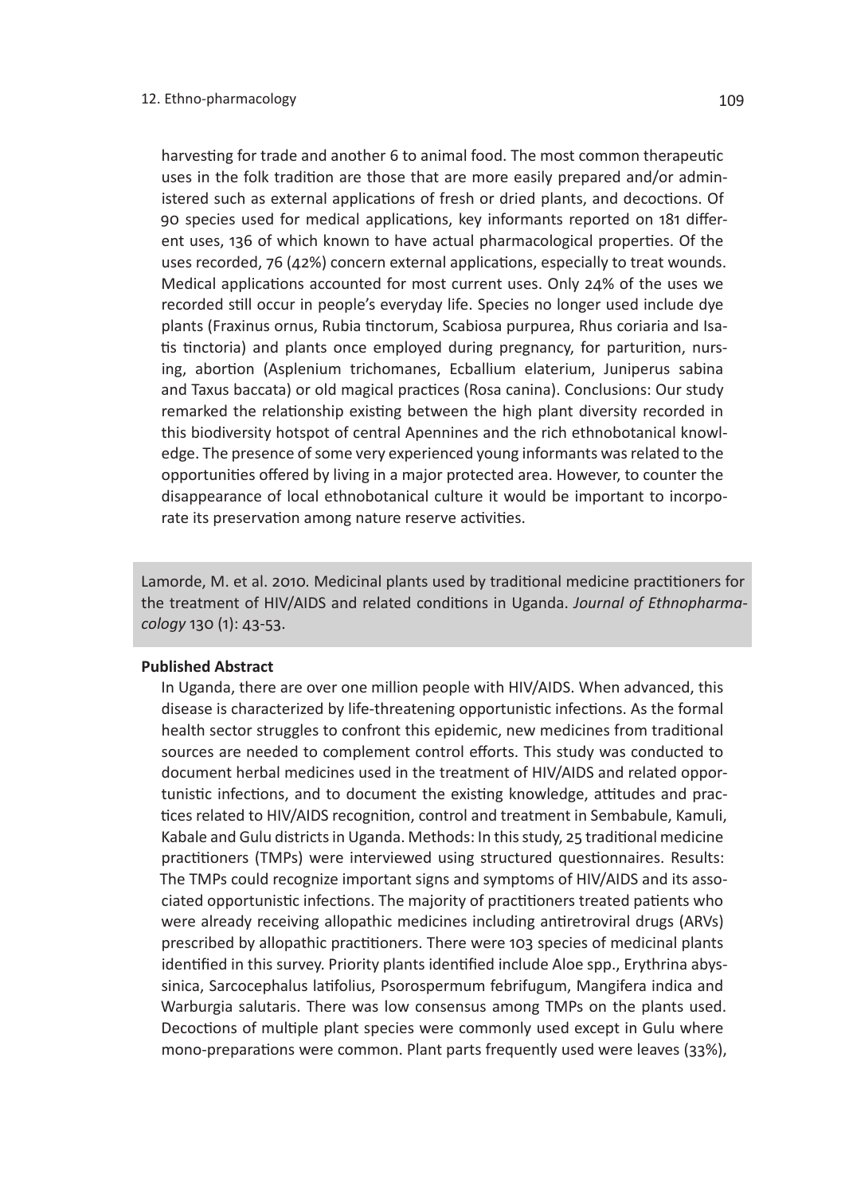harvesting for trade and another 6 to animal food. The most common therapeutic uses in the folk tradition are those that are more easily prepared and/or administered such as external applications of fresh or dried plants, and decoctions. Of 90 species used for medical applications, key informants reported on 181 different uses, 136 of which known to have actual pharmacological properties. Of the uses recorded, 76 (42%) concern external applications, especially to treat wounds. Medical applications accounted for most current uses. Only 24% of the uses we recorded still occur in people's everyday life. Species no longer used include dye plants (Fraxinus ornus, Rubia tinctorum, Scabiosa purpurea, Rhus coriaria and Isatis tinctoria) and plants once employed during pregnancy, for parturition, nursing, abortion (Asplenium trichomanes, Ecballium elaterium, Juniperus sabina and Taxus baccata) or old magical practices (Rosa canina). Conclusions: Our study remarked the relationship existing between the high plant diversity recorded in this biodiversity hotspot of central Apennines and the rich ethnobotanical knowledge. The presence of some very experienced young informants was related to the opportunities offered by living in a major protected area. However, to counter the disappearance of local ethnobotanical culture it would be important to incorporate its preservation among nature reserve activities.

Lamorde, M. et al. 2010. Medicinal plants used by traditional medicine practitioners for the treatment of HIV/AIDS and related conditions in Uganda. *Journal of Ethnopharmacology* 130 (1): 43-53.

**Published Abstract**

In Uganda, there are over one million people with HIV/AIDS. When advanced, this disease is characterized by life-threatening opportunistic infections. As the formal health sector struggles to confront this epidemic, new medicines from traditional sources are needed to complement control efforts. This study was conducted to document herbal medicines used in the treatment of HIV/AIDS and related opportunistic infections, and to document the existing knowledge, attitudes and practices related to HIV/AIDS recognition, control and treatment in Sembabule, Kamuli, Kabale and Gulu districts in Uganda. Methods: In this study, 25 traditional medicine practitioners (TMPs) were interviewed using structured questionnaires. Results: The TMPs could recognize important signs and symptoms of HIV/AIDS and its associated opportunistic infections. The majority of practitioners treated patients who were already receiving allopathic medicines including antiretroviral drugs (ARVs) prescribed by allopathic practitioners. There were 103 species of medicinal plants identified in this survey. Priority plants identified include Aloe spp., Erythrina abyssinica, Sarcocephalus latifolius, Psorospermum febrifugum, Mangifera indica and Warburgia salutaris. There was low consensus among TMPs on the plants used. Decoctions of multiple plant species were commonly used except in Gulu where mono-preparations were common. Plant parts frequently used were leaves (33%),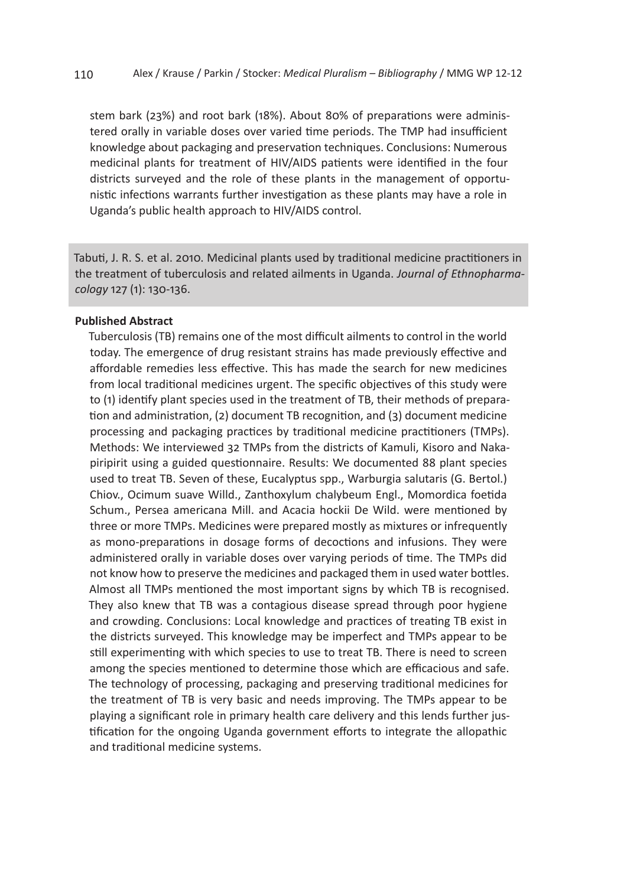stem bark (23%) and root bark (18%). About 80% of preparations were administered orally in variable doses over varied time periods. The TMP had insufficient knowledge about packaging and preservation techniques. Conclusions: Numerous medicinal plants for treatment of HIV/AIDS patients were identified in the four districts surveyed and the role of these plants in the management of opportunistic infections warrants further investigation as these plants may have a role in Uganda's public health approach to HIV/AIDS control.

Tabuti, J. R. S. et al. 2010. Medicinal plants used by traditional medicine practitioners in the treatment of tuberculosis and related ailments in Uganda. *Journal of Ethnopharmacology* 127 (1): 130-136.

**Published Abstract**

Tuberculosis (TB) remains one of the most difficult ailments to control in the world today. The emergence of drug resistant strains has made previously effective and affordable remedies less effective. This has made the search for new medicines from local traditional medicines urgent. The specific objectives of this study were to (1) identify plant species used in the treatment of TB, their methods of preparation and administration, (2) document TB recognition, and (3) document medicine processing and packaging practices by traditional medicine practitioners (TMPs). Methods: We interviewed 32 TMPs from the districts of Kamuli, Kisoro and Nakapiripirit using a guided questionnaire. Results: We documented 88 plant species used to treat TB. Seven of these, Eucalyptus spp., Warburgia salutaris (G. Bertol.) Chiov., Ocimum suave Willd., Zanthoxylum chalybeum Engl., Momordica foetida Schum., Persea americana Mill. and Acacia hockii De Wild. were mentioned by three or more TMPs. Medicines were prepared mostly as mixtures or infrequently as mono-preparations in dosage forms of decoctions and infusions. They were administered orally in variable doses over varying periods of time. The TMPs did not know how to preserve the medicines and packaged them in used water bottles. Almost all TMPs mentioned the most important signs by which TB is recognised. They also knew that TB was a contagious disease spread through poor hygiene and crowding. Conclusions: Local knowledge and practices of treating TB exist in the districts surveyed. This knowledge may be imperfect and TMPs appear to be still experimenting with which species to use to treat TB. There is need to screen among the species mentioned to determine those which are efficacious and safe. The technology of processing, packaging and preserving traditional medicines for the treatment of TB is very basic and needs improving. The TMPs appear to be playing a significant role in primary health care delivery and this lends further justification for the ongoing Uganda government efforts to integrate the allopathic and traditional medicine systems.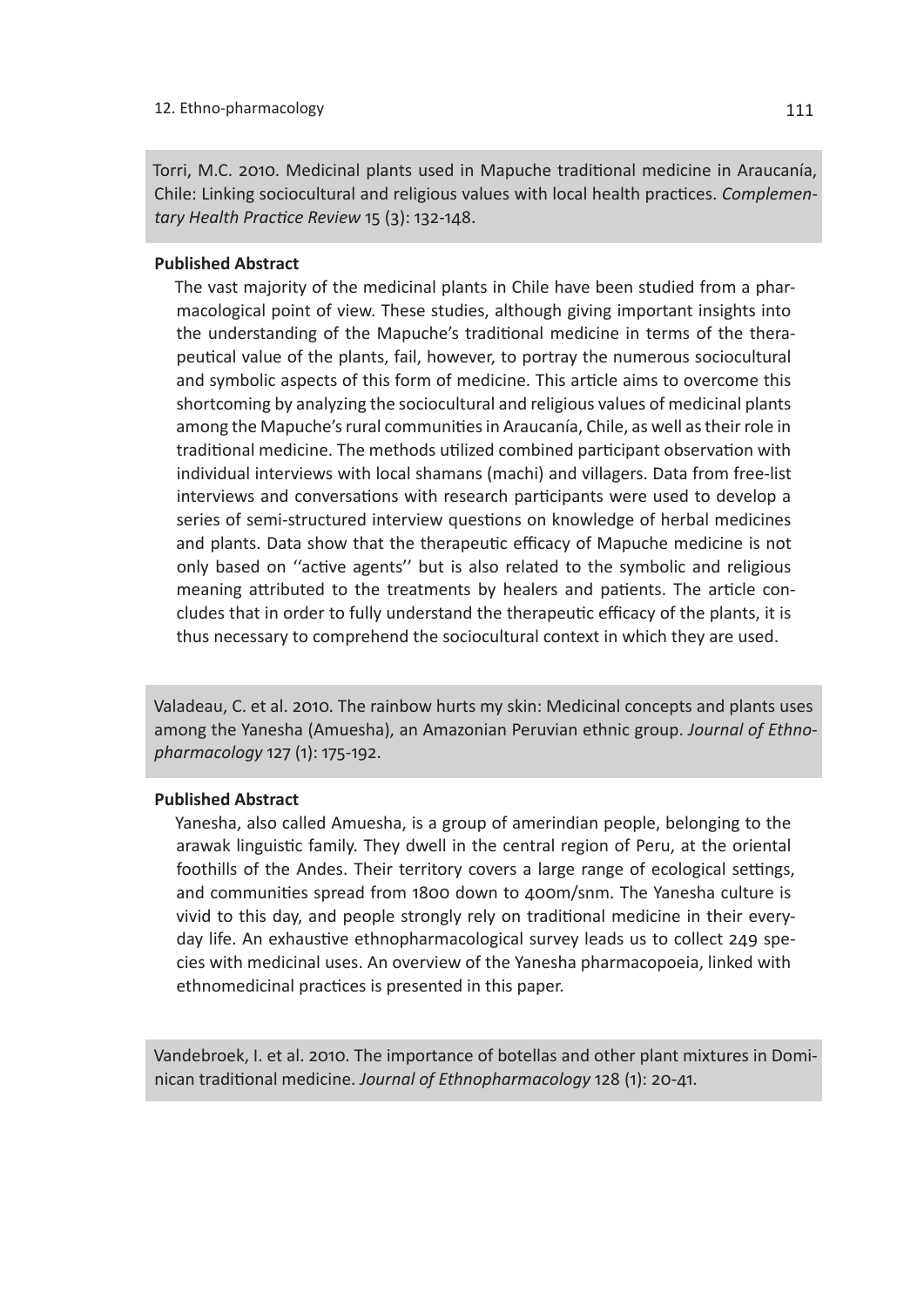Torri, M.C. 2010. Medicinal plants used in Mapuche traditional medicine in Araucanía, Chile: Linking sociocultural and religious values with local health practices. *Complementary Health Practice Review* 15 (3): 132-148.

**Published Abstract**

The vast majority of the medicinal plants in Chile have been studied from a pharmacological point of view. These studies, although giving important insights into the understanding of the Mapuche's traditional medicine in terms of the therapeutical value of the plants, fail, however, to portray the numerous sociocultural and symbolic aspects of this form of medicine. This article aims to overcome this shortcoming by analyzing the sociocultural and religious values of medicinal plants among the Mapuche's rural communities in Araucanía, Chile, as well as their role in traditional medicine. The methods utilized combined participant observation with individual interviews with local shamans (machi) and villagers. Data from free-list interviews and conversations with research participants were used to develop a series of semi-structured interview questions on knowledge of herbal medicines and plants. Data show that the therapeutic efficacy of Mapuche medicine is not only based on ''active agents'' but is also related to the symbolic and religious meaning attributed to the treatments by healers and patients. The article concludes that in order to fully understand the therapeutic efficacy of the plants, it is thus necessary to comprehend the sociocultural context in which they are used.

Valadeau, C. et al. 2010. The rainbow hurts my skin: Medicinal concepts and plants uses among the Yanesha (Amuesha), an Amazonian Peruvian ethnic group. *Journal of Ethnopharmacology* 127 (1): 175-192.

**Published Abstract**

Yanesha, also called Amuesha, is a group of amerindian people, belonging to the arawak linguistic family. They dwell in the central region of Peru, at the oriental foothills of the Andes. Their territory covers a large range of ecological settings, and communities spread from 1800 down to 400m/snm. The Yanesha culture is vivid to this day, and people strongly rely on traditional medicine in their everyday life. An exhaustive ethnopharmacological survey leads us to collect 249 species with medicinal uses. An overview of the Yanesha pharmacopoeia, linked with ethnomedicinal practices is presented in this paper.

Vandebroek, I. et al. 2010. The importance of botellas and other plant mixtures in Dominican traditional medicine. *Journal of Ethnopharmacology* 128 (1): 20-41.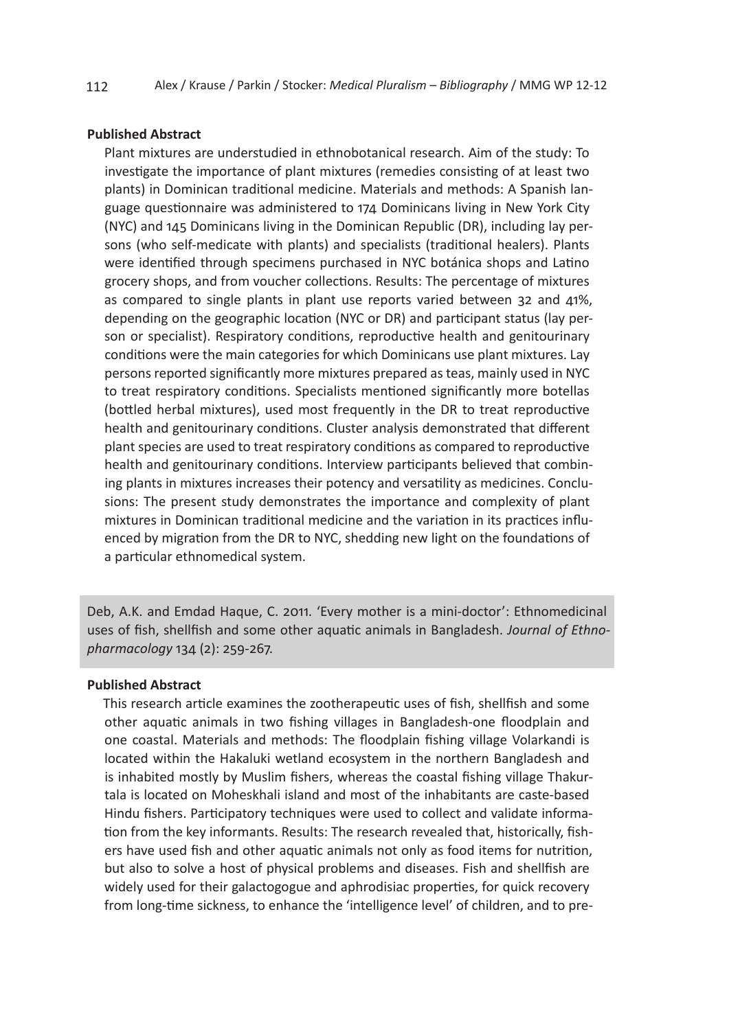**Published Abstract**

Plant mixtures are understudied in ethnobotanical research. Aim of the study: To investigate the importance of plant mixtures (remedies consisting of at least two plants) in Dominican traditional medicine. Materials and methods: A Spanish language questionnaire was administered to 174 Dominicans living in New York City (NYC) and 145 Dominicans living in the Dominican Republic (DR), including lay persons (who self-medicate with plants) and specialists (traditional healers). Plants were identified through specimens purchased in NYC botánica shops and Latino grocery shops, and from voucher collections. Results: The percentage of mixtures as compared to single plants in plant use reports varied between 32 and 41%, depending on the geographic location (NYC or DR) and participant status (lay person or specialist). Respiratory conditions, reproductive health and genitourinary conditions were the main categories for which Dominicans use plant mixtures. Lay persons reported significantly more mixtures prepared as teas, mainly used in NYC to treat respiratory conditions. Specialists mentioned significantly more botellas (bottled herbal mixtures), used most frequently in the DR to treat reproductive health and genitourinary conditions. Cluster analysis demonstrated that different plant species are used to treat respiratory conditions as compared to reproductive health and genitourinary conditions. Interview participants believed that combining plants in mixtures increases their potency and versatility as medicines. Conclusions: The present study demonstrates the importance and complexity of plant mixtures in Dominican traditional medicine and the variation in its practices influenced by migration from the DR to NYC, shedding new light on the foundations of a particular ethnomedical system.

Deb, A.K. and Emdad Haque, C. 2011. 'Every mother is a mini-doctor': Ethnomedicinal uses of fish, shellfish and some other aquatic animals in Bangladesh. *Journal of Ethnopharmacology* 134 (2): 259-267.

**Published Abstract**

This research article examines the zootherapeutic uses of fish, shellfish and some other aquatic animals in two fishing villages in Bangladesh-one floodplain and one coastal. Materials and methods: The floodplain fishing village Volarkandi is located within the Hakaluki wetland ecosystem in the northern Bangladesh and is inhabited mostly by Muslim fishers, whereas the coastal fishing village Thakurtala is located on Moheskhali island and most of the inhabitants are caste-based Hindu fishers. Participatory techniques were used to collect and validate information from the key informants. Results: The research revealed that, historically, fishers have used fish and other aquatic animals not only as food items for nutrition, but also to solve a host of physical problems and diseases. Fish and shellfish are widely used for their galactogogue and aphrodisiac properties, for quick recovery from long-time sickness, to enhance the 'intelligence level' of children, and to pre-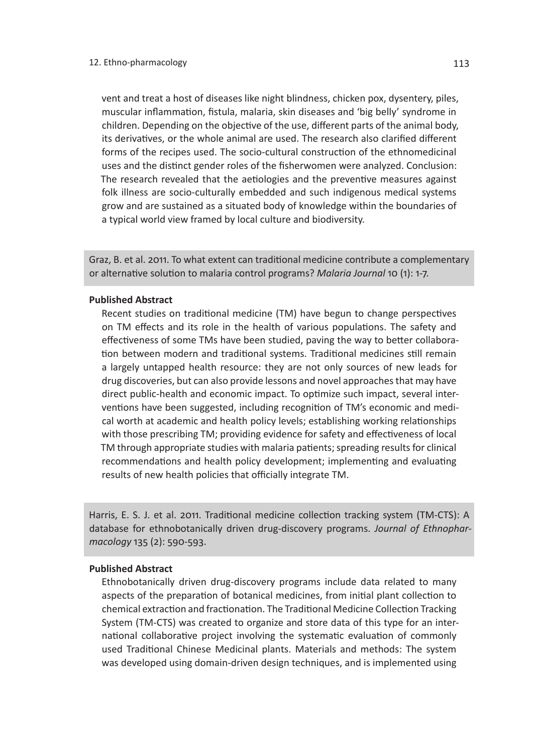vent and treat a host of diseases like night blindness, chicken pox, dysentery, piles, muscular inflammation, fistula, malaria, skin diseases and 'big belly' syndrome in children. Depending on the objective of the use, different parts of the animal body, its derivatives, or the whole animal are used. The research also clarified different forms of the recipes used. The socio-cultural construction of the ethnomedicinal uses and the distinct gender roles of the fisherwomen were analyzed. Conclusion: The research revealed that the aetiologies and the preventive measures against folk illness are socio-culturally embedded and such indigenous medical systems grow and are sustained as a situated body of knowledge within the boundaries of a typical world view framed by local culture and biodiversity.

Graz, B. et al. 2011. To what extent can traditional medicine contribute a complementary or alternative solution to malaria control programs? *Malaria Journal* 10 (1): 1-7.

**Published Abstract**

Recent studies on traditional medicine (TM) have begun to change perspectives on TM effects and its role in the health of various populations. The safety and effectiveness of some TMs have been studied, paving the way to better collaboration between modern and traditional systems. Traditional medicines still remain a largely untapped health resource: they are not only sources of new leads for drug discoveries, but can also provide lessons and novel approaches that may have direct public-health and economic impact. To optimize such impact, several interventions have been suggested, including recognition of TM's economic and medical worth at academic and health policy levels; establishing working relationships with those prescribing TM; providing evidence for safety and effectiveness of local TM through appropriate studies with malaria patients; spreading results for clinical recommendations and health policy development; implementing and evaluating results of new health policies that officially integrate TM.

Harris, E. S. J. et al. 2011. Traditional medicine collection tracking system (TM-CTS): A database for ethnobotanically driven drug-discovery programs. *Journal of Ethnopharmacology* 135 (2): 590-593.

**Published Abstract**

Ethnobotanically driven drug-discovery programs include data related to many aspects of the preparation of botanical medicines, from initial plant collection to chemical extraction and fractionation. The Traditional Medicine Collection Tracking System (TM-CTS) was created to organize and store data of this type for an international collaborative project involving the systematic evaluation of commonly used Traditional Chinese Medicinal plants. Materials and methods: The system was developed using domain-driven design techniques, and is implemented using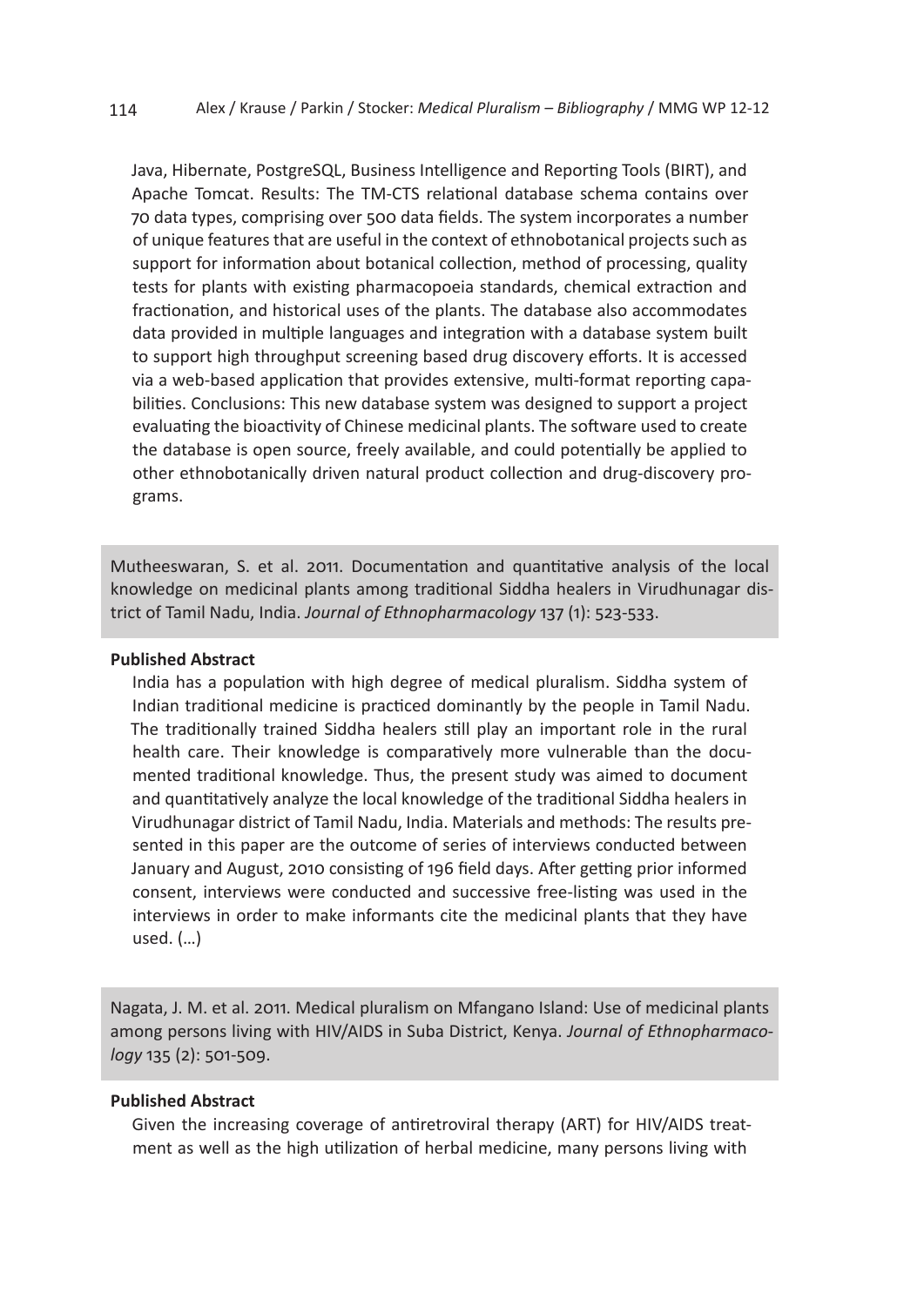Java, Hibernate, PostgreSQL, Business Intelligence and Reporting Tools (BIRT), and Apache Tomcat. Results: The TM-CTS relational database schema contains over 70 data types, comprising over 500 data fields. The system incorporates a number of unique features that are useful in the context of ethnobotanical projects such as support for information about botanical collection, method of processing, quality tests for plants with existing pharmacopoeia standards, chemical extraction and fractionation, and historical uses of the plants. The database also accommodates data provided in multiple languages and integration with a database system built to support high throughput screening based drug discovery efforts. It is accessed via a web-based application that provides extensive, multi-format reporting capabilities. Conclusions: This new database system was designed to support a project evaluating the bioactivity of Chinese medicinal plants. The software used to create the database is open source, freely available, and could potentially be applied to other ethnobotanically driven natural product collection and drug-discovery programs.

Mutheeswaran, S. et al. 2011. Documentation and quantitative analysis of the local knowledge on medicinal plants among traditional Siddha healers in Virudhunagar district of Tamil Nadu, India. *Journal of Ethnopharmacology* 137 (1): 523-533.

**Published Abstract**

India has a population with high degree of medical pluralism. Siddha system of Indian traditional medicine is practiced dominantly by the people in Tamil Nadu. The traditionally trained Siddha healers still play an important role in the rural health care. Their knowledge is comparatively more vulnerable than the documented traditional knowledge. Thus, the present study was aimed to document and quantitatively analyze the local knowledge of the traditional Siddha healers in Virudhunagar district of Tamil Nadu, India. Materials and methods: The results presented in this paper are the outcome of series of interviews conducted between January and August, 2010 consisting of 196 field days. After getting prior informed consent, interviews were conducted and successive free-listing was used in the interviews in order to make informants cite the medicinal plants that they have used. (…)

Nagata, J. M. et al. 2011. Medical pluralism on Mfangano Island: Use of medicinal plants among persons living with HIV/AIDS in Suba District, Kenya. *Journal of Ethnopharmacology* 135 (2): 501-509.

**Published Abstract**

Given the increasing coverage of antiretroviral therapy (ART) for HIV/AIDS treatment as well as the high utilization of herbal medicine, many persons living with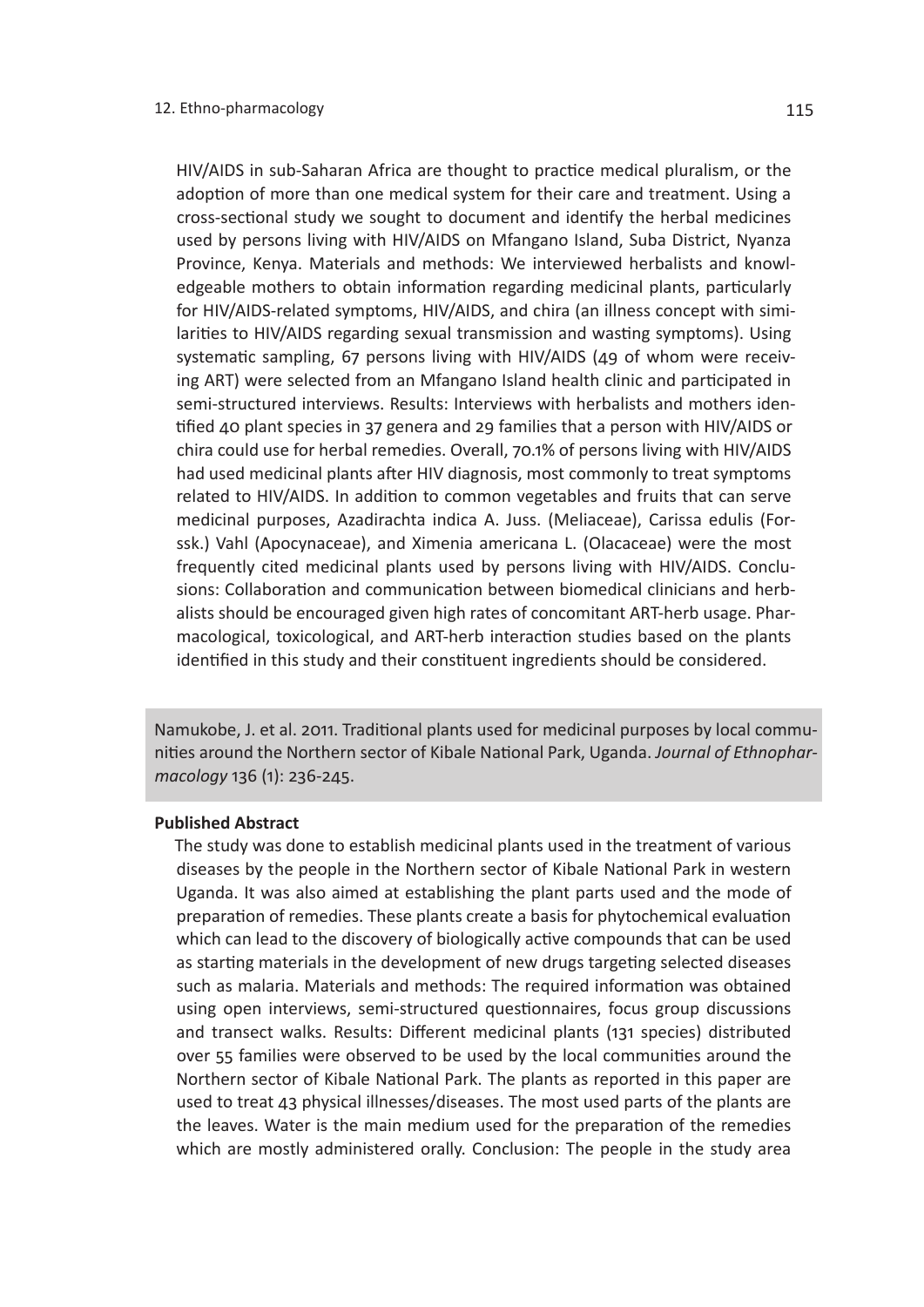HIV/AIDS in sub-Saharan Africa are thought to practice medical pluralism, or the adoption of more than one medical system for their care and treatment. Using a cross-sectional study we sought to document and identify the herbal medicines used by persons living with HIV/AIDS on Mfangano Island, Suba District, Nyanza Province, Kenya. Materials and methods: We interviewed herbalists and knowledgeable mothers to obtain information regarding medicinal plants, particularly for HIV/AIDS-related symptoms, HIV/AIDS, and chira (an illness concept with similarities to HIV/AIDS regarding sexual transmission and wasting symptoms). Using systematic sampling, 67 persons living with HIV/AIDS (49 of whom were receiving ART) were selected from an Mfangano Island health clinic and participated in semi-structured interviews. Results: Interviews with herbalists and mothers identified 40 plant species in 37 genera and 29 families that a person with HIV/AIDS or chira could use for herbal remedies. Overall, 70.1% of persons living with HIV/AIDS had used medicinal plants after HIV diagnosis, most commonly to treat symptoms related to HIV/AIDS. In addition to common vegetables and fruits that can serve medicinal purposes, Azadirachta indica A. Juss. (Meliaceae), Carissa edulis (Forssk.) Vahl (Apocynaceae), and Ximenia americana L. (Olacaceae) were the most frequently cited medicinal plants used by persons living with HIV/AIDS. Conclusions: Collaboration and communication between biomedical clinicians and herbalists should be encouraged given high rates of concomitant ART-herb usage. Pharmacological, toxicological, and ART-herb interaction studies based on the plants identified in this study and their constituent ingredients should be considered.

Namukobe, J. et al. 2011. Traditional plants used for medicinal purposes by local communities around the Northern sector of Kibale National Park, Uganda. *Journal of Ethnopharmacology* 136 (1): 236-245.

**Published Abstract**

The study was done to establish medicinal plants used in the treatment of various diseases by the people in the Northern sector of Kibale National Park in western Uganda. It was also aimed at establishing the plant parts used and the mode of preparation of remedies. These plants create a basis for phytochemical evaluation which can lead to the discovery of biologically active compounds that can be used as starting materials in the development of new drugs targeting selected diseases such as malaria. Materials and methods: The required information was obtained using open interviews, semi-structured questionnaires, focus group discussions and transect walks. Results: Different medicinal plants (131 species) distributed over 55 families were observed to be used by the local communities around the Northern sector of Kibale National Park. The plants as reported in this paper are used to treat 43 physical illnesses/diseases. The most used parts of the plants are the leaves. Water is the main medium used for the preparation of the remedies which are mostly administered orally. Conclusion: The people in the study area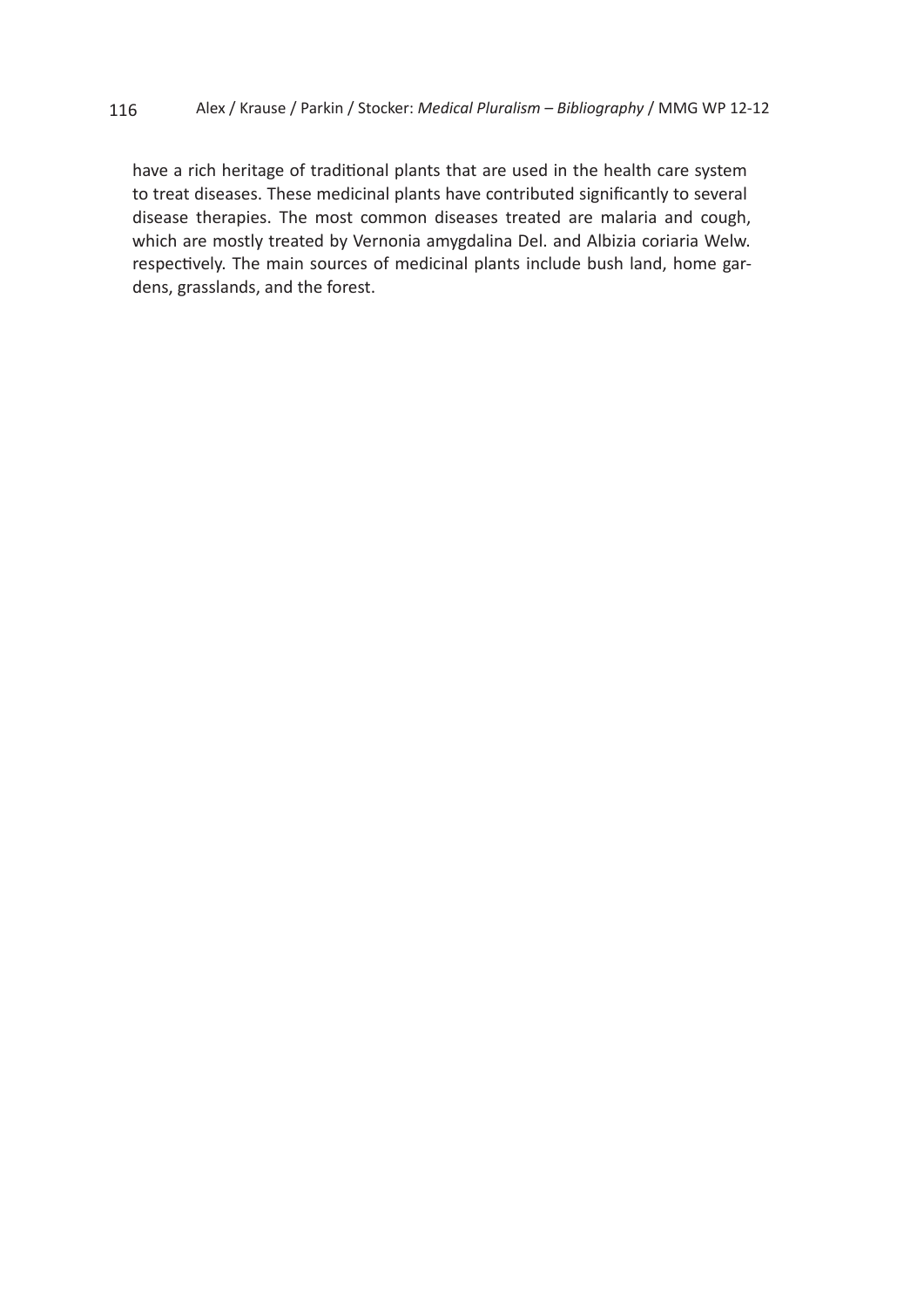have a rich heritage of traditional plants that are used in the health care system to treat diseases. These medicinal plants have contributed significantly to several disease therapies. The most common diseases treated are malaria and cough, which are mostly treated by Vernonia amygdalina Del. and Albizia coriaria Welw. respectively. The main sources of medicinal plants include bush land, home gardens, grasslands, and the forest.